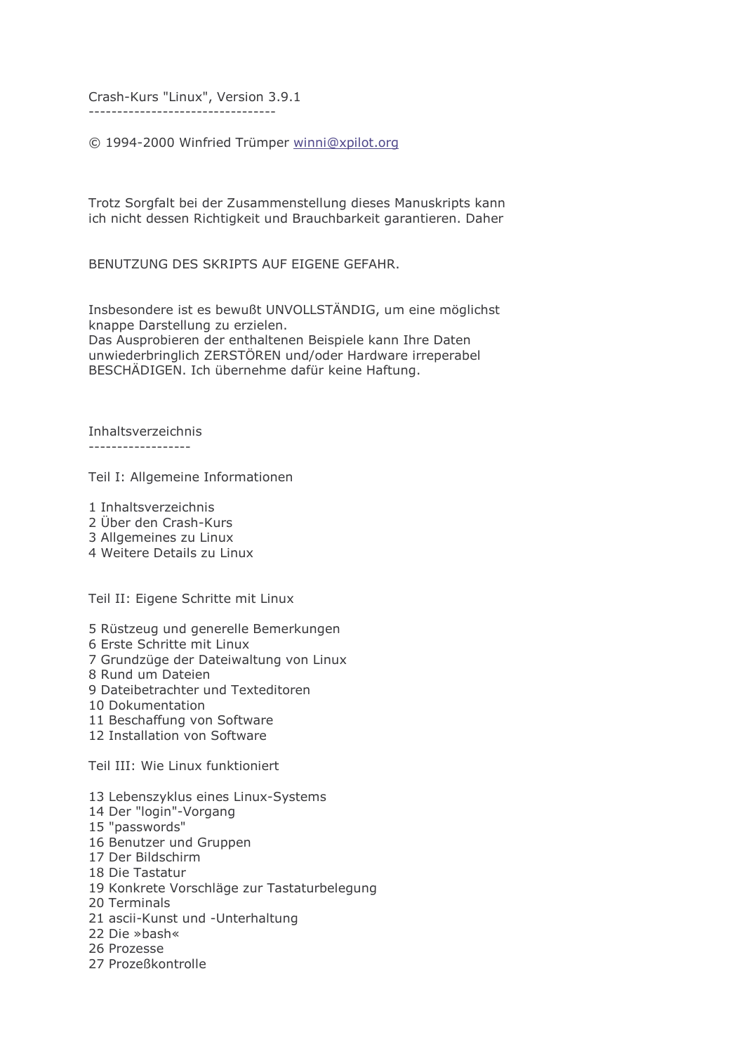# Crash-Kurs "Linux", Version 3.9.1

© 1994-2000 Winfried Trümper winni@xpilot.org

Trotz Sorgfalt bei der Zusammenstellung dieses Manuskripts kann ich nicht dessen Richtigkeit und Brauchbarkeit garantieren. Daher

BENUTZUNG DES SKRIPTS AUF EIGENE GEFAHR.

Insbesondere ist es bewußt UNVOLLSTÄNDIG, um eine möglichst knappe Darstellung zu erzielen.
Das Ausprobieren der enthaltenen Beispiele kann Ihre Daten unwiederbringlich ZERSTÖREN und/oder Hardware irreperabel BESCHÄDIGEN. Ich übernehme dafür keine Haftung.

## Inhaltsverzeichnis

Teil I: Allgemeine Informationen

1 Inhaltsverzeichnis
2 Über den Crash-Kurs
3 Allgemeines zu Linux
4 Weitere Details zu Linux

Teil II: Eigene Schritte mit Linux

5 Rüstzeug und generelle Bemerkungen
6 Erste Schritte mit Linux
7 Grundzüge der Dateiwaltung von Linux
8 Rund um Dateien
9 Dateibetrachter und Texteditoren
10 Dokumentation
11 Beschaffung von Software
12 Installation von Software

Teil III: Wie Linux funktioniert

13 Lebenszyklus eines Linux-Systems
14 Der "login"-Vorgang
15 "passwords"
16 Benutzer und Gruppen
17 Der Bildschirm
18 Die Tastatur
19 Konkrete Vorschläge zur Tastaturbelegung
20 Terminals
21 ascii-Kunst und -Unterhaltung
22 Die »bash«
26 Prozesse
27 Prozeßkontrolle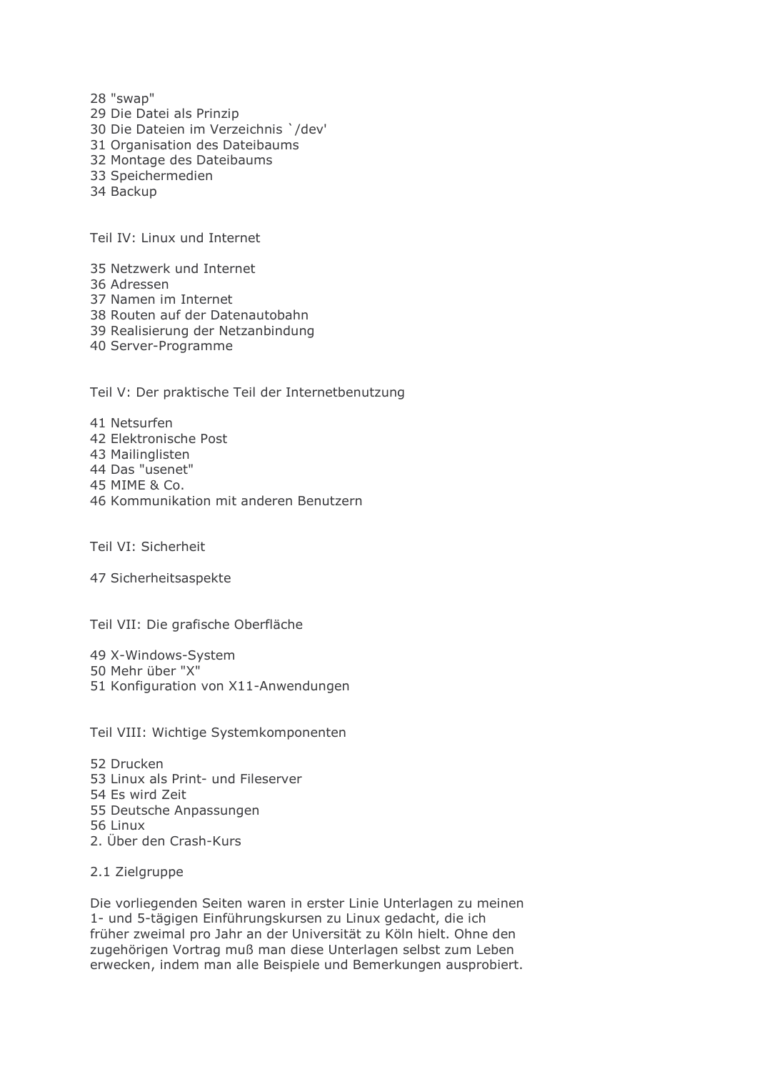28 "swap"
29 Die Datei als Prinzip
30 Die Dateien im Verzeichnis `/dev'
31 Organisation des Dateibaums
32 Montage des Dateibaums
33 Speichermedien
34 Backup

Teil IV: Linux und Internet

35 Netzwerk und Internet
36 Adressen
37 Namen im Internet
38 Routen auf der Datenautobahn
39 Realisierung der Netzanbindung
40 Server-Programme

Teil V: Der praktische Teil der Internetbenutzung

41 Netsurfen
42 Elektronische Post
43 Mailinglisten
44 Das "usenet"
45 MIME & Co.
46 Kommunikation mit anderen Benutzern

Teil VI: Sicherheit

47 Sicherheitsaspekte

Teil VII: Die grafische Oberfläche

49 X-Windows-System
50 Mehr über "X"
51 Konfiguration von X11-Anwendungen

Teil VIII: Wichtige Systemkomponenten

52 Drucken
53 Linux als Print- und Fileserver
54 Es wird Zeit
55 Deutsche Anpassungen
56 Linux

## 2. Über den Crash-Kurs

### 2.1 Zielgruppe

Die vorliegenden Seiten waren in erster Linie Unterlagen zu meinen 1- und 5-tägigen Einführungskursen zu Linux gedacht, die ich früher zweimal pro Jahr an der Universität zu Köln hielt. Ohne den zugehörigen Vortrag muß man diese Unterlagen selbst zum Leben erwecken, indem man alle Beispiele und Bemerkungen ausprobiert.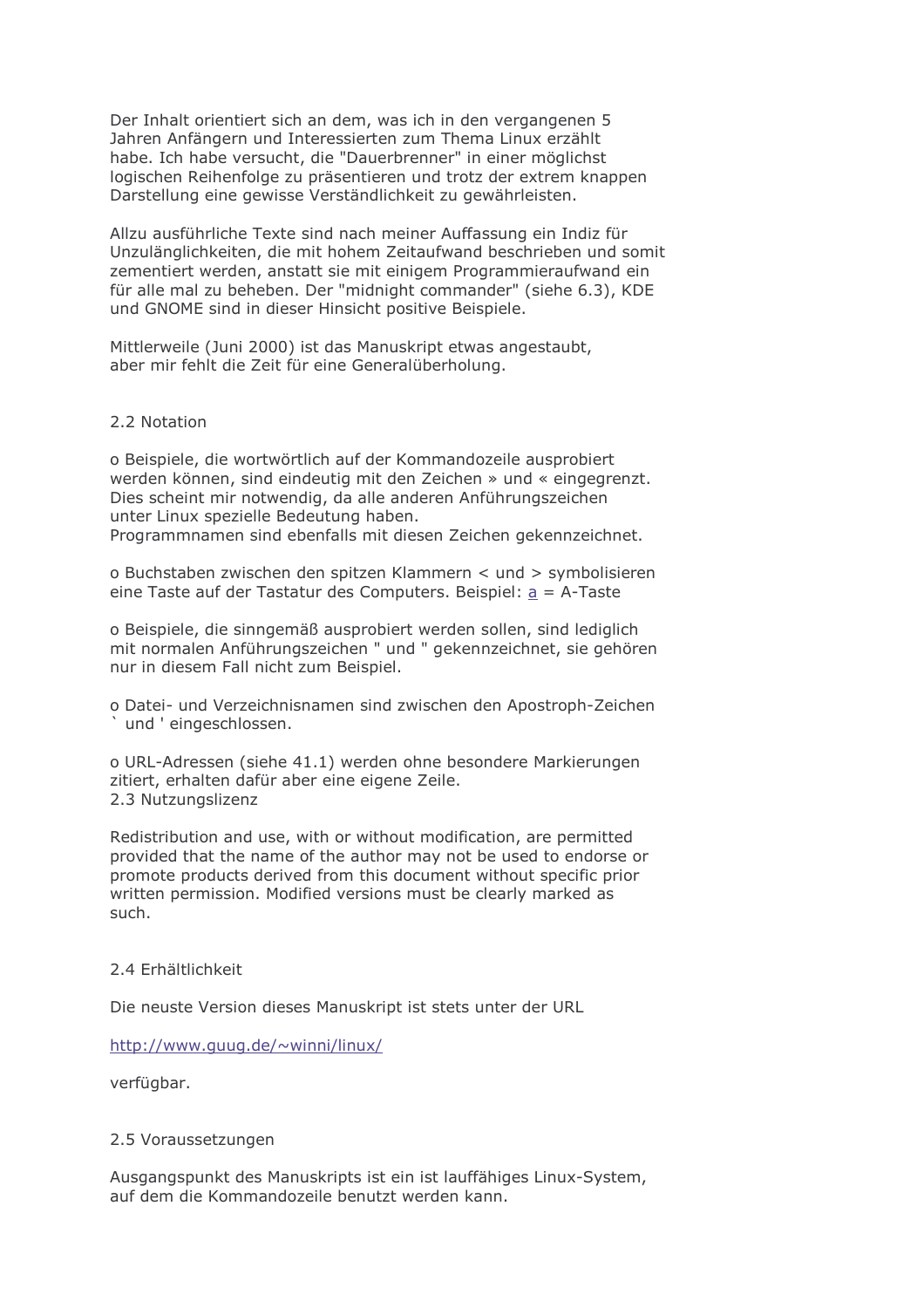Der Inhalt orientiert sich an dem, was ich in den vergangenen 5 Jahren Anfängern und Interessierten zum Thema Linux erzählt habe. Ich habe versucht, die "Dauerbrenner" in einer möglichst logischen Reihenfolge zu präsentieren und trotz der extrem knappen Darstellung eine gewisse Verständlichkeit zu gewährleisten.

Allzu ausführliche Texte sind nach meiner Auffassung ein Indiz für Unzulänglichkeiten, die mit hohem Zeitaufwand beschrieben und somit zementiert werden, anstatt sie mit einigem Programmieraufwand ein für alle mal zu beheben. Der "midnight commander" (siehe 6.3), KDE und GNOME sind in dieser Hinsicht positive Beispiele.

Mittlerweile (Juni 2000) ist das Manuskript etwas angestaubt, aber mir fehlt die Zeit für eine Generalüberholung.

## 2.2 Notation

o Beispiele, die wortwörtlich auf der Kommandozeile ausprobiert werden können, sind eindeutig mit den Zeichen » und « eingegrenzt. Dies scheint mir notwendig, da alle anderen Anführungszeichen unter Linux spezielle Bedeutung haben.
Programmnamen sind ebenfalls mit diesen Zeichen gekennzeichnet.

o Buchstaben zwischen den spitzen Klammern < und > symbolisieren eine Taste auf der Tastatur des Computers. Beispiel: a = A-Taste

o Beispiele, die sinngemäß ausprobiert werden sollen, sind lediglich mit normalen Anführungszeichen " und " gekennzeichnet, sie gehören nur in diesem Fall nicht zum Beispiel.

o Datei- und Verzeichnisnamen sind zwischen den Apostroph-Zeichen ` und ' eingeschlossen.

o URL-Adressen (siehe 41.1) werden ohne besondere Markierungen zitiert, erhalten dafür aber eine eigene Zeile.

## 2.3 Nutzungslizenz

Redistribution and use, with or without modification, are permitted provided that the name of the author may not be used to endorse or promote products derived from this document without specific prior written permission. Modified versions must be clearly marked as such.

## 2.4 Erhältlichkeit

Die neuste Version dieses Manuskript ist stets unter der URL

http://www.guug.de/~winni/linux/

verfügbar.

## 2.5 Voraussetzungen

Ausgangspunkt des Manuskripts ist ein ist lauffähiges Linux-System, auf dem die Kommandozeile benutzt werden kann.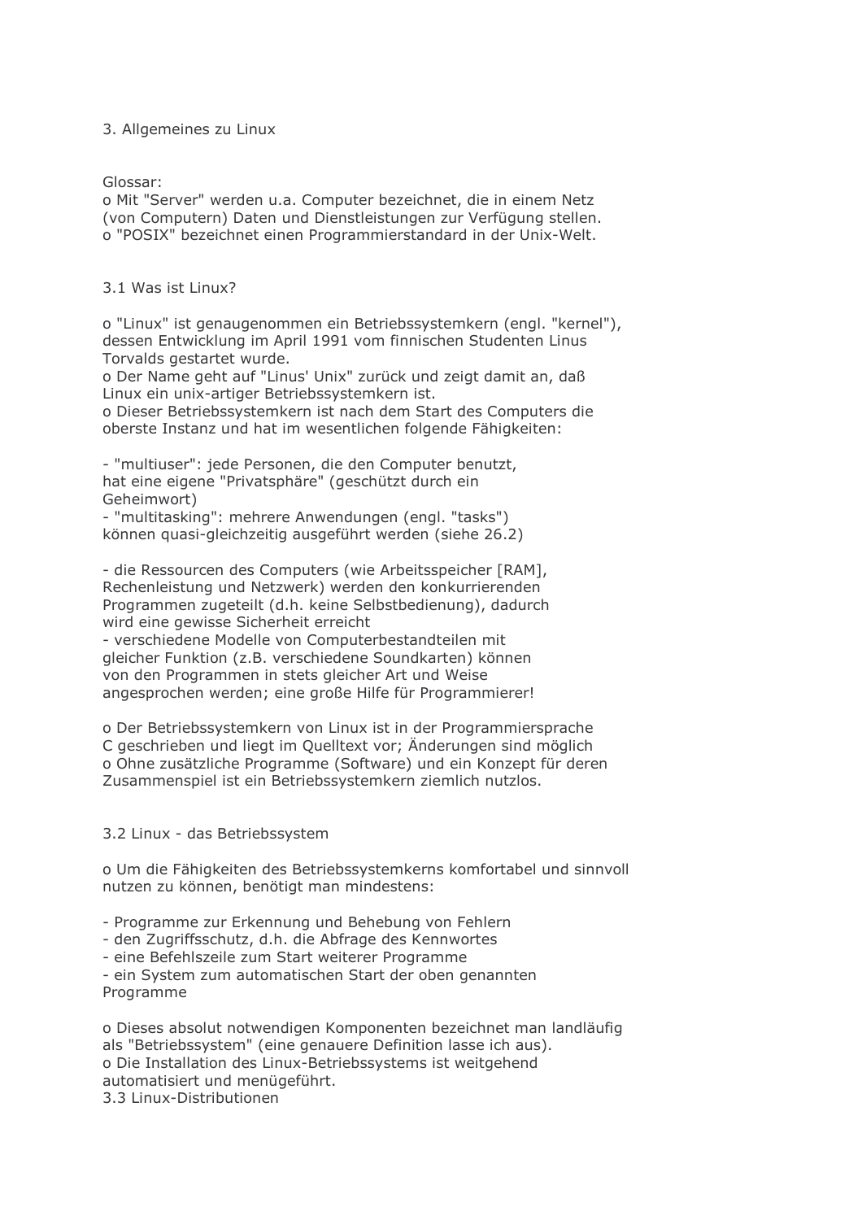## 3. Allgemeines zu Linux

Glossar:
o Mit "Server" werden u.a. Computer bezeichnet, die in einem Netz (von Computern) Daten und Dienstleistungen zur Verfügung stellen.
o "POSIX" bezeichnet einen Programmierstandard in der Unix-Welt.

### 3.1 Was ist Linux?

o "Linux" ist genaugenommen ein Betriebssystemkern (engl. "kernel"), dessen Entwicklung im April 1991 vom finnischen Studenten Linus Torvalds gestartet wurde.
o Der Name geht auf "Linus' Unix" zurück und zeigt damit an, daß Linux ein unix-artiger Betriebssystemkern ist.
o Dieser Betriebssystemkern ist nach dem Start des Computers die oberste Instanz und hat im wesentlichen folgende Fähigkeiten:

- "multiuser": jede Personen, die den Computer benutzt, hat eine eigene "Privatsphäre" (geschützt durch ein Geheimwort)
- "multitasking": mehrere Anwendungen (engl. "tasks") können quasi-gleichzeitig ausgeführt werden (siehe 26.2)

- die Ressourcen des Computers (wie Arbeitsspeicher [RAM], Rechenleistung und Netzwerk) werden den konkurrierenden Programmen zugeteilt (d.h. keine Selbstbedienung), dadurch wird eine gewisse Sicherheit erreicht
- verschiedene Modelle von Computerbestandteilen mit gleicher Funktion (z.B. verschiedene Soundkarten) können von den Programmen in stets gleicher Art und Weise angesprochen werden; eine große Hilfe für Programmierer!

o Der Betriebssystemkern von Linux ist in der Programmiersprache C geschrieben und liegt im Quelltext vor; Änderungen sind möglich
o Ohne zusätzliche Programme (Software) und ein Konzept für deren Zusammenspiel ist ein Betriebssystemkern ziemlich nutzlos.

### 3.2 Linux - das Betriebssystem

o Um die Fähigkeiten des Betriebssystemkerns komfortabel und sinnvoll nutzen zu können, benötigt man mindestens:

- Programme zur Erkennung und Behebung von Fehlern
- den Zugriffsschutz, d.h. die Abfrage des Kennwortes
- eine Befehlszeile zum Start weiterer Programme
- ein System zum automatischen Start der oben genannten Programme

o Dieses absolut notwendigen Komponenten bezeichnet man landläufig als "Betriebssystem" (eine genauere Definition lasse ich aus).
o Die Installation des Linux-Betriebssystems ist weitgehend automatisiert und menügeführt.

### 3.3 Linux-Distributionen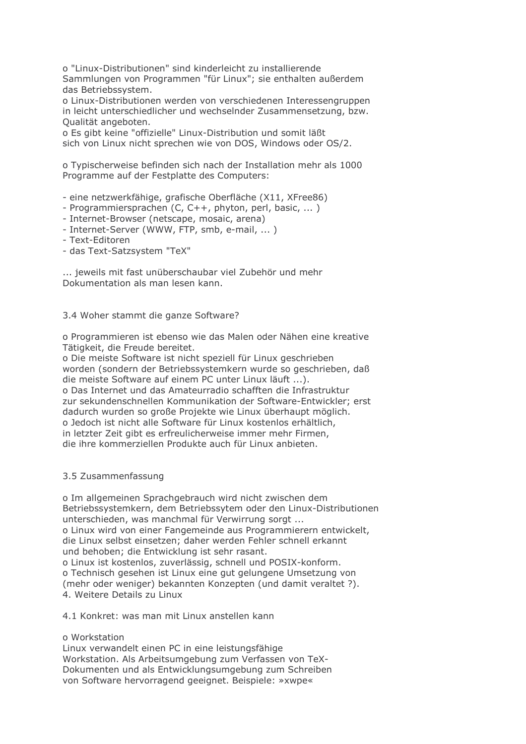o "Linux-Distributionen" sind kinderleicht zu installierende Sammlungen von Programmen "für Linux"; sie enthalten außerdem das Betriebssystem.
o Linux-Distributionen werden von verschiedenen Interessengruppen in leicht unterschiedlicher und wechselnder Zusammensetzung, bzw. Qualität angeboten.
o Es gibt keine "offizielle" Linux-Distribution und somit läßt sich von Linux nicht sprechen wie von DOS, Windows oder OS/2.

o Typischerweise befinden sich nach der Installation mehr als 1000 Programme auf der Festplatte des Computers:

- eine netzwerkfähige, grafische Oberfläche (X11, XFree86)
- Programmiersprachen (C, C++, phyton, perl, basic, ... )
- Internet-Browser (netscape, mosaic, arena)
- Internet-Server (WWW, FTP, smb, e-mail, ... )
- Text-Editoren
- das Text-Satzsystem "TeX"

... jeweils mit fast unüberschaubar viel Zubehör und mehr Dokumentation als man lesen kann.

## 3.4 Woher stammt die ganze Software?

o Programmieren ist ebenso wie das Malen oder Nähen eine kreative Tätigkeit, die Freude bereitet.
o Die meiste Software ist nicht speziell für Linux geschrieben worden (sondern der Betriebssystemkern wurde so geschrieben, daß die meiste Software auf einem PC unter Linux läuft ...).
o Das Internet und das Amateurradio schafften die Infrastruktur zur sekundenschnellen Kommunikation der Software-Entwickler; erst dadurch wurden so große Projekte wie Linux überhaupt möglich.
o Jedoch ist nicht alle Software für Linux kostenlos erhältlich, in letzter Zeit gibt es erfreulicherweise immer mehr Firmen, die ihre kommerziellen Produkte auch für Linux anbieten.

## 3.5 Zusammenfassung

o Im allgemeinen Sprachgebrauch wird nicht zwischen dem Betriebssystemkern, dem Betriebssytem oder den Linux-Distributionen unterschieden, was manchmal für Verwirrung sorgt ...
o Linux wird von einer Fangemeinde aus Programmierern entwickelt, die Linux selbst einsetzen; daher werden Fehler schnell erkannt und behoben; die Entwicklung ist sehr rasant.
o Linux ist kostenlos, zuverlässig, schnell und POSIX-konform.
o Technisch gesehen ist Linux eine gut gelungene Umsetzung von (mehr oder weniger) bekannten Konzepten (und damit veraltet ?).

# 4. Weitere Details zu Linux

## 4.1 Konkret: was man mit Linux anstellen kann

o Workstation
Linux verwandelt einen PC in eine leistungsfähige Workstation. Als Arbeitsumgebung zum Verfassen von TeX-Dokumenten und als Entwicklungsumgebung zum Schreiben von Software hervorragend geeignet. Beispiele: »xwpe«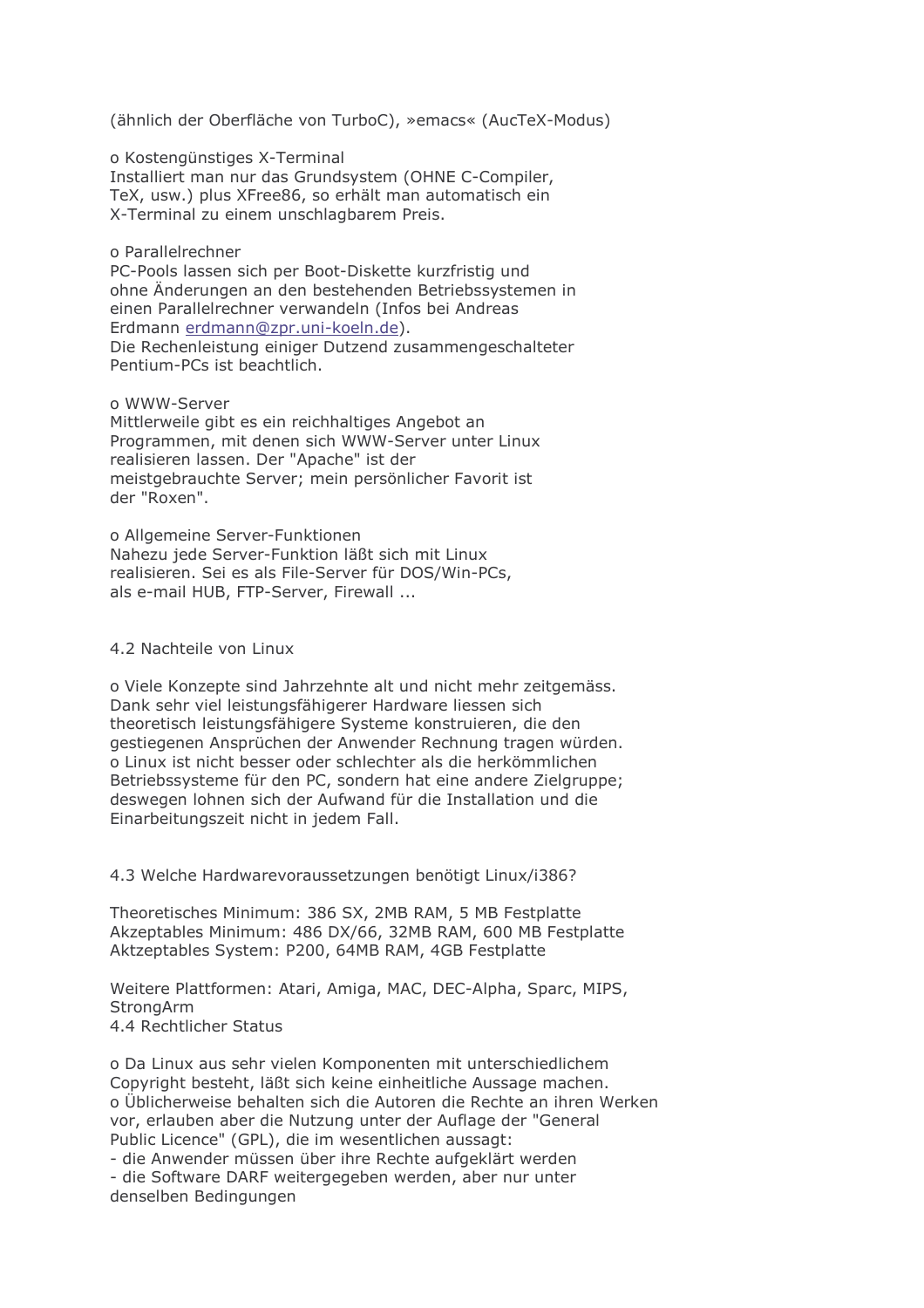(ähnlich der Oberfläche von TurboC), »emacs« (AucTeX-Modus)

o Kostengünstiges X-Terminal
Installiert man nur das Grundsystem (OHNE C-Compiler, TeX, usw.) plus XFree86, so erhält man automatisch ein X-Terminal zu einem unschlagbarem Preis.

o Parallelrechner
PC-Pools lassen sich per Boot-Diskette kurzfristig und ohne Änderungen an den bestehenden Betriebssystemen in einen Parallelrechner verwandeln (Infos bei Andreas Erdmann erdmann@zpr.uni-koeln.de).
Die Rechenleistung einiger Dutzend zusammengeschalteter Pentium-PCs ist beachtlich.

o WWW-Server
Mittlerweile gibt es ein reichhaltiges Angebot an Programmen, mit denen sich WWW-Server unter Linux realisieren lassen. Der "Apache" ist der meistgebrauchte Server; mein persönlicher Favorit ist der "Roxen".

o Allgemeine Server-Funktionen
Nahezu jede Server-Funktion läßt sich mit Linux realisieren. Sei es als File-Server für DOS/Win-PCs, als e-mail HUB, FTP-Server, Firewall ...

## 4.2 Nachteile von Linux

o Viele Konzepte sind Jahrzehnte alt und nicht mehr zeitgemäss. Dank sehr viel leistungsfähigerer Hardware liessen sich theoretisch leistungsfähigere Systeme konstruieren, die den gestiegenen Ansprüchen der Anwender Rechnung tragen würden.
o Linux ist nicht besser oder schlechter als die herkömmlichen Betriebssysteme für den PC, sondern hat eine andere Zielgruppe; deswegen lohnen sich der Aufwand für die Installation und die Einarbeitungszeit nicht in jedem Fall.

## 4.3 Welche Hardwarevoraussetzungen benötigt Linux/i386?

Theoretisches Minimum: 386 SX, 2MB RAM, 5 MB Festplatte
Akzeptables Minimum: 486 DX/66, 32MB RAM, 600 MB Festplatte
Aktzeptables System: P200, 64MB RAM, 4GB Festplatte

Weitere Plattformen: Atari, Amiga, MAC, DEC-Alpha, Sparc, MIPS, StrongArm

## 4.4 Rechtlicher Status

o Da Linux aus sehr vielen Komponenten mit unterschiedlichem Copyright besteht, läßt sich keine einheitliche Aussage machen.
o Üblicherweise behalten sich die Autoren die Rechte an ihren Werken vor, erlauben aber die Nutzung unter der Auflage der "General Public Licence" (GPL), die im wesentlichen aussagt:
- die Anwender müssen über ihre Rechte aufgeklärt werden
- die Software DARF weitergegeben werden, aber nur unter denselben Bedingungen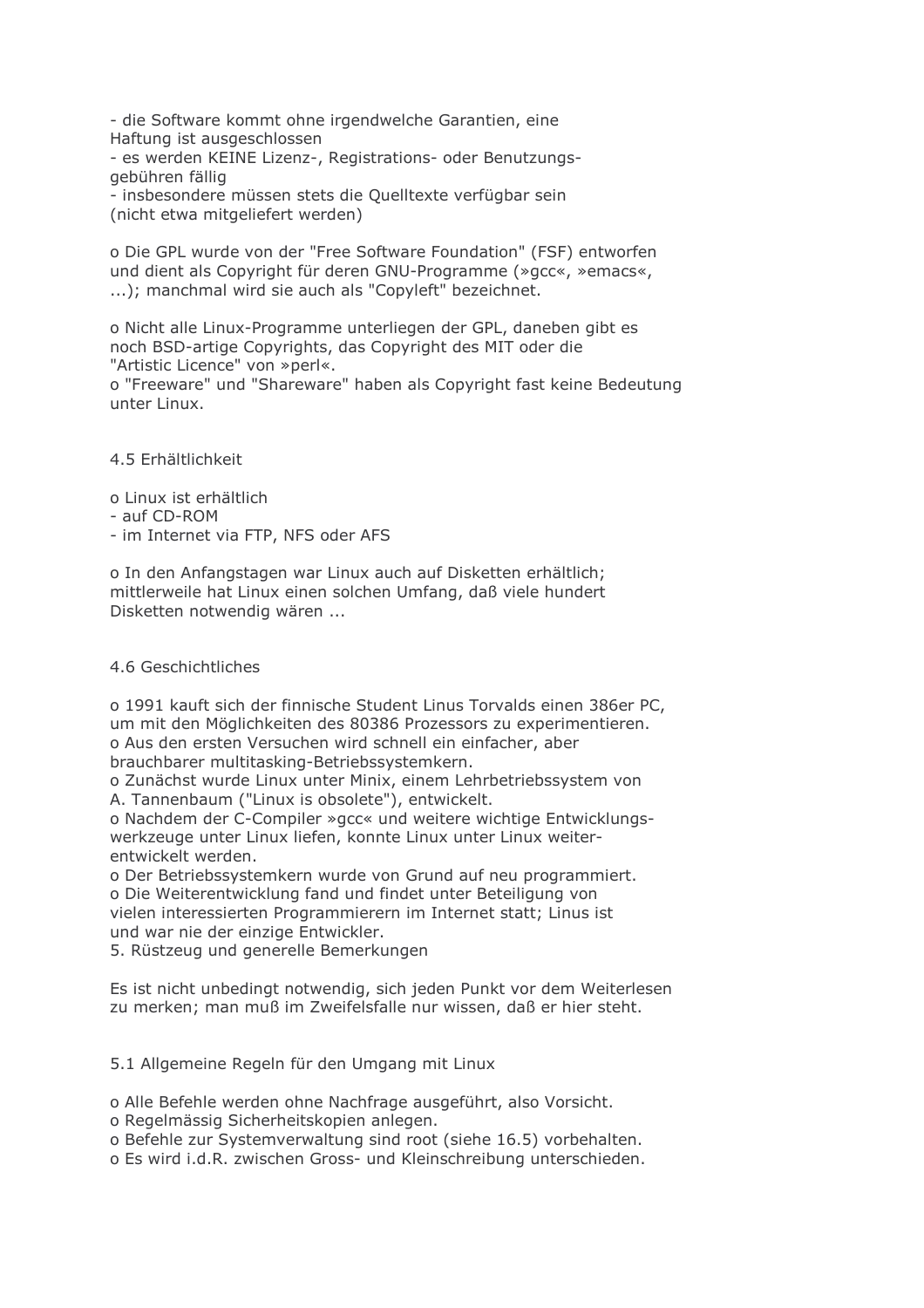- die Software kommt ohne irgendwelche Garantien, eine Haftung ist ausgeschlossen
- es werden KEINE Lizenz-, Registrations- oder Benutzungs- gebühren fällig
- insbesondere müssen stets die Quelltexte verfügbar sein (nicht etwa mitgeliefert werden)

o Die GPL wurde von der "Free Software Foundation" (FSF) entworfen und dient als Copyright für deren GNU-Programme (»gcc«, »emacs«, ...); manchmal wird sie auch als "Copyleft" bezeichnet.

o Nicht alle Linux-Programme unterliegen der GPL, daneben gibt es noch BSD-artige Copyrights, das Copyright des MIT oder die "Artistic Licence" von »perl«.
o "Freeware" und "Shareware" haben als Copyright fast keine Bedeutung unter Linux.

### 4.5 Erhältlichkeit

o Linux ist erhältlich
- auf CD-ROM
- im Internet via FTP, NFS oder AFS

o In den Anfangstagen war Linux auch auf Disketten erhältlich; mittlerweile hat Linux einen solchen Umfang, daß viele hundert Disketten notwendig wären ...

### 4.6 Geschichtliches

o 1991 kauft sich der finnische Student Linus Torvalds einen 386er PC, um mit den Möglichkeiten des 80386 Prozessors zu experimentieren.
o Aus den ersten Versuchen wird schnell ein einfacher, aber brauchbarer multitasking-Betriebssystemkern.
o Zunächst wurde Linux unter Minix, einem Lehrbetriebssystem von A. Tannenbaum ("Linux is obsolete"), entwickelt.
o Nachdem der C-Compiler »gcc« und weitere wichtige Entwicklungs- werkzeuge unter Linux liefen, konnte Linux unter Linux weiter- entwickelt werden.
o Der Betriebssystemkern wurde von Grund auf neu programmiert.
o Die Weiterentwicklung fand und findet unter Beteiligung von vielen interessierten Programmierern im Internet statt; Linus ist und war nie der einzige Entwickler.

## 5. Rüstzeug und generelle Bemerkungen

Es ist nicht unbedingt notwendig, sich jeden Punkt vor dem Weiterlesen zu merken; man muß im Zweifelsfalle nur wissen, daß er hier steht.

### 5.1 Allgemeine Regeln für den Umgang mit Linux

o Alle Befehle werden ohne Nachfrage ausgeführt, also Vorsicht.
o Regelmässig Sicherheitskopien anlegen.
o Befehle zur Systemverwaltung sind root (siehe 16.5) vorbehalten.
o Es wird i.d.R. zwischen Gross- und Kleinschreibung unterschieden.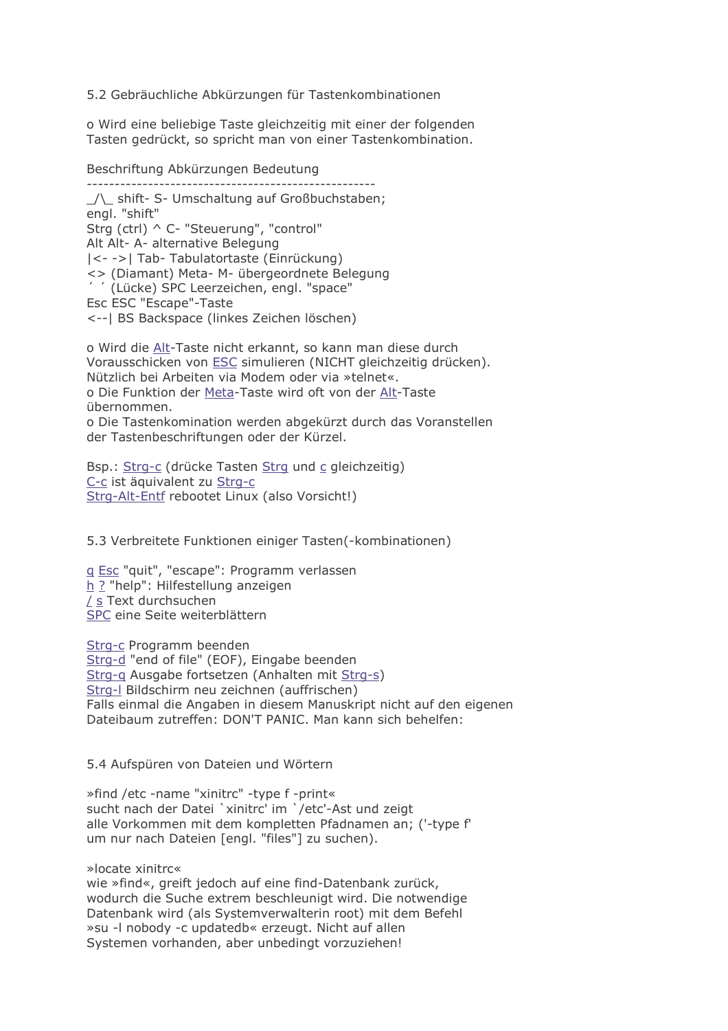## 5.2 Gebräuchliche Abkürzungen für Tastenkombinationen

o Wird eine beliebige Taste gleichzeitig mit einer der folgenden Tasten gedrückt, so spricht man von einer Tastenkombination.

Beschriftung Abkürzungen Bedeutung

----------------------------------------------------

_/\_ shift- S- Umschaltung auf Großbuchstaben;
engl. "shift"
Strg (ctrl) ^ C- "Steuerung", "control"
Alt Alt- A- alternative Belegung
|<- ->| Tab- Tabulatortaste (Einrückung)
<> (Diamant) Meta- M- übergeordnete Belegung
´ ´ (Lücke) SPC Leerzeichen, engl. "space"
Esc ESC "Escape"-Taste
<--| BS Backspace (linkes Zeichen löschen)

o Wird die Alt-Taste nicht erkannt, so kann man diese durch Vorausschicken von ESC simulieren (NICHT gleichzeitig drücken). Nützlich bei Arbeiten via Modem oder via »telnet«.
o Die Funktion der Meta-Taste wird oft von der Alt-Taste übernommen.
o Die Tastenkomination werden abgekürzt durch das Voranstellen der Tastenbeschriftungen oder der Kürzel.

Bsp.: Strg-c (drücke Tasten Strg und c gleichzeitig)
C-c ist äquivalent zu Strg-c
Strg-Alt-Entf rebootet Linux (also Vorsicht!)

## 5.3 Verbreitete Funktionen einiger Tasten(-kombinationen)

q Esc "quit", "escape": Programm verlassen
h ? "help": Hilfestellung anzeigen
/ s Text durchsuchen
SPC eine Seite weiterblättern

Strg-c Programm beenden
Strg-d "end of file" (EOF), Eingabe beenden
Strg-q Ausgabe fortsetzen (Anhalten mit Strg-s)
Strg-l Bildschirm neu zeichnen (auffrischen)
Falls einmal die Angaben in diesem Manuskript nicht auf den eigenen Dateibaum zutreffen: DON'T PANIC. Man kann sich behelfen:

## 5.4 Aufspüren von Dateien und Wörtern

»find /etc -name "xinitrc" -type f -print«
sucht nach der Datei `xinitrc' im `/etc'-Ast und zeigt alle Vorkommen mit dem kompletten Pfadnamen an; ('-type f' um nur nach Dateien [engl. "files"] zu suchen).

»locate xinitrc«
wie »find«, greift jedoch auf eine find-Datenbank zurück, wodurch die Suche extrem beschleunigt wird. Die notwendige Datenbank wird (als Systemverwalterin root) mit dem Befehl »su -l nobody -c updatedb« erzeugt. Nicht auf allen Systemen vorhanden, aber unbedingt vorzuziehen!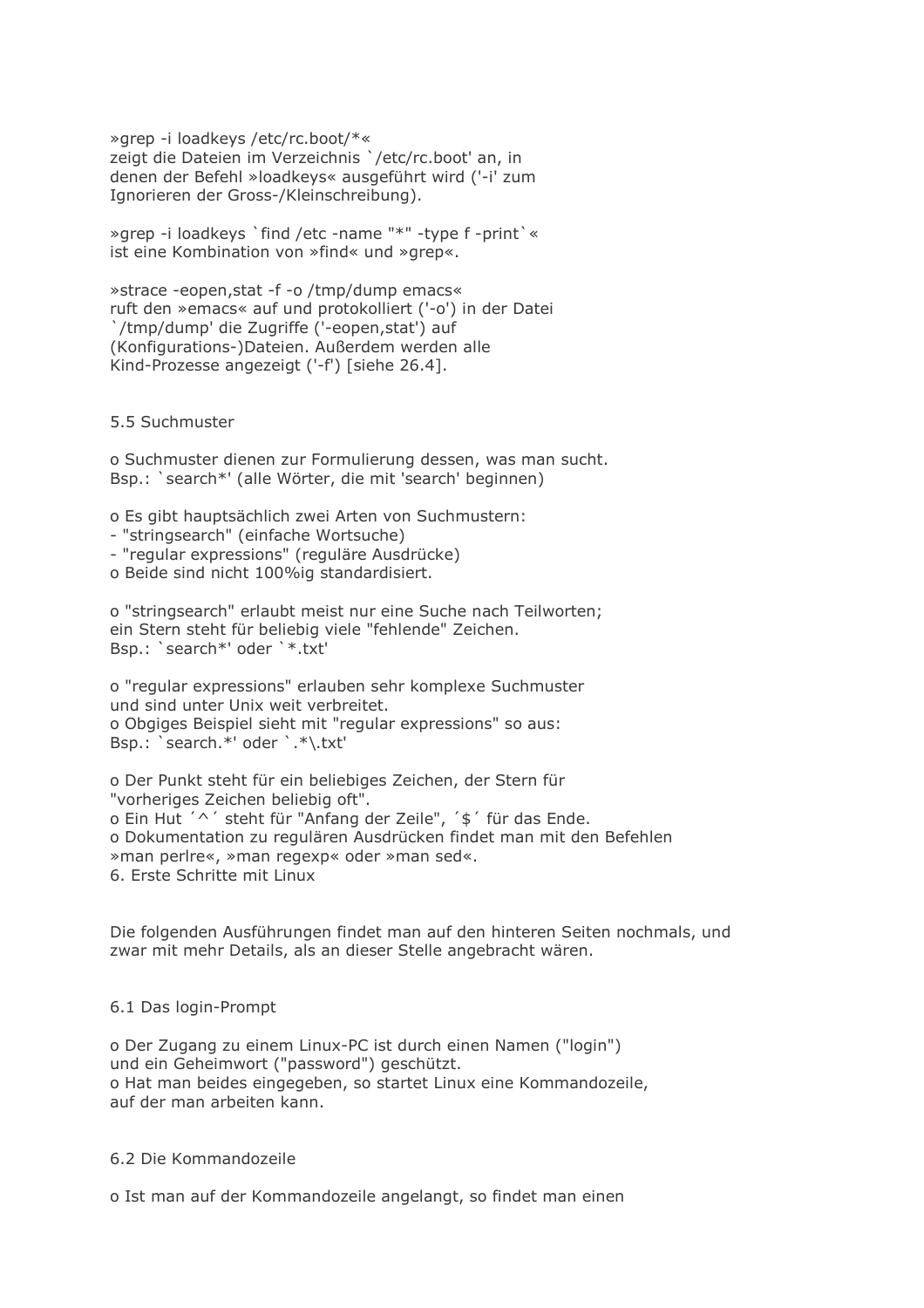»grep -i loadkeys /etc/rc.boot/*«
zeigt die Dateien im Verzeichnis `/etc/rc.boot' an, in
denen der Befehl »loadkeys« ausgeführt wird ('-i' zum
Ignorieren der Gross-/Kleinschreibung).

»grep -i loadkeys `find /etc -name "*" -type f -print`«
ist eine Kombination von »find« und »grep«.

»strace -eopen,stat -f -o /tmp/dump emacs«
ruft den »emacs« auf und protokolliert ('-o') in der Datei
`/tmp/dump' die Zugriffe ('-eopen,stat') auf
(Konfigurations-)Dateien. Außerdem werden alle
Kind-Prozesse angezeigt ('-f') [siehe 26.4].

## 5.5 Suchmuster

o Suchmuster dienen zur Formulierung dessen, was man sucht.
Bsp.: `search*' (alle Wörter, die mit 'search' beginnen)

o Es gibt hauptsächlich zwei Arten von Suchmustern:
- "stringsearch" (einfache Wortsuche)
- "regular expressions" (reguläre Ausdrücke)
o Beide sind nicht 100%ig standardisiert.

o "stringsearch" erlaubt meist nur eine Suche nach Teilworten;
ein Stern steht für beliebig viele "fehlende" Zeichen.
Bsp.: `search*' oder `*.txt'

o "regular expressions" erlauben sehr komplexe Suchmuster
und sind unter Unix weit verbreitet.
o Obgiges Beispiel sieht mit "regular expressions" so aus:
Bsp.: `search.*' oder `.*\.txt'

o Der Punkt steht für ein beliebiges Zeichen, der Stern für
"vorheriges Zeichen beliebig oft".
o Ein Hut ´^´ steht für "Anfang der Zeile", ´$´ für das Ende.
o Dokumentation zu regulären Ausdrücken findet man mit den Befehlen
»man perlre«, »man regexp« oder »man sed«.

# 6. Erste Schritte mit Linux

Die folgenden Ausführungen findet man auf den hinteren Seiten nochmals, und
zwar mit mehr Details, als an dieser Stelle angebracht wären.

## 6.1 Das login-Prompt

o Der Zugang zu einem Linux-PC ist durch einen Namen ("login")
und ein Geheimwort ("password") geschützt.
o Hat man beides eingegeben, so startet Linux eine Kommandozeile,
auf der man arbeiten kann.

## 6.2 Die Kommandozeile

o Ist man auf der Kommandozeile angelangt, so findet man einen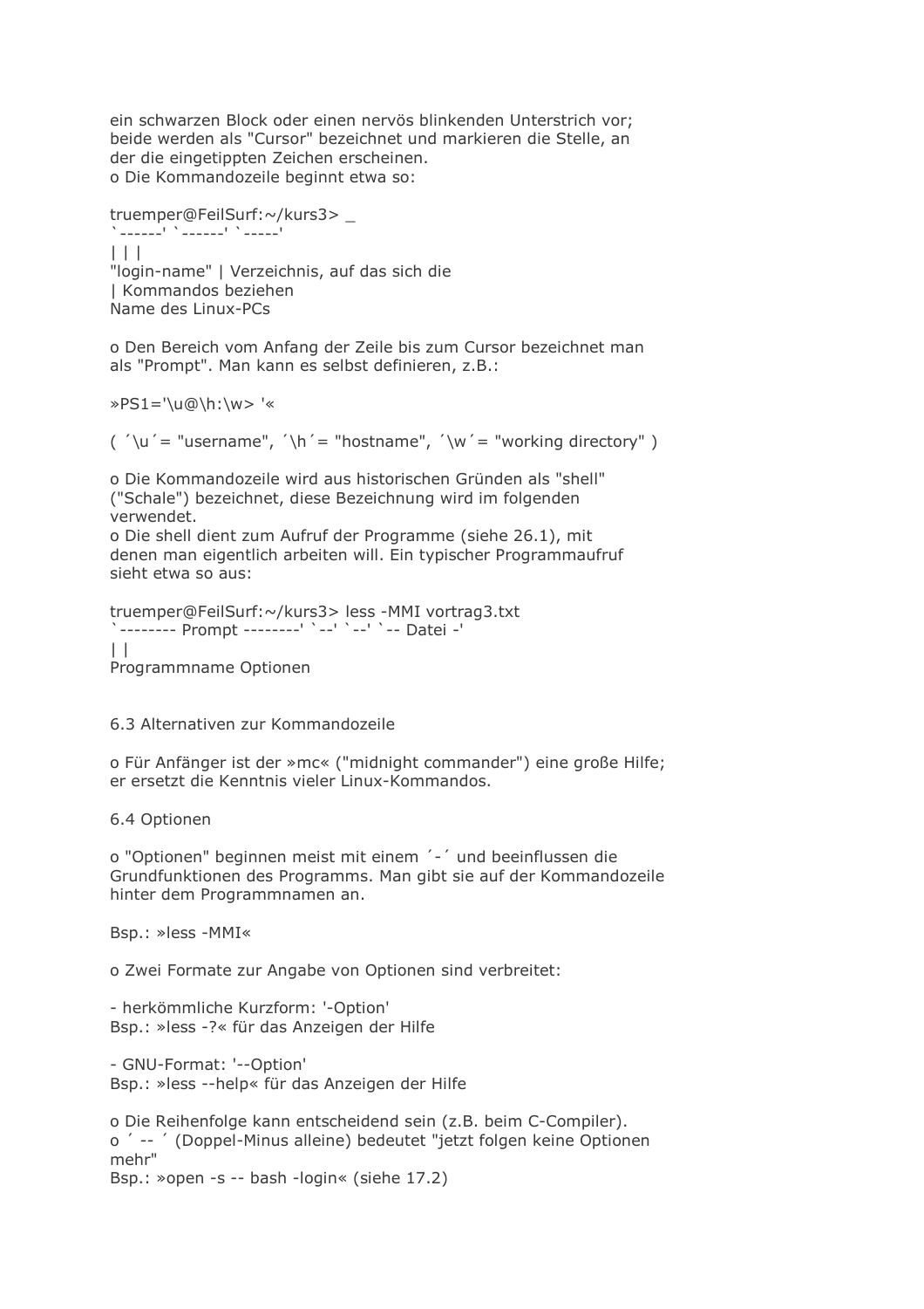ein schwarzen Block oder einen nervös blinkenden Unterstrich vor; beide werden als "Cursor" bezeichnet und markieren die Stelle, an der die eingetippten Zeichen erscheinen.
o Die Kommandozeile beginnt etwa so:

```
truemper@FeilSurf:~/kurs3> _
`------' `------' `-----'
| | |
"login-name" | Verzeichnis, auf das sich die
| Kommandos beziehen
Name des Linux-PCs
```

o Den Bereich vom Anfang der Zeile bis zum Cursor bezeichnet man als "Prompt". Man kann es selbst definieren, z.B.:

»PS1='\u@\h:\w> '«

( ´\u´= "username", ´\h´= "hostname", ´\w´= "working directory" )

o Die Kommandozeile wird aus historischen Gründen als "shell" ("Schale") bezeichnet, diese Bezeichnung wird im folgenden verwendet.
o Die shell dient zum Aufruf der Programme (siehe 26.1), mit denen man eigentlich arbeiten will. Ein typischer Programmaufruf sieht etwa so aus:

```
truemper@FeilSurf:~/kurs3> less -MMI vortrag3.txt
`-------- Prompt --------' `--' `--' `-- Datei -'
| |
Programmname Optionen
```

## 6.3 Alternativen zur Kommandozeile

o Für Anfänger ist der »mc« ("midnight commander") eine große Hilfe; er ersetzt die Kenntnis vieler Linux-Kommandos.

## 6.4 Optionen

o "Optionen" beginnen meist mit einem ´-´ und beeinflussen die Grundfunktionen des Programms. Man gibt sie auf der Kommandozeile hinter dem Programmnamen an.

Bsp.: »less -MMI«

o Zwei Formate zur Angabe von Optionen sind verbreitet:

- herkömmliche Kurzform: '-Option'
Bsp.: »less -?« für das Anzeigen der Hilfe

- GNU-Format: '--Option'
Bsp.: »less --help« für das Anzeigen der Hilfe

o Die Reihenfolge kann entscheidend sein (z.B. beim C-Compiler).
o ´ -- ´ (Doppel-Minus alleine) bedeutet "jetzt folgen keine Optionen mehr"
Bsp.: »open -s -- bash -login« (siehe 17.2)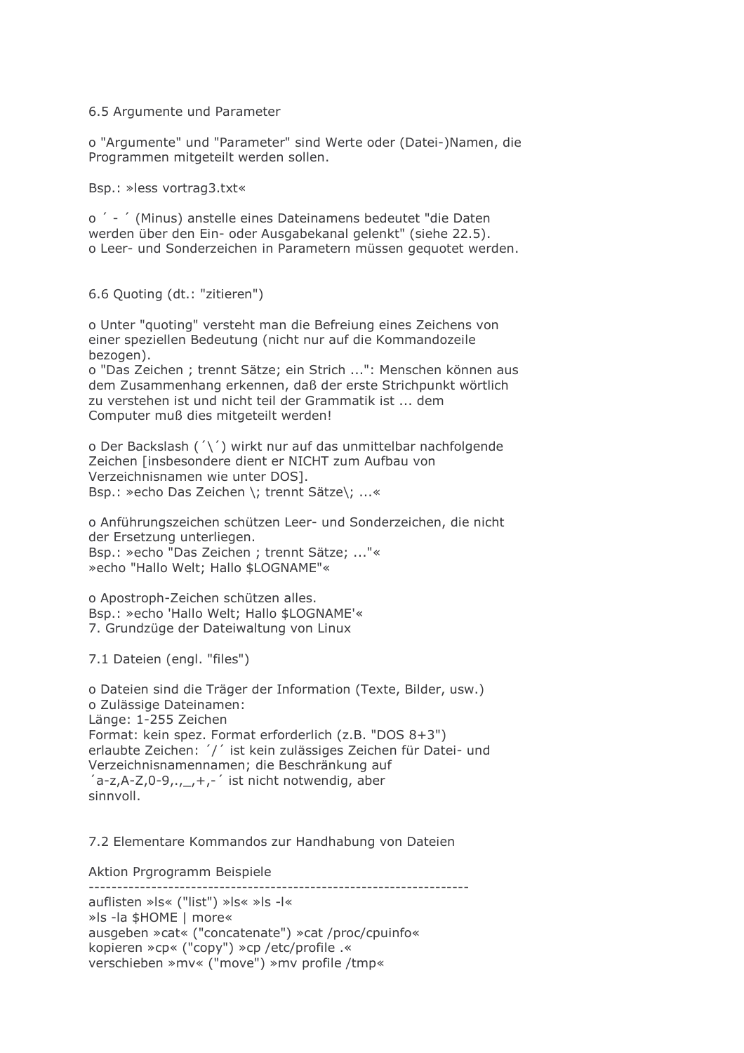## 6.5 Argumente und Parameter

o "Argumente" und "Parameter" sind Werte oder (Datei-)Namen, die Programmen mitgeteilt werden sollen.

Bsp.: »less vortrag3.txt«

o ´ - ´ (Minus) anstelle eines Dateinamens bedeutet "die Daten werden über den Ein- oder Ausgabekanal gelenkt" (siehe 22.5).
o Leer- und Sonderzeichen in Parametern müssen gequotet werden.

## 6.6 Quoting (dt.: "zitieren")

o Unter "quoting" versteht man die Befreiung eines Zeichens von einer speziellen Bedeutung (nicht nur auf die Kommandozeile bezogen).
o "Das Zeichen ; trennt Sätze; ein Strich ...": Menschen können aus dem Zusammenhang erkennen, daß der erste Strichpunkt wörtlich zu verstehen ist und nicht teil der Grammatik ist ... dem Computer muß dies mitgeteilt werden!

o Der Backslash (´\´) wirkt nur auf das unmittelbar nachfolgende Zeichen [insbesondere dient er NICHT zum Aufbau von Verzeichnisnamen wie unter DOS].
Bsp.: »echo Das Zeichen \; trennt Sätze\; ...«

o Anführungszeichen schützen Leer- und Sonderzeichen, die nicht der Ersetzung unterliegen.
Bsp.: »echo "Das Zeichen ; trennt Sätze; ..."«
»echo "Hallo Welt; Hallo $LOGNAME"«

o Apostroph-Zeichen schützen alles.
Bsp.: »echo 'Hallo Welt; Hallo $LOGNAME'«

# 7. Grundzüge der Dateiwaltung von Linux

## 7.1 Dateien (engl. "files")

o Dateien sind die Träger der Information (Texte, Bilder, usw.)
o Zulässige Dateinamen:
Länge: 1-255 Zeichen
Format: kein spez. Format erforderlich (z.B. "DOS 8+3")
erlaubte Zeichen: ´/´ ist kein zulässiges Zeichen für Datei- und Verzeichnisnamennamen; die Beschränkung auf ´a-z,A-Z,0-9,.,_,+,-´ ist nicht notwendig, aber sinnvoll.

## 7.2 Elementare Kommandos zur Handhabung von Dateien

| Aktion | Prgrogramm | Beispiele |
|---|---|---|
| auflisten | »ls« ("list") | »ls« »ls -l« »ls -la $HOME \| more« |
| ausgeben | »cat« ("concatenate") | »cat /proc/cpuinfo« |
| kopieren | »cp« ("copy") | »cp /etc/profile .« |
| verschieben | »mv« ("move") | »mv profile /tmp« |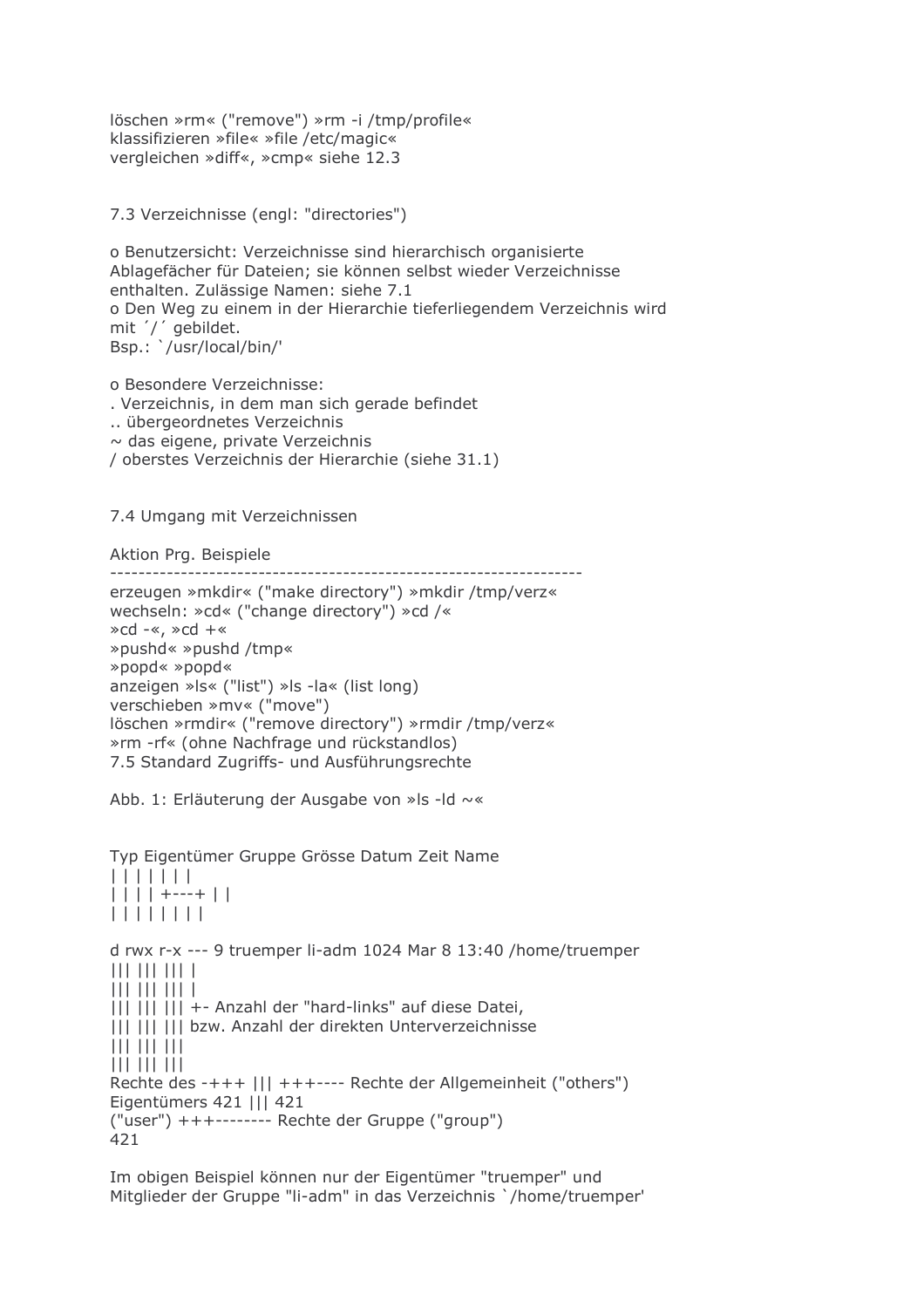löschen »rm« ("remove") »rm -i /tmp/profile«
klassifizieren »file« »file /etc/magic«
vergleichen »diff«, »cmp« siehe 12.3

## 7.3 Verzeichnisse (engl: "directories")

o Benutzersicht: Verzeichnisse sind hierarchisch organisierte Ablagefächer für Dateien; sie können selbst wieder Verzeichnisse enthalten. Zulässige Namen: siehe 7.1
o Den Weg zu einem in der Hierarchie tieferliegendem Verzeichnis wird mit ´/´ gebildet.
Bsp.: `/usr/local/bin/'

o Besondere Verzeichnisse:
. Verzeichnis, in dem man sich gerade befindet
.. übergeordnetes Verzeichnis
~ das eigene, private Verzeichnis
/ oberstes Verzeichnis der Hierarchie (siehe 31.1)

## 7.4 Umgang mit Verzeichnissen

Aktion Prg. Beispiele
--------------------------------------------------------------------
erzeugen »mkdir« ("make directory") »mkdir /tmp/verz«
wechseln: »cd« ("change directory") »cd /«
»cd -«, »cd +«
»pushd« »pushd /tmp«
»popd« »popd«
anzeigen »ls« ("list") »ls -la« (list long)
verschieben »mv« ("move")
löschen »rmdir« ("remove directory") »rmdir /tmp/verz«
»rm -rf« (ohne Nachfrage und rückstandlos)

## 7.5 Standard Zugriffs- und Ausführungsrechte

Abb. 1: Erläuterung der Ausgabe von »ls -ld ~«

```
Typ Eigentümer Gruppe Grösse Datum Zeit Name
| | | | | | |
| | | | +---+ | |
| | | | | | | |

d rwx r-x --- 9 truemper li-adm 1024 Mar 8 13:40 /home/truemper
||| ||| ||| |
||| ||| ||| |
||| ||| ||| +- Anzahl der "hard-links" auf diese Datei,
||| ||| ||| bzw. Anzahl der direkten Unterverzeichnisse
||| ||| |||
||| ||| |||
Rechte des -+++ ||| +++---- Rechte der Allgemeinheit ("others")
Eigentümers 421 ||| 421
("user") +++-------- Rechte der Gruppe ("group")
421
```

Im obigen Beispiel können nur der Eigentümer "truemper" und Mitglieder der Gruppe "li-adm" in das Verzeichnis `/home/truemper'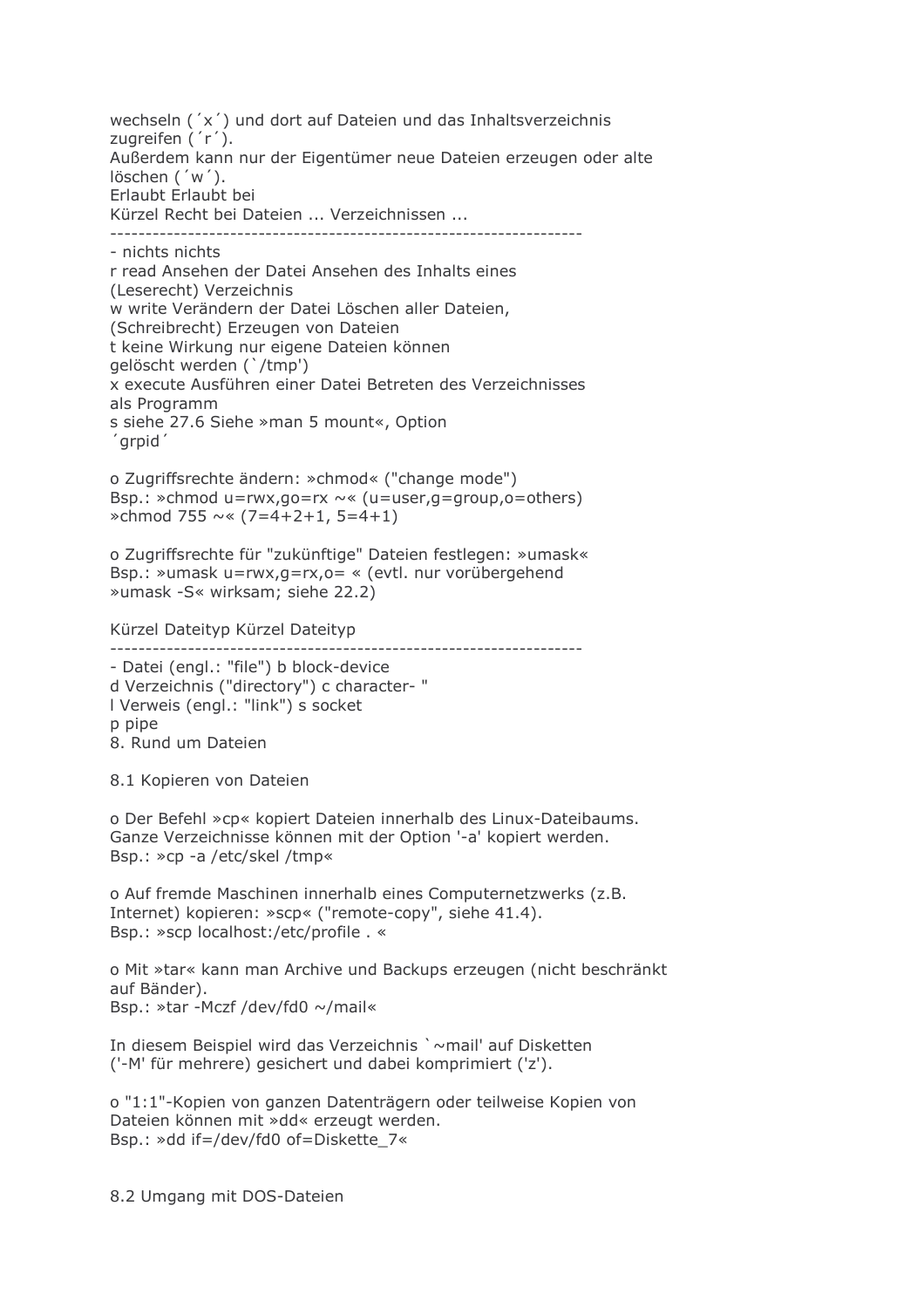wechseln (´x´) und dort auf Dateien und das Inhaltsverzeichnis zugreifen (´r´).
Außerdem kann nur der Eigentümer neue Dateien erzeugen oder alte löschen (´w´).

| Kürzel | Recht | Erlaubt bei Dateien ... | Erlaubt bei Verzeichnissen ... |
|---|---|---|---|
| - | | nichts | nichts |
| r | read (Leserecht) | Ansehen der Datei | Ansehen des Inhalts eines Verzeichnis |
| w | write (Schreibrecht) | Verändern der Datei | Löschen aller Dateien, Erzeugen von Dateien |
| t | | keine Wirkung | nur eigene Dateien können gelöscht werden (`/tmp') |
| x | execute | Ausführen einer Datei als Programm | Betreten des Verzeichnisses |
| s | | siehe 27.6 | Siehe »man 5 mount«, Option ´grpid´ |

o Zugriffsrechte ändern: »chmod« ("change mode")
Bsp.: »chmod u=rwx,go=rx ~« (u=user,g=group,o=others)
»chmod 755 ~« (7=4+2+1, 5=4+1)

o Zugriffsrechte für "zukünftige" Dateien festlegen: »umask«
Bsp.: »umask u=rwx,g=rx,o= « (evtl. nur vorübergehend
»umask -S« wirksam; siehe 22.2)

| Kürzel | Dateityp | Kürzel | Dateityp |
|---|---|---|---|
| - | Datei (engl.: "file") | b | block-device |
| d | Verzeichnis ("directory") | c | character- " |
| l | Verweis (engl.: "link") | s | socket |
| p | pipe | | |

# 8. Rund um Dateien

## 8.1 Kopieren von Dateien

o Der Befehl »cp« kopiert Dateien innerhalb des Linux-Dateibaums.
Ganze Verzeichnisse können mit der Option '-a' kopiert werden.
Bsp.: »cp -a /etc/skel /tmp«

o Auf fremde Maschinen innerhalb eines Computernetzwerks (z.B. Internet) kopieren: »scp« ("remote-copy", siehe 41.4).
Bsp.: »scp localhost:/etc/profile . «

o Mit »tar« kann man Archive und Backups erzeugen (nicht beschränkt auf Bänder).
Bsp.: »tar -Mczf /dev/fd0 ~/mail«

In diesem Beispiel wird das Verzeichnis `~mail' auf Disketten ('-M' für mehrere) gesichert und dabei komprimiert ('z').

o "1:1"-Kopien von ganzen Datenträgern oder teilweise Kopien von Dateien können mit »dd« erzeugt werden.
Bsp.: »dd if=/dev/fd0 of=Diskette_7«

## 8.2 Umgang mit DOS-Dateien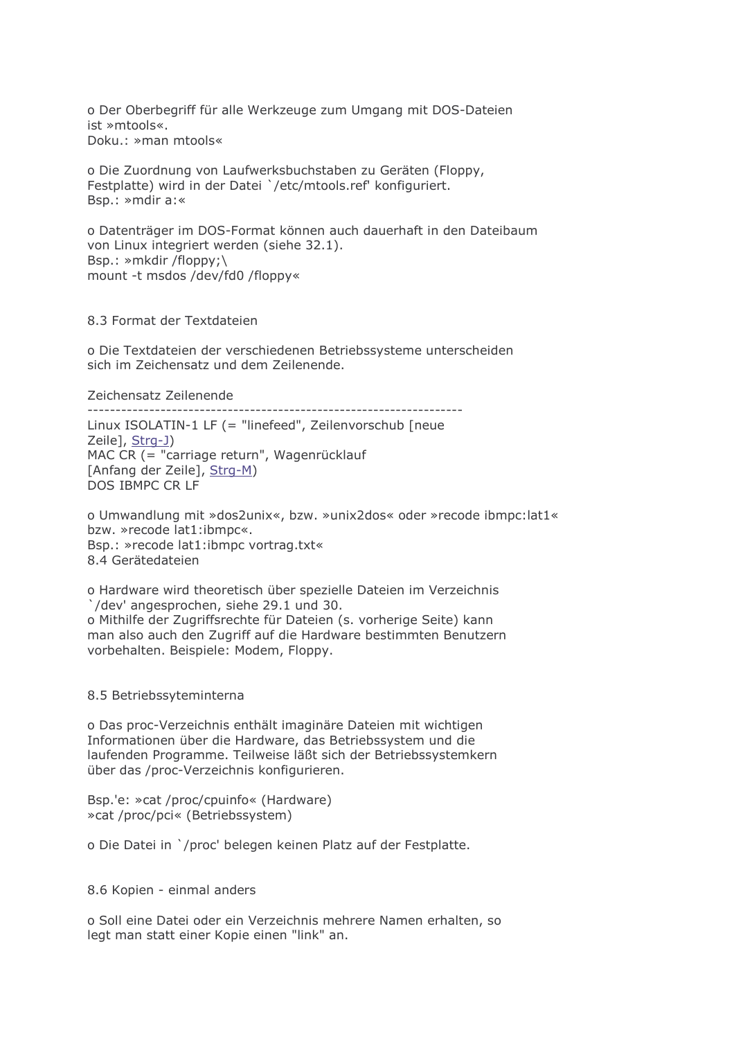o Der Oberbegriff für alle Werkzeuge zum Umgang mit DOS-Dateien ist »mtools«.
Doku.: »man mtools«

o Die Zuordnung von Laufwerksbuchstaben zu Geräten (Floppy, Festplatte) wird in der Datei `/etc/mtools.ref' konfiguriert.
Bsp.: »mdir a:«

o Datenträger im DOS-Format können auch dauerhaft in den Dateibaum von Linux integriert werden (siehe 32.1).
Bsp.: »mkdir /floppy;\
mount -t msdos /dev/fd0 /floppy«

## 8.3 Format der Textdateien

o Die Textdateien der verschiedenen Betriebssysteme unterscheiden sich im Zeichensatz und dem Zeilenende.

Zeichensatz Zeilenende
------------------------------------------------------------------
Linux ISOLATIN-1 LF (= "linefeed", Zeilenvorschub [neue Zeile], Strg-J)
MAC CR (= "carriage return", Wagenrücklauf [Anfang der Zeile], Strg-M)
DOS IBMPC CR LF

o Umwandlung mit »dos2unix«, bzw. »unix2dos« oder »recode ibmpc:lat1« bzw. »recode lat1:ibmpc«.
Bsp.: »recode lat1:ibmpc vortrag.txt«

## 8.4 Gerätedateien

o Hardware wird theoretisch über spezielle Dateien im Verzeichnis `/dev' angesprochen, siehe 29.1 und 30.
o Mithilfe der Zugriffsrechte für Dateien (s. vorherige Seite) kann man also auch den Zugriff auf die Hardware bestimmten Benutzern vorbehalten. Beispiele: Modem, Floppy.

## 8.5 Betriebssyteminterna

o Das proc-Verzeichnis enthält imaginäre Dateien mit wichtigen Informationen über die Hardware, das Betriebssystem und die laufenden Programme. Teilweise läßt sich der Betriebssystemkern über das /proc-Verzeichnis konfigurieren.

Bsp.'e: »cat /proc/cpuinfo« (Hardware)
»cat /proc/pci« (Betriebssystem)

o Die Datei in `/proc' belegen keinen Platz auf der Festplatte.

## 8.6 Kopien - einmal anders

o Soll eine Datei oder ein Verzeichnis mehrere Namen erhalten, so legt man statt einer Kopie einen "link" an.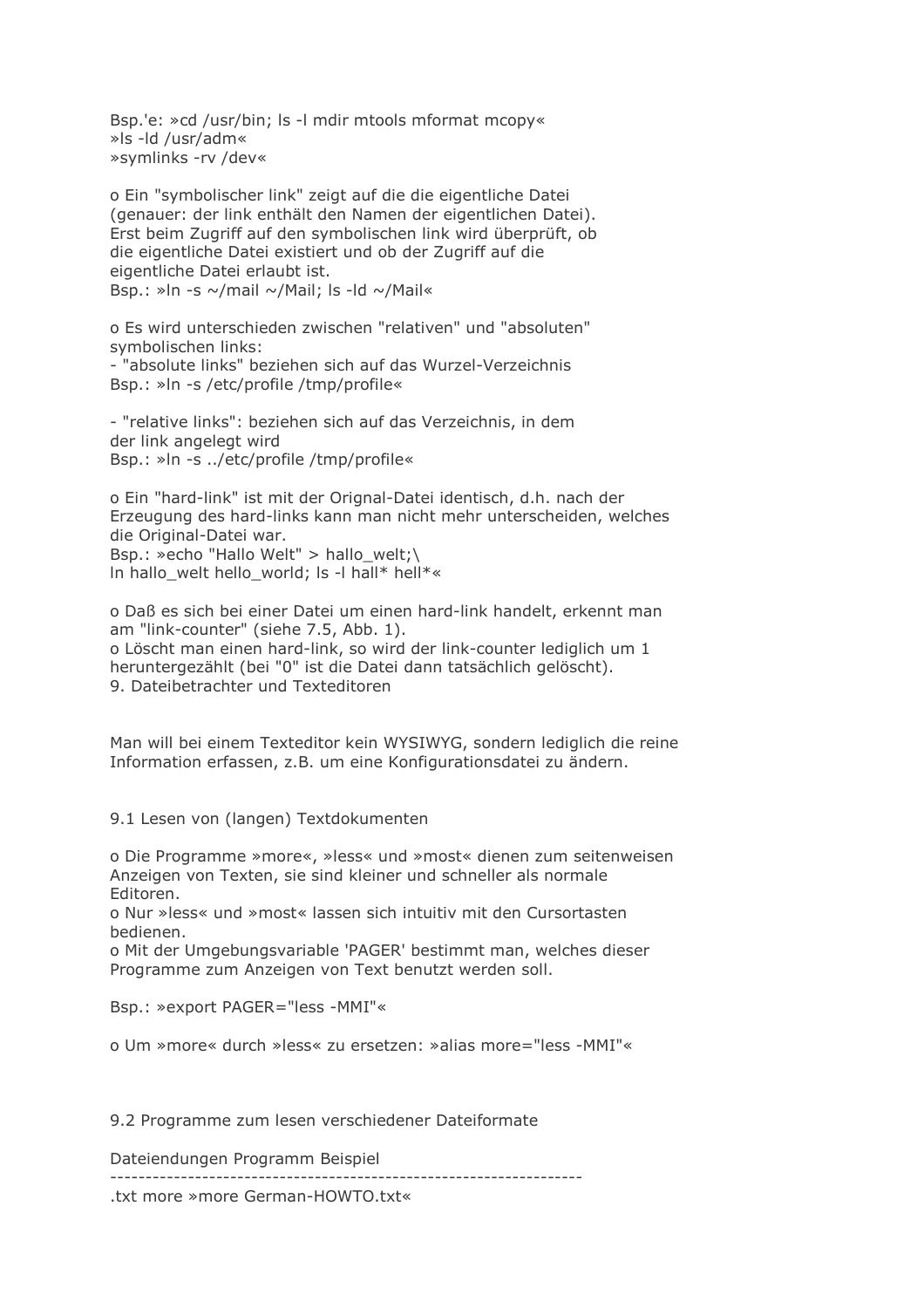Bsp.'e: »cd /usr/bin; ls -l mdir mtools mformat mcopy«
»ls -ld /usr/adm«
»symlinks -rv /dev«

o Ein "symbolischer link" zeigt auf die die eigentliche Datei (genauer: der link enthält den Namen der eigentlichen Datei). Erst beim Zugriff auf den symbolischen link wird überprüft, ob die eigentliche Datei existiert und ob der Zugriff auf die eigentliche Datei erlaubt ist.
Bsp.: »ln -s ~/mail ~/Mail; ls -ld ~/Mail«

o Es wird unterschieden zwischen "relativen" und "absoluten" symbolischen links:
- "absolute links" beziehen sich auf das Wurzel-Verzeichnis
Bsp.: »ln -s /etc/profile /tmp/profile«

- "relative links": beziehen sich auf das Verzeichnis, in dem der link angelegt wird
Bsp.: »ln -s ../etc/profile /tmp/profile«

o Ein "hard-link" ist mit der Orignal-Datei identisch, d.h. nach der Erzeugung des hard-links kann man nicht mehr unterscheiden, welches die Original-Datei war.
Bsp.: »echo "Hallo Welt" > hallo_welt;\
ln hallo_welt hello_world; ls -l hall* hell*«

o Daß es sich bei einer Datei um einen hard-link handelt, erkennt man am "link-counter" (siehe 7.5, Abb. 1).
o Löscht man einen hard-link, so wird der link-counter lediglich um 1 heruntergezählt (bei "0" ist die Datei dann tatsächlich gelöscht).

# 9. Dateibetrachter und Texteditoren

Man will bei einem Texteditor kein WYSIWYG, sondern lediglich die reine Information erfassen, z.B. um eine Konfigurationsdatei zu ändern.

## 9.1 Lesen von (langen) Textdokumenten

o Die Programme »more«, »less« und »most« dienen zum seitenweisen Anzeigen von Texten, sie sind kleiner und schneller als normale Editoren.
o Nur »less« und »most« lassen sich intuitiv mit den Cursortasten bedienen.
o Mit der Umgebungsvariable 'PAGER' bestimmt man, welches dieser Programme zum Anzeigen von Text benutzt werden soll.

Bsp.: »export PAGER="less -MMI"«

o Um »more« durch »less« zu ersetzen: »alias more="less -MMI"«

## 9.2 Programme zum lesen verschiedener Dateiformate

| Dateiendungen | Programm | Beispiel |
|---|---|---|
| .txt | more | »more German-HOWTO.txt« |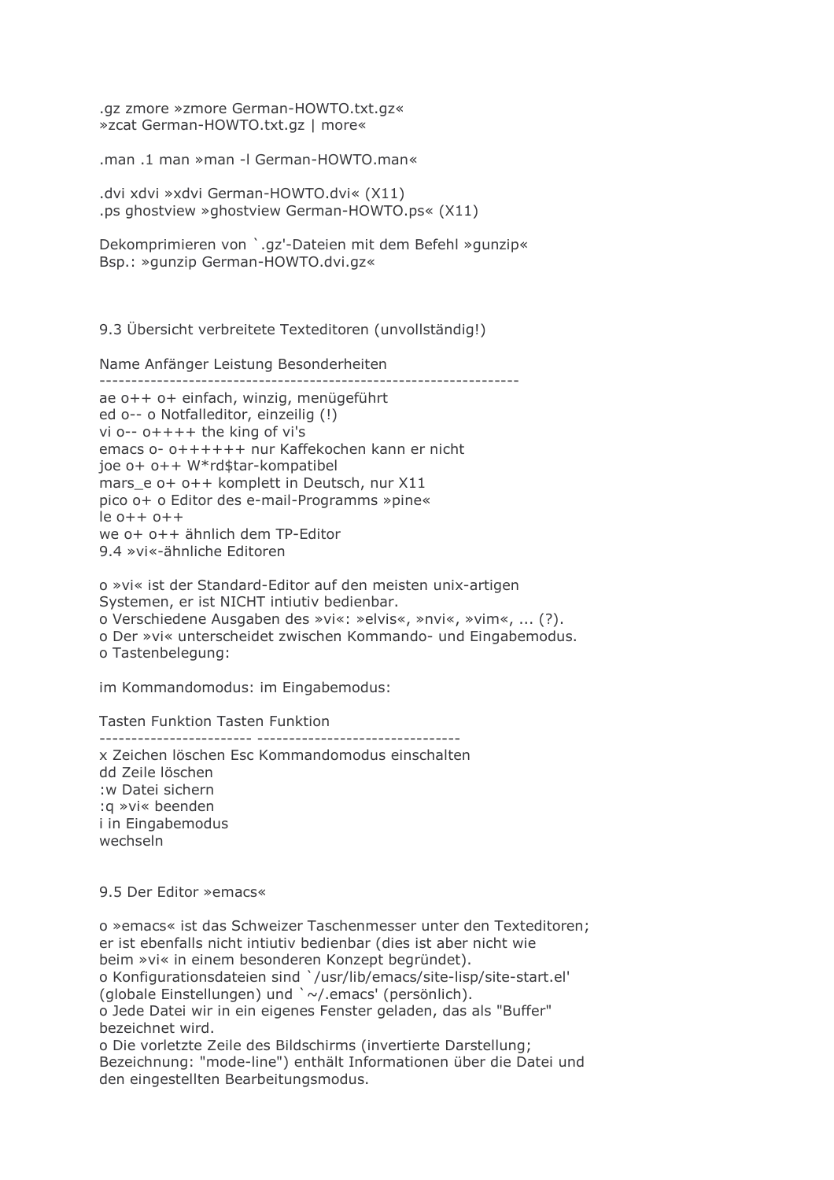.gz zmore »zmore German-HOWTO.txt.gz«
»zcat German-HOWTO.txt.gz | more«

.man .1 man »man -l German-HOWTO.man«

.dvi xdvi »xdvi German-HOWTO.dvi« (X11)
.ps ghostview »ghostview German-HOWTO.ps« (X11)

Dekomprimieren von `.gz'-Dateien mit dem Befehl »gunzip«
Bsp.: »gunzip German-HOWTO.dvi.gz«

## 9.3 Übersicht verbreitete Texteditoren (unvollständig!)

| Name | Anfänger | Leistung | Besonderheiten |
|---|---|---|---|
| ae | o++ | o+ | einfach, winzig, menügeführt |
| ed | o-- | o | Notfalleditor, einzeilig (!) |
| vi | o-- | o++++ | the king of vi's |
| emacs | o- | o++++++ | nur Kaffekochen kann er nicht |
| joe | o+ | o++ | W*rd$tar-kompatibel |
| mars_e | o+ | o++ | komplett in Deutsch, nur X11 |
| pico | o+ | o | Editor des e-mail-Programms »pine« |
| le | o++ | o++ | |
| we | o+ | o++ | ähnlich dem TP-Editor |

## 9.4 »vi«-ähnliche Editoren

o »vi« ist der Standard-Editor auf den meisten unix-artigen Systemen, er ist NICHT intiutiv bedienbar.
o Verschiedene Ausgaben des »vi«: »elvis«, »nvi«, »vim«, ... (?).
o Der »vi« unterscheidet zwischen Kommando- und Eingabemodus.
o Tastenbelegung:

im Kommandomodus: im Eingabemodus:

| Tasten | Funktion | Tasten | Funktion |
|---|---|---|---|
| x | Zeichen löschen | Esc | Kommandomodus einschalten |
| dd | Zeile löschen | | |
| :w | Datei sichern | | |
| :q | »vi« beenden | | |
| i | in Eingabemodus wechseln | | |

## 9.5 Der Editor »emacs«

o »emacs« ist das Schweizer Taschenmesser unter den Texteditoren; er ist ebenfalls nicht intiutiv bedienbar (dies ist aber nicht wie beim »vi« in einem besonderen Konzept begründet).
o Konfigurationsdateien sind `/usr/lib/emacs/site-lisp/site-start.el' (globale Einstellungen) und `~/.emacs' (persönlich).
o Jede Datei wir in ein eigenes Fenster geladen, das als "Buffer" bezeichnet wird.
o Die vorletzte Zeile des Bildschirms (invertierte Darstellung; Bezeichnung: "mode-line") enthält Informationen über die Datei und den eingestellten Bearbeitungsmodus.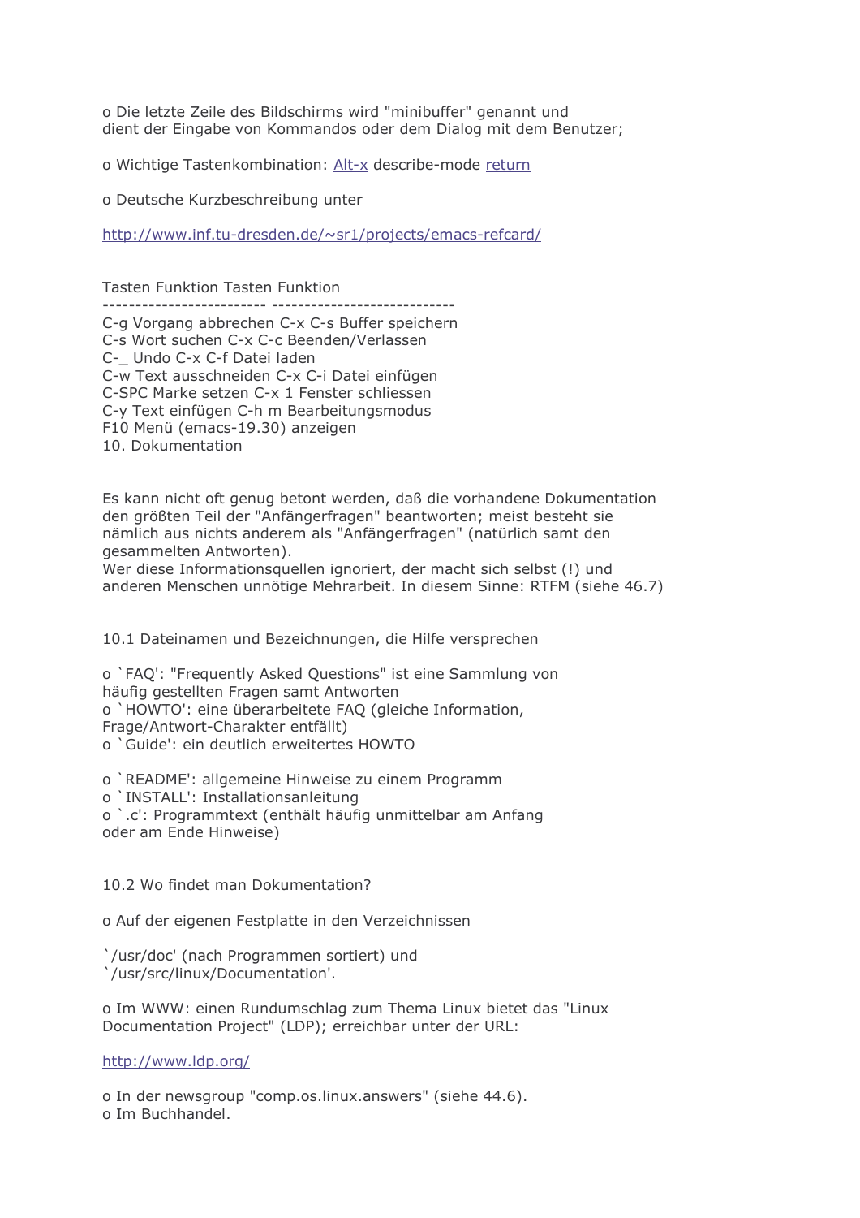o Die letzte Zeile des Bildschirms wird "minibuffer" genannt und dient der Eingabe von Kommandos oder dem Dialog mit dem Benutzer;

o Wichtige Tastenkombination: Alt-x describe-mode return

o Deutsche Kurzbeschreibung unter

http://www.inf.tu-dresden.de/~sr1/projects/emacs-refcard/

| Tasten | Funktion | Tasten | Funktion |
|---|---|---|---|
| C-g | Vorgang abbrechen | C-x C-s | Buffer speichern |
| C-s | Wort suchen | C-x C-c | Beenden/Verlassen |
| C-_ | Undo | C-x C-f | Datei laden |
| C-w | Text ausschneiden | C-x C-i | Datei einfügen |
| C-SPC | Marke setzen | C-x 1 | Fenster schliessen |
| C-y | Text einfügen | C-h m | Bearbeitungsmodus |
| F10 | Menü (emacs-19.30) anzeigen | | |

## 10. Dokumentation

Es kann nicht oft genug betont werden, daß die vorhandene Dokumentation den größten Teil der "Anfängerfragen" beantworten; meist besteht sie nämlich aus nichts anderem als "Anfängerfragen" (natürlich samt den gesammelten Antworten).
Wer diese Informationsquellen ignoriert, der macht sich selbst (!) und anderen Menschen unnötige Mehrarbeit. In diesem Sinne: RTFM (siehe 46.7)

### 10.1 Dateinamen und Bezeichnungen, die Hilfe versprechen

o `FAQ': "Frequently Asked Questions" ist eine Sammlung von häufig gestellten Fragen samt Antworten
o `HOWTO': eine überarbeitete FAQ (gleiche Information, Frage/Antwort-Charakter entfällt)
o `Guide': ein deutlich erweitertes HOWTO

o `README': allgemeine Hinweise zu einem Programm
o `INSTALL': Installationsanleitung
o `.c': Programmtext (enthält häufig unmittelbar am Anfang oder am Ende Hinweise)

### 10.2 Wo findet man Dokumentation?

o Auf der eigenen Festplatte in den Verzeichnissen

`/usr/doc' (nach Programmen sortiert) und
`/usr/src/linux/Documentation'.

o Im WWW: einen Rundumschlag zum Thema Linux bietet das "Linux Documentation Project" (LDP); erreichbar unter der URL:

http://www.ldp.org/

o In der newsgroup "comp.os.linux.answers" (siehe 44.6).
o Im Buchhandel.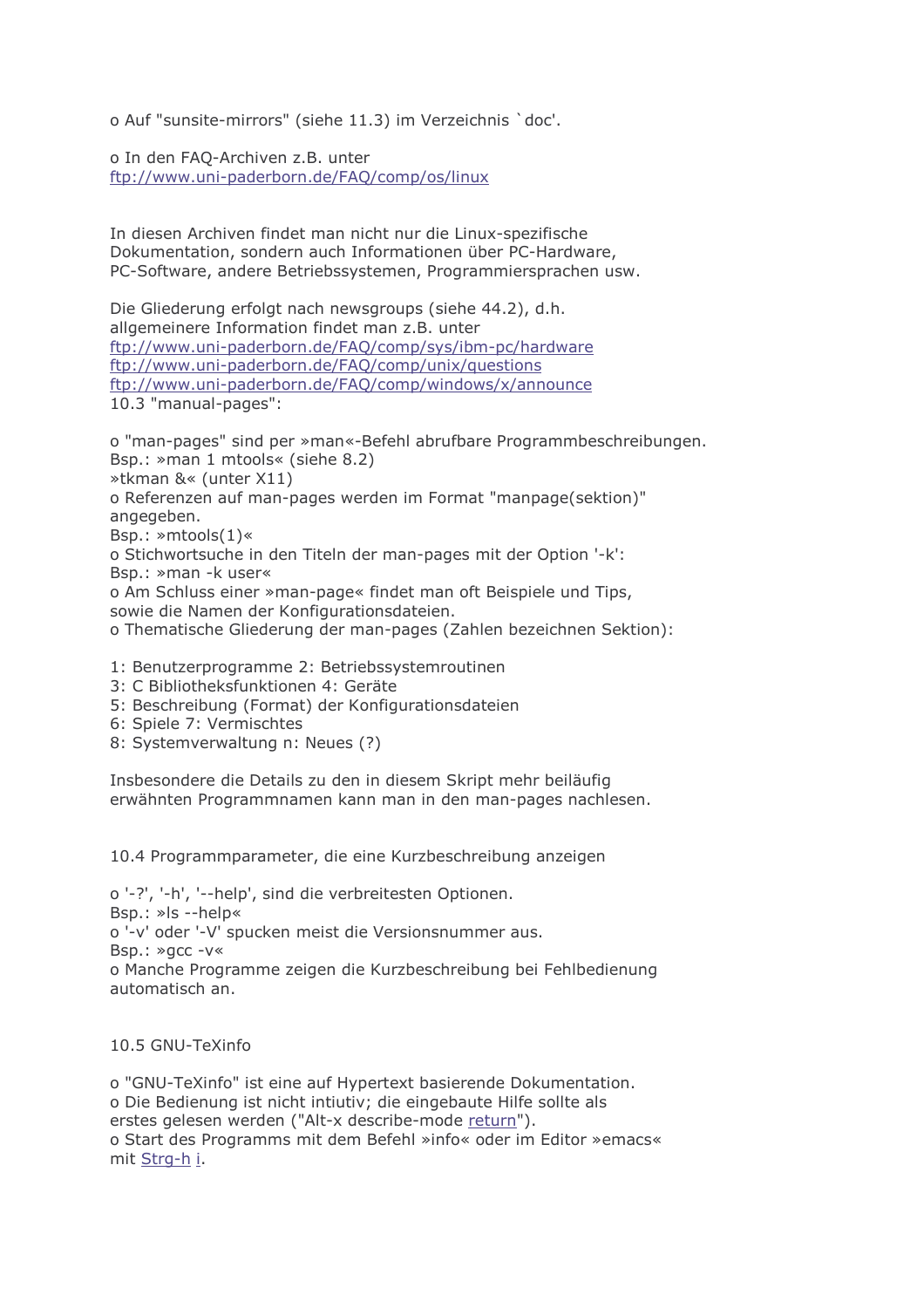o Auf "sunsite-mirrors" (siehe 11.3) im Verzeichnis `doc'.

o In den FAQ-Archiven z.B. unter
ftp://www.uni-paderborn.de/FAQ/comp/os/linux

In diesen Archiven findet man nicht nur die Linux-spezifische Dokumentation, sondern auch Informationen über PC-Hardware, PC-Software, andere Betriebssystemen, Programmiersprachen usw.

Die Gliederung erfolgt nach newsgroups (siehe 44.2), d.h. allgemeinere Information findet man z.B. unter
ftp://www.uni-paderborn.de/FAQ/comp/sys/ibm-pc/hardware
ftp://www.uni-paderborn.de/FAQ/comp/unix/questions
ftp://www.uni-paderborn.de/FAQ/comp/windows/x/announce

## 10.3 "manual-pages":

o "man-pages" sind per »man«-Befehl abrufbare Programmbeschreibungen.
Bsp.: »man 1 mtools« (siehe 8.2)
»tkman &« (unter X11)
o Referenzen auf man-pages werden im Format "manpage(sektion)" angegeben.
Bsp.: »mtools(1)«
o Stichwortsuche in den Titeln der man-pages mit der Option '-k':
Bsp.: »man -k user«
o Am Schluss einer »man-page« findet man oft Beispiele und Tips, sowie die Namen der Konfigurationsdateien.
o Thematische Gliederung der man-pages (Zahlen bezeichnen Sektion):

1: Benutzerprogramme 2: Betriebssystemroutinen
3: C Bibliotheksfunktionen 4: Geräte
5: Beschreibung (Format) der Konfigurationsdateien
6: Spiele 7: Vermischtes
8: Systemverwaltung n: Neues (?)

Insbesondere die Details zu den in diesem Skript mehr beiläufig erwähnten Programmnamen kann man in den man-pages nachlesen.

## 10.4 Programmparameter, die eine Kurzbeschreibung anzeigen

o '-?', '-h', '--help', sind die verbreitesten Optionen.
Bsp.: »ls --help«
o '-v' oder '-V' spucken meist die Versionsnummer aus.
Bsp.: »gcc -v«
o Manche Programme zeigen die Kurzbeschreibung bei Fehlbedienung automatisch an.

## 10.5 GNU-TeXinfo

o "GNU-TeXinfo" ist eine auf Hypertext basierende Dokumentation.
o Die Bedienung ist nicht intiutiv; die eingebaute Hilfe sollte als erstes gelesen werden ("Alt-x describe-mode return").
o Start des Programms mit dem Befehl »info« oder im Editor »emacs« mit Strg-h i.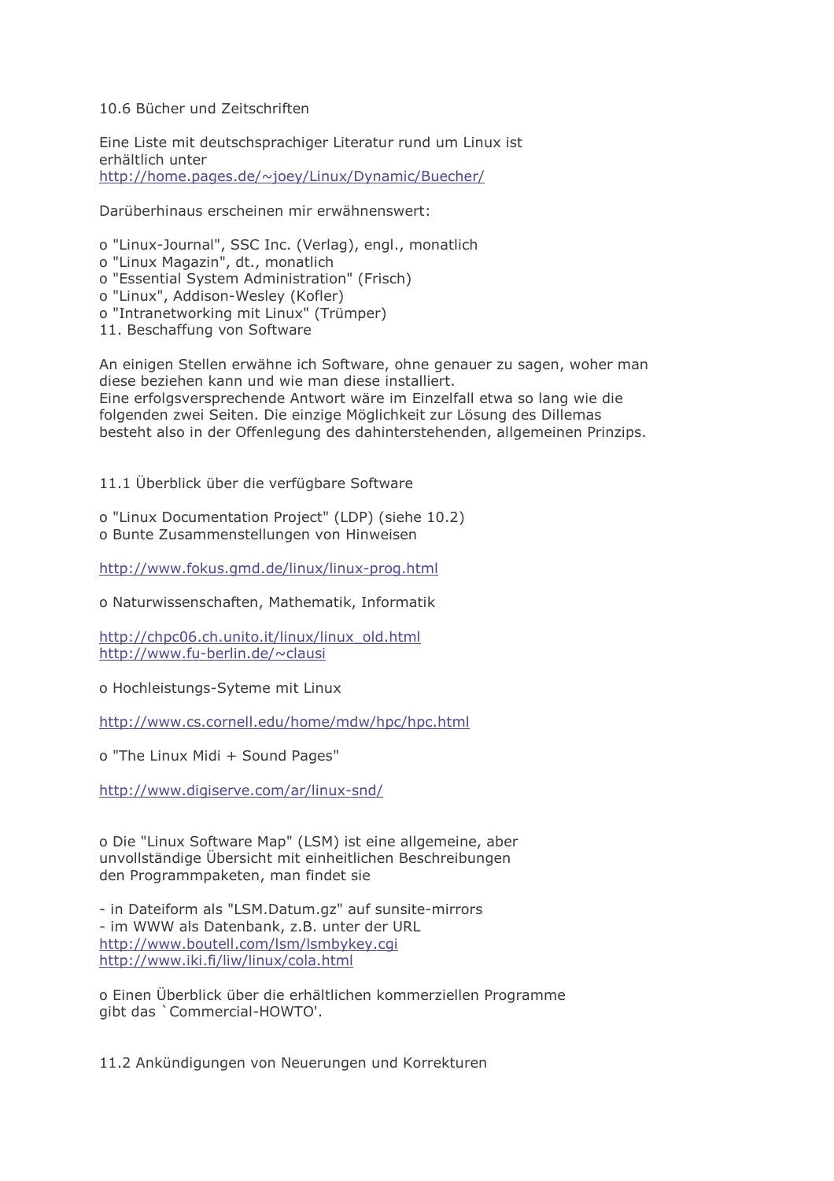## 10.6 Bücher und Zeitschriften

Eine Liste mit deutschsprachiger Literatur rund um Linux ist erhältlich unter
http://home.pages.de/~joey/Linux/Dynamic/Buecher/

Darüberhinaus erscheinen mir erwähnenswert:

- o "Linux-Journal", SSC Inc. (Verlag), engl., monatlich
- o "Linux Magazin", dt., monatlich
- o "Essential System Administration" (Frisch)
- o "Linux", Addison-Wesley (Kofler)
- o "Intranetworking mit Linux" (Trümper)

# 11. Beschaffung von Software

An einigen Stellen erwähne ich Software, ohne genauer zu sagen, woher man diese beziehen kann und wie man diese installiert.
Eine erfolgsversprechende Antwort wäre im Einzelfall etwa so lang wie die folgenden zwei Seiten. Die einzige Möglichkeit zur Lösung des Dillemas besteht also in der Offenlegung des dahinterstehenden, allgemeinen Prinzips.

## 11.1 Überblick über die verfügbare Software

o "Linux Documentation Project" (LDP) (siehe 10.2)
o Bunte Zusammenstellungen von Hinweisen

http://www.fokus.gmd.de/linux/linux-prog.html

o Naturwissenschaften, Mathematik, Informatik

http://chpc06.ch.unito.it/linux/linux_old.html
http://www.fu-berlin.de/~clausi

o Hochleistungs-Syteme mit Linux

http://www.cs.cornell.edu/home/mdw/hpc/hpc.html

o "The Linux Midi + Sound Pages"

http://www.digiserve.com/ar/linux-snd/

o Die "Linux Software Map" (LSM) ist eine allgemeine, aber unvollständige Übersicht mit einheitlichen Beschreibungen den Programmpaketen, man findet sie

- in Dateiform als "LSM.Datum.gz" auf sunsite-mirrors
- im WWW als Datenbank, z.B. unter der URL
http://www.boutell.com/lsm/lsmbykey.cgi
http://www.iki.fi/liw/linux/cola.html

o Einen Überblick über die erhältlichen kommerziellen Programme gibt das `Commercial-HOWTO'.

## 11.2 Ankündigungen von Neuerungen und Korrekturen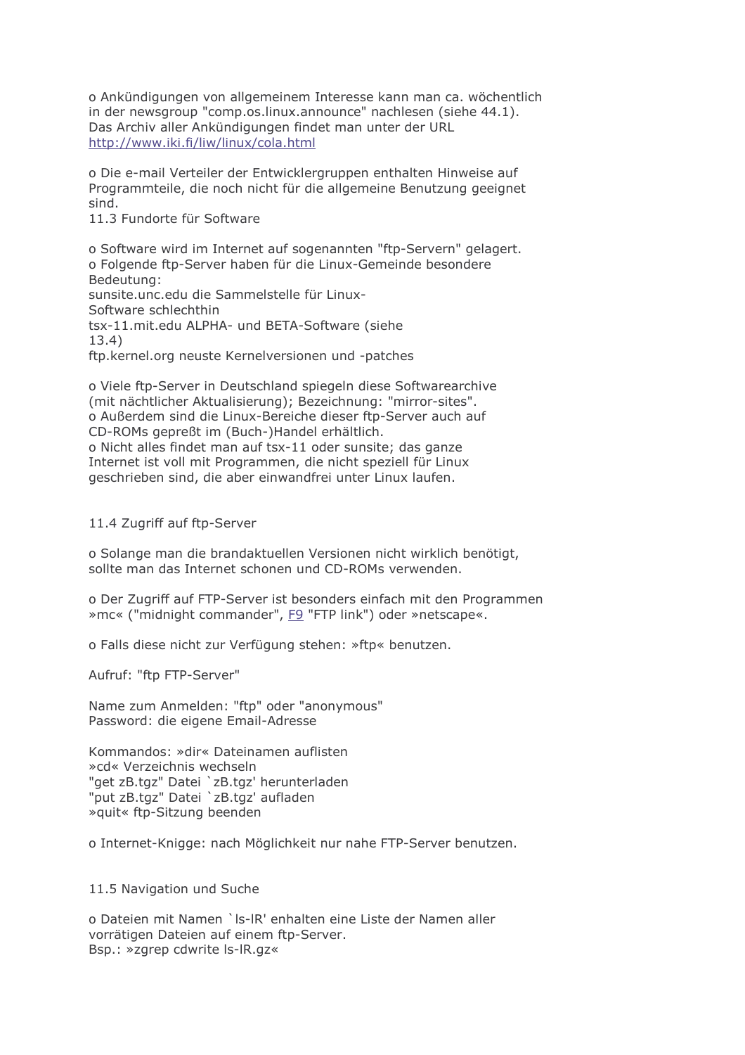o Ankündigungen von allgemeinem Interesse kann man ca. wöchentlich in der newsgroup "comp.os.linux.announce" nachlesen (siehe 44.1). Das Archiv aller Ankündigungen findet man unter der URL http://www.iki.fi/liw/linux/cola.html

o Die e-mail Verteiler der Entwicklergruppen enthalten Hinweise auf Programmteile, die noch nicht für die allgemeine Benutzung geeignet sind.

## 11.3 Fundorte für Software

o Software wird im Internet auf sogenannten "ftp-Servern" gelagert.
o Folgende ftp-Server haben für die Linux-Gemeinde besondere Bedeutung:
sunsite.unc.edu die Sammelstelle für Linux-Software schlechthin
tsx-11.mit.edu ALPHA- und BETA-Software (siehe 13.4)
ftp.kernel.org neuste Kernelversionen und -patches

o Viele ftp-Server in Deutschland spiegeln diese Softwarearchive (mit nächtlicher Aktualisierung); Bezeichnung: "mirror-sites".
o Außerdem sind die Linux-Bereiche dieser ftp-Server auch auf CD-ROMs gepreßt im (Buch-)Handel erhältlich.
o Nicht alles findet man auf tsx-11 oder sunsite; das ganze Internet ist voll mit Programmen, die nicht speziell für Linux geschrieben sind, die aber einwandfrei unter Linux laufen.

## 11.4 Zugriff auf ftp-Server

o Solange man die brandaktuellen Versionen nicht wirklich benötigt, sollte man das Internet schonen und CD-ROMs verwenden.

o Der Zugriff auf FTP-Server ist besonders einfach mit den Programmen »mc« ("midnight commander", F9 "FTP link") oder »netscape«.

o Falls diese nicht zur Verfügung stehen: »ftp« benutzen.

Aufruf: "ftp FTP-Server"

Name zum Anmelden: "ftp" oder "anonymous"
Password: die eigene Email-Adresse

Kommandos: »dir« Dateinamen auflisten
»cd« Verzeichnis wechseln
"get zB.tgz" Datei `zB.tgz' herunterladen
"put zB.tgz" Datei `zB.tgz' aufladen
»quit« ftp-Sitzung beenden

o Internet-Knigge: nach Möglichkeit nur nahe FTP-Server benutzen.

## 11.5 Navigation und Suche

o Dateien mit Namen `ls-lR' enhalten eine Liste der Namen aller vorrätigen Dateien auf einem ftp-Server.
Bsp.: »zgrep cdwrite ls-lR.gz«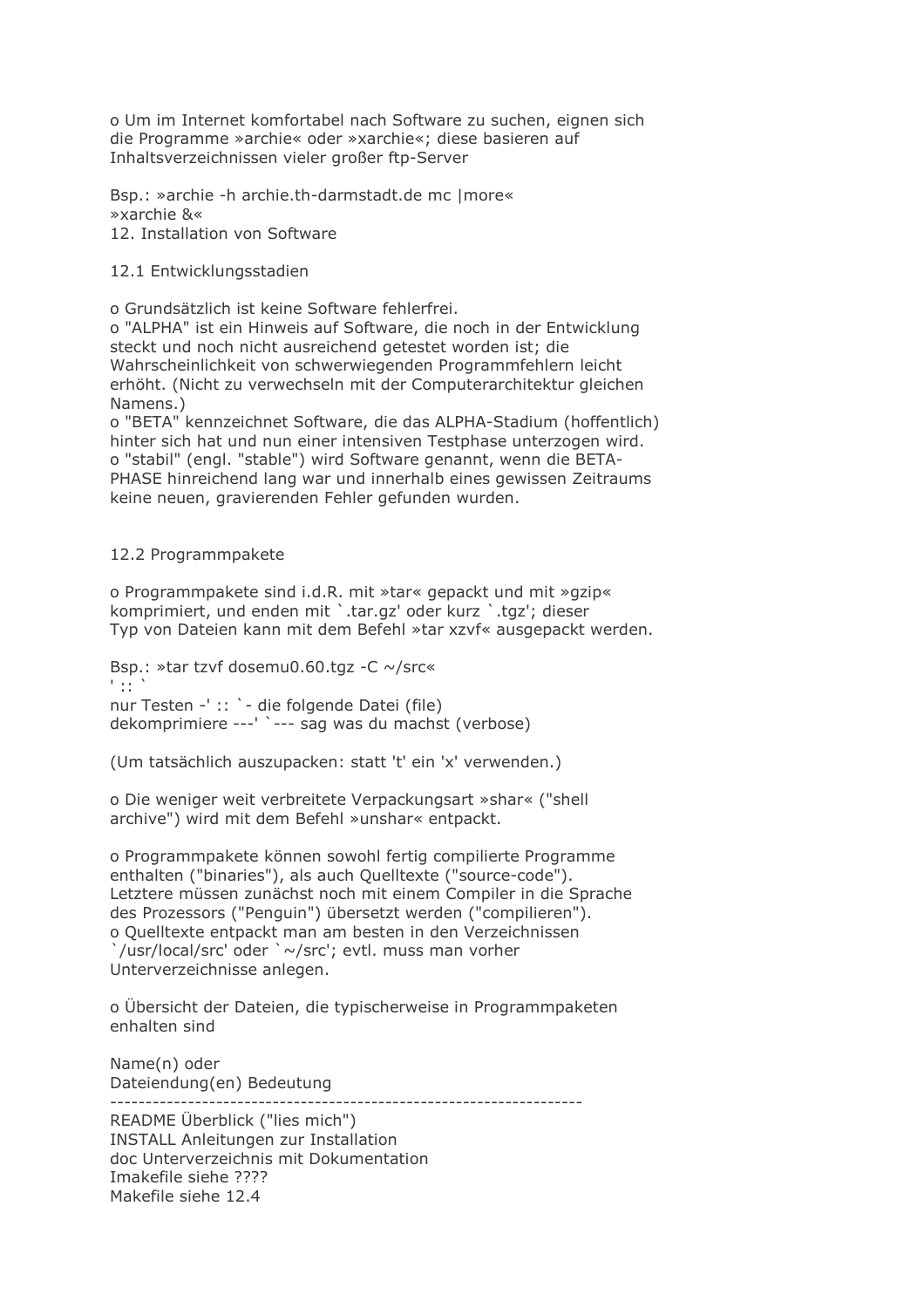o Um im Internet komfortabel nach Software zu suchen, eignen sich die Programme »archie« oder »xarchie«; diese basieren auf Inhaltsverzeichnissen vieler großer ftp-Server

Bsp.: »archie -h archie.th-darmstadt.de mc |more«
»xarchie &«

## 12. Installation von Software

### 12.1 Entwicklungsstadien

o Grundsätzlich ist keine Software fehlerfrei.
o "ALPHA" ist ein Hinweis auf Software, die noch in der Entwicklung steckt und noch nicht ausreichend getestet worden ist; die Wahrscheinlichkeit von schwerwiegenden Programmfehlern leicht erhöht. (Nicht zu verwechseln mit der Computerarchitektur gleichen Namens.)
o "BETA" kennzeichnet Software, die das ALPHA-Stadium (hoffentlich) hinter sich hat und nun einer intensiven Testphase unterzogen wird.
o "stabil" (engl. "stable") wird Software genannt, wenn die BETA-PHASE hinreichend lang war und innerhalb eines gewissen Zeitraums keine neuen, gravierenden Fehler gefunden wurden.

### 12.2 Programmpakete

o Programmpakete sind i.d.R. mit »tar« gepackt und mit »gzip« komprimiert, und enden mit `.tar.gz' oder kurz `.tgz'; dieser Typ von Dateien kann mit dem Befehl »tar xzvf« ausgepackt werden.

```
Bsp.: »tar tzvf dosemu0.60.tgz -C ~/src«
' :: `
nur Testen -' :: `- die folgende Datei (file)
dekomprimiere ---' `--- sag was du machst (verbose)
```

(Um tatsächlich auszupacken: statt 't' ein 'x' verwenden.)

o Die weniger weit verbreitete Verpackungsart »shar« ("shell archive") wird mit dem Befehl »unshar« entpackt.

o Programmpakete können sowohl fertig compilierte Programme enthalten ("binaries"), als auch Quelltexte ("source-code"). Letztere müssen zunächst noch mit einem Compiler in die Sprache des Prozessors ("Penguin") übersetzt werden ("compilieren").
o Quelltexte entpackt man am besten in den Verzeichnissen `/usr/local/src' oder `~/src'; evtl. muss man vorher Unterverzeichnisse anlegen.

o Übersicht der Dateien, die typischerweise in Programmpaketen enhalten sind

| Name(n) oder Dateiendung(en) | Bedeutung |
|---|---|
| README | Überblick ("lies mich") |
| INSTALL | Anleitungen zur Installation |
| doc | Unterverzeichnis mit Dokumentation |
| Imakefile | siehe ???? |
| Makefile | siehe 12.4 |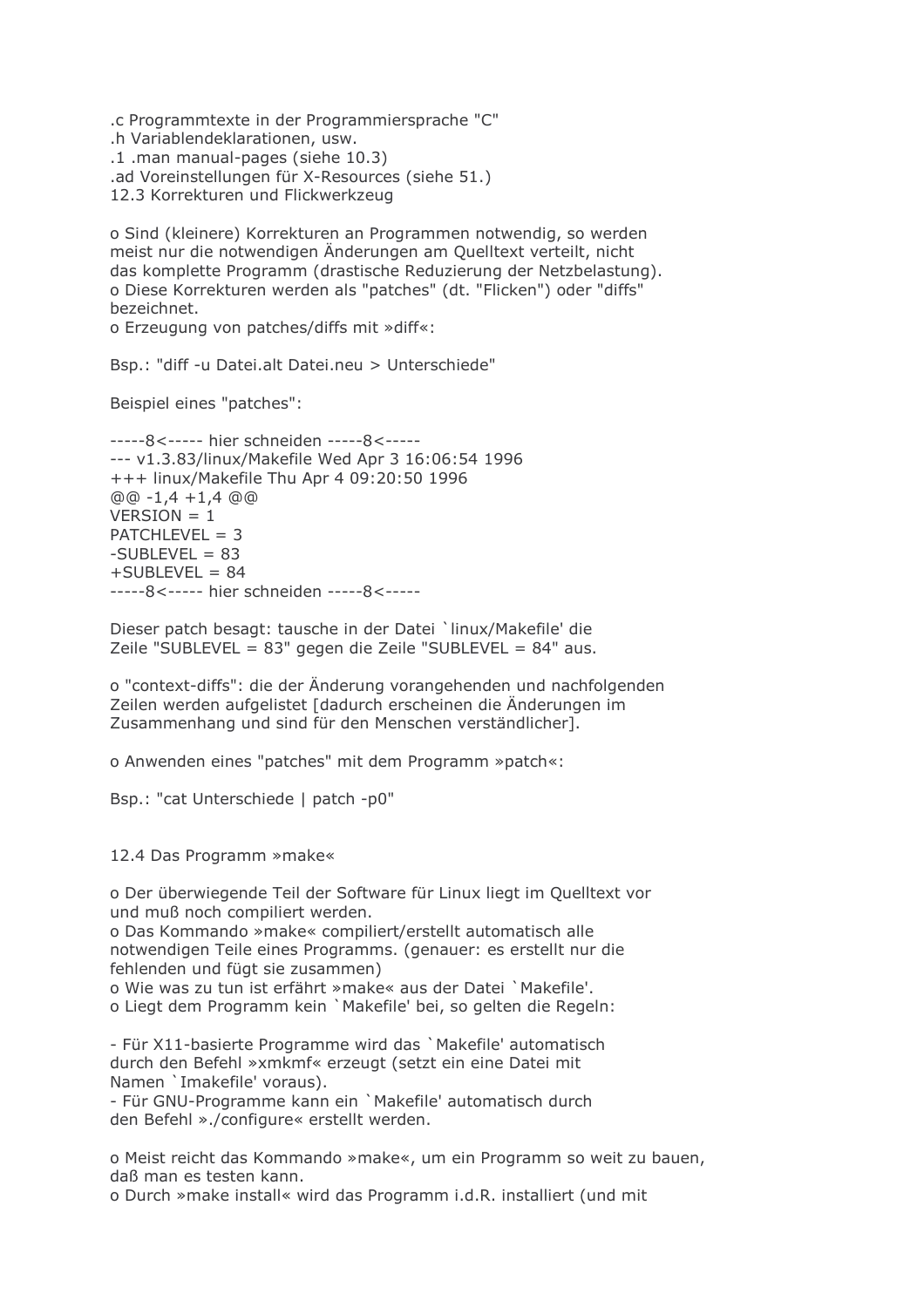.c Programmtexte in der Programmiersprache "C"
.h Variablendeklarationen, usw.
.1 .man manual-pages (siehe 10.3)
.ad Voreinstellungen für X-Resources (siehe 51.)

## 12.3 Korrekturen und Flickwerkzeug

o Sind (kleinere) Korrekturen an Programmen notwendig, so werden meist nur die notwendigen Änderungen am Quelltext verteilt, nicht das komplette Programm (drastische Reduzierung der Netzbelastung).
o Diese Korrekturen werden als "patches" (dt. "Flicken") oder "diffs" bezeichnet.
o Erzeugung von patches/diffs mit »diff«:

Bsp.: "diff -u Datei.alt Datei.neu > Unterschiede"

Beispiel eines "patches":

```
-----8<----- hier schneiden -----8<-----
--- v1.3.83/linux/Makefile Wed Apr 3 16:06:54 1996
+++ linux/Makefile Thu Apr 4 09:20:50 1996
@@ -1,4 +1,4 @@
VERSION = 1
PATCHLEVEL = 3
-SUBLEVEL = 83
+SUBLEVEL = 84
-----8<----- hier schneiden -----8<-----
```

Dieser patch besagt: tausche in der Datei `linux/Makefile' die Zeile "SUBLEVEL = 83" gegen die Zeile "SUBLEVEL = 84" aus.

o "context-diffs": die der Änderung vorangehenden und nachfolgenden Zeilen werden aufgelistet [dadurch erscheinen die Änderungen im Zusammenhang und sind für den Menschen verständlicher].

o Anwenden eines "patches" mit dem Programm »patch«:

Bsp.: "cat Unterschiede | patch -p0"

## 12.4 Das Programm »make«

o Der überwiegende Teil der Software für Linux liegt im Quelltext vor und muß noch compiliert werden.
o Das Kommando »make« compiliert/erstellt automatisch alle notwendigen Teile eines Programms. (genauer: es erstellt nur die fehlenden und fügt sie zusammen)
o Wie was zu tun ist erfährt »make« aus der Datei `Makefile'.
o Liegt dem Programm kein `Makefile' bei, so gelten die Regeln:

- Für X11-basierte Programme wird das `Makefile' automatisch durch den Befehl »xmkmf« erzeugt (setzt ein eine Datei mit Namen `Imakefile' voraus).
- Für GNU-Programme kann ein `Makefile' automatisch durch den Befehl »./configure« erstellt werden.

o Meist reicht das Kommando »make«, um ein Programm so weit zu bauen, daß man es testen kann.
o Durch »make install« wird das Programm i.d.R. installiert (und mit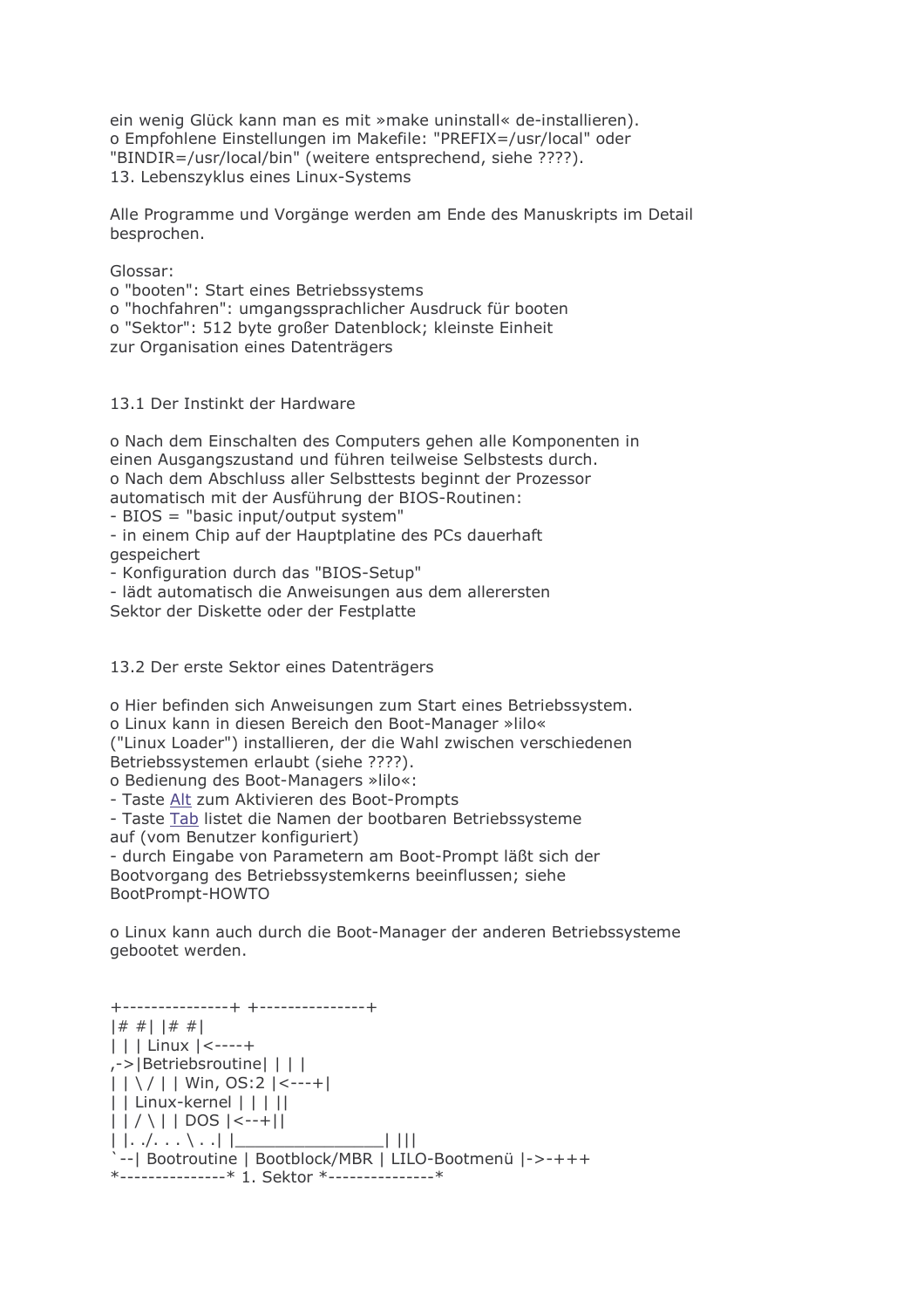ein wenig Glück kann man es mit »make uninstall« de-installieren).
o Empfohlene Einstellungen im Makefile: "PREFIX=/usr/local" oder "BINDIR=/usr/local/bin" (weitere entsprechend, siehe ????).

## 13. Lebenszyklus eines Linux-Systems

Alle Programme und Vorgänge werden am Ende des Manuskripts im Detail besprochen.

Glossar:
o "booten": Start eines Betriebssystems
o "hochfahren": umgangssprachlicher Ausdruck für booten
o "Sektor": 512 byte großer Datenblock; kleinste Einheit zur Organisation eines Datenträgers

### 13.1 Der Instinkt der Hardware

o Nach dem Einschalten des Computers gehen alle Komponenten in einen Ausgangszustand und führen teilweise Selbstests durch.
o Nach dem Abschluss aller Selbsttests beginnt der Prozessor automatisch mit der Ausführung der BIOS-Routinen:
- BIOS = "basic input/output system"
- in einem Chip auf der Hauptplatine des PCs dauerhaft gespeichert
- Konfiguration durch das "BIOS-Setup"
- lädt automatisch die Anweisungen aus dem allerersten Sektor der Diskette oder der Festplatte

### 13.2 Der erste Sektor eines Datenträgers

o Hier befinden sich Anweisungen zum Start eines Betriebssystem.
o Linux kann in diesen Bereich den Boot-Manager »lilo« ("Linux Loader") installieren, der die Wahl zwischen verschiedenen Betriebssystemen erlaubt (siehe ????).
o Bedienung des Boot-Managers »lilo«:
- Taste Alt zum Aktivieren des Boot-Prompts
- Taste Tab listet die Namen der bootbaren Betriebssysteme auf (vom Benutzer konfiguriert)
- durch Eingabe von Parametern am Boot-Prompt läßt sich der Bootvorgang des Betriebssystemkerns beeinflussen; siehe BootPrompt-HOWTO

o Linux kann auch durch die Boot-Manager der anderen Betriebssysteme gebootet werden.

```
+---------------+ +---------------+
|# #| |# #|
| | | Linux |<----+
,->|Betriebsroutine| | | |
| | \ / | | Win, OS:2 |<---+|
| | Linux-kernel | | | ||
| | / \ | | DOS |<--+||
| |. ./. . . \ . .| |_______________| |||
`--| Bootroutine | Bootblock/MBR | LILO-Bootmenü |->-+++
*---------------* 1. Sektor *---------------*
```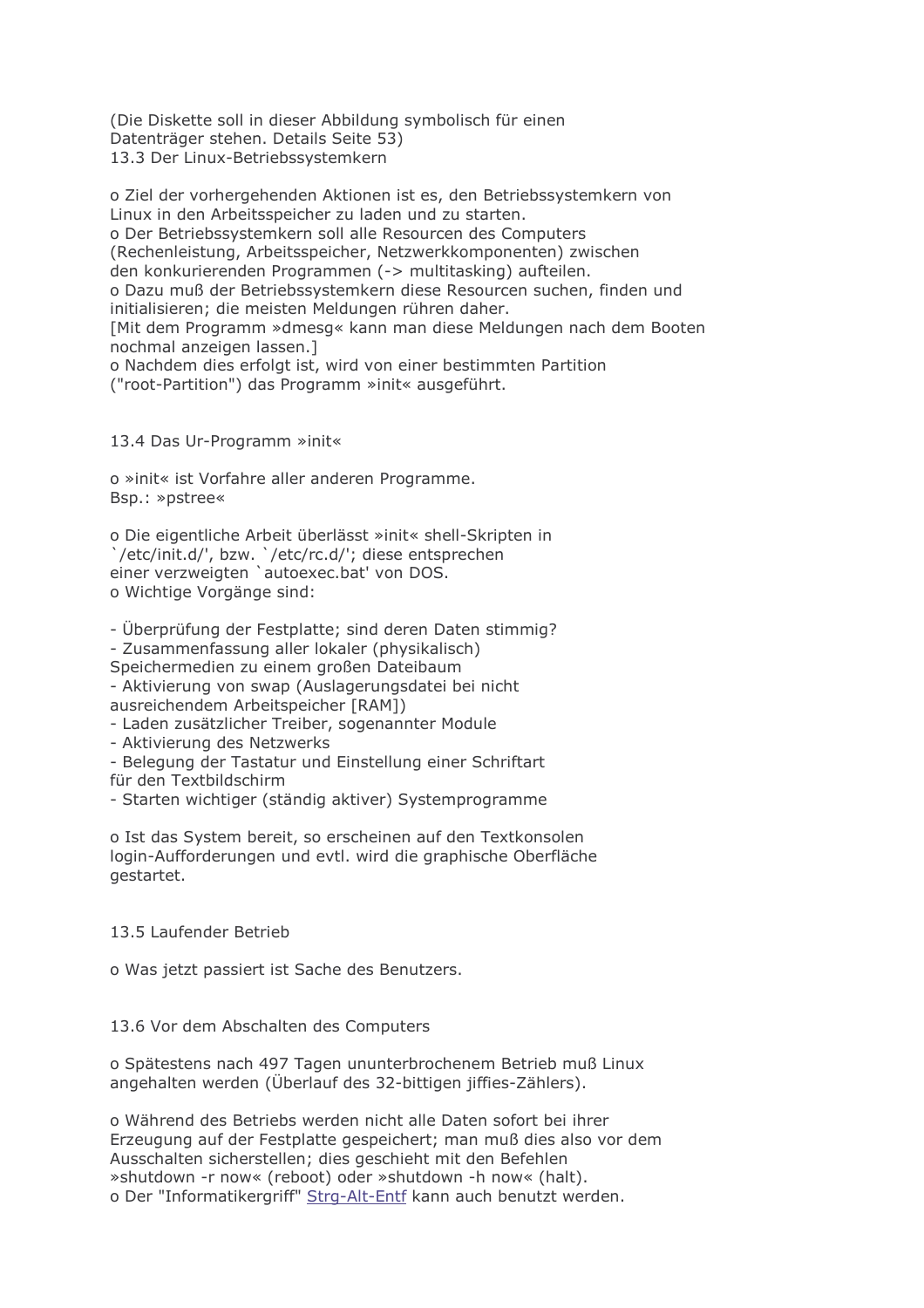(Die Diskette soll in dieser Abbildung symbolisch für einen Datenträger stehen. Details Seite 53)

## 13.3 Der Linux-Betriebssystemkern

o Ziel der vorhergehenden Aktionen ist es, den Betriebssystemkern von Linux in den Arbeitsspeicher zu laden und zu starten.
o Der Betriebssystemkern soll alle Resourcen des Computers (Rechenleistung, Arbeitsspeicher, Netzwerkkomponenten) zwischen den konkurierenden Programmen (-> multitasking) aufteilen.
o Dazu muß der Betriebssystemkern diese Resourcen suchen, finden und initialisieren; die meisten Meldungen rühren daher.
[Mit dem Programm »dmesg« kann man diese Meldungen nach dem Booten nochmal anzeigen lassen.]
o Nachdem dies erfolgt ist, wird von einer bestimmten Partition ("root-Partition") das Programm »init« ausgeführt.

## 13.4 Das Ur-Programm »init«

o »init« ist Vorfahre aller anderen Programme.
Bsp.: »pstree«

o Die eigentliche Arbeit überlässt »init« shell-Skripten in `/etc/init.d/', bzw. `/etc/rc.d/'; diese entsprechen einer verzweigten `autoexec.bat' von DOS.
o Wichtige Vorgänge sind:

- Überprüfung der Festplatte; sind deren Daten stimmig?
- Zusammenfassung aller lokaler (physikalisch) Speichermedien zu einem großen Dateibaum
- Aktivierung von swap (Auslagerungsdatei bei nicht ausreichendem Arbeitsspeicher [RAM])
- Laden zusätzlicher Treiber, sogenannter Module
- Aktivierung des Netzwerks
- Belegung der Tastatur und Einstellung einer Schriftart für den Textbildschirm
- Starten wichtiger (ständig aktiver) Systemprogramme

o Ist das System bereit, so erscheinen auf den Textkonsolen login-Aufforderungen und evtl. wird die graphische Oberfläche gestartet.

## 13.5 Laufender Betrieb

o Was jetzt passiert ist Sache des Benutzers.

## 13.6 Vor dem Abschalten des Computers

o Spätestens nach 497 Tagen ununterbrochenem Betrieb muß Linux angehalten werden (Überlauf des 32-bittigen jiffies-Zählers).

o Während des Betriebs werden nicht alle Daten sofort bei ihrer Erzeugung auf der Festplatte gespeichert; man muß dies also vor dem Ausschalten sicherstellen; dies geschieht mit den Befehlen »shutdown -r now« (reboot) oder »shutdown -h now« (halt).
o Der "Informatikergriff" Strg-Alt-Entf kann auch benutzt werden.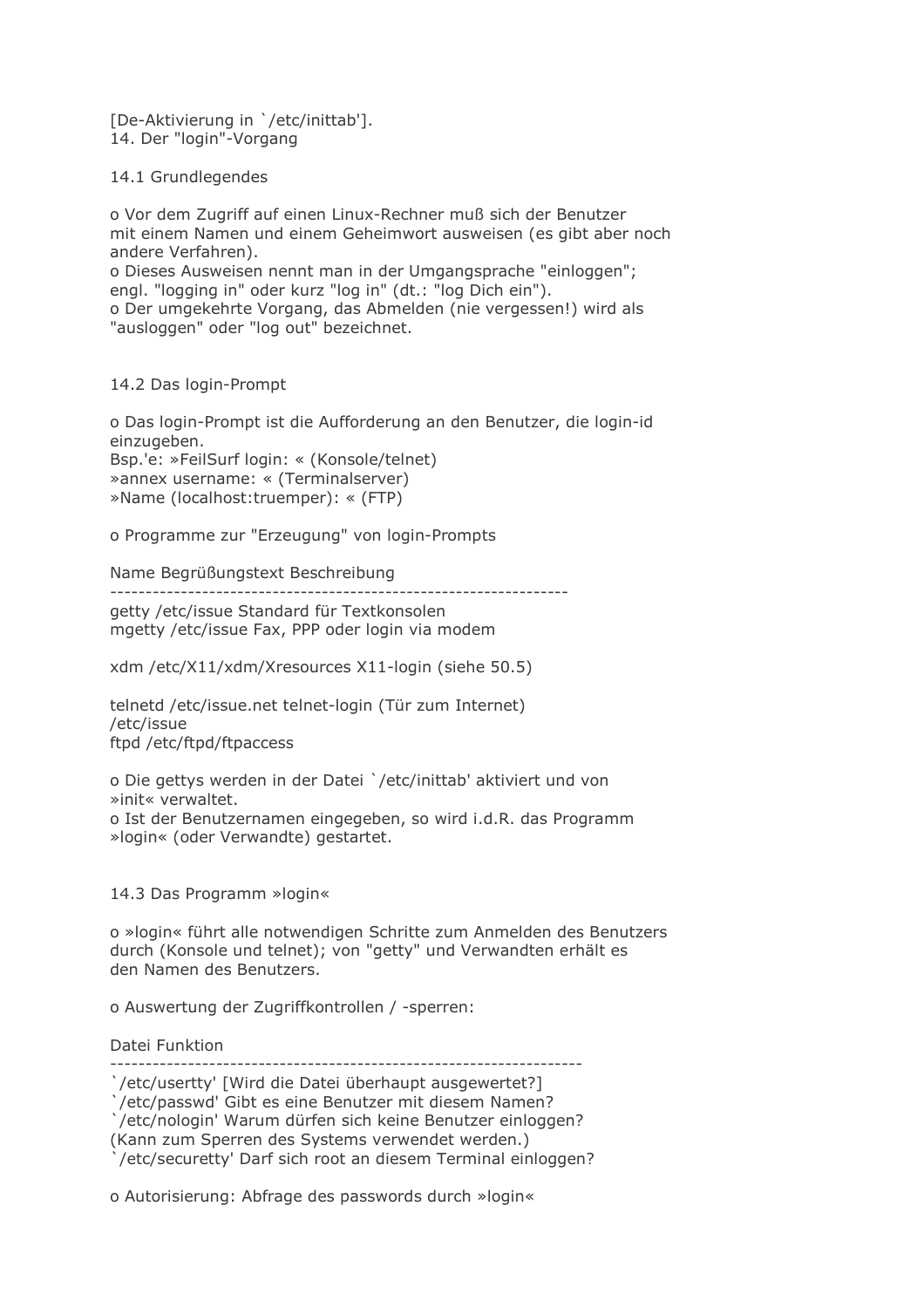[De-Aktivierung in `/etc/inittab'].

# 14. Der "login"-Vorgang

## 14.1 Grundlegendes

o Vor dem Zugriff auf einen Linux-Rechner muß sich der Benutzer mit einem Namen und einem Geheimwort ausweisen (es gibt aber noch andere Verfahren).
o Dieses Ausweisen nennt man in der Umgangsprache "einloggen"; engl. "logging in" oder kurz "log in" (dt.: "log Dich ein").
o Der umgekehrte Vorgang, das Abmelden (nie vergessen!) wird als "ausloggen" oder "log out" bezeichnet.

## 14.2 Das login-Prompt

o Das login-Prompt ist die Aufforderung an den Benutzer, die login-id einzugeben.
Bsp.'e: »FeilSurf login: « (Konsole/telnet)
»annex username: « (Terminalserver)
»Name (localhost:truemper): « (FTP)

o Programme zur "Erzeugung" von login-Prompts

| Name | Begrüßungstext | Beschreibung |
|---|---|---|
| getty | /etc/issue | Standard für Textkonsolen |
| mgetty | /etc/issue | Fax, PPP oder login via modem |
| xdm | /etc/X11/xdm/Xresources | X11-login (siehe 50.5) |
| telnetd | /etc/issue.net /etc/issue | telnet-login (Tür zum Internet) |
| ftpd | /etc/ftpd/ftpaccess | |

o Die gettys werden in der Datei `/etc/inittab' aktiviert und von »init« verwaltet.
o Ist der Benutzernamen eingegeben, so wird i.d.R. das Programm »login« (oder Verwandte) gestartet.

## 14.3 Das Programm »login«

o »login« führt alle notwendigen Schritte zum Anmelden des Benutzers durch (Konsole und telnet); von "getty" und Verwandten erhält es den Namen des Benutzers.

o Auswertung der Zugriffkontrollen / -sperren:

| Datei | Funktion |
|---|---|
| `/etc/usertty' | [Wird die Datei überhaupt ausgewertet?] |
| `/etc/passwd' | Gibt es eine Benutzer mit diesem Namen? |
| `/etc/nologin' | Warum dürfen sich keine Benutzer einloggen? (Kann zum Sperren des Systems verwendet werden.) |
| `/etc/securetty' | Darf sich root an diesem Terminal einloggen? |

o Autorisierung: Abfrage des passwords durch »login«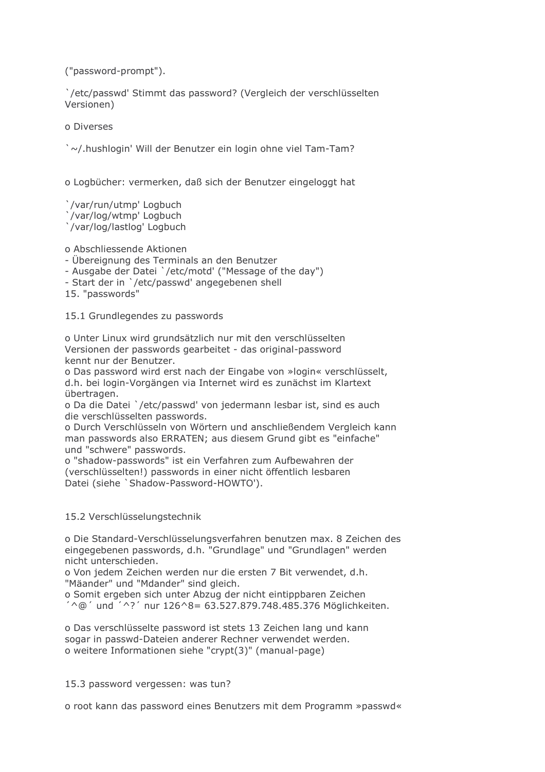("password-prompt").

`/etc/passwd' Stimmt das password? (Vergleich der verschlüsselten Versionen)

o Diverses

`~/.hushlogin' Will der Benutzer ein login ohne viel Tam-Tam?

o Logbücher: vermerken, daß sich der Benutzer eingeloggt hat

`/var/run/utmp' Logbuch
`/var/log/wtmp' Logbuch
`/var/log/lastlog' Logbuch

o Abschliessende Aktionen
- Übereignung des Terminals an den Benutzer
- Ausgabe der Datei `/etc/motd' ("Message of the day")
- Start der in `/etc/passwd' angegebenen shell

## 15. "passwords"

### 15.1 Grundlegendes zu passwords

o Unter Linux wird grundsätzlich nur mit den verschlüsselten Versionen der passwords gearbeitet - das original-password kennt nur der Benutzer.
o Das password wird erst nach der Eingabe von »login« verschlüsselt, d.h. bei login-Vorgängen via Internet wird es zunächst im Klartext übertragen.
o Da die Datei `/etc/passwd' von jedermann lesbar ist, sind es auch die verschlüsselten passwords.
o Durch Verschlüsseln von Wörtern und anschließendem Vergleich kann man passwords also ERRATEN; aus diesem Grund gibt es "einfache" und "schwere" passwords.
o "shadow-passwords" ist ein Verfahren zum Aufbewahren der (verschlüsselten!) passwords in einer nicht öffentlich lesbaren Datei (siehe `Shadow-Password-HOWTO').

### 15.2 Verschlüsselungstechnik

o Die Standard-Verschlüsselungsverfahren benutzen max. 8 Zeichen des eingegebenen passwords, d.h. "Grundlage" und "Grundlagen" werden nicht unterschieden.
o Von jedem Zeichen werden nur die ersten 7 Bit verwendet, d.h. "Mäander" und "Mdander" sind gleich.
o Somit ergeben sich unter Abzug der nicht eintippbaren Zeichen ´^@´ und ´^?´ nur 126^8= 63.527.879.748.485.376 Möglichkeiten.

o Das verschlüsselte password ist stets 13 Zeichen lang und kann sogar in passwd-Dateien anderer Rechner verwendet werden.
o weitere Informationen siehe "crypt(3)" (manual-page)

### 15.3 password vergessen: was tun?

o root kann das password eines Benutzers mit dem Programm »passwd«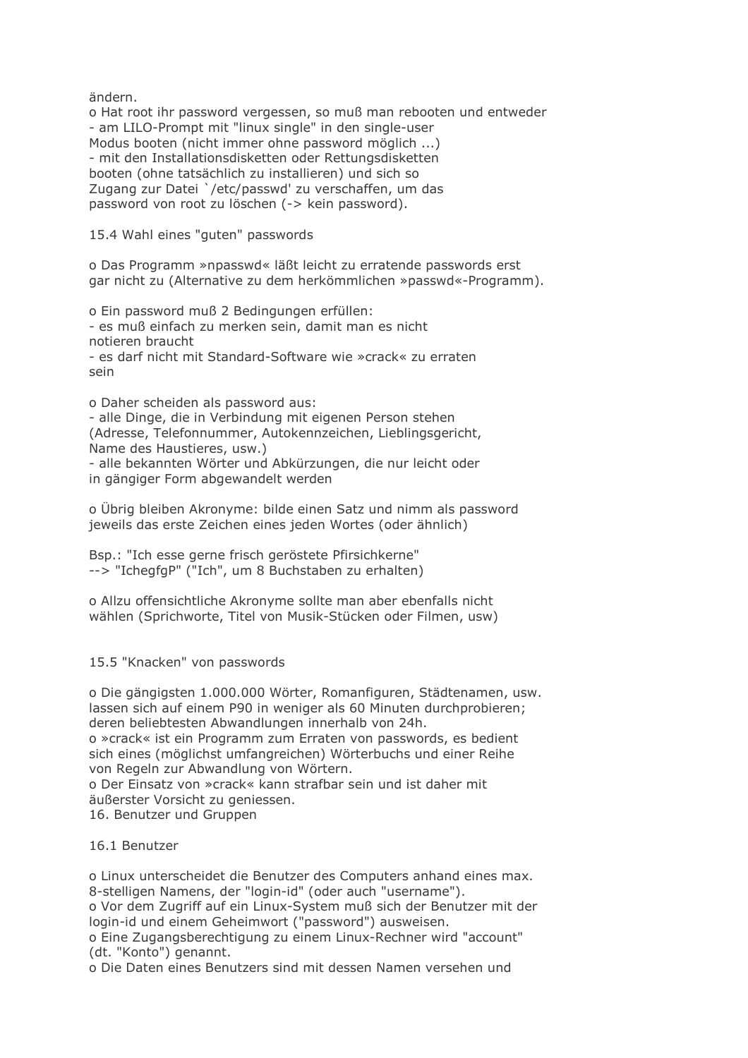ändern.
o Hat root ihr password vergessen, so muß man rebooten und entweder
- am LILO-Prompt mit "linux single" in den single-user
Modus booten (nicht immer ohne password möglich ...)
- mit den Installationsdisketten oder Rettungsdisketten
booten (ohne tatsächlich zu installieren) und sich so
Zugang zur Datei `/etc/passwd' zu verschaffen, um das
password von root zu löschen (-> kein password).

## 15.4 Wahl eines "guten" passwords

o Das Programm »npasswd« läßt leicht zu erratende passwords erst
gar nicht zu (Alternative zu dem herkömmlichen »passwd«-Programm).

o Ein password muß 2 Bedingungen erfüllen:
- es muß einfach zu merken sein, damit man es nicht
notieren braucht
- es darf nicht mit Standard-Software wie »crack« zu erraten
sein

o Daher scheiden als password aus:
- alle Dinge, die in Verbindung mit eigenen Person stehen
(Adresse, Telefonnummer, Autokennzeichen, Lieblingsgericht,
Name des Haustieres, usw.)
- alle bekannten Wörter und Abkürzungen, die nur leicht oder
in gängiger Form abgewandelt werden

o Übrig bleiben Akronyme: bilde einen Satz und nimm als password
jeweils das erste Zeichen eines jeden Wortes (oder ähnlich)

Bsp.: "Ich esse gerne frisch geröstete Pfirsichkerne"
--> "IchegfgP" ("Ich", um 8 Buchstaben zu erhalten)

o Allzu offensichtliche Akronyme sollte man aber ebenfalls nicht
wählen (Sprichworte, Titel von Musik-Stücken oder Filmen, usw)

## 15.5 "Knacken" von passwords

o Die gängigsten 1.000.000 Wörter, Romanfiguren, Städtenamen, usw.
lassen sich auf einem P90 in weniger als 60 Minuten durchprobieren;
deren beliebtesten Abwandlungen innerhalb von 24h.
o »crack« ist ein Programm zum Erraten von passwords, es bedient
sich eines (möglichst umfangreichen) Wörterbuchs und einer Reihe
von Regeln zur Abwandlung von Wörtern.
o Der Einsatz von »crack« kann strafbar sein und ist daher mit
äußerster Vorsicht zu geniessen.

# 16. Benutzer und Gruppen

## 16.1 Benutzer

o Linux unterscheidet die Benutzer des Computers anhand eines max.
8-stelligen Namens, der "login-id" (oder auch "username").
o Vor dem Zugriff auf ein Linux-System muß sich der Benutzer mit der
login-id und einem Geheimwort ("password") ausweisen.
o Eine Zugangsberechtigung zu einem Linux-Rechner wird "account"
(dt. "Konto") genannt.
o Die Daten eines Benutzers sind mit dessen Namen versehen und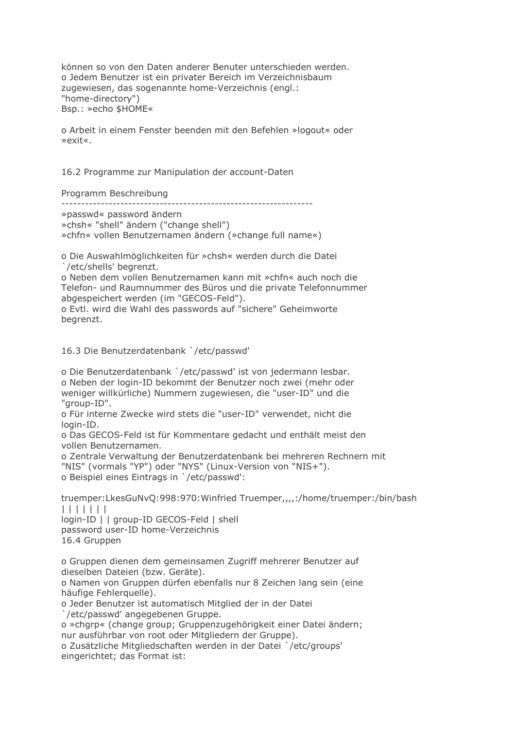können so von den Daten anderer Benuter unterschieden werden.
o Jedem Benutzer ist ein privater Bereich im Verzeichnisbaum zugewiesen, das sogenannte home-Verzeichnis (engl.: "home-directory")
Bsp.: »echo $HOME«

o Arbeit in einem Fenster beenden mit den Befehlen »logout« oder »exit«.

## 16.2 Programme zur Manipulation der account-Daten

```
Programm Beschreibung
----------------------------------------------------------------
»passwd« password ändern
»chsh« "shell" ändern ("change shell")
»chfn« vollen Benutzernamen ändern (»change full name«)
```

o Die Auswahlmöglichkeiten für »chsh« werden durch die Datei `/etc/shells' begrenzt.
o Neben dem vollen Benutzernamen kann mit »chfn« auch noch die Telefon- und Raumnummer des Büros und die private Telefonnummer abgespeichert werden (im "GECOS-Feld").
o Evtl. wird die Wahl des passwords auf "sichere" Geheimworte begrenzt.

## 16.3 Die Benutzerdatenbank `/etc/passwd'

o Die Benutzerdatenbank `/etc/passwd' ist von jedermann lesbar.
o Neben der login-ID bekommt der Benutzer noch zwei (mehr oder weniger willkürliche) Nummern zugewiesen, die "user-ID" und die "group-ID".
o Für interne Zwecke wird stets die "user-ID" verwendet, nicht die login-ID.
o Das GECOS-Feld ist für Kommentare gedacht und enthält meist den vollen Benutzernamen.
o Zentrale Verwaltung der Benutzerdatenbank bei mehreren Rechnern mit "NIS" (vormals "YP") oder "NYS" (Linux-Version von "NIS+").
o Beispiel eines Eintrags in `/etc/passwd':

```
truemper:LkesGuNvQ:998:970:Winfried Truemper,,,,:/home/truemper:/bin/bash
| | | | | | |
login-ID | | group-ID GECOS-Feld | shell
password user-ID home-Verzeichnis
```

## 16.4 Gruppen

o Gruppen dienen dem gemeinsamen Zugriff mehrerer Benutzer auf dieselben Dateien (bzw. Geräte).
o Namen von Gruppen dürfen ebenfalls nur 8 Zeichen lang sein (eine häufige Fehlerquelle).
o Jeder Benutzer ist automatisch Mitglied der in der Datei `/etc/passwd' angegebenen Gruppe.
o »chgrp« (change group; Gruppenzugehörigkeit einer Datei ändern; nur ausführbar von root oder Mitgliedern der Gruppe).
o Zusätzliche Mitgliedschaften werden in der Datei `/etc/groups' eingerichtet; das Format ist: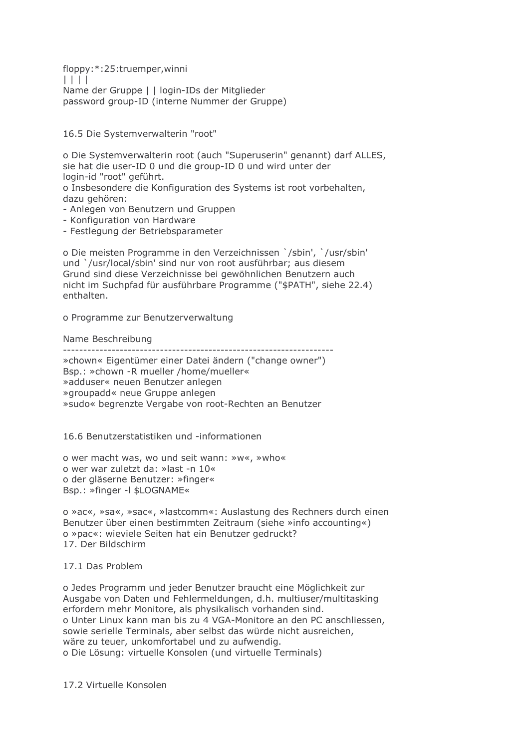```
floppy:*:25:truemper,winni
| | | |
Name der Gruppe | | login-IDs der Mitglieder
password group-ID (interne Nummer der Gruppe)
```

## 16.5 Die Systemverwalterin "root"

o Die Systemverwalterin root (auch "Superuserin" genannt) darf ALLES, sie hat die user-ID 0 und die group-ID 0 und wird unter der login-id "root" geführt.
o Insbesondere die Konfiguration des Systems ist root vorbehalten, dazu gehören:
- Anlegen von Benutzern und Gruppen
- Konfiguration von Hardware
- Festlegung der Betriebsparameter

o Die meisten Programme in den Verzeichnissen `/sbin', `/usr/sbin' und `/usr/local/sbin' sind nur von root ausführbar; aus diesem Grund sind diese Verzeichnisse bei gewöhnlichen Benutzern auch nicht im Suchpfad für ausführbare Programme ("$PATH", siehe 22.4) enthalten.

o Programme zur Benutzerverwaltung

| Name | Beschreibung |
| --- | --- |
| »chown« | Eigentümer einer Datei ändern ("change owner") Bsp.: »chown -R mueller /home/mueller« |
| »adduser« | neuen Benutzer anlegen |
| »groupadd« | neue Gruppe anlegen |
| »sudo« | begrenzte Vergabe von root-Rechten an Benutzer |

## 16.6 Benutzerstatistiken und -informationen

o wer macht was, wo und seit wann: »w«, »who«
o wer war zuletzt da: »last -n 10«
o der gläserne Benutzer: »finger«
Bsp.: »finger -l $LOGNAME«

o »ac«, »sa«, »sac«, »lastcomm«: Auslastung des Rechners durch einen Benutzer über einen bestimmten Zeitraum (siehe »info accounting«)
o »pac«: wieviele Seiten hat ein Benutzer gedruckt?

# 17. Der Bildschirm

## 17.1 Das Problem

o Jedes Programm und jeder Benutzer braucht eine Möglichkeit zur Ausgabe von Daten und Fehlermeldungen, d.h. multiuser/multitasking erfordern mehr Monitore, als physikalisch vorhanden sind.
o Unter Linux kann man bis zu 4 VGA-Monitore an den PC anschliessen, sowie serielle Terminals, aber selbst das würde nicht ausreichen, wäre zu teuer, unkomfortabel und zu aufwendig.
o Die Lösung: virtuelle Konsolen (und virtuelle Terminals)

## 17.2 Virtuelle Konsolen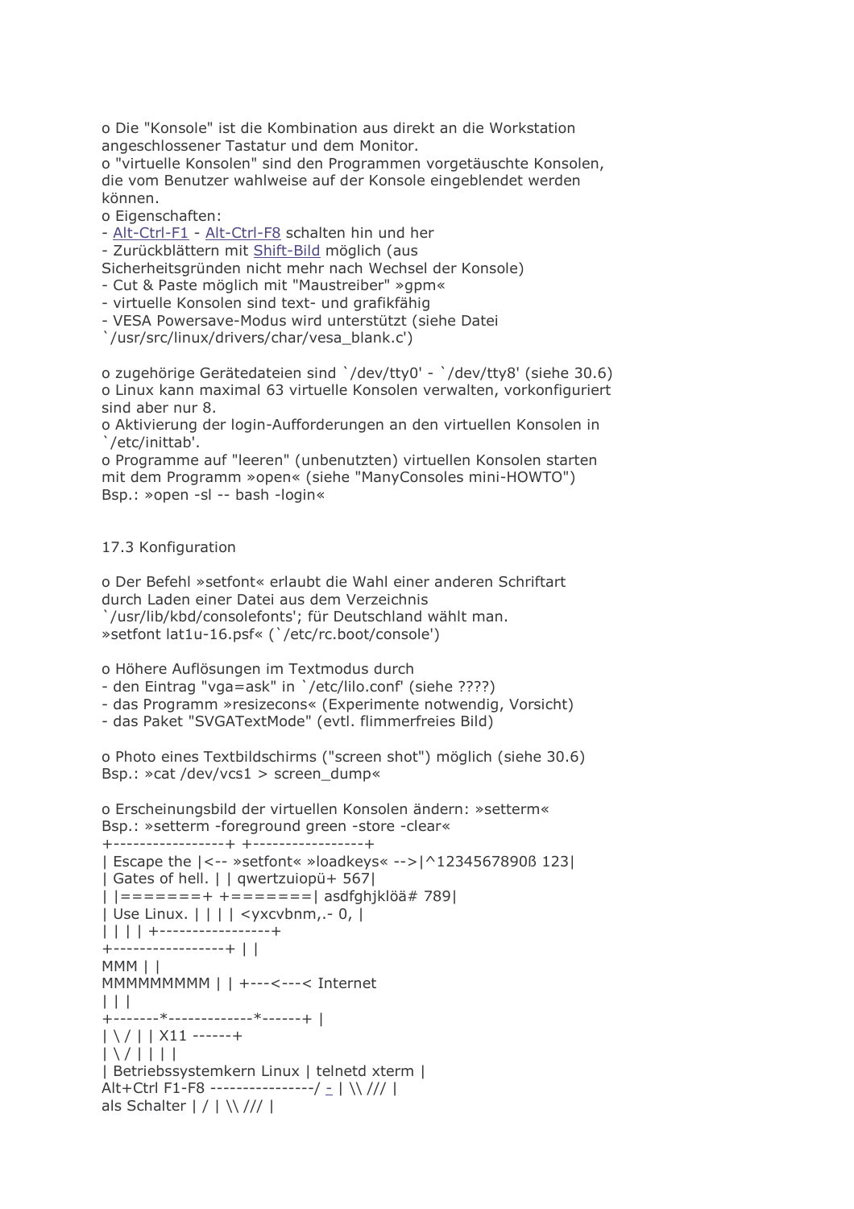o Die "Konsole" ist die Kombination aus direkt an die Workstation angeschlossener Tastatur und dem Monitor.
o "virtuelle Konsolen" sind den Programmen vorgetäuschte Konsolen, die vom Benutzer wahlweise auf der Konsole eingeblendet werden können.
o Eigenschaften:
- Alt-Ctrl-F1 - Alt-Ctrl-F8 schalten hin und her
- Zurückblättern mit Shift-Bild möglich (aus Sicherheitsgründen nicht mehr nach Wechsel der Konsole)
- Cut & Paste möglich mit "Maustreiber" »gpm«
- virtuelle Konsolen sind text- und grafikfähig
- VESA Powersave-Modus wird unterstützt (siehe Datei `/usr/src/linux/drivers/char/vesa_blank.c')

o zugehörige Gerätedateien sind `/dev/tty0' - `/dev/tty8' (siehe 30.6)
o Linux kann maximal 63 virtuelle Konsolen verwalten, vorkonfiguriert sind aber nur 8.
o Aktivierung der login-Aufforderungen an den virtuellen Konsolen in `/etc/inittab'.
o Programme auf "leeren" (unbenutzten) virtuellen Konsolen starten mit dem Programm »open« (siehe "ManyConsoles mini-HOWTO")
Bsp.: »open -sl -- bash -login«

## 17.3 Konfiguration

o Der Befehl »setfont« erlaubt die Wahl einer anderen Schriftart durch Laden einer Datei aus dem Verzeichnis `/usr/lib/kbd/consolefonts'; für Deutschland wählt man. »setfont lat1u-16.psf« (`/etc/rc.boot/console')

o Höhere Auflösungen im Textmodus durch
- den Eintrag "vga=ask" in `/etc/lilo.conf' (siehe ????)
- das Programm »resizecons« (Experimente notwendig, Vorsicht)
- das Paket "SVGATextMode" (evtl. flimmerfreies Bild)

o Photo eines Textbildschirms ("screen shot") möglich (siehe 30.6)
Bsp.: »cat /dev/vcs1 > screen_dump«

o Erscheinungsbild der virtuellen Konsolen ändern: »setterm«
Bsp.: »setterm -foreground green -store -clear«

```
+-----------------+ +-----------------+
| Escape the |<-- »setfont« »loadkeys« -->|^1234567890ß 123|
| Gates of hell. | | qwertzuiopü+ 567|
| |=======+ +=======| asdfghjklöä# 789|
| Use Linux. | | | | <yxcvbnm,.- 0, |
| | | | +-----------------+
+-----------------+ | |
MMM | |
MMMMMMMMM | | +---<---< Internet
| | |
+-------*-------------*------+ |
| \ / | | X11 ------+
| \ / | | | |
| Betriebssystemkern Linux | telnetd xterm |
Alt+Ctrl F1-F8 ----------------/ - | \\ /// |
als Schalter | / | \\ /// |
```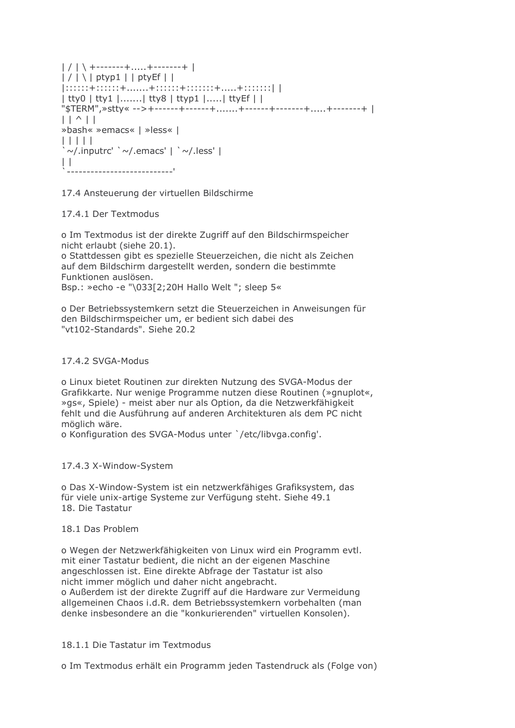```
| / | \ +--------+.....+--------+ |
| / | \ | ptyp1 | | ptyEf | |
|::::::+::::::+.......+::::::+:::::::+.....+:::::::| |
| tty0 | tty1 |.......| tty8 | ttyp1 |.....| ttyEf | |
"$TERM",»stty« -->+------+-------+.......+-------+--------+.....+-------+ |
| | ^ | |
»bash« »emacs« | »less« |
| | | | |
`~/.inputrc' `~/.emacs' | `~/.less' |
| |
`---------------------------'
```

17.4 Ansteuerung der virtuellen Bildschirme

17.4.1 Der Textmodus

o Im Textmodus ist der direkte Zugriff auf den Bildschirmspeicher nicht erlaubt (siehe 20.1).
o Stattdessen gibt es spezielle Steuerzeichen, die nicht als Zeichen auf dem Bildschirm dargestellt werden, sondern die bestimmte Funktionen auslösen.
Bsp.: »echo -e "\033[2;20H Hallo Welt "; sleep 5«

o Der Betriebssystemkern setzt die Steuerzeichen in Anweisungen für den Bildschirmspeicher um, er bedient sich dabei des "vt102-Standards". Siehe 20.2

17.4.2 SVGA-Modus

o Linux bietet Routinen zur direkten Nutzung des SVGA-Modus der Grafikkarte. Nur wenige Programme nutzen diese Routinen (»gnuplot«, »gs«, Spiele) - meist aber nur als Option, da die Netzwerkfähigkeit fehlt und die Ausführung auf anderen Architekturen als dem PC nicht möglich wäre.
o Konfiguration des SVGA-Modus unter `/etc/libvga.config'.

17.4.3 X-Window-System

o Das X-Window-System ist ein netzwerkfähiges Grafiksystem, das für viele unix-artige Systeme zur Verfügung steht. Siehe 49.1

18. Die Tastatur

18.1 Das Problem

o Wegen der Netzwerkfähigkeiten von Linux wird ein Programm evtl. mit einer Tastatur bedient, die nicht an der eigenen Maschine angeschlossen ist. Eine direkte Abfrage der Tastatur ist also nicht immer möglich und daher nicht angebracht.
o Außerdem ist der direkte Zugriff auf die Hardware zur Vermeidung allgemeinen Chaos i.d.R. dem Betriebssystemkern vorbehalten (man denke insbesondere an die "konkurierenden" virtuellen Konsolen).

18.1.1 Die Tastatur im Textmodus

o Im Textmodus erhält ein Programm jeden Tastendruck als (Folge von)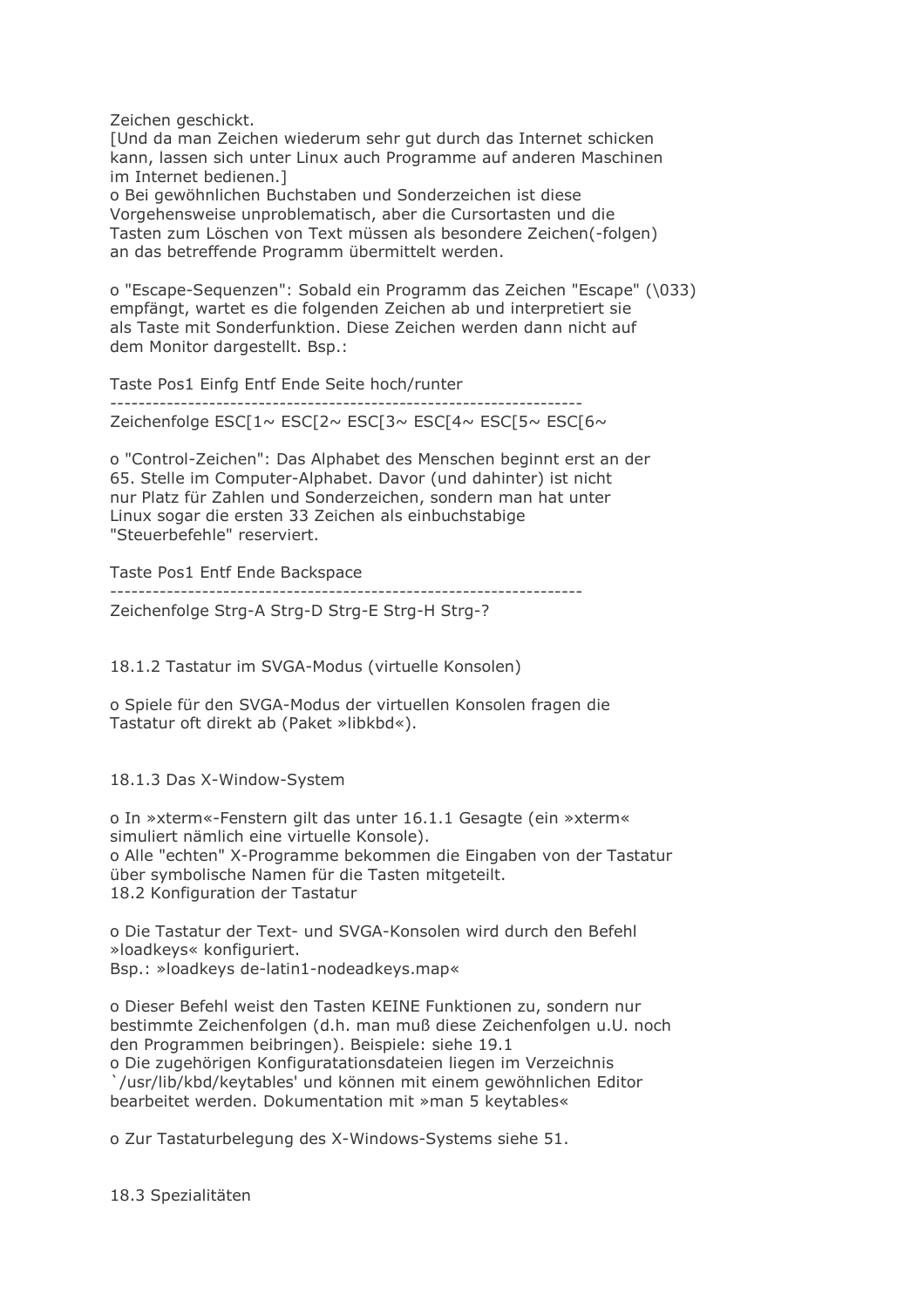Zeichen geschickt.
[Und da man Zeichen wiederum sehr gut durch das Internet schicken kann, lassen sich unter Linux auch Programme auf anderen Maschinen im Internet bedienen.]
o Bei gewöhnlichen Buchstaben und Sonderzeichen ist diese Vorgehensweise unproblematisch, aber die Cursortasten und die Tasten zum Löschen von Text müssen als besondere Zeichen(-folgen) an das betreffende Programm übermittelt werden.

o "Escape-Sequenzen": Sobald ein Programm das Zeichen "Escape" (\033) empfängt, wartet es die folgenden Zeichen ab und interpretiert sie als Taste mit Sonderfunktion. Diese Zeichen werden dann nicht auf dem Monitor dargestellt. Bsp.:

```
Taste Pos1 Einfg Entf Ende Seite hoch/runter
-----------------------------------------------------------------
Zeichenfolge ESC[1~ ESC[2~ ESC[3~ ESC[4~ ESC[5~ ESC[6~
```

o "Control-Zeichen": Das Alphabet des Menschen beginnt erst an der 65. Stelle im Computer-Alphabet. Davor (und dahinter) ist nicht nur Platz für Zahlen und Sonderzeichen, sondern man hat unter Linux sogar die ersten 33 Zeichen als einbuchstabige "Steuerbefehle" reserviert.

```
Taste Pos1 Entf Ende Backspace
-----------------------------------------------------------------
Zeichenfolge Strg-A Strg-D Strg-E Strg-H Strg-?
```

18.1.2 Tastatur im SVGA-Modus (virtuelle Konsolen)

o Spiele für den SVGA-Modus der virtuellen Konsolen fragen die Tastatur oft direkt ab (Paket »libkbd«).

18.1.3 Das X-Window-System

o In »xterm«-Fenstern gilt das unter 16.1.1 Gesagte (ein »xterm« simuliert nämlich eine virtuelle Konsole).
o Alle "echten" X-Programme bekommen die Eingaben von der Tastatur über symbolische Namen für die Tasten mitgeteilt.
18.2 Konfiguration der Tastatur

o Die Tastatur der Text- und SVGA-Konsolen wird durch den Befehl »loadkeys« konfiguriert.
Bsp.: »loadkeys de-latin1-nodeadkeys.map«

o Dieser Befehl weist den Tasten KEINE Funktionen zu, sondern nur bestimmte Zeichenfolgen (d.h. man muß diese Zeichenfolgen u.U. noch den Programmen beibringen). Beispiele: siehe 19.1
o Die zugehörigen Konfiguratationsdateien liegen im Verzeichnis `/usr/lib/kbd/keytables' und können mit einem gewöhnlichen Editor bearbeitet werden. Dokumentation mit »man 5 keytables«

o Zur Tastaturbelegung des X-Windows-Systems siehe 51.

18.3 Spezialitäten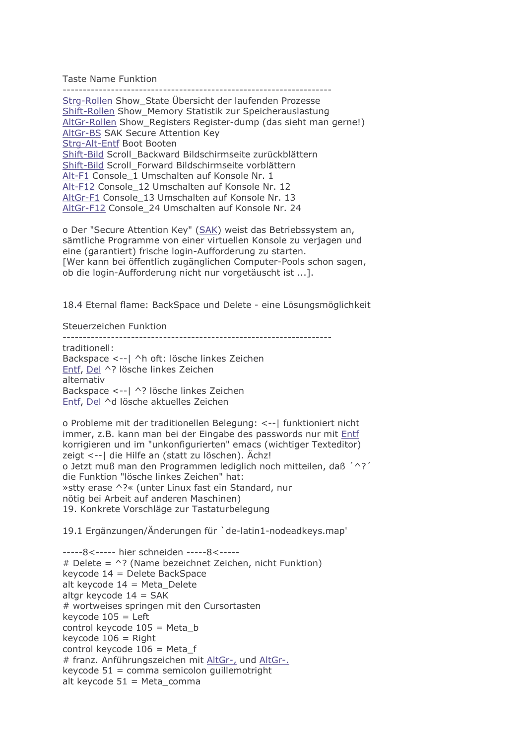Taste Name Funktion
-------------------------------------------------------------------
Strg-Rollen Show_State Übersicht der laufenden Prozesse
Shift-Rollen Show_Memory Statistik zur Speicherauslastung
AltGr-Rollen Show_Registers Register-dump (das sieht man gerne!)
AltGr-BS SAK Secure Attention Key
Strg-Alt-Entf Boot Booten
Shift-Bild Scroll_Backward Bildschirmseite zurückblättern
Shift-Bild Scroll_Forward Bildschirmseite vorblättern
Alt-F1 Console_1 Umschalten auf Konsole Nr. 1
Alt-F12 Console_12 Umschalten auf Konsole Nr. 12
AltGr-F1 Console_13 Umschalten auf Konsole Nr. 13
AltGr-F12 Console_24 Umschalten auf Konsole Nr. 24

o Der "Secure Attention Key" (SAK) weist das Betriebssystem an, sämtliche Programme von einer virtuellen Konsole zu verjagen und eine (garantiert) frische login-Aufforderung zu starten.
[Wer kann bei öffentlich zugänglichen Computer-Pools schon sagen, ob die login-Aufforderung nicht nur vorgetäuscht ist ...].

## 18.4 Eternal flame: BackSpace und Delete - eine Lösungsmöglichkeit

Steuerzeichen Funktion
-------------------------------------------------------------------
traditionell:
Backspace <--| ^h oft: lösche linkes Zeichen
Entf, Del ^? lösche linkes Zeichen
alternativ
Backspace <--| ^? lösche linkes Zeichen
Entf, Del ^d lösche aktuelles Zeichen

o Probleme mit der traditionellen Belegung: <--| funktioniert nicht immer, z.B. kann man bei der Eingabe des passwords nur mit Entf korrigieren und im "unkonfigurierten" emacs (wichtiger Texteditor) zeigt <--| die Hilfe an (statt zu löschen). Ächz!
o Jetzt muß man den Programmen lediglich noch mitteilen, daß ´^?´ die Funktion "lösche linkes Zeichen" hat:
»stty erase ^?« (unter Linux fast ein Standard, nur nötig bei Arbeit auf anderen Maschinen)

# 19. Konkrete Vorschläge zur Tastaturbelegung

## 19.1 Ergänzungen/Änderungen für `de-latin1-nodeadkeys.map'

```
-----8<----- hier schneiden -----8<-----
# Delete = ^? (Name bezeichnet Zeichen, nicht Funktion)
keycode 14 = Delete BackSpace
alt keycode 14 = Meta_Delete
altgr keycode 14 = SAK
# wortweises springen mit den Cursortasten
keycode 105 = Left
control keycode 105 = Meta_b
keycode 106 = Right
control keycode 106 = Meta_f
# franz. Anführungszeichen mit AltGr-, und AltGr-.
keycode 51 = comma semicolon guillemotright
alt keycode 51 = Meta_comma
```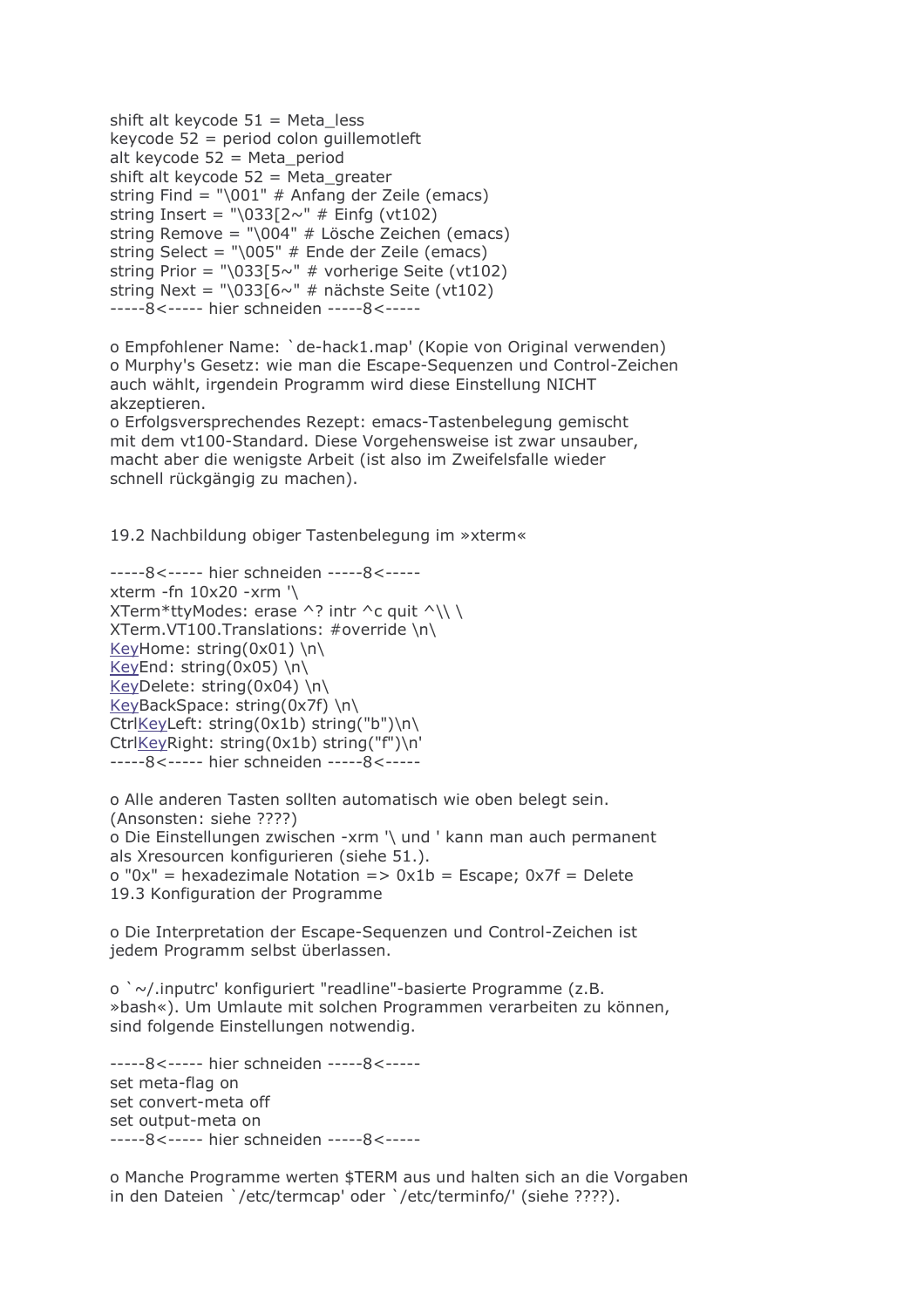```
shift alt keycode 51 = Meta_less
keycode 52 = period colon guillemotleft
alt keycode 52 = Meta_period
shift alt keycode 52 = Meta_greater
string Find = "\001" # Anfang der Zeile (emacs)
string Insert = "\033[2~" # Einfg (vt102)
string Remove = "\004" # Lösche Zeichen (emacs)
string Select = "\005" # Ende der Zeile (emacs)
string Prior = "\033[5~" # vorherige Seite (vt102)
string Next = "\033[6~" # nächste Seite (vt102)
-----8<----- hier schneiden -----8<-----
```

o Empfohlener Name: `de-hack1.map' (Kopie von Original verwenden)
o Murphy's Gesetz: wie man die Escape-Sequenzen und Control-Zeichen auch wählt, irgendein Programm wird diese Einstellung NICHT akzeptieren.
o Erfolgsversprechendes Rezept: emacs-Tastenbelegung gemischt mit dem vt100-Standard. Diese Vorgehensweise ist zwar unsauber, macht aber die wenigste Arbeit (ist also im Zweifelsfalle wieder schnell rückgängig zu machen).

## 19.2 Nachbildung obiger Tastenbelegung im »xterm«

```
-----8<----- hier schneiden -----8<-----
xterm -fn 10x20 -xrm '\
XTerm*ttyModes: erase ^? intr ^c quit ^\\ \
XTerm.VT100.Translations: #override \n\
KeyHome: string(0x01) \n\
KeyEnd: string(0x05) \n\
KeyDelete: string(0x04) \n\
KeyBackSpace: string(0x7f) \n\
CtrlKeyLeft: string(0x1b) string("b")\n\
CtrlKeyRight: string(0x1b) string("f")\n'
-----8<----- hier schneiden -----8<-----
```

o Alle anderen Tasten sollten automatisch wie oben belegt sein. (Ansonsten: siehe ????)
o Die Einstellungen zwischen -xrm '\ und ' kann man auch permanent als Xresourcen konfigurieren (siehe 51.).
o "0x" = hexadezimale Notation => 0x1b = Escape; 0x7f = Delete

## 19.3 Konfiguration der Programme

o Die Interpretation der Escape-Sequenzen und Control-Zeichen ist jedem Programm selbst überlassen.

o `~/.inputrc' konfiguriert "readline"-basierte Programme (z.B. »bash«). Um Umlaute mit solchen Programmen verarbeiten zu können, sind folgende Einstellungen notwendig.

```
-----8<----- hier schneiden -----8<-----
set meta-flag on
set convert-meta off
set output-meta on
-----8<----- hier schneiden -----8<-----
```

o Manche Programme werten $TERM aus und halten sich an die Vorgaben in den Dateien `/etc/termcap' oder `/etc/terminfo/' (siehe ????).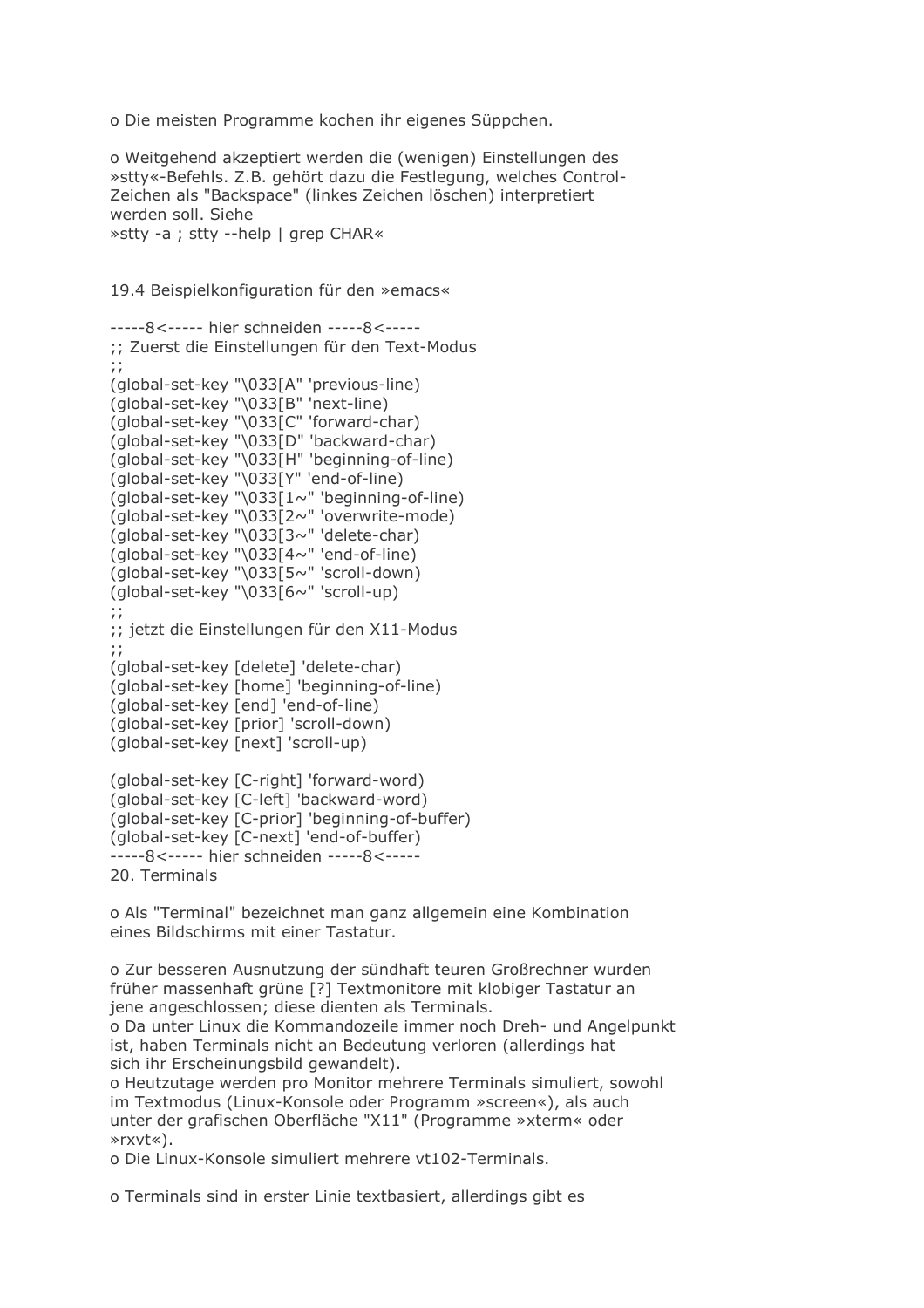o Die meisten Programme kochen ihr eigenes Süppchen.

o Weitgehend akzeptiert werden die (wenigen) Einstellungen des »stty«-Befehls. Z.B. gehört dazu die Festlegung, welches Control-Zeichen als "Backspace" (linkes Zeichen löschen) interpretiert werden soll. Siehe
»stty -a ; stty --help | grep CHAR«

## 19.4 Beispielkonfiguration für den »emacs«

```
-----8<----- hier schneiden -----8<-----
;; Zuerst die Einstellungen für den Text-Modus
;;
(global-set-key "\033[A" 'previous-line)
(global-set-key "\033[B" 'next-line)
(global-set-key "\033[C" 'forward-char)
(global-set-key "\033[D" 'backward-char)
(global-set-key "\033[H" 'beginning-of-line)
(global-set-key "\033[Y" 'end-of-line)
(global-set-key "\033[1~" 'beginning-of-line)
(global-set-key "\033[2~" 'overwrite-mode)
(global-set-key "\033[3~" 'delete-char)
(global-set-key "\033[4~" 'end-of-line)
(global-set-key "\033[5~" 'scroll-down)
(global-set-key "\033[6~" 'scroll-up)
;;
;; jetzt die Einstellungen für den X11-Modus
;;
(global-set-key [delete] 'delete-char)
(global-set-key [home] 'beginning-of-line)
(global-set-key [end] 'end-of-line)
(global-set-key [prior] 'scroll-down)
(global-set-key [next] 'scroll-up)

(global-set-key [C-right] 'forward-word)
(global-set-key [C-left] 'backward-word)
(global-set-key [C-prior] 'beginning-of-buffer)
(global-set-key [C-next] 'end-of-buffer)
-----8<----- hier schneiden -----8<-----
```

# 20. Terminals

o Als "Terminal" bezeichnet man ganz allgemein eine Kombination eines Bildschirms mit einer Tastatur.

o Zur besseren Ausnutzung der sündhaft teuren Großrechner wurden früher massenhaft grüne [?] Textmonitore mit klobiger Tastatur an jene angeschlossen; diese dienten als Terminals.
o Da unter Linux die Kommandozeile immer noch Dreh- und Angelpunkt ist, haben Terminals nicht an Bedeutung verloren (allerdings hat sich ihr Erscheinungsbild gewandelt).
o Heutzutage werden pro Monitor mehrere Terminals simuliert, sowohl im Textmodus (Linux-Konsole oder Programm »screen«), als auch unter der grafischen Oberfläche "X11" (Programme »xterm« oder »rxvt«).
o Die Linux-Konsole simuliert mehrere vt102-Terminals.

o Terminals sind in erster Linie textbasiert, allerdings gibt es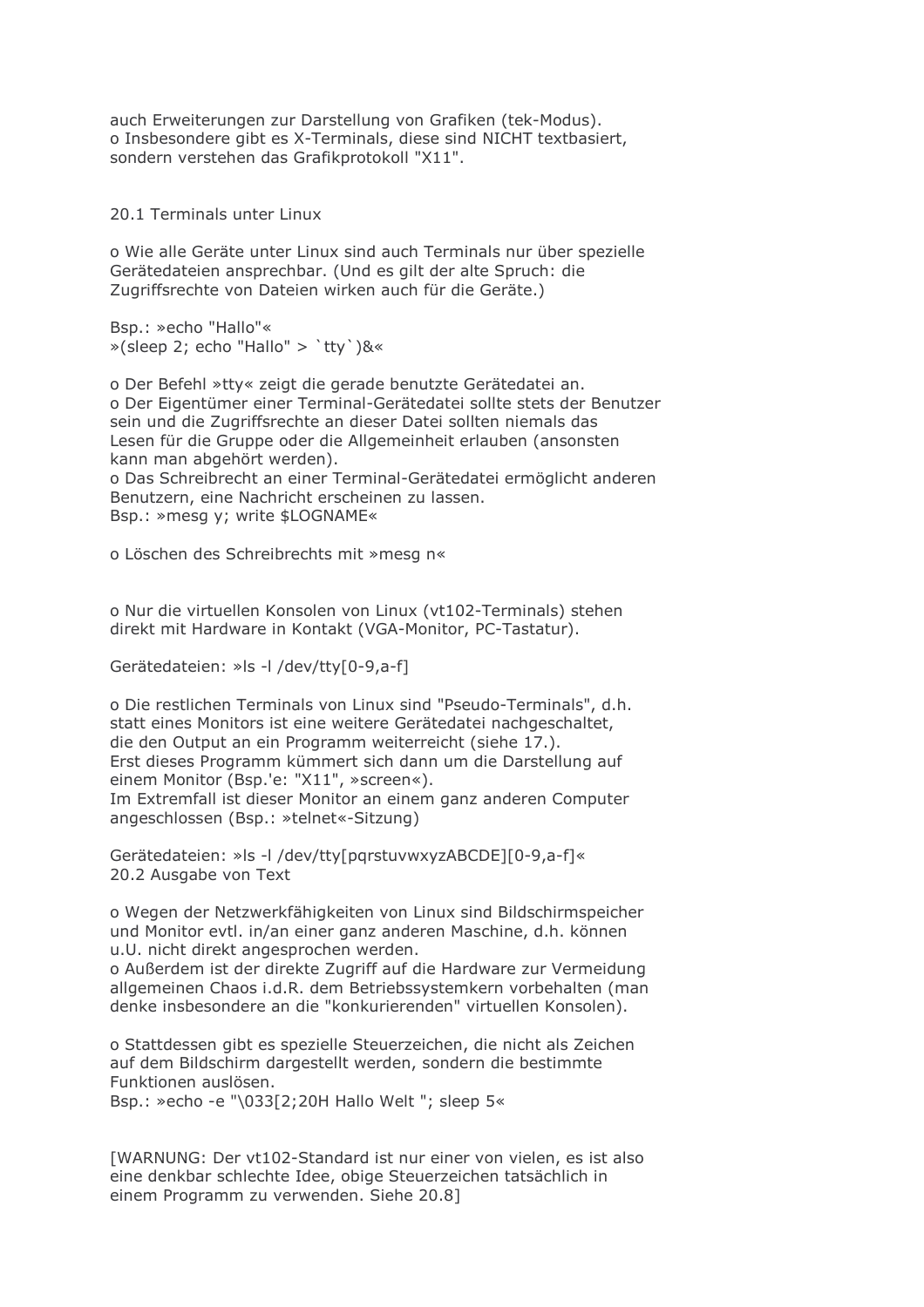auch Erweiterungen zur Darstellung von Grafiken (tek-Modus).
o Insbesondere gibt es X-Terminals, diese sind NICHT textbasiert, sondern verstehen das Grafikprotokoll "X11".

## 20.1 Terminals unter Linux

o Wie alle Geräte unter Linux sind auch Terminals nur über spezielle Gerätedateien ansprechbar. (Und es gilt der alte Spruch: die Zugriffsrechte von Dateien wirken auch für die Geräte.)

Bsp.: »echo "Hallo"«
»(sleep 2; echo "Hallo" > `tty`)&«

o Der Befehl »tty« zeigt die gerade benutzte Gerätedatei an.
o Der Eigentümer einer Terminal-Gerätedatei sollte stets der Benutzer sein und die Zugriffsrechte an dieser Datei sollten niemals das Lesen für die Gruppe oder die Allgemeinheit erlauben (ansonsten kann man abgehört werden).
o Das Schreibrecht an einer Terminal-Gerätedatei ermöglicht anderen Benutzern, eine Nachricht erscheinen zu lassen.
Bsp.: »mesg y; write $LOGNAME«

o Löschen des Schreibrechts mit »mesg n«

o Nur die virtuellen Konsolen von Linux (vt102-Terminals) stehen direkt mit Hardware in Kontakt (VGA-Monitor, PC-Tastatur).

Gerätedateien: »ls -l /dev/tty[0-9,a-f]

o Die restlichen Terminals von Linux sind "Pseudo-Terminals", d.h. statt eines Monitors ist eine weitere Gerätedatei nachgeschaltet, die den Output an ein Programm weiterreicht (siehe 17.).
Erst dieses Programm kümmert sich dann um die Darstellung auf einem Monitor (Bsp.'e: "X11", »screen«).
Im Extremfall ist dieser Monitor an einem ganz anderen Computer angeschlossen (Bsp.: »telnet«-Sitzung)

Gerätedateien: »ls -l /dev/tty[pqrstuvwxyzABCDE][0-9,a-f]«

## 20.2 Ausgabe von Text

o Wegen der Netzwerkfähigkeiten von Linux sind Bildschirmspeicher und Monitor evtl. in/an einer ganz anderen Maschine, d.h. können u.U. nicht direkt angesprochen werden.
o Außerdem ist der direkte Zugriff auf die Hardware zur Vermeidung allgemeinen Chaos i.d.R. dem Betriebssystemkern vorbehalten (man denke insbesondere an die "konkurierenden" virtuellen Konsolen).

o Stattdessen gibt es spezielle Steuerzeichen, die nicht als Zeichen auf dem Bildschirm dargestellt werden, sondern die bestimmte Funktionen auslösen.
Bsp.: »echo -e "\033[2;20H Hallo Welt "; sleep 5«

[WARNUNG: Der vt102-Standard ist nur einer von vielen, es ist also eine denkbar schlechte Idee, obige Steuerzeichen tatsächlich in einem Programm zu verwenden. Siehe 20.8]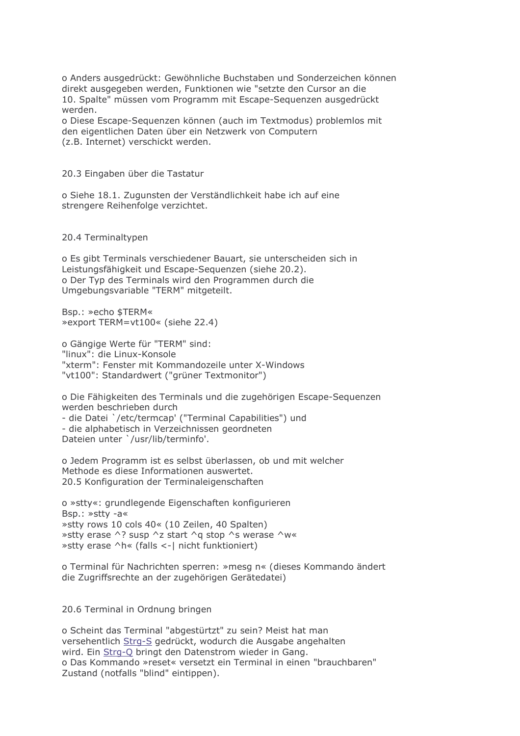o Anders ausgedrückt: Gewöhnliche Buchstaben und Sonderzeichen können direkt ausgegeben werden, Funktionen wie "setzte den Cursor an die 10. Spalte" müssen vom Programm mit Escape-Sequenzen ausgedrückt werden.
o Diese Escape-Sequenzen können (auch im Textmodus) problemlos mit den eigentlichen Daten über ein Netzwerk von Computern (z.B. Internet) verschickt werden.

## 20.3 Eingaben über die Tastatur

o Siehe 18.1. Zugunsten der Verständlichkeit habe ich auf eine strengere Reihenfolge verzichtet.

## 20.4 Terminaltypen

o Es gibt Terminals verschiedener Bauart, sie unterscheiden sich in Leistungsfähigkeit und Escape-Sequenzen (siehe 20.2).
o Der Typ des Terminals wird den Programmen durch die Umgebungsvariable "TERM" mitgeteilt.

Bsp.: »echo $TERM«
»export TERM=vt100« (siehe 22.4)

o Gängige Werte für "TERM" sind:
"linux": die Linux-Konsole
"xterm": Fenster mit Kommandozeile unter X-Windows
"vt100": Standardwert ("grüner Textmonitor")

o Die Fähigkeiten des Terminals und die zugehörigen Escape-Sequenzen werden beschrieben durch
- die Datei `/etc/termcap' ("Terminal Capabilities") und
- die alphabetisch in Verzeichnissen geordneten Dateien unter `/usr/lib/terminfo'.

o Jedem Programm ist es selbst überlassen, ob und mit welcher Methode es diese Informationen auswertet.

## 20.5 Konfiguration der Terminaleigenschaften

o »stty«: grundlegende Eigenschaften konfigurieren
Bsp.: »stty -a«
»stty rows 10 cols 40« (10 Zeilen, 40 Spalten)
»stty erase ^? susp ^z start ^q stop ^s werase ^w«
»stty erase ^h« (falls <-| nicht funktioniert)

o Terminal für Nachrichten sperren: »mesg n« (dieses Kommando ändert die Zugriffsrechte an der zugehörigen Gerätedatei)

## 20.6 Terminal in Ordnung bringen

o Scheint das Terminal "abgestürtzt" zu sein? Meist hat man versehentlich Strg-S gedrückt, wodurch die Ausgabe angehalten wird. Ein Strg-Q bringt den Datenstrom wieder in Gang.
o Das Kommando »reset« versetzt ein Terminal in einen "brauchbaren" Zustand (notfalls "blind" eintippen).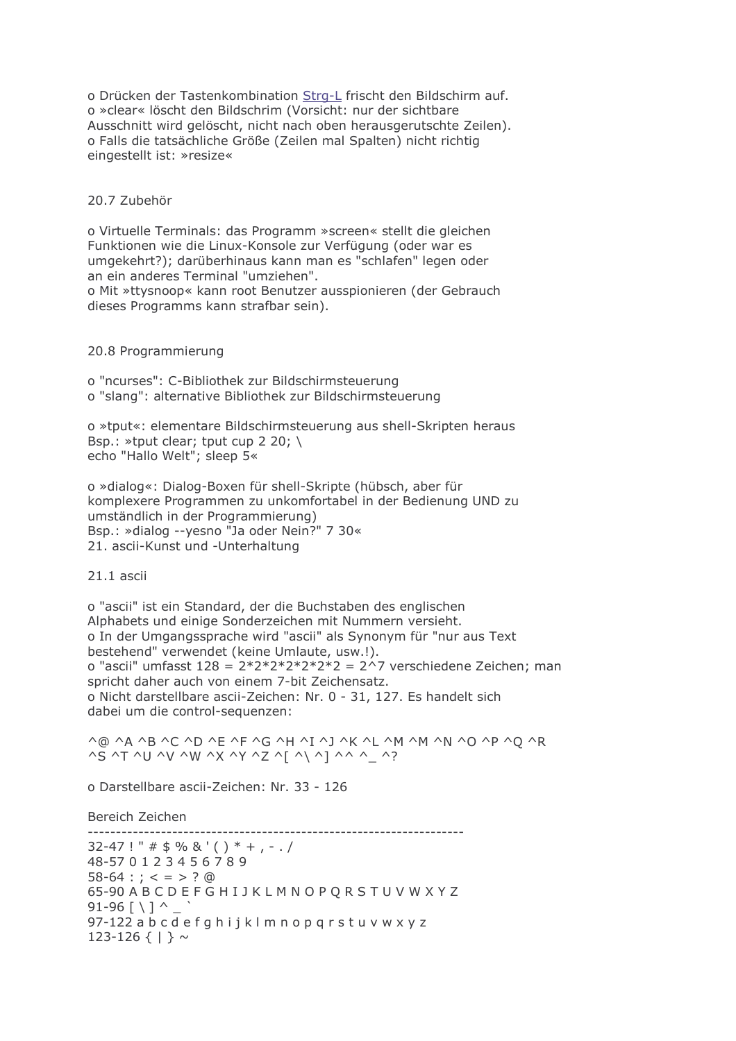o Drücken der Tastenkombination Strg-L frischt den Bildschirm auf.
o »clear« löscht den Bildschrim (Vorsicht: nur der sichtbare Ausschnitt wird gelöscht, nicht nach oben herausgerutschte Zeilen).
o Falls die tatsächliche Größe (Zeilen mal Spalten) nicht richtig eingestellt ist: »resize«

## 20.7 Zubehör

o Virtuelle Terminals: das Programm »screen« stellt die gleichen Funktionen wie die Linux-Konsole zur Verfügung (oder war es umgekehrt?); darüberhinaus kann man es "schlafen" legen oder an ein anderes Terminal "umziehen".
o Mit »ttysnoop« kann root Benutzer ausspionieren (der Gebrauch dieses Programms kann strafbar sein).

## 20.8 Programmierung

o "ncurses": C-Bibliothek zur Bildschirmsteuerung
o "slang": alternative Bibliothek zur Bildschirmsteuerung

o »tput«: elementare Bildschirmsteuerung aus shell-Skripten heraus
Bsp.: »tput clear; tput cup 2 20; \
echo "Hallo Welt"; sleep 5«

o »dialog«: Dialog-Boxen für shell-Skripte (hübsch, aber für komplexere Programmen zu unkomfortabel in der Bedienung UND zu umständlich in der Programmierung)
Bsp.: »dialog --yesno "Ja oder Nein?" 7 30«

# 21. ascii-Kunst und -Unterhaltung

## 21.1 ascii

o "ascii" ist ein Standard, der die Buchstaben des englischen Alphabets und einige Sonderzeichen mit Nummern versieht.
o In der Umgangssprache wird "ascii" als Synonym für "nur aus Text bestehend" verwendet (keine Umlaute, usw.!).
o "ascii" umfasst 128 = 2*2*2*2*2*2*2 = 2^7 verschiedene Zeichen; man spricht daher auch von einem 7-bit Zeichensatz.
o Nicht darstellbare ascii-Zeichen: Nr. 0 - 31, 127. Es handelt sich dabei um die control-sequenzen:

^@ ^A ^B ^C ^D ^E ^F ^G ^H ^I ^J ^K ^L ^M ^M ^N ^O ^P ^Q ^R
^S ^T ^U ^V ^W ^X ^Y ^Z ^[ ^\ ^] ^^ ^_ ^?

o Darstellbare ascii-Zeichen: Nr. 33 - 126

```
Bereich Zeichen
-------------------------------------------------------------------
32-47 ! " # $ % & ' ( ) * + , - . /
48-57 0 1 2 3 4 5 6 7 8 9
58-64 : ; < = > ? @
65-90 A B C D E F G H I J K L M N O P Q R S T U V W X Y Z
91-96 [ \ ] ^ _ `
97-122 a b c d e f g h i j k l m n o p q r s t u v w x y z
123-126 { | } ~
```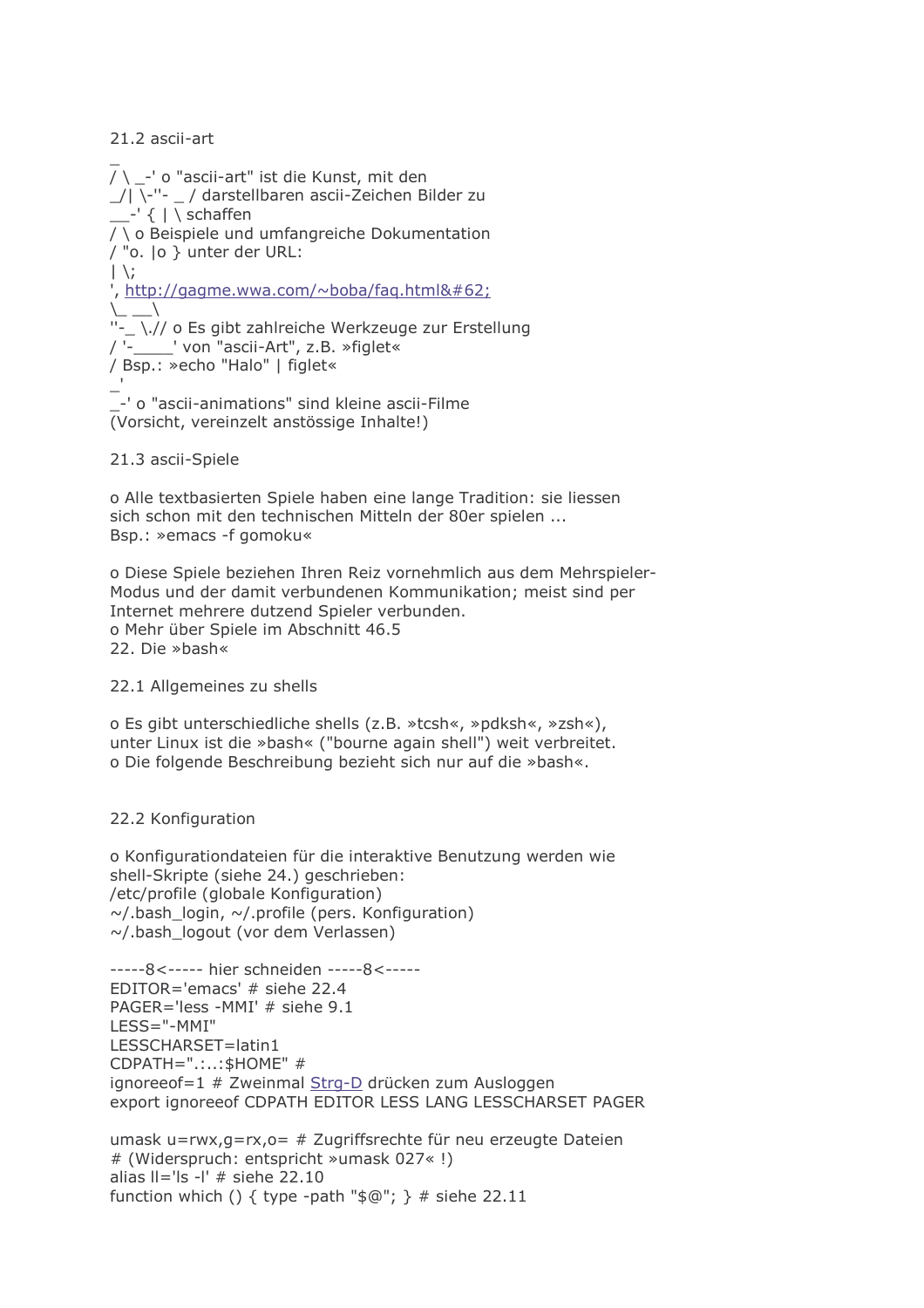## 21.2 ascii-art

```
_
/ \ _-' o "ascii-art" ist die Kunst, mit den
_/| \-''- _ / darstellbaren ascii-Zeichen Bilder zu
__-' { | \ schaffen
/ \ o Beispiele und umfangreiche Dokumentation
/ "o. |o } unter der URL:
| \;
', http://gagme.wwa.com/~boba/faq.html&#62;
\_ __\
''-_ \.// o Es gibt zahlreiche Werkzeuge zur Erstellung
/ '-____' von "ascii-Art", z.B. »figlet«
/ Bsp.: »echo "Halo" | figlet«
_'
_-' o "ascii-animations" sind kleine ascii-Filme
(Vorsicht, vereinzelt anstössige Inhalte!)
```

## 21.3 ascii-Spiele

o Alle textbasierten Spiele haben eine lange Tradition: sie liessen sich schon mit den technischen Mitteln der 80er spielen ...
Bsp.: »emacs -f gomoku«

o Diese Spiele beziehen Ihren Reiz vornehmlich aus dem Mehrspieler-Modus und der damit verbundenen Kommunikation; meist sind per Internet mehrere dutzend Spieler verbunden.
o Mehr über Spiele im Abschnitt 46.5

# 22. Die »bash«

## 22.1 Allgemeines zu shells

o Es gibt unterschiedliche shells (z.B. »tcsh«, »pdksh«, »zsh«), unter Linux ist die »bash« ("bourne again shell") weit verbreitet.
o Die folgende Beschreibung bezieht sich nur auf die »bash«.

## 22.2 Konfiguration

o Konfigurationdateien für die interaktive Benutzung werden wie shell-Skripte (siehe 24.) geschrieben:
/etc/profile (globale Konfiguration)
~/.bash_login, ~/.profile (pers. Konfiguration)
~/.bash_logout (vor dem Verlassen)

```
-----8<----- hier schneiden -----8<-----
EDITOR='emacs' # siehe 22.4
PAGER='less -MMI' # siehe 9.1
LESS="-MMI"
LESSCHARSET=latin1
CDPATH=".:..:$HOME" #
ignoreeof=1 # Zweinmal Strg-D drücken zum Ausloggen
export ignoreeof CDPATH EDITOR LESS LANG LESSCHARSET PAGER

umask u=rwx,g=rx,o= # Zugriffsrechte für neu erzeugte Dateien
# (Widerspruch: entspricht »umask 027« !)
alias ll='ls -l' # siehe 22.10
function which () { type -path "$@"; } # siehe 22.11
```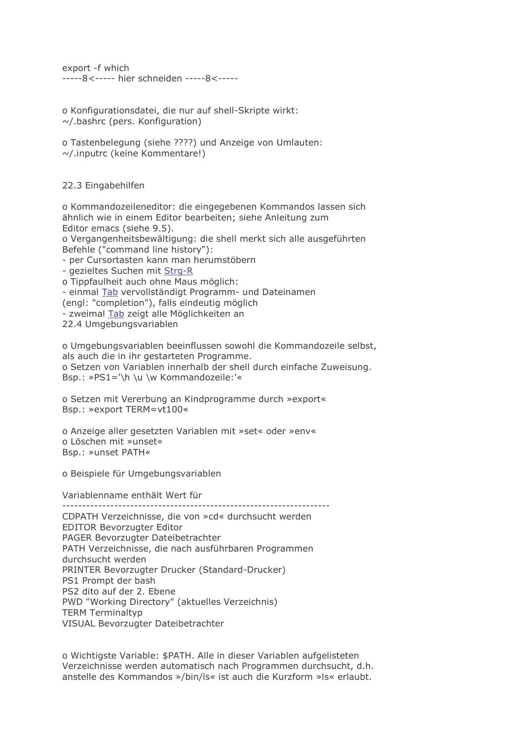export -f which
-----8<----- hier schneiden -----8<-----

o Konfigurationsdatei, die nur auf shell-Skripte wirkt:
~/.bashrc (pers. Konfiguration)

o Tastenbelegung (siehe ????) und Anzeige von Umlauten:
~/.inputrc (keine Kommentare!)

## 22.3 Eingabehilfen

o Kommandozeileneditor: die eingegebenen Kommandos lassen sich ähnlich wie in einem Editor bearbeiten; siehe Anleitung zum Editor emacs (siehe 9.5).
o Vergangenheitsbewältigung: die shell merkt sich alle ausgeführten Befehle ("command line history"):
- per Cursortasten kann man herumstöbern
- gezieltes Suchen mit Strg-R

o Tippfaulheit auch ohne Maus möglich:
- einmal Tab vervollständigt Programm- und Dateinamen (engl: "completion"), falls eindeutig möglich
- zweimal Tab zeigt alle Möglichkeiten an

## 22.4 Umgebungsvariablen

o Umgebungsvariablen beeinflussen sowohl die Kommandozeile selbst, als auch die in ihr gestarteten Programme.
o Setzen von Variablen innerhalb der shell durch einfache Zuweisung.
Bsp.: »PS1='\h \u \w Kommandozeile:'«

o Setzen mit Vererbung an Kindprogramme durch »export«
Bsp.: »export TERM=vt100«

o Anzeige aller gesetzten Variablen mit »set« oder »env«
o Löschen mit »unset«
Bsp.: »unset PATH«

o Beispiele für Umgebungsvariablen

| Variablenname | enthält Wert für |
|---|---|
| CDPATH | Verzeichnisse, die von »cd« durchsucht werden |
| EDITOR | Bevorzugter Editor |
| PAGER | Bevorzugter Dateibetrachter |
| PATH | Verzeichnisse, die nach ausführbaren Programmen durchsucht werden |
| PRINTER | Bevorzugter Drucker (Standard-Drucker) |
| PS1 | Prompt der bash |
| PS2 | dito auf der 2. Ebene |
| PWD | "Working Directory" (aktuelles Verzeichnis) |
| TERM | Terminaltyp |
| VISUAL | Bevorzugter Dateibetrachter |

o Wichtigste Variable: $PATH. Alle in dieser Variablen aufgelisteten Verzeichnisse werden automatisch nach Programmen durchsucht, d.h. anstelle des Kommandos »/bin/ls« ist auch die Kurzform »ls« erlaubt.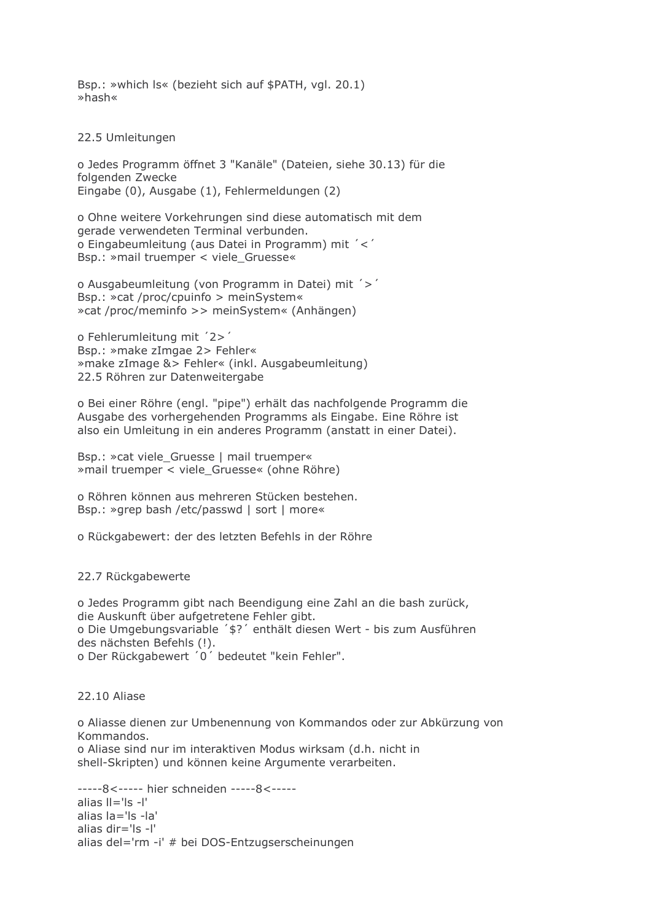Bsp.: »which ls« (bezieht sich auf $PATH, vgl. 20.1)
»hash«

## 22.5 Umleitungen

o Jedes Programm öffnet 3 "Kanäle" (Dateien, siehe 30.13) für die folgenden Zwecke
Eingabe (0), Ausgabe (1), Fehlermeldungen (2)

o Ohne weitere Vorkehrungen sind diese automatisch mit dem gerade verwendeten Terminal verbunden.
o Eingabeumleitung (aus Datei in Programm) mit ´<´
Bsp.: »mail truemper < viele_Gruesse«

o Ausgabeumleitung (von Programm in Datei) mit ´>´
Bsp.: »cat /proc/cpuinfo > meinSystem«
»cat /proc/meminfo >> meinSystem« (Anhängen)

o Fehlerumleitung mit ´2>´
Bsp.: »make zImgae 2> Fehler«
»make zImage &> Fehler« (inkl. Ausgabeumleitung)

## 22.5 Röhren zur Datenweitergabe

o Bei einer Röhre (engl. "pipe") erhält das nachfolgende Programm die Ausgabe des vorhergehenden Programms als Eingabe. Eine Röhre ist also ein Umleitung in ein anderes Programm (anstatt in einer Datei).

Bsp.: »cat viele_Gruesse | mail truemper«
»mail truemper < viele_Gruesse« (ohne Röhre)

o Röhren können aus mehreren Stücken bestehen.
Bsp.: »grep bash /etc/passwd | sort | more«

o Rückgabewert: der des letzten Befehls in der Röhre

## 22.7 Rückgabewerte

o Jedes Programm gibt nach Beendigung eine Zahl an die bash zurück, die Auskunft über aufgetretene Fehler gibt.
o Die Umgebungsvariable ´$?´ enthält diesen Wert - bis zum Ausführen des nächsten Befehls (!).
o Der Rückgabewert ´0´ bedeutet "kein Fehler".

## 22.10 Aliase

o Aliasse dienen zur Umbenennung von Kommandos oder zur Abkürzung von Kommandos.
o Aliase sind nur im interaktiven Modus wirksam (d.h. nicht in shell-Skripten) und können keine Argumente verarbeiten.

```
-----8<----- hier schneiden -----8<-----
alias ll='ls -l'
alias la='ls -la'
alias dir='ls -l'
alias del='rm -i' # bei DOS-Entzugserscheinungen
```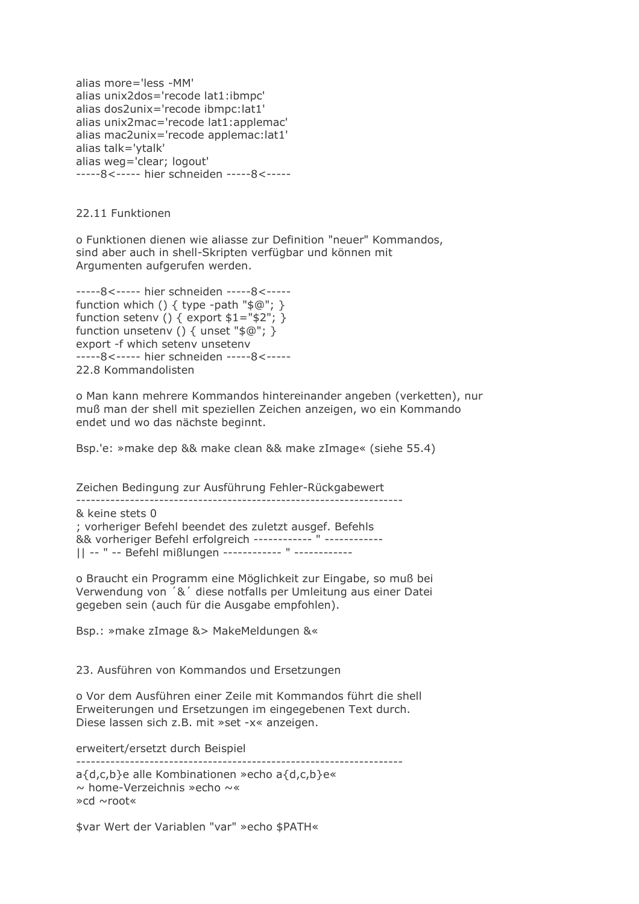```
alias more='less -MM'
alias unix2dos='recode lat1:ibmpc'
alias dos2unix='recode ibmpc:lat1'
alias unix2mac='recode lat1:applemac'
alias mac2unix='recode applemac:lat1'
alias talk='ytalk'
alias weg='clear; logout'
-----8<----- hier schneiden -----8<-----
```

## 22.11 Funktionen

o Funktionen dienen wie aliasse zur Definition "neuer" Kommandos, sind aber auch in shell-Skripten verfügbar und können mit Argumenten aufgerufen werden.

```
-----8<----- hier schneiden -----8<-----
function which () { type -path "$@"; }
function setenv () { export $1="$2"; }
function unsetenv () { unset "$@"; }
export -f which setenv unsetenv
-----8<----- hier schneiden -----8<-----
```

## 22.8 Kommandolisten

o Man kann mehrere Kommandos hintereinander angeben (verketten), nur muß man der shell mit speziellen Zeichen anzeigen, wo ein Kommando endet und wo das nächste beginnt.

Bsp.'e: »make dep && make clean && make zImage« (siehe 55.4)

| Zeichen | Bedingung zur Ausführung | Fehler-Rückgabewert |
|---|---|---|
| & | keine | stets 0 |
| ; | vorheriger Befehl beendet | des zuletzt ausgef. Befehls |
| && | vorheriger Befehl erfolgreich | ------------ " ------------ |
| \|\| | -- " -- Befehl mißlungen | ------------ " ------------ |

o Braucht ein Programm eine Möglichkeit zur Eingabe, so muß bei Verwendung von ´&´ diese notfalls per Umleitung aus einer Datei gegeben sein (auch für die Ausgabe empfohlen).

Bsp.: »make zImage &> MakeMeldungen &«

## 23. Ausführen von Kommandos und Ersetzungen

o Vor dem Ausführen einer Zeile mit Kommandos führt die shell Erweiterungen und Ersetzungen im eingegebenen Text durch. Diese lassen sich z.B. mit »set -x« anzeigen.

| erweitert/ersetzt | durch | Beispiel |
|---|---|---|
| a{d,c,b}e | alle Kombinationen | »echo a{d,c,b}e« |
| ~ | home-Verzeichnis | »echo ~« |
| | | »cd ~root« |
| $var | Wert der Variablen "var" | »echo $PATH« |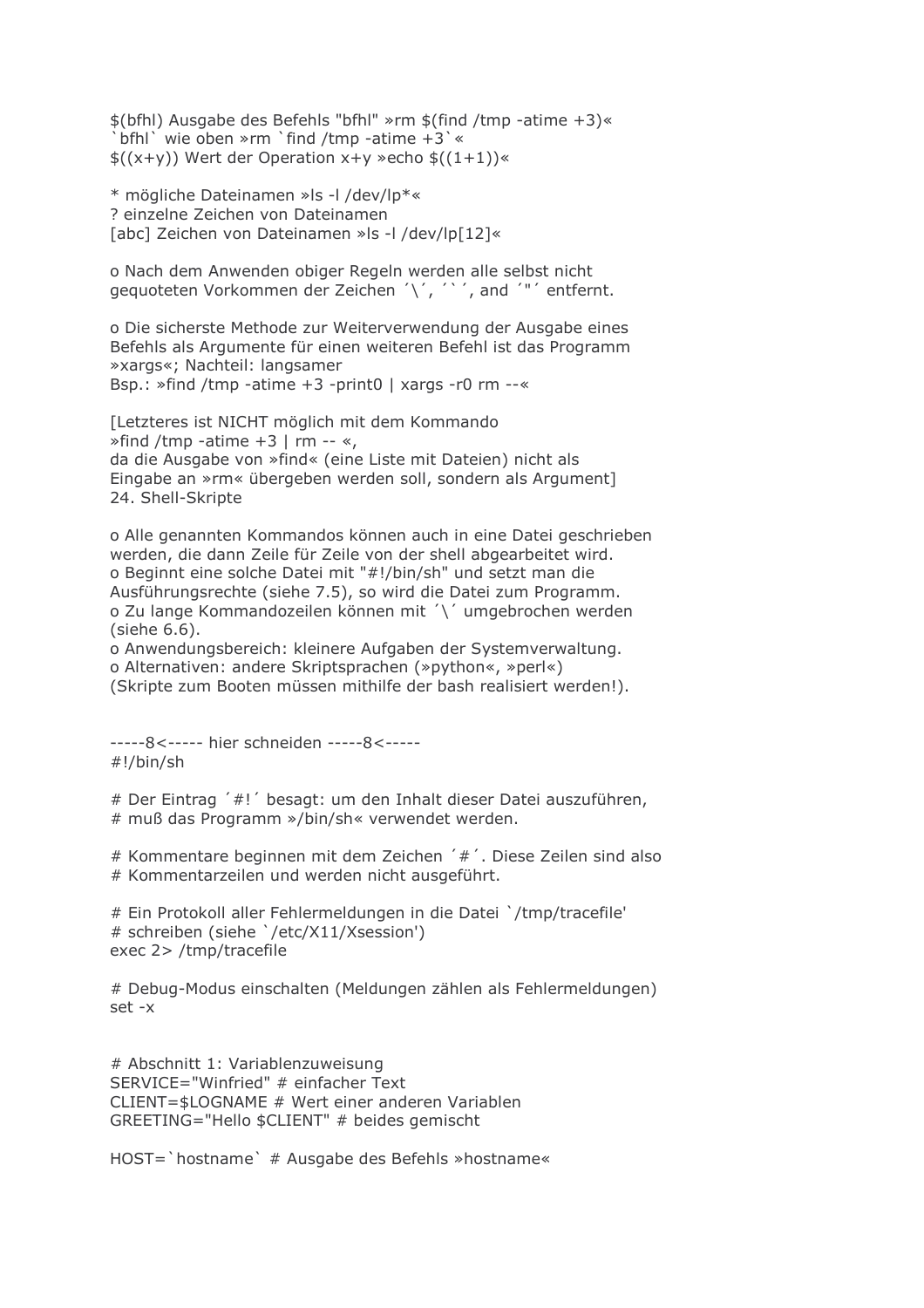$(bfhl) Ausgabe des Befehls "bfhl" »rm $(find /tmp -atime +3)«
`bfhl` wie oben »rm `find /tmp -atime +3`«
$((x+y)) Wert der Operation x+y »echo $((1+1))«

* mögliche Dateinamen »ls -l /dev/lp*«
? einzelne Zeichen von Dateinamen
[abc] Zeichen von Dateinamen »ls -l /dev/lp[12]«

o Nach dem Anwenden obiger Regeln werden alle selbst nicht gequoteten Vorkommen der Zeichen ´\´, ´`´, and ´"´ entfernt.

o Die sicherste Methode zur Weiterverwendung der Ausgabe eines Befehls als Argumente für einen weiteren Befehl ist das Programm »xargs«; Nachteil: langsamer
Bsp.: »find /tmp -atime +3 -print0 | xargs -r0 rm --«

[Letzteres ist NICHT möglich mit dem Kommando »find /tmp -atime +3 | rm -- «, da die Ausgabe von »find« (eine Liste mit Dateien) nicht als Eingabe an »rm« übergeben werden soll, sondern als Argument]

## 24. Shell-Skripte

o Alle genannten Kommandos können auch in eine Datei geschrieben werden, die dann Zeile für Zeile von der shell abgearbeitet wird.
o Beginnt eine solche Datei mit "#!/bin/sh" und setzt man die Ausführungsrechte (siehe 7.5), so wird die Datei zum Programm.
o Zu lange Kommandozeilen können mit ´\´ umgebrochen werden (siehe 6.6).
o Anwendungsbereich: kleinere Aufgaben der Systemverwaltung.
o Alternativen: andere Skriptsprachen (»python«, »perl«)
(Skripte zum Booten müssen mithilfe der bash realisiert werden!).

```
-----8<----- hier schneiden -----8<-----
#!/bin/sh

# Der Eintrag ´#!´ besagt: um den Inhalt dieser Datei auszuführen,
# muß das Programm »/bin/sh« verwendet werden.

# Kommentare beginnen mit dem Zeichen ´#´. Diese Zeilen sind also
# Kommentarzeilen und werden nicht ausgeführt.

# Ein Protokoll aller Fehlermeldungen in die Datei `/tmp/tracefile'
# schreiben (siehe `/etc/X11/Xsession')
exec 2> /tmp/tracefile

# Debug-Modus einschalten (Meldungen zählen als Fehlermeldungen)
set -x


# Abschnitt 1: Variablenzuweisung
SERVICE="Winfried" # einfacher Text
CLIENT=$LOGNAME # Wert einer anderen Variablen
GREETING="Hello $CLIENT" # beides gemischt

HOST=`hostname` # Ausgabe des Befehls »hostname«
```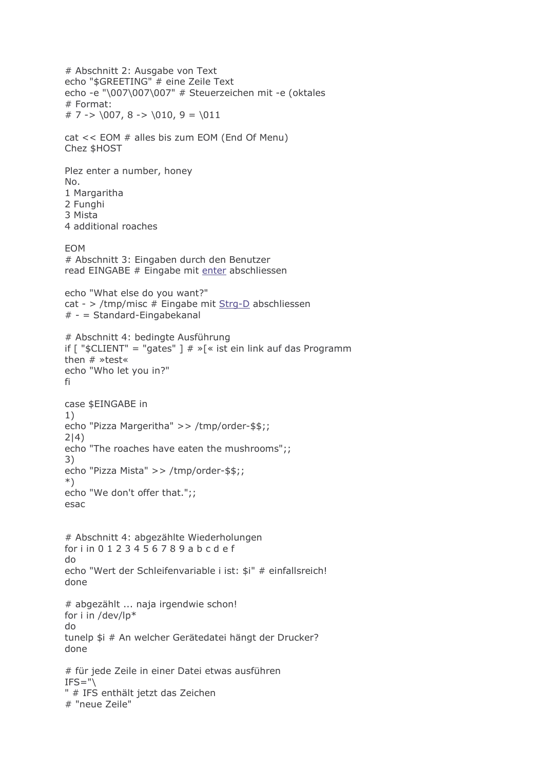```
# Abschnitt 2: Ausgabe von Text
echo "$GREETING" # eine Zeile Text
echo -e "\007\007\007" # Steuerzeichen mit -e (oktales
# Format:
# 7 -> \007, 8 -> \010, 9 = \011

cat << EOM # alles bis zum EOM (End Of Menu)
Chez $HOST

Plez enter a number, honey
No.
1 Margaritha
2 Funghi
3 Mista
4 additional roaches

EOM
# Abschnitt 3: Eingaben durch den Benutzer
read EINGABE # Eingabe mit enter abschliessen

echo "What else do you want?"
cat - > /tmp/misc # Eingabe mit Strg-D abschliessen
# - = Standard-Eingabekanal

# Abschnitt 4: bedingte Ausführung
if [ "$CLIENT" = "gates" ] # »[« ist ein link auf das Programm
then # »test«
echo "Who let you in?"
fi

case $EINGABE in
1)
echo "Pizza Margeritha" >> /tmp/order-$$;;
2|4)
echo "The roaches have eaten the mushrooms";;
3)
echo "Pizza Mista" >> /tmp/order-$$;;
*)
echo "We don't offer that.";;
esac


# Abschnitt 4: abgezählte Wiederholungen
for i in 0 1 2 3 4 5 6 7 8 9 a b c d e f
do
echo "Wert der Schleifenvariable i ist: $i" # einfallsreich!
done

# abgezählt ... naja irgendwie schon!
for i in /dev/lp*
do
tunelp $i # An welcher Gerätedatei hängt der Drucker?
done

# für jede Zeile in einer Datei etwas ausführen
IFS="\
" # IFS enthält jetzt das Zeichen
# "neue Zeile"
```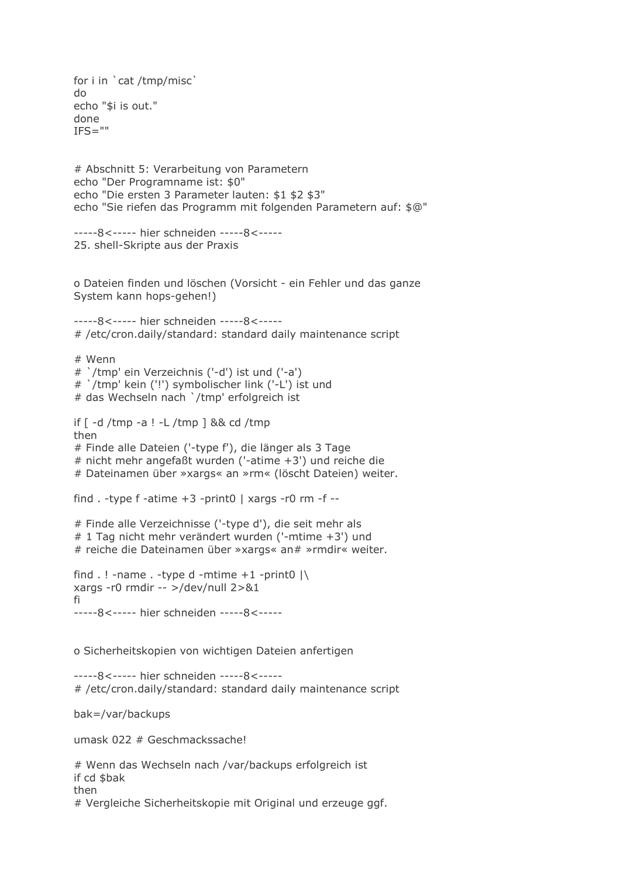```
for i in `cat /tmp/misc`
do
echo "$i is out."
done
IFS=""


# Abschnitt 5: Verarbeitung von Parametern
echo "Der Programname ist: $0"
echo "Die ersten 3 Parameter lauten: $1 $2 $3"
echo "Sie riefen das Programm mit folgenden Parametern auf: $@"

-----8<----- hier schneiden -----8<-----
```

25. shell-Skripte aus der Praxis

o Dateien finden und löschen (Vorsicht - ein Fehler und das ganze System kann hops-gehen!)

```
-----8<----- hier schneiden -----8<-----
# /etc/cron.daily/standard: standard daily maintenance script

# Wenn
# `/tmp' ein Verzeichnis ('-d') ist und ('-a')
# `/tmp' kein ('!') symbolischer link ('-L') ist und
# das Wechseln nach `/tmp' erfolgreich ist

if [ -d /tmp -a ! -L /tmp ] && cd /tmp
then
# Finde alle Dateien ('-type f'), die länger als 3 Tage
# nicht mehr angefaßt wurden ('-atime +3') und reiche die
# Dateinamen über »xargs« an »rm« (löscht Dateien) weiter.

find . -type f -atime +3 -print0 | xargs -r0 rm -f --

# Finde alle Verzeichnisse ('-type d'), die seit mehr als
# 1 Tag nicht mehr verändert wurden ('-mtime +3') und
# reiche die Dateinamen über »xargs« an# »rmdir« weiter.

find . ! -name . -type d -mtime +1 -print0 |\
xargs -r0 rmdir -- >/dev/null 2>&1
fi
-----8<----- hier schneiden -----8<-----
```

o Sicherheitskopien von wichtigen Dateien anfertigen

```
-----8<----- hier schneiden -----8<-----
# /etc/cron.daily/standard: standard daily maintenance script

bak=/var/backups

umask 022 # Geschmackssache!

# Wenn das Wechseln nach /var/backups erfolgreich ist
if cd $bak
then
# Vergleiche Sicherheitskopie mit Original und erzeuge ggf.
```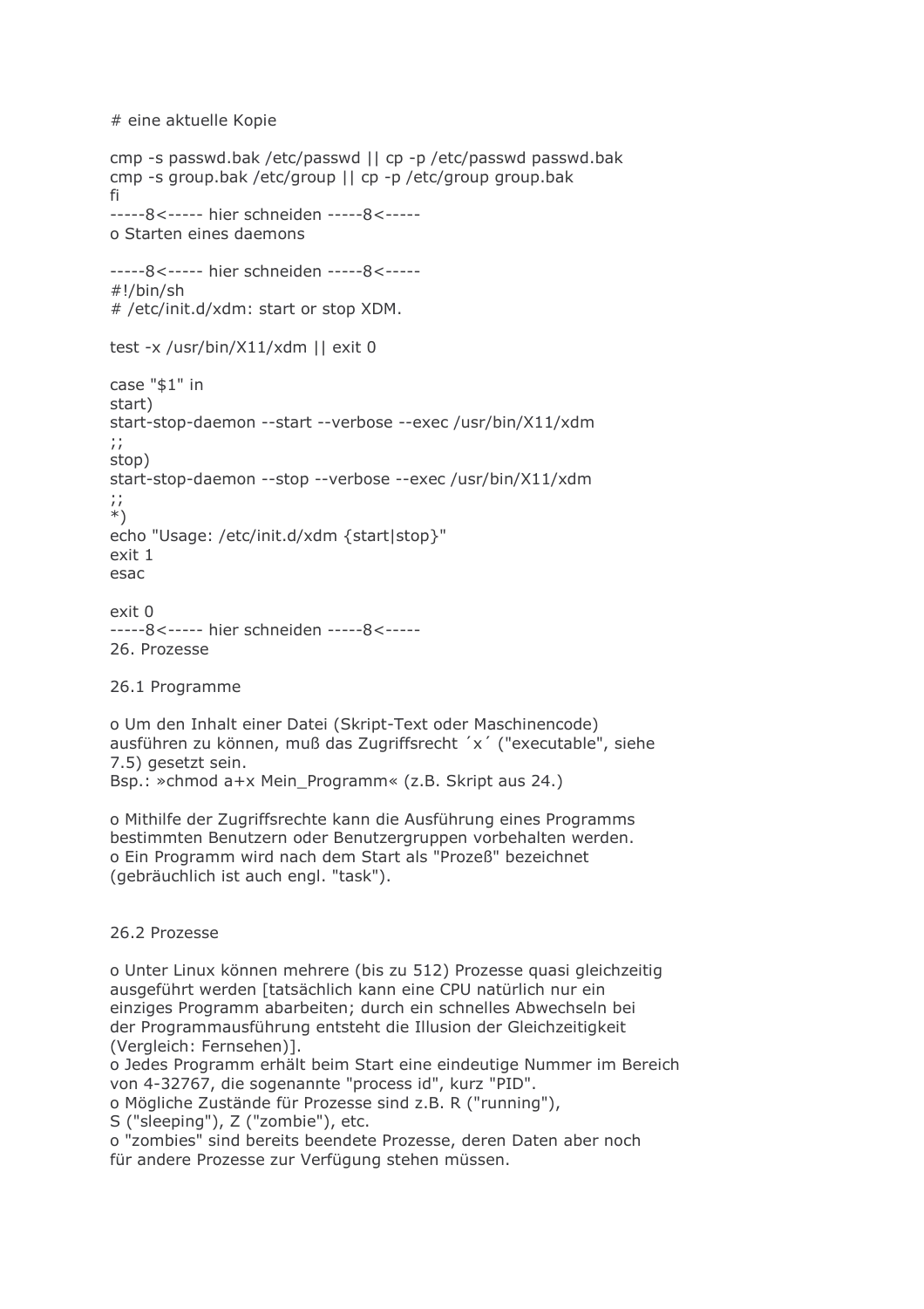# eine aktuelle Kopie

cmp -s passwd.bak /etc/passwd || cp -p /etc/passwd passwd.bak
cmp -s group.bak /etc/group || cp -p /etc/group group.bak
fi
-----8<----- hier schneiden -----8<-----
o Starten eines daemons

```
-----8<----- hier schneiden -----8<-----
#!/bin/sh
# /etc/init.d/xdm: start or stop XDM.

test -x /usr/bin/X11/xdm || exit 0

case "$1" in
start)
start-stop-daemon --start --verbose --exec /usr/bin/X11/xdm
;;
stop)
start-stop-daemon --stop --verbose --exec /usr/bin/X11/xdm
;;
*)
echo "Usage: /etc/init.d/xdm {start|stop}"
exit 1
esac

exit 0
-----8<----- hier schneiden -----8<-----
```

## 26. Prozesse

### 26.1 Programme

o Um den Inhalt einer Datei (Skript-Text oder Maschinencode) ausführen zu können, muß das Zugriffsrecht ´x´ ("executable", siehe 7.5) gesetzt sein.
Bsp.: »chmod a+x Mein_Programm« (z.B. Skript aus 24.)

o Mithilfe der Zugriffsrechte kann die Ausführung eines Programms bestimmten Benutzern oder Benutzergruppen vorbehalten werden.
o Ein Programm wird nach dem Start als "Prozeß" bezeichnet (gebräuchlich ist auch engl. "task").

### 26.2 Prozesse

o Unter Linux können mehrere (bis zu 512) Prozesse quasi gleichzeitig ausgeführt werden [tatsächlich kann eine CPU natürlich nur ein einziges Programm abarbeiten; durch ein schnelles Abwechseln bei der Programmausführung entsteht die Illusion der Gleichzeitigkeit (Vergleich: Fernsehen)].
o Jedes Programm erhält beim Start eine eindeutige Nummer im Bereich von 4-32767, die sogenannte "process id", kurz "PID".
o Mögliche Zustände für Prozesse sind z.B. R ("running"), S ("sleeping"), Z ("zombie"), etc.
o "zombies" sind bereits beendete Prozesse, deren Daten aber noch für andere Prozesse zur Verfügung stehen müssen.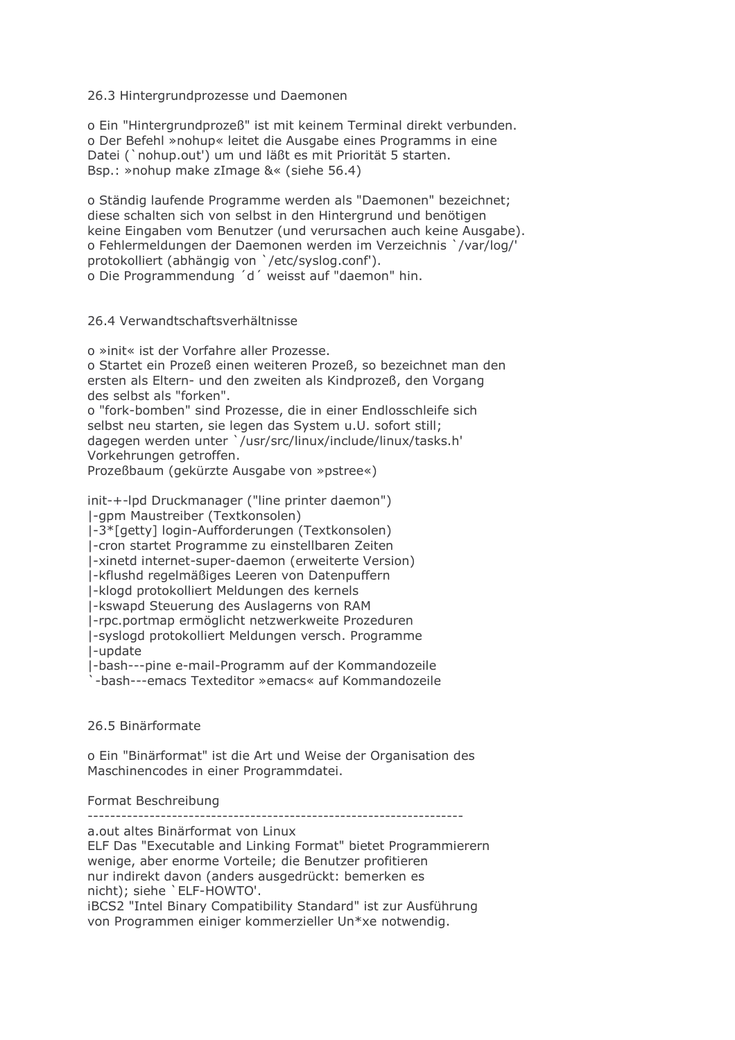## 26.3 Hintergrundprozesse und Daemonen

o Ein "Hintergrundprozeß" ist mit keinem Terminal direkt verbunden.
o Der Befehl »nohup« leitet die Ausgabe eines Programms in eine Datei (`nohup.out') um und läßt es mit Priorität 5 starten.
Bsp.: »nohup make zImage &« (siehe 56.4)

o Ständig laufende Programme werden als "Daemonen" bezeichnet; diese schalten sich von selbst in den Hintergrund und benötigen keine Eingaben vom Benutzer (und verursachen auch keine Ausgabe).
o Fehlermeldungen der Daemonen werden im Verzeichnis `/var/log/' protokolliert (abhängig von `/etc/syslog.conf').
o Die Programmendung ´d´ weisst auf "daemon" hin.

## 26.4 Verwandtschaftsverhältnisse

o »init« ist der Vorfahre aller Prozesse.
o Startet ein Prozeß einen weiteren Prozeß, so bezeichnet man den ersten als Eltern- und den zweiten als Kindprozeß, den Vorgang des selbst als "forken".
o "fork-bomben" sind Prozesse, die in einer Endlosschleife sich selbst neu starten, sie legen das System u.U. sofort still; dagegen werden unter `/usr/src/linux/include/linux/tasks.h' Vorkehrungen getroffen.
Prozeßbaum (gekürzte Ausgabe von »pstree«)

```
init-+-lpd Druckmanager ("line printer daemon")
|-gpm Maustreiber (Textkonsolen)
|-3*[getty] login-Aufforderungen (Textkonsolen)
|-cron startet Programme zu einstellbaren Zeiten
|-xinetd internet-super-daemon (erweiterte Version)
|-kflushd regelmäßiges Leeren von Datenpuffern
|-klogd protokolliert Meldungen des kernels
|-kswapd Steuerung des Auslagerns von RAM
|-rpc.portmap ermöglicht netzwerkweite Prozeduren
|-syslogd protokolliert Meldungen versch. Programme
|-update
|-bash---pine e-mail-Programm auf der Kommandozeile
`-bash---emacs Texteditor »emacs« auf Kommandozeile
```

## 26.5 Binärformate

o Ein "Binärformat" ist die Art und Weise der Organisation des Maschinencodes in einer Programmdatei.

| Format | Beschreibung |
|---|---|
| a.out | altes Binärformat von Linux |
| ELF | Das "Executable and Linking Format" bietet Programmierern wenige, aber enorme Vorteile; die Benutzer profitieren nur indirekt davon (anders ausgedrückt: bemerken es nicht); siehe `ELF-HOWTO'. |
| iBCS2 | "Intel Binary Compatibility Standard" ist zur Ausführung von Programmen einiger kommerzieller Un*xe notwendig. |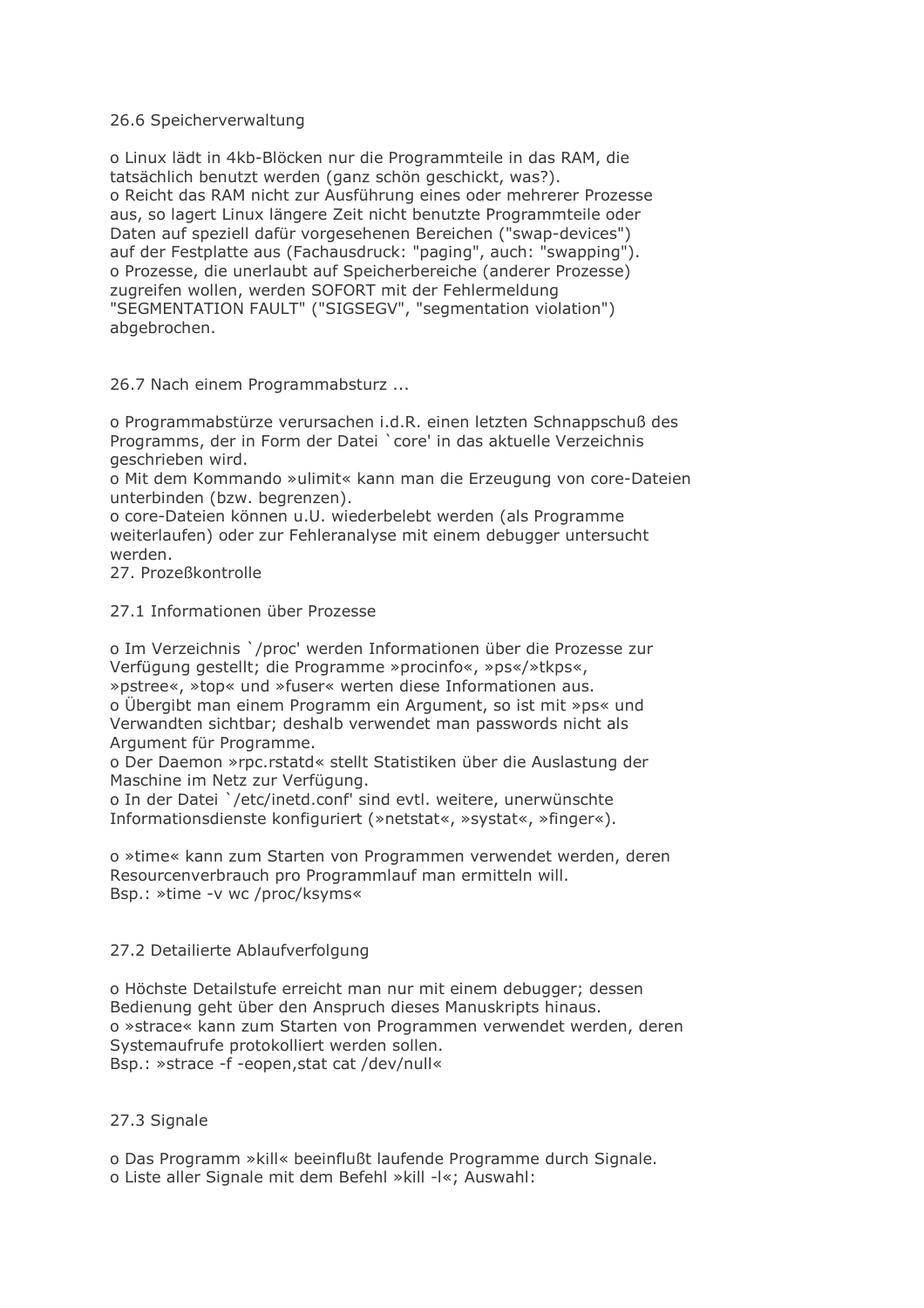## 26.6 Speicherverwaltung

o Linux lädt in 4kb-Blöcken nur die Programmteile in das RAM, die tatsächlich benutzt werden (ganz schön geschickt, was?).
o Reicht das RAM nicht zur Ausführung eines oder mehrerer Prozesse aus, so lagert Linux längere Zeit nicht benutzte Programmteile oder Daten auf speziell dafür vorgesehenen Bereichen ("swap-devices") auf der Festplatte aus (Fachausdruck: "paging", auch: "swapping").
o Prozesse, die unerlaubt auf Speicherbereiche (anderer Prozesse) zugreifen wollen, werden SOFORT mit der Fehlermeldung "SEGMENTATION FAULT" ("SIGSEGV", "segmentation violation") abgebrochen.

## 26.7 Nach einem Programmabsturz ...

o Programmabstürze verursachen i.d.R. einen letzten Schnappschuß des Programms, der in Form der Datei `core' in das aktuelle Verzeichnis geschrieben wird.
o Mit dem Kommando »ulimit« kann man die Erzeugung von core-Dateien unterbinden (bzw. begrenzen).
o core-Dateien können u.U. wiederbelebt werden (als Programme weiterlaufen) oder zur Fehleranalyse mit einem debugger untersucht werden.

# 27. Prozeßkontrolle

## 27.1 Informationen über Prozesse

o Im Verzeichnis `/proc' werden Informationen über die Prozesse zur Verfügung gestellt; die Programme »procinfo«, »ps«/»tkps«, »pstree«, »top« und »fuser« werten diese Informationen aus.
o Übergibt man einem Programm ein Argument, so ist mit »ps« und Verwandten sichtbar; deshalb verwendet man passwords nicht als Argument für Programme.
o Der Daemon »rpc.rstatd« stellt Statistiken über die Auslastung der Maschine im Netz zur Verfügung.
o In der Datei `/etc/inetd.conf' sind evtl. weitere, unerwünschte Informationsdienste konfiguriert (»netstat«, »systat«, »finger«).

o »time« kann zum Starten von Programmen verwendet werden, deren Resourcenverbrauch pro Programmlauf man ermitteln will.
Bsp.: »time -v wc /proc/ksyms«

## 27.2 Detailierte Ablaufverfolgung

o Höchste Detailstufe erreicht man nur mit einem debugger; dessen Bedienung geht über den Anspruch dieses Manuskripts hinaus.
o »strace« kann zum Starten von Programmen verwendet werden, deren Systemaufrufe protokolliert werden sollen.
Bsp.: »strace -f -eopen,stat cat /dev/null«

## 27.3 Signale

o Das Programm »kill« beeinflußt laufende Programme durch Signale.
o Liste aller Signale mit dem Befehl »kill -l«; Auswahl: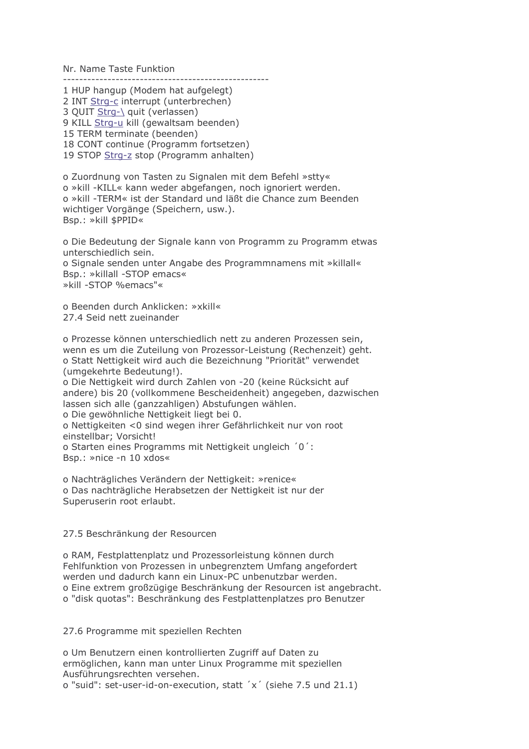```
Nr. Name Taste Funktion
---------------------------------------------------
1 HUP hangup (Modem hat aufgelegt)
2 INT Strg-c interrupt (unterbrechen)
3 QUIT Strg-\ quit (verlassen)
9 KILL Strg-u kill (gewaltsam beenden)
15 TERM terminate (beenden)
18 CONT continue (Programm fortsetzen)
19 STOP Strg-z stop (Programm anhalten)
```

o Zuordnung von Tasten zu Signalen mit dem Befehl »stty«
o »kill -KILL« kann weder abgefangen, noch ignoriert werden.
o »kill -TERM« ist der Standard und läßt die Chance zum Beenden wichtiger Vorgänge (Speichern, usw.).
Bsp.: »kill $PPID«

o Die Bedeutung der Signale kann von Programm zu Programm etwas unterschiedlich sein.
o Signale senden unter Angabe des Programmnamens mit »killall«
Bsp.: »killall -STOP emacs«
»kill -STOP %emacs"«

o Beenden durch Anklicken: »xkill«

## 27.4 Seid nett zueinander

o Prozesse können unterschiedlich nett zu anderen Prozessen sein, wenn es um die Zuteilung von Prozessor-Leistung (Rechenzeit) geht.
o Statt Nettigkeit wird auch die Bezeichnung "Priorität" verwendet (umgekehrte Bedeutung!).
o Die Nettigkeit wird durch Zahlen von -20 (keine Rücksicht auf andere) bis 20 (vollkommene Bescheidenheit) angegeben, dazwischen lassen sich alle (ganzzahligen) Abstufungen wählen.
o Die gewöhnliche Nettigkeit liegt bei 0.
o Nettigkeiten <0 sind wegen ihrer Gefährlichkeit nur von root einstellbar; Vorsicht!
o Starten eines Programms mit Nettigkeit ungleich ´0´:
Bsp.: »nice -n 10 xdos«

o Nachträgliches Verändern der Nettigkeit: »renice«
o Das nachträgliche Herabsetzen der Nettigkeit ist nur der Superuserin root erlaubt.

## 27.5 Beschränkung der Resourcen

o RAM, Festplattenplatz und Prozessorleistung können durch Fehlfunktion von Prozessen in unbegrenztem Umfang angefordert werden und dadurch kann ein Linux-PC unbenutzbar werden.
o Eine extrem großzügige Beschränkung der Resourcen ist angebracht.
o "disk quotas": Beschränkung des Festplattenplatzes pro Benutzer

## 27.6 Programme mit speziellen Rechten

o Um Benutzern einen kontrollierten Zugriff auf Daten zu ermöglichen, kann man unter Linux Programme mit speziellen Ausführungsrechten versehen.
o "suid": set-user-id-on-execution, statt ´x´ (siehe 7.5 und 21.1)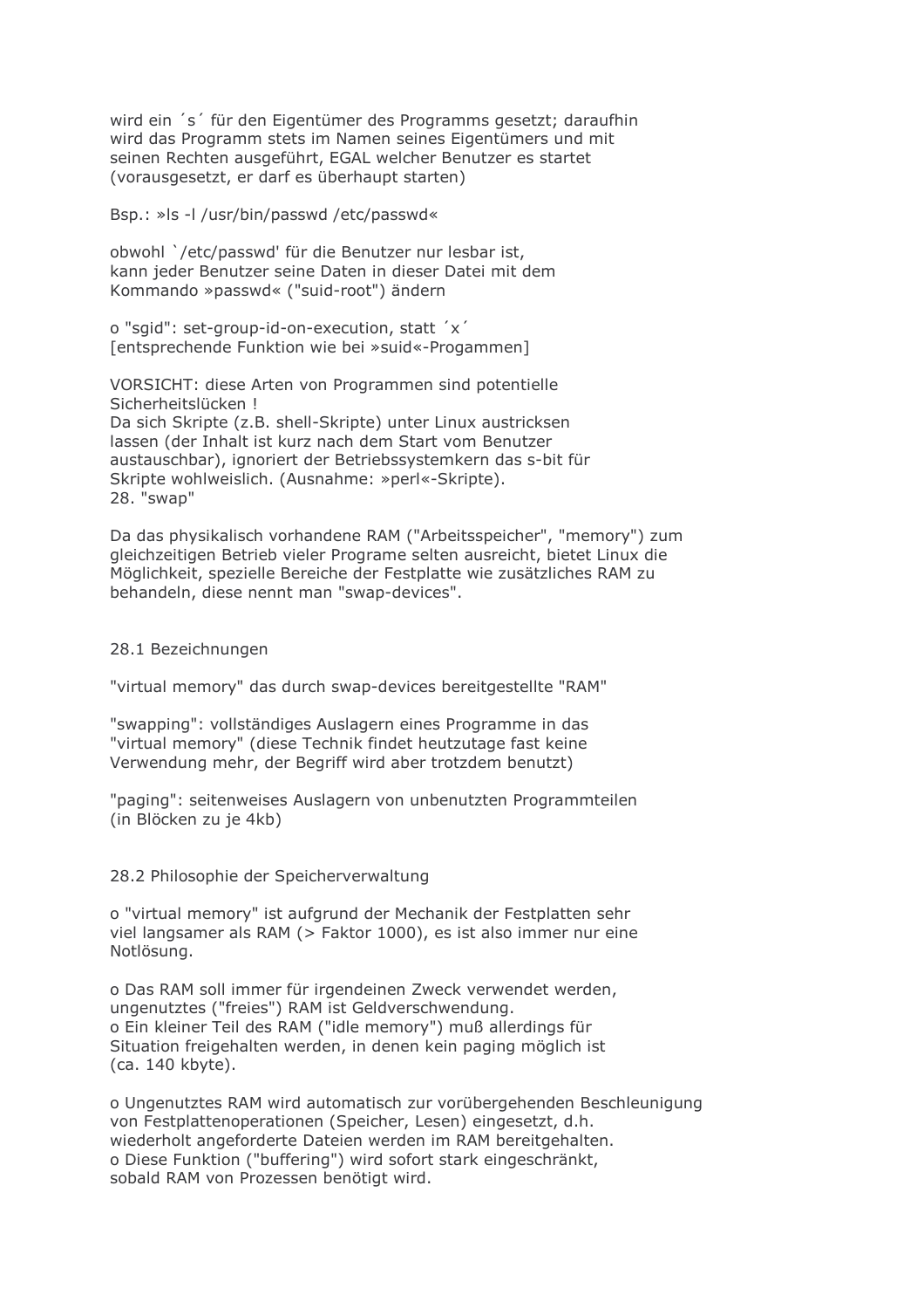wird ein ´s´ für den Eigentümer des Programms gesetzt; daraufhin wird das Programm stets im Namen seines Eigentümers und mit seinen Rechten ausgeführt, EGAL welcher Benutzer es startet (vorausgesetzt, er darf es überhaupt starten)

Bsp.: »ls -l /usr/bin/passwd /etc/passwd«

obwohl `/etc/passwd' für die Benutzer nur lesbar ist, kann jeder Benutzer seine Daten in dieser Datei mit dem Kommando »passwd« ("suid-root") ändern

o "sgid": set-group-id-on-execution, statt ´x´ [entsprechende Funktion wie bei »suid«-Progammen]

VORSICHT: diese Arten von Programmen sind potentielle Sicherheitslücken !
Da sich Skripte (z.B. shell-Skripte) unter Linux austricksen lassen (der Inhalt ist kurz nach dem Start vom Benutzer austauschbar), ignoriert der Betriebssystemkern das s-bit für Skripte wohlweislich. (Ausnahme: »perl«-Skripte).

## 28. "swap"

Da das physikalisch vorhandene RAM ("Arbeitsspeicher", "memory") zum gleichzeitigen Betrieb vieler Programe selten ausreicht, bietet Linux die Möglichkeit, spezielle Bereiche der Festplatte wie zusätzliches RAM zu behandeln, diese nennt man "swap-devices".

### 28.1 Bezeichnungen

"virtual memory" das durch swap-devices bereitgestellte "RAM"

"swapping": vollständiges Auslagern eines Programme in das "virtual memory" (diese Technik findet heutzutage fast keine Verwendung mehr, der Begriff wird aber trotzdem benutzt)

"paging": seitenweises Auslagern von unbenutzten Programmteilen (in Blöcken zu je 4kb)

### 28.2 Philosophie der Speicherverwaltung

o "virtual memory" ist aufgrund der Mechanik der Festplatten sehr viel langsamer als RAM (> Faktor 1000), es ist also immer nur eine Notlösung.

o Das RAM soll immer für irgendeinen Zweck verwendet werden, ungenutztes ("freies") RAM ist Geldverschwendung.
o Ein kleiner Teil des RAM ("idle memory") muß allerdings für Situation freigehalten werden, in denen kein paging möglich ist (ca. 140 kbyte).

o Ungenutztes RAM wird automatisch zur vorübergehenden Beschleunigung von Festplattenoperationen (Speicher, Lesen) eingesetzt, d.h. wiederholt angeforderte Dateien werden im RAM bereitgehalten.
o Diese Funktion ("buffering") wird sofort stark eingeschränkt, sobald RAM von Prozessen benötigt wird.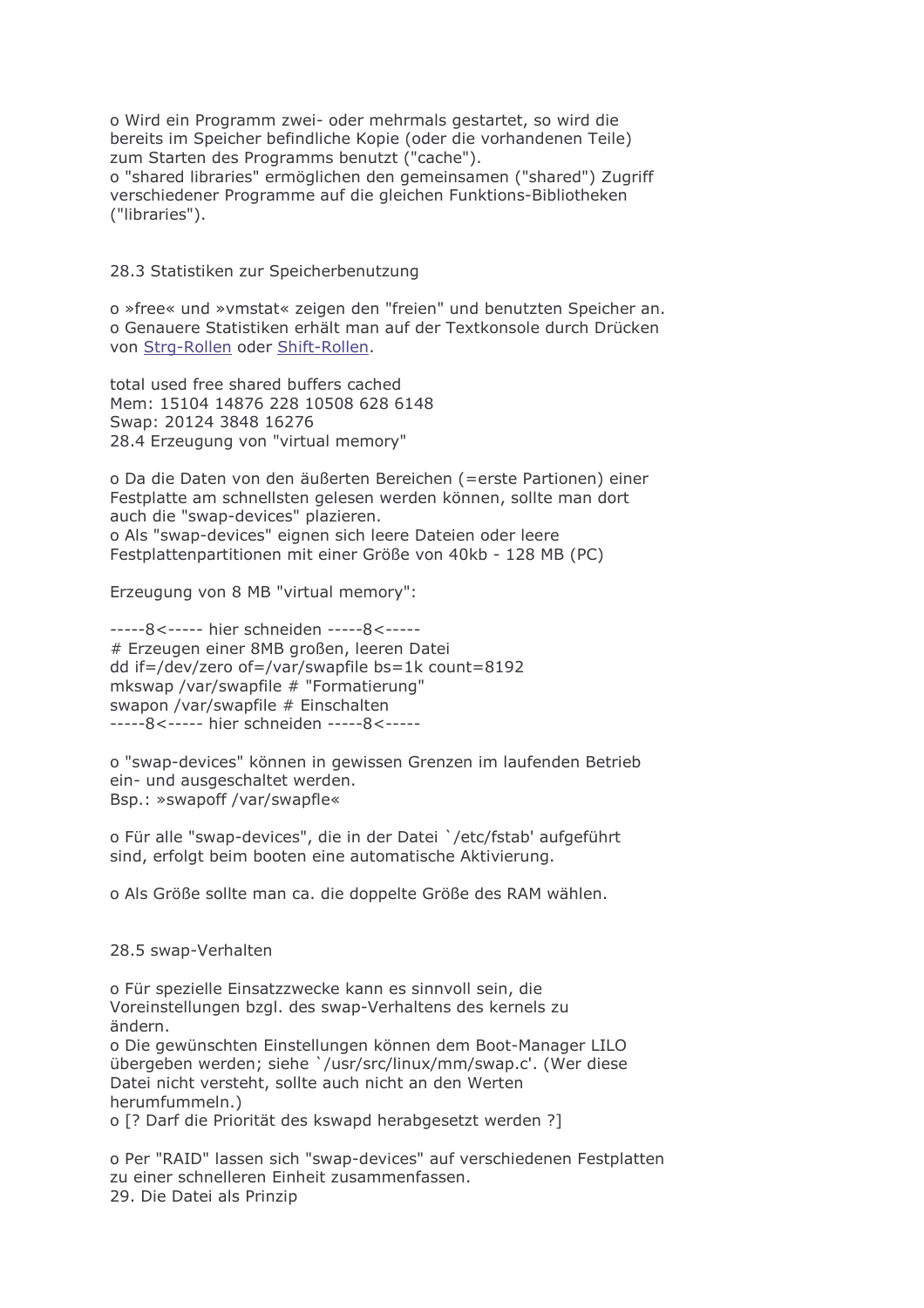o Wird ein Programm zwei- oder mehrmals gestartet, so wird die bereits im Speicher befindliche Kopie (oder die vorhandenen Teile) zum Starten des Programms benutzt ("cache").
o "shared libraries" ermöglichen den gemeinsamen ("shared") Zugriff verschiedener Programme auf die gleichen Funktions-Bibliotheken ("libraries").

## 28.3 Statistiken zur Speicherbenutzung

o »free« und »vmstat« zeigen den "freien" und benutzten Speicher an.
o Genauere Statistiken erhält man auf der Textkonsole durch Drücken von Strg-Rollen oder Shift-Rollen.

total used free shared buffers cached
Mem: 15104 14876 228 10508 628 6148
Swap: 20124 3848 16276

## 28.4 Erzeugung von "virtual memory"

o Da die Daten von den äußerten Bereichen (=erste Partionen) einer Festplatte am schnellsten gelesen werden können, sollte man dort auch die "swap-devices" plazieren.
o Als "swap-devices" eignen sich leere Dateien oder leere Festplattenpartitionen mit einer Größe von 40kb - 128 MB (PC)

Erzeugung von 8 MB "virtual memory":

```
-----8<----- hier schneiden -----8<-----
# Erzeugen einer 8MB großen, leeren Datei
dd if=/dev/zero of=/var/swapfile bs=1k count=8192
mkswap /var/swapfile # "Formatierung"
swapon /var/swapfile # Einschalten
-----8<----- hier schneiden -----8<-----
```

o "swap-devices" können in gewissen Grenzen im laufenden Betrieb ein- und ausgeschaltet werden.
Bsp.: »swapoff /var/swapfle«

o Für alle "swap-devices", die in der Datei `/etc/fstab' aufgeführt sind, erfolgt beim booten eine automatische Aktivierung.

o Als Größe sollte man ca. die doppelte Größe des RAM wählen.

## 28.5 swap-Verhalten

o Für spezielle Einsatzzwecke kann es sinnvoll sein, die Voreinstellungen bzgl. des swap-Verhaltens des kernels zu ändern.
o Die gewünschten Einstellungen können dem Boot-Manager LILO übergeben werden; siehe `/usr/src/linux/mm/swap.c'. (Wer diese Datei nicht versteht, sollte auch nicht an den Werten herumfummeln.)
o [? Darf die Priorität des kswapd herabgesetzt werden ?]

o Per "RAID" lassen sich "swap-devices" auf verschiedenen Festplatten zu einer schnelleren Einheit zusammenfassen.

# 29. Die Datei als Prinzip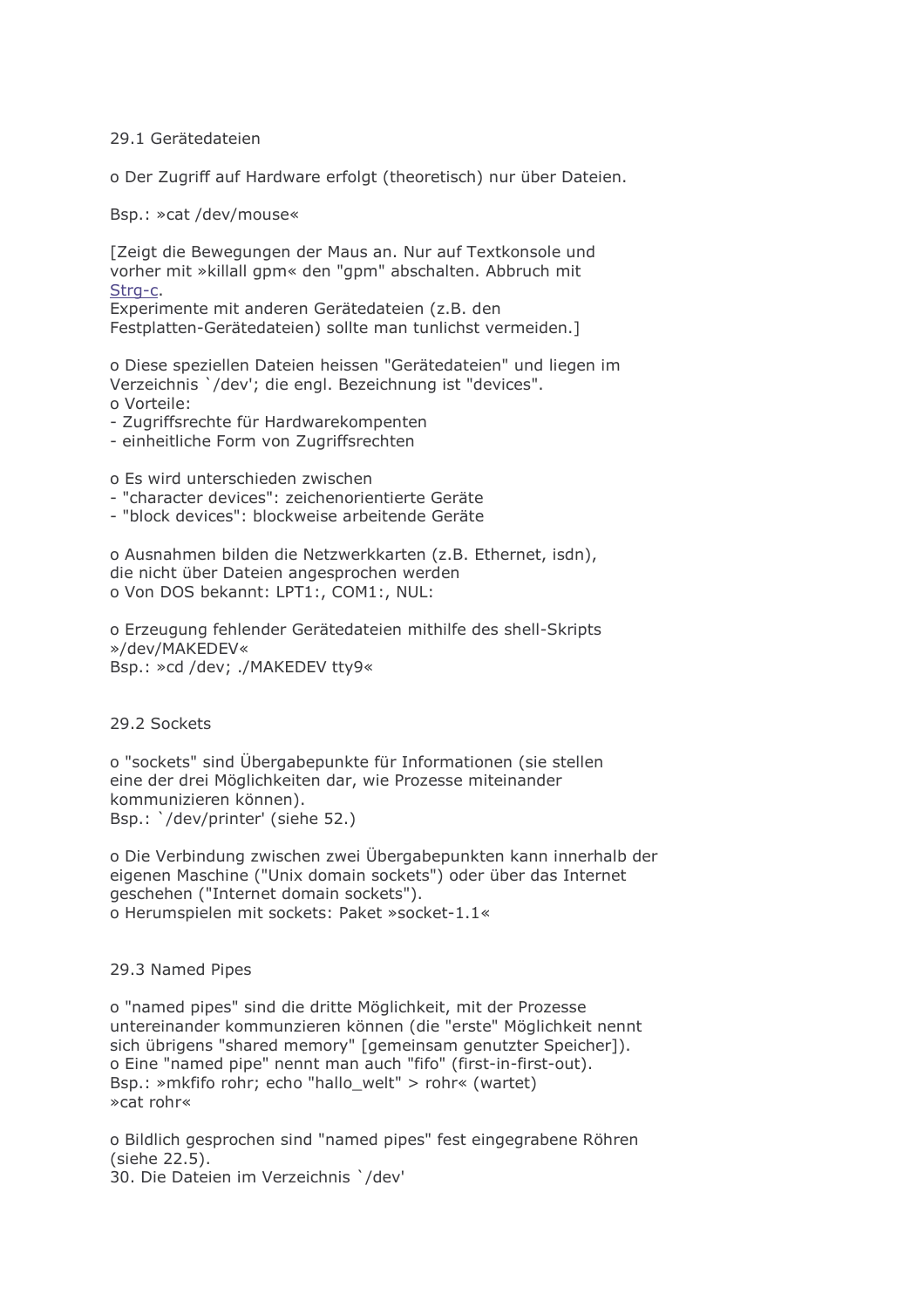## 29.1 Gerätedateien

o Der Zugriff auf Hardware erfolgt (theoretisch) nur über Dateien.

Bsp.: »cat /dev/mouse«

[Zeigt die Bewegungen der Maus an. Nur auf Textkonsole und vorher mit »killall gpm« den "gpm" abschalten. Abbruch mit Strg-c.
Experimente mit anderen Gerätedateien (z.B. den Festplatten-Gerätedateien) sollte man tunlichst vermeiden.]

o Diese speziellen Dateien heissen "Gerätedateien" und liegen im Verzeichnis `/dev'; die engl. Bezeichnung ist "devices".
o Vorteile:
- Zugriffsrechte für Hardwarekompenten
- einheitliche Form von Zugriffsrechten

o Es wird unterschieden zwischen
- "character devices": zeichenorientierte Geräte
- "block devices": blockweise arbeitende Geräte

o Ausnahmen bilden die Netzwerkkarten (z.B. Ethernet, isdn), die nicht über Dateien angesprochen werden
o Von DOS bekannt: LPT1:, COM1:, NUL:

o Erzeugung fehlender Gerätedateien mithilfe des shell-Skripts »/dev/MAKEDEV«
Bsp.: »cd /dev; ./MAKEDEV tty9«

## 29.2 Sockets

o "sockets" sind Übergabepunkte für Informationen (sie stellen eine der drei Möglichkeiten dar, wie Prozesse miteinander kommunizieren können).
Bsp.: `/dev/printer' (siehe 52.)

o Die Verbindung zwischen zwei Übergabepunkten kann innerhalb der eigenen Maschine ("Unix domain sockets") oder über das Internet geschehen ("Internet domain sockets").
o Herumspielen mit sockets: Paket »socket-1.1«

## 29.3 Named Pipes

o "named pipes" sind die dritte Möglichkeit, mit der Prozesse untereinander kommunzieren können (die "erste" Möglichkeit nennt sich übrigens "shared memory" [gemeinsam genutzter Speicher]).
o Eine "named pipe" nennt man auch "fifo" (first-in-first-out).
Bsp.: »mkfifo rohr; echo "hallo_welt" > rohr« (wartet)
»cat rohr«

o Bildlich gesprochen sind "named pipes" fest eingegrabene Röhren (siehe 22.5).

# 30. Die Dateien im Verzeichnis `/dev'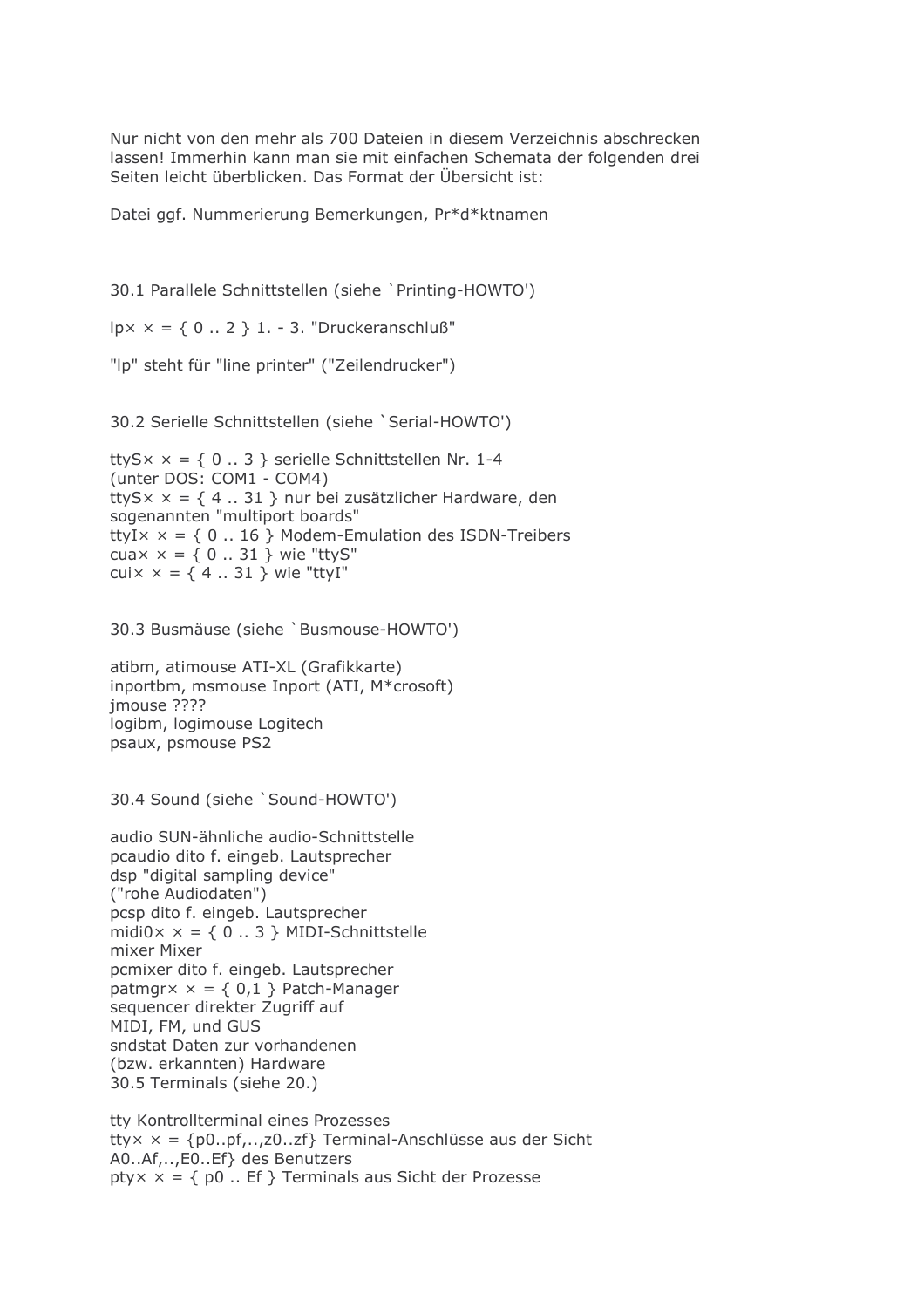Nur nicht von den mehr als 700 Dateien in diesem Verzeichnis abschrecken lassen! Immerhin kann man sie mit einfachen Schemata der folgenden drei Seiten leicht überblicken. Das Format der Übersicht ist:

Datei ggf. Nummerierung Bemerkungen, Pr*d*ktnamen

## 30.1 Parallele Schnittstellen (siehe `Printing-HOWTO')

lp× × = { 0 .. 2 } 1. - 3. "Druckeranschluß"

"lp" steht für "line printer" ("Zeilendrucker")

## 30.2 Serielle Schnittstellen (siehe `Serial-HOWTO')

ttyS× × = { 0 .. 3 } serielle Schnittstellen Nr. 1-4  
(unter DOS: COM1 - COM4)  
ttyS× × = { 4 .. 31 } nur bei zusätzlicher Hardware, den sogenannten "multiport boards"  
ttyI× × = { 0 .. 16 } Modem-Emulation des ISDN-Treibers  
cua× × = { 0 .. 31 } wie "ttyS"  
cui× × = { 4 .. 31 } wie "ttyI"

## 30.3 Busmäuse (siehe `Busmouse-HOWTO')

atibm, atimouse ATI-XL (Grafikkarte)  
inportbm, msmouse Inport (ATI, M*crosoft)  
jmouse ????  
logibm, logimouse Logitech  
psaux, psmouse PS2

## 30.4 Sound (siehe `Sound-HOWTO')

audio SUN-ähnliche audio-Schnittstelle  
pcaudio dito f. eingeb. Lautsprecher  
dsp "digital sampling device"  
("rohe Audiodaten")  
pcsp dito f. eingeb. Lautsprecher  
midi0× × = { 0 .. 3 } MIDI-Schnittstelle  
mixer Mixer  
pcmixer dito f. eingeb. Lautsprecher  
patmgr× × = { 0,1 } Patch-Manager  
sequencer direkter Zugriff auf  
MIDI, FM, und GUS  
sndstat Daten zur vorhandenen  
(bzw. erkannten) Hardware

## 30.5 Terminals (siehe 20.)

tty Kontrollterminal eines Prozesses  
tty× × = {p0..pf,..,z0..zf} Terminal-Anschlüsse aus der Sicht  
A0..Af,..,E0..Ef} des Benutzers  
pty× × = { p0 .. Ef } Terminals aus Sicht der Prozesse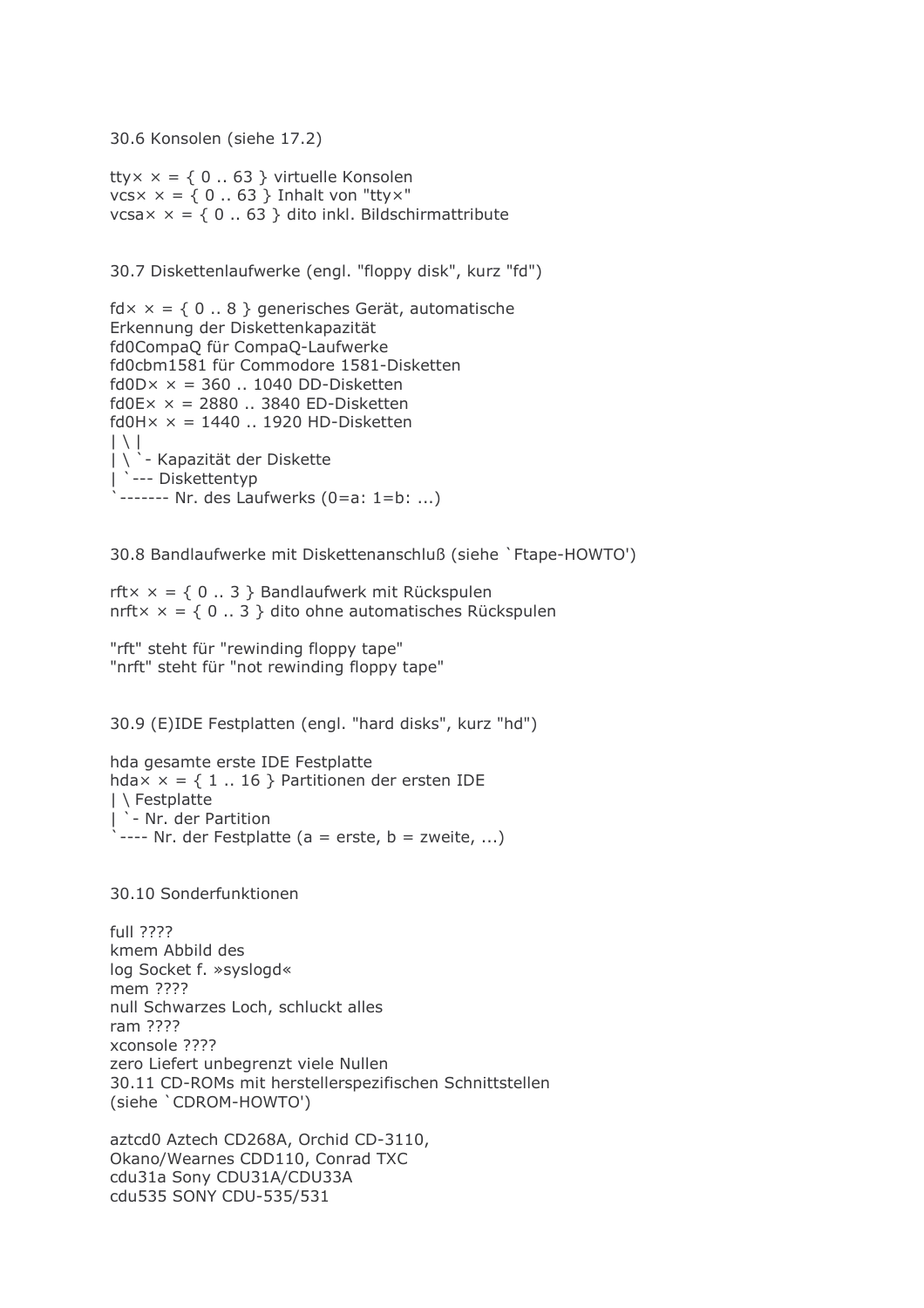## 30.6 Konsolen (siehe 17.2)

tty× × = { 0 .. 63 } virtuelle Konsolen
vcs× × = { 0 .. 63 } Inhalt von "tty×"
vcsa× × = { 0 .. 63 } dito inkl. Bildschirmattribute

## 30.7 Diskettenlaufwerke (engl. "floppy disk", kurz "fd")

```
fd× × = { 0 .. 8 } generisches Gerät, automatische
Erkennung der Diskettenkapazität
fd0CompaQ für CompaQ-Laufwerke
fd0cbm1581 für Commodore 1581-Disketten
fd0D× × = 360 .. 1040 DD-Disketten
fd0E× × = 2880 .. 3840 ED-Disketten
fd0H× × = 1440 .. 1920 HD-Disketten
| \ |
| \ `- Kapazität der Diskette
| `--- Diskettentyp
`------- Nr. des Laufwerks (0=a: 1=b: ...)
```

## 30.8 Bandlaufwerke mit Diskettenanschluß (siehe `Ftape-HOWTO')

rft× × = { 0 .. 3 } Bandlaufwerk mit Rückspulen
nrft× × = { 0 .. 3 } dito ohne automatisches Rückspulen

"rft" steht für "rewinding floppy tape"
"nrft" steht für "not rewinding floppy tape"

## 30.9 (E)IDE Festplatten (engl. "hard disks", kurz "hd")

```
hda gesamte erste IDE Festplatte
hda× × = { 1 .. 16 } Partitionen der ersten IDE
| \ Festplatte
| `- Nr. der Partition
`---- Nr. der Festplatte (a = erste, b = zweite, ...)
```

## 30.10 Sonderfunktionen

full ????
kmem Abbild des
log Socket f. »syslogd«
mem ????
null Schwarzes Loch, schluckt alles
ram ????
xconsole ????
zero Liefert unbegrenzt viele Nullen

## 30.11 CD-ROMs mit herstellerspezifischen Schnittstellen (siehe `CDROM-HOWTO')

aztcd0 Aztech CD268A, Orchid CD-3110, Okano/Wearnes CDD110, Conrad TXC
cdu31a Sony CDU31A/CDU33A
cdu535 SONY CDU-535/531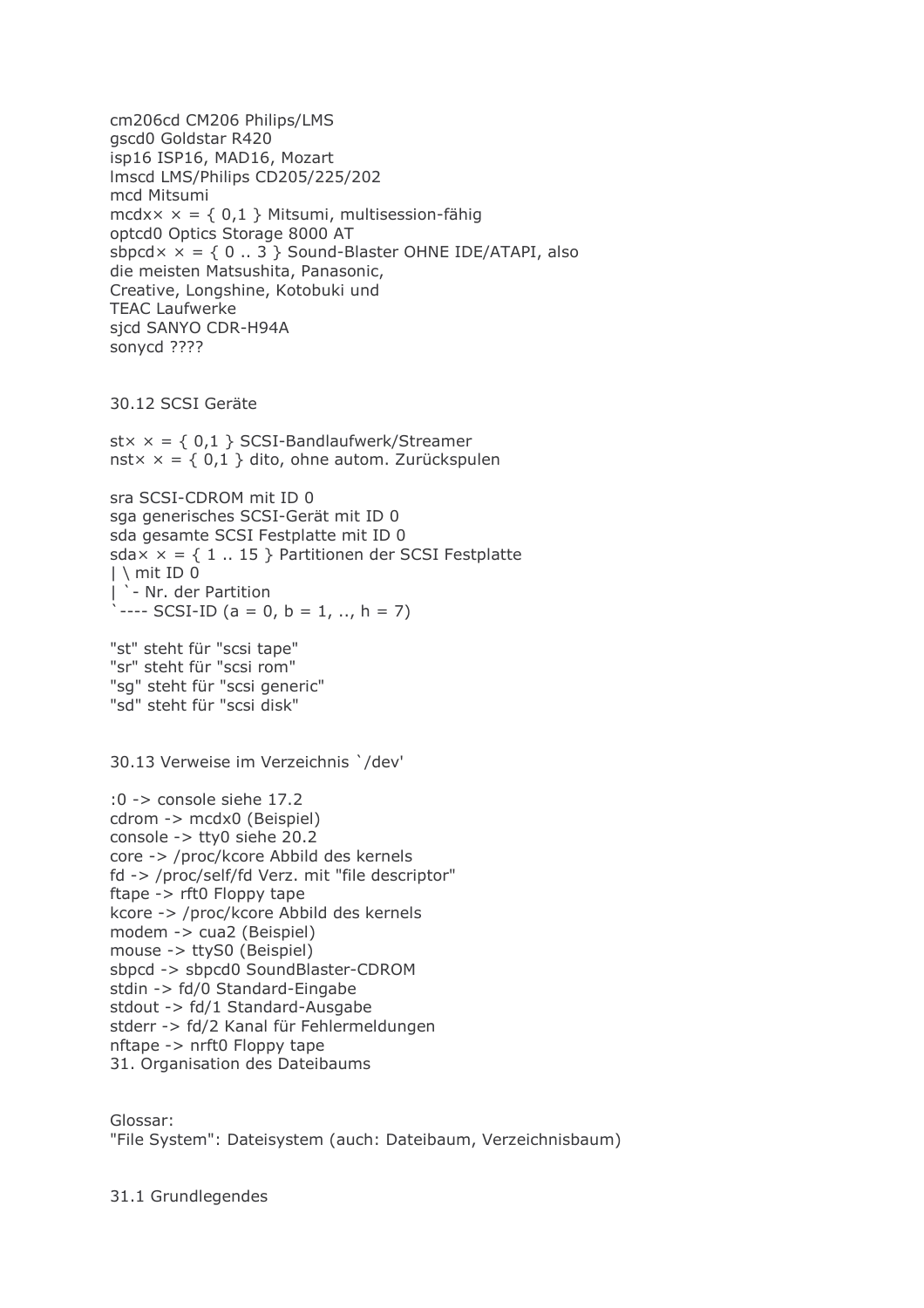cm206cd CM206 Philips/LMS
gscd0 Goldstar R420
isp16 ISP16, MAD16, Mozart
lmscd LMS/Philips CD205/225/202
mcd Mitsumi
mcdx× × = { 0,1 } Mitsumi, multisession-fähig
optcd0 Optics Storage 8000 AT
sbpcd× × = { 0 .. 3 } Sound-Blaster OHNE IDE/ATAPI, also
die meisten Matsushita, Panasonic,
Creative, Longshine, Kotobuki und
TEAC Laufwerke
sjcd SANYO CDR-H94A
sonycd ????

## 30.12 SCSI Geräte

st× × = { 0,1 } SCSI-Bandlaufwerk/Streamer
nst× × = { 0,1 } dito, ohne autom. Zurückspulen

sra SCSI-CDROM mit ID 0
sga generisches SCSI-Gerät mit ID 0
sda gesamte SCSI Festplatte mit ID 0
sda× × = { 1 .. 15 } Partitionen der SCSI Festplatte

```
| \ mit ID 0
| `- Nr. der Partition
`---- SCSI-ID (a = 0, b = 1, .., h = 7)
```

"st" steht für "scsi tape"
"sr" steht für "scsi rom"
"sg" steht für "scsi generic"
"sd" steht für "scsi disk"

## 30.13 Verweise im Verzeichnis `/dev'

:0 -> console siehe 17.2
cdrom -> mcdx0 (Beispiel)
console -> tty0 siehe 20.2
core -> /proc/kcore Abbild des kernels
fd -> /proc/self/fd Verz. mit "file descriptor"
ftape -> rft0 Floppy tape
kcore -> /proc/kcore Abbild des kernels
modem -> cua2 (Beispiel)
mouse -> ttyS0 (Beispiel)
sbpcd -> sbpcd0 SoundBlaster-CDROM
stdin -> fd/0 Standard-Eingabe
stdout -> fd/1 Standard-Ausgabe
stderr -> fd/2 Kanal für Fehlermeldungen
nftape -> nrft0 Floppy tape

# 31. Organisation des Dateibaums

Glossar:
"File System": Dateisystem (auch: Dateibaum, Verzeichnisbaum)

## 31.1 Grundlegendes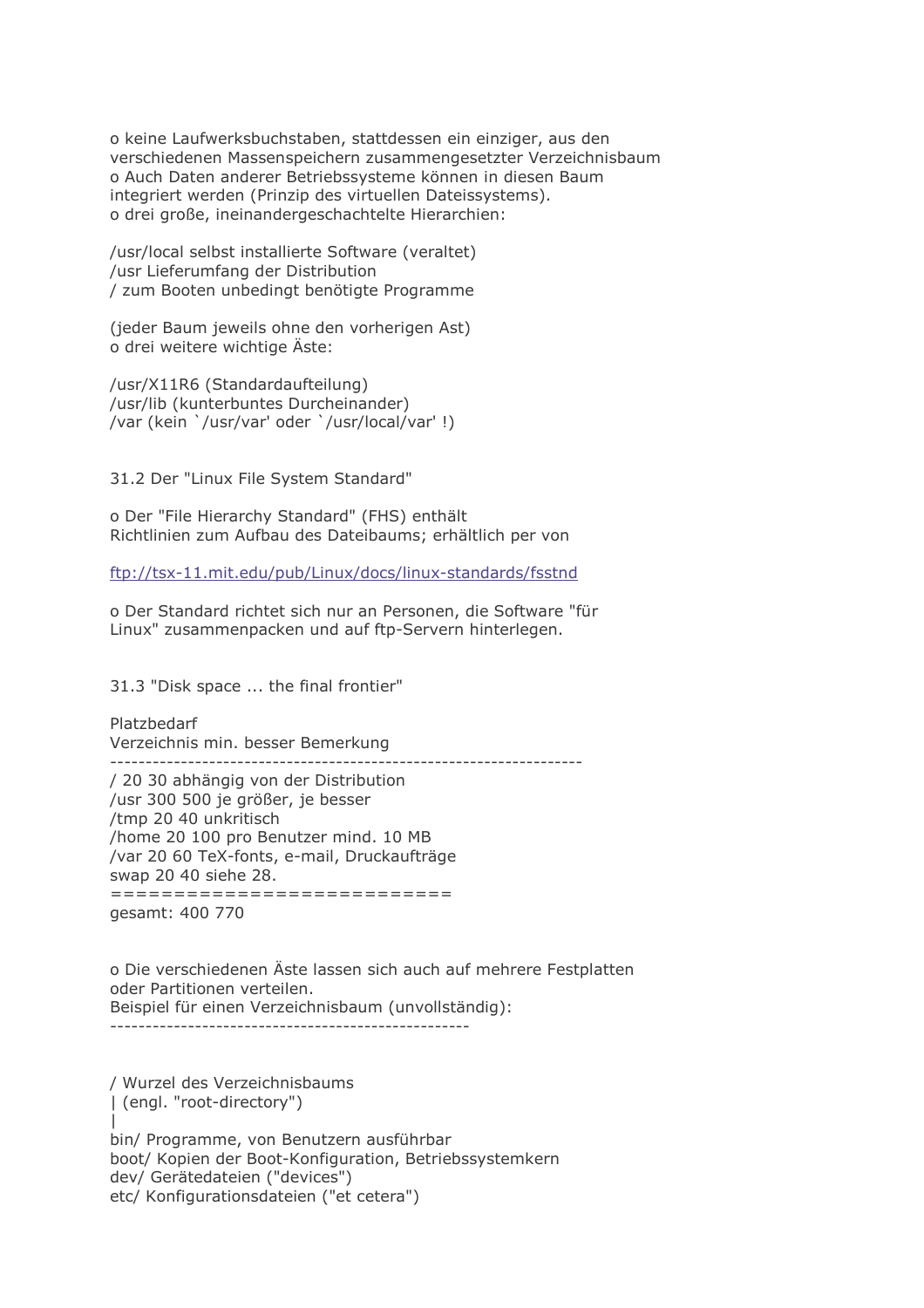o keine Laufwerksbuchstaben, stattdessen ein einziger, aus den verschiedenen Massenspeichern zusammengesetzter Verzeichnisbaum
o Auch Daten anderer Betriebssysteme können in diesen Baum integriert werden (Prinzip des virtuellen Dateissystems).
o drei große, ineinandergeschachtelte Hierarchien:

/usr/local selbst installierte Software (veraltet)
/usr Lieferumfang der Distribution
/ zum Booten unbedingt benötigte Programme

(jeder Baum jeweils ohne den vorherigen Ast)
o drei weitere wichtige Äste:

/usr/X11R6 (Standardaufteilung)
/usr/lib (kunterbuntes Durcheinander)
/var (kein `/usr/var' oder `/usr/local/var' !)

## 31.2 Der "Linux File System Standard"

o Der "File Hierarchy Standard" (FHS) enthält Richtlinien zum Aufbau des Dateibaums; erhältlich per von

ftp://tsx-11.mit.edu/pub/Linux/docs/linux-standards/fsstnd

o Der Standard richtet sich nur an Personen, die Software "für Linux" zusammenpacken und auf ftp-Servern hinterlegen.

## 31.3 "Disk space ... the final frontier"

Platzbedarf

| Verzeichnis | min. | besser | Bemerkung |
|---|---|---|---|
| / | 20 | 30 | abhängig von der Distribution |
| /usr | 300 | 500 | je größer, je besser |
| /tmp | 20 | 40 | unkritisch |
| /home | 20 | 100 | pro Benutzer mind. 10 MB |
| /var | 20 | 60 | TeX-fonts, e-mail, Druckaufträge |
| swap | 20 | 40 | siehe 28. |
| gesamt: | 400 | 770 | |

o Die verschiedenen Äste lassen sich auch auf mehrere Festplatten oder Partitionen verteilen.
Beispiel für einen Verzeichnisbaum (unvollständig):

```
/ Wurzel des Verzeichnisbaums
| (engl. "root-directory")
|
bin/ Programme, von Benutzern ausführbar
boot/ Kopien der Boot-Konfiguration, Betriebssystemkern
dev/ Gerätedateien ("devices")
etc/ Konfigurationsdateien ("et cetera")
```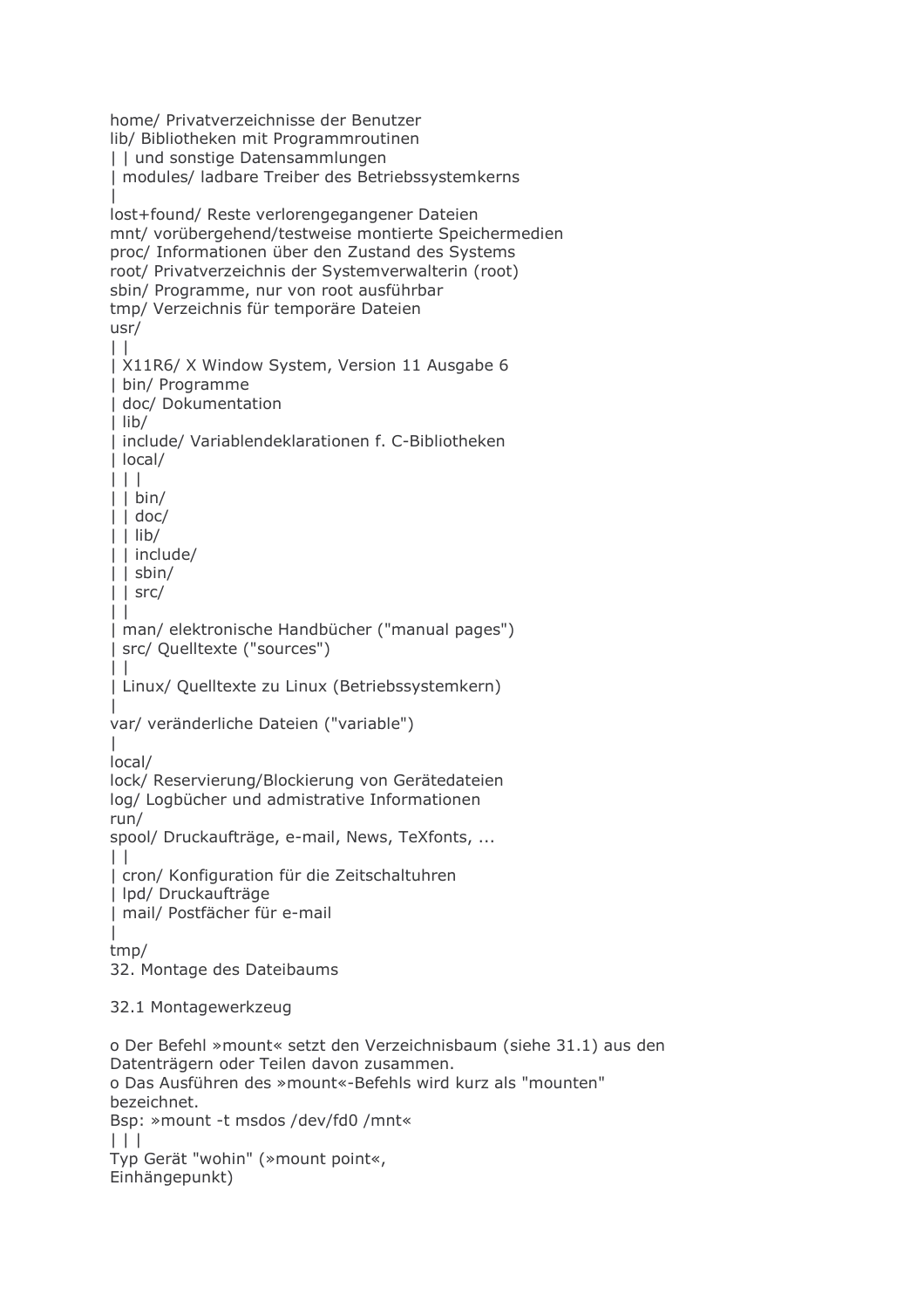```
home/ Privatverzeichnisse der Benutzer
lib/ Bibliotheken mit Programmroutinen
| | und sonstige Datensammlungen
| modules/ ladbare Treiber des Betriebssystemkerns
|
lost+found/ Reste verlorengegangener Dateien
mnt/ vorübergehend/testweise montierte Speichermedien
proc/ Informationen über den Zustand des Systems
root/ Privatverzeichnis der Systemverwalterin (root)
sbin/ Programme, nur von root ausführbar
tmp/ Verzeichnis für temporäre Dateien
usr/
| |
| X11R6/ X Window System, Version 11 Ausgabe 6
| bin/ Programme
| doc/ Dokumentation
| lib/
| include/ Variablendeklarationen f. C-Bibliotheken
| local/
| | |
| | bin/
| | doc/
| | lib/
| | include/
| | sbin/
| | src/
| |
| man/ elektronische Handbücher ("manual pages")
| src/ Quelltexte ("sources")
| |
| Linux/ Quelltexte zu Linux (Betriebssystemkern)
|
var/ veränderliche Dateien ("variable")
|
local/
lock/ Reservierung/Blockierung von Gerätedateien
log/ Logbücher und admistrative Informationen
run/
spool/ Druckaufträge, e-mail, News, TeXfonts, ...
| |
| cron/ Konfiguration für die Zeitschaltuhren
| lpd/ Druckaufträge
| mail/ Postfächer für e-mail
|
tmp/
```

# 32. Montage des Dateibaums

## 32.1 Montagewerkzeug

o Der Befehl »mount« setzt den Verzeichnisbaum (siehe 31.1) aus den Datenträgern oder Teilen davon zusammen.
o Das Ausführen des »mount«-Befehls wird kurz als "mounten" bezeichnet.
Bsp: »mount -t msdos /dev/fd0 /mnt«

```
| | |
Typ Gerät "wohin" (»mount point«,
Einhängepunkt)
```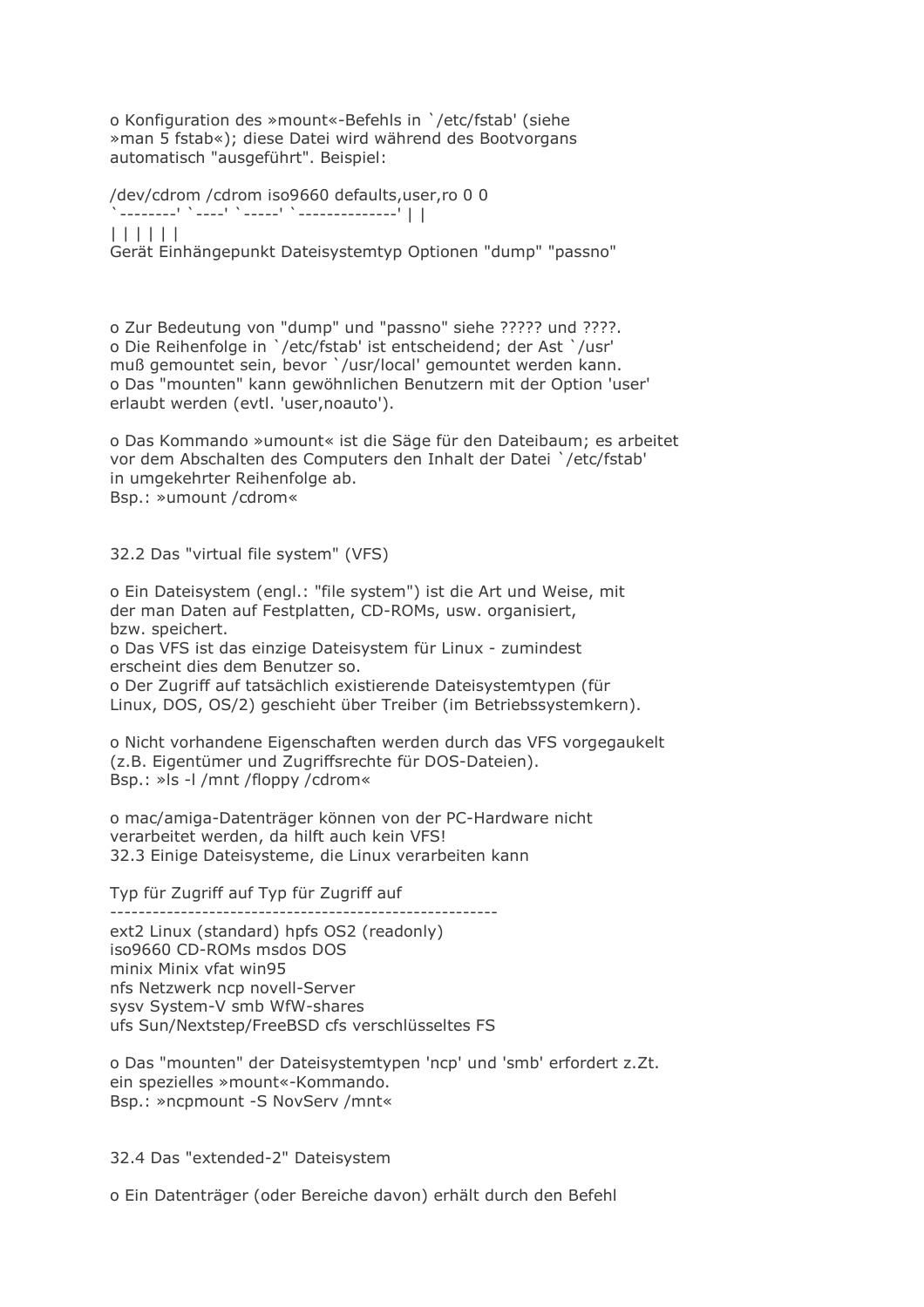o Konfiguration des »mount«-Befehls in `/etc/fstab' (siehe »man 5 fstab«); diese Datei wird während des Bootvorgans automatisch "ausgeführt". Beispiel:

```
/dev/cdrom /cdrom iso9660 defaults,user,ro 0 0
`--------' `----' `-----' `--------------' | |
| | | | | |
Gerät Einhängepunkt Dateisystemtyp Optionen "dump" "passno"
```

o Zur Bedeutung von "dump" und "passno" siehe ????? und ????.
o Die Reihenfolge in `/etc/fstab' ist entscheidend; der Ast `/usr' muß gemountet sein, bevor `/usr/local' gemountet werden kann.
o Das "mounten" kann gewöhnlichen Benutzern mit der Option 'user' erlaubt werden (evtl. 'user,noauto').

o Das Kommando »umount« ist die Säge für den Dateibaum; es arbeitet vor dem Abschalten des Computers den Inhalt der Datei `/etc/fstab' in umgekehrter Reihenfolge ab.
Bsp.: »umount /cdrom«

## 32.2 Das "virtual file system" (VFS)

o Ein Dateisystem (engl.: "file system") ist die Art und Weise, mit der man Daten auf Festplatten, CD-ROMs, usw. organisiert, bzw. speichert.
o Das VFS ist das einzige Dateisystem für Linux - zumindest erscheint dies dem Benutzer so.
o Der Zugriff auf tatsächlich existierende Dateisystemtypen (für Linux, DOS, OS/2) geschieht über Treiber (im Betriebssystemkern).

o Nicht vorhandene Eigenschaften werden durch das VFS vorgegaukelt (z.B. Eigentümer und Zugriffsrechte für DOS-Dateien).
Bsp.: »ls -l /mnt /floppy /cdrom«

o mac/amiga-Datenträger können von der PC-Hardware nicht verarbeitet werden, da hilft auch kein VFS!

## 32.3 Einige Dateisysteme, die Linux verarbeiten kann

| Typ | für Zugriff auf | Typ | für Zugriff auf |
|---|---|---|---|
| ext2 | Linux (standard) | hpfs | OS2 (readonly) |
| iso9660 | CD-ROMs | msdos | DOS |
| minix | Minix | vfat | win95 |
| nfs | Netzwerk | ncp | novell-Server |
| sysv | System-V | smb | WfW-shares |
| ufs | Sun/Nextstep/FreeBSD | cfs | verschlüsseltes FS |

o Das "mounten" der Dateisystemtypen 'ncp' und 'smb' erfordert z.Zt. ein spezielles »mount«-Kommando.
Bsp.: »ncpmount -S NovServ /mnt«

## 32.4 Das "extended-2" Dateisystem

o Ein Datenträger (oder Bereiche davon) erhält durch den Befehl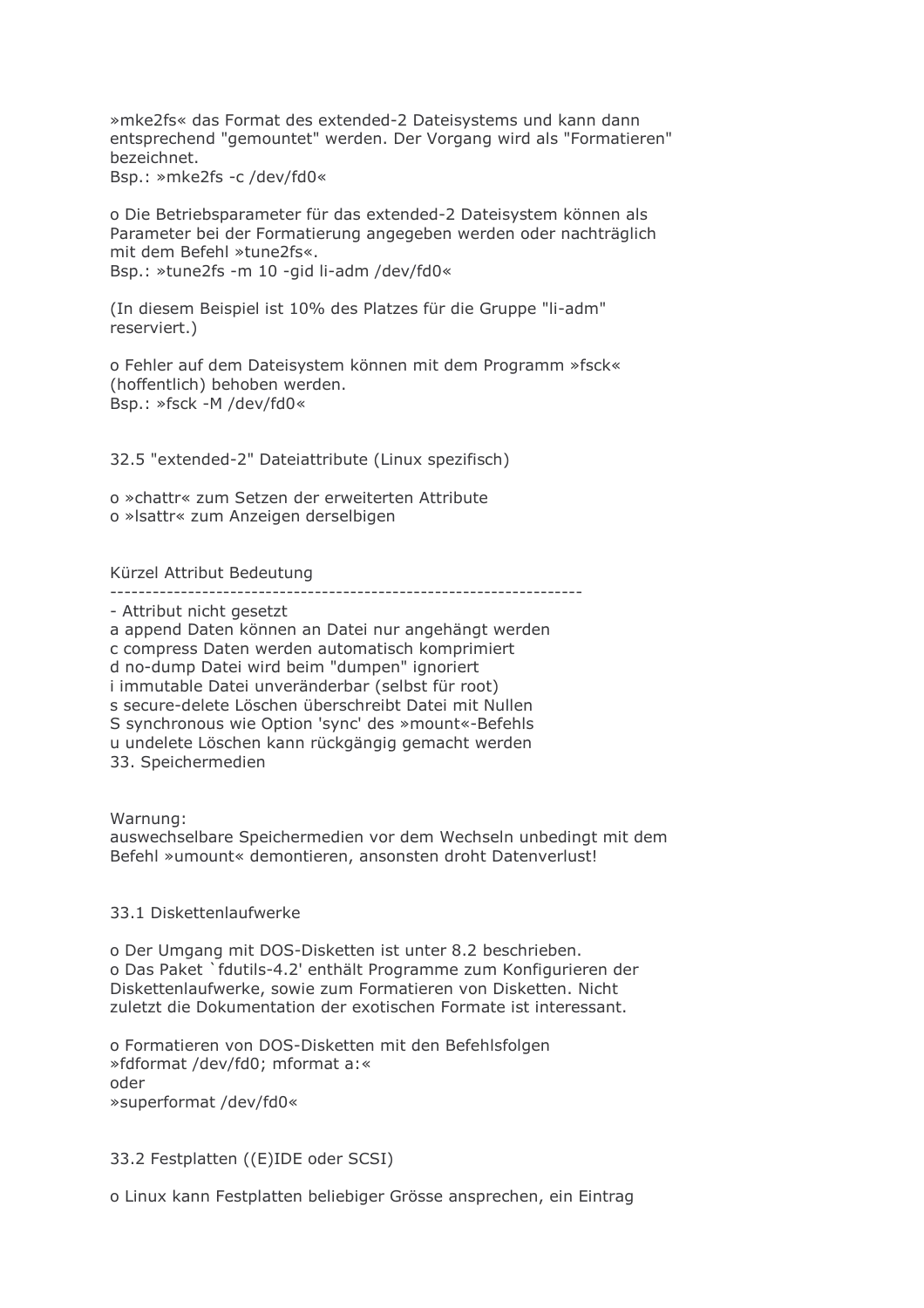»mke2fs« das Format des extended-2 Dateisystems und kann dann entsprechend "gemountet" werden. Der Vorgang wird als "Formatieren" bezeichnet.
Bsp.: »mke2fs -c /dev/fd0«

o Die Betriebsparameter für das extended-2 Dateisystem können als Parameter bei der Formatierung angegeben werden oder nachträglich mit dem Befehl »tune2fs«.
Bsp.: »tune2fs -m 10 -gid li-adm /dev/fd0«

(In diesem Beispiel ist 10% des Platzes für die Gruppe "li-adm" reserviert.)

o Fehler auf dem Dateisystem können mit dem Programm »fsck« (hoffentlich) behoben werden.
Bsp.: »fsck -M /dev/fd0«

## 32.5 "extended-2" Dateiattribute (Linux spezifisch)

o »chattr« zum Setzen der erweiterten Attribute
o »lsattr« zum Anzeigen derselbigen

| Kürzel | Attribut | Bedeutung |
|---|---|---|
| - | | Attribut nicht gesetzt |
| a | append | Daten können an Datei nur angehängt werden |
| c | compress | Daten werden automatisch komprimiert |
| d | no-dump | Datei wird beim "dumpen" ignoriert |
| i | immutable | Datei unveränderbar (selbst für root) |
| s | secure-delete | Löschen überschreibt Datei mit Nullen |
| S | synchronous | wie Option 'sync' des »mount«-Befehls |
| u | undelete | Löschen kann rückgängig gemacht werden |

# 33. Speichermedien

Warnung:
auswechselbare Speichermedien vor dem Wechseln unbedingt mit dem Befehl »umount« demontieren, ansonsten droht Datenverlust!

## 33.1 Diskettenlaufwerke

o Der Umgang mit DOS-Disketten ist unter 8.2 beschrieben.
o Das Paket `fdutils-4.2' enthält Programme zum Konfigurieren der Diskettenlaufwerke, sowie zum Formatieren von Disketten. Nicht zuletzt die Dokumentation der exotischen Formate ist interessant.

o Formatieren von DOS-Disketten mit den Befehlsfolgen
»fdformat /dev/fd0; mformat a:«
oder
»superformat /dev/fd0«

## 33.2 Festplatten ((E)IDE oder SCSI)

o Linux kann Festplatten beliebiger Grösse ansprechen, ein Eintrag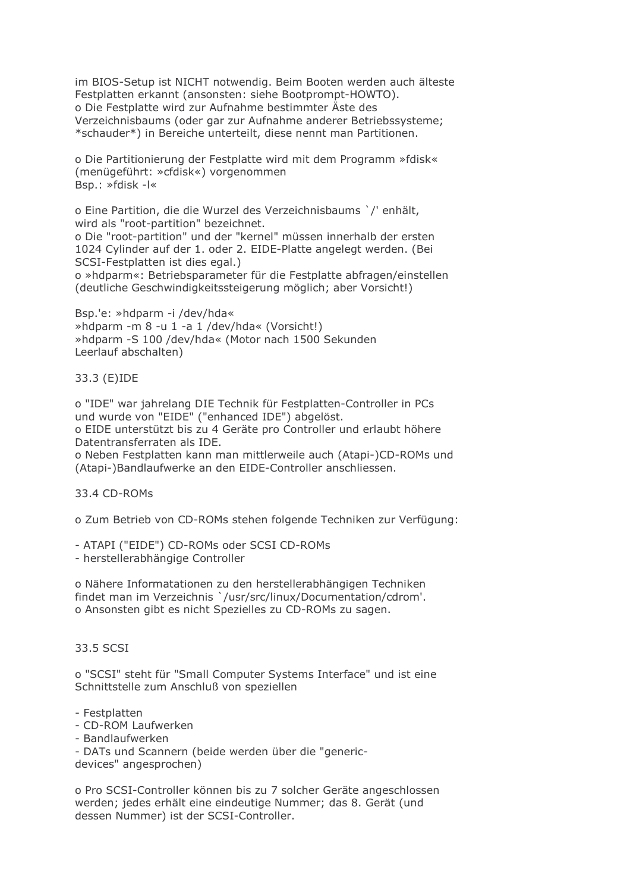im BIOS-Setup ist NICHT notwendig. Beim Booten werden auch älteste Festplatten erkannt (ansonsten: siehe Bootprompt-HOWTO).
o Die Festplatte wird zur Aufnahme bestimmter Äste des Verzeichnisbaums (oder gar zur Aufnahme anderer Betriebssysteme; *schauder*) in Bereiche unterteilt, diese nennt man Partitionen.

o Die Partitionierung der Festplatte wird mit dem Programm »fdisk« (menügeführt: »cfdisk«) vorgenommen
Bsp.: »fdisk -l«

o Eine Partition, die die Wurzel des Verzeichnisbaums `/' enhält, wird als "root-partition" bezeichnet.
o Die "root-partition" und der "kernel" müssen innerhalb der ersten 1024 Cylinder auf der 1. oder 2. EIDE-Platte angelegt werden. (Bei SCSI-Festplatten ist dies egal.)
o »hdparm«: Betriebsparameter für die Festplatte abfragen/einstellen (deutliche Geschwindigkeitssteigerung möglich; aber Vorsicht!)

Bsp.'e: »hdparm -i /dev/hda«
»hdparm -m 8 -u 1 -a 1 /dev/hda« (Vorsicht!)
»hdparm -S 100 /dev/hda« (Motor nach 1500 Sekunden Leerlauf abschalten)

## 33.3 (E)IDE

o "IDE" war jahrelang DIE Technik für Festplatten-Controller in PCs und wurde von "EIDE" ("enhanced IDE") abgelöst.
o EIDE unterstützt bis zu 4 Geräte pro Controller und erlaubt höhere Datentransferraten als IDE.
o Neben Festplatten kann man mittlerweile auch (Atapi-)CD-ROMs und (Atapi-)Bandlaufwerke an den EIDE-Controller anschliessen.

## 33.4 CD-ROMs

o Zum Betrieb von CD-ROMs stehen folgende Techniken zur Verfügung:

- ATAPI ("EIDE") CD-ROMs oder SCSI CD-ROMs
- herstellerabhängige Controller

o Nähere Informatationen zu den herstellerabhängigen Techniken findet man im Verzeichnis `/usr/src/linux/Documentation/cdrom'.
o Ansonsten gibt es nicht Spezielles zu CD-ROMs zu sagen.

## 33.5 SCSI

o "SCSI" steht für "Small Computer Systems Interface" und ist eine Schnittstelle zum Anschluß von speziellen

- Festplatten
- CD-ROM Laufwerken
- Bandlaufwerken
- DATs und Scannern (beide werden über die "generic-devices" angesprochen)

o Pro SCSI-Controller können bis zu 7 solcher Geräte angeschlossen werden; jedes erhält eine eindeutige Nummer; das 8. Gerät (und dessen Nummer) ist der SCSI-Controller.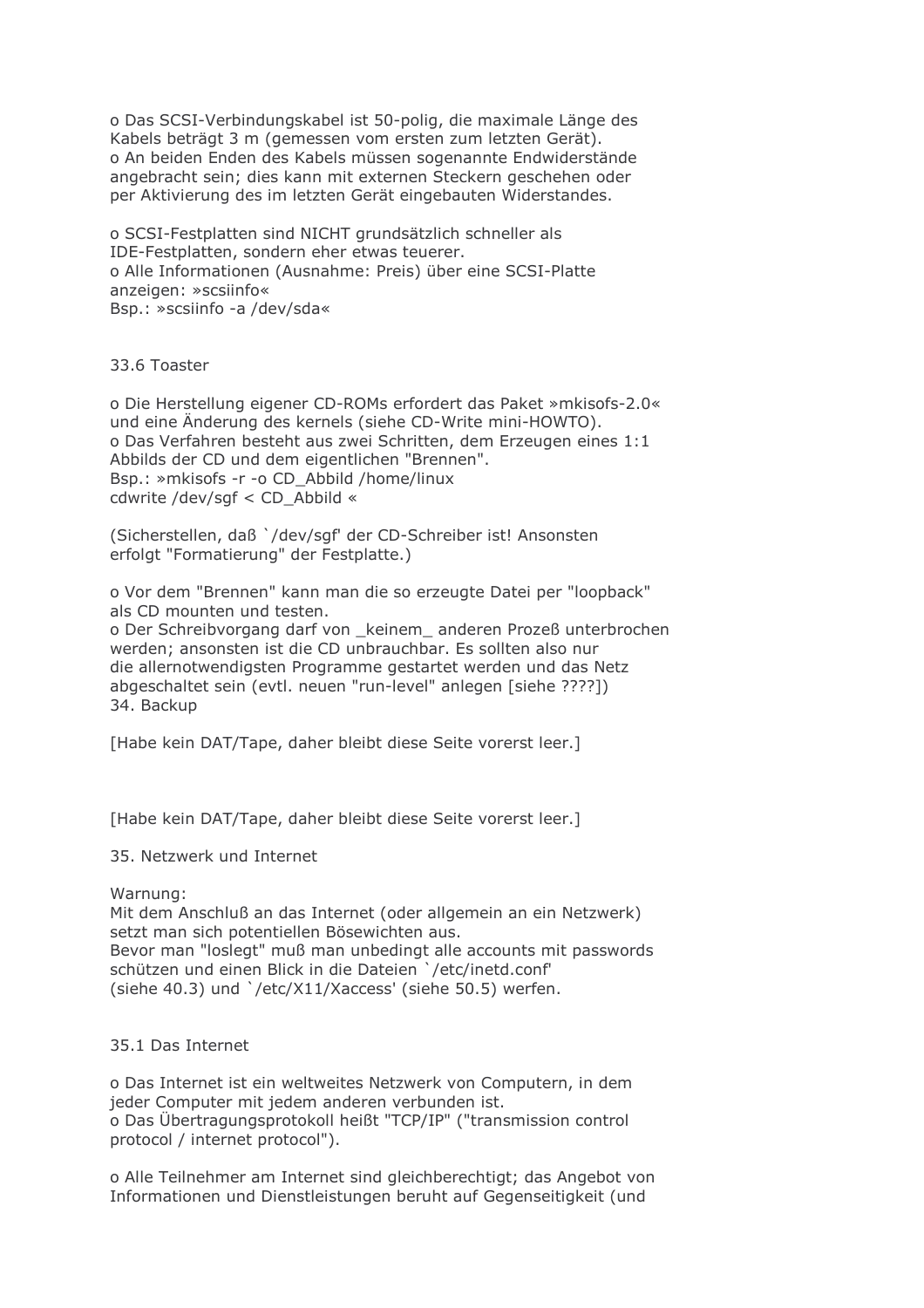o Das SCSI-Verbindungskabel ist 50-polig, die maximale Länge des Kabels beträgt 3 m (gemessen vom ersten zum letzten Gerät).
o An beiden Enden des Kabels müssen sogenannte Endwiderstände angebracht sein; dies kann mit externen Steckern geschehen oder per Aktivierung des im letzten Gerät eingebauten Widerstandes.

o SCSI-Festplatten sind NICHT grundsätzlich schneller als IDE-Festplatten, sondern eher etwas teuerer.
o Alle Informationen (Ausnahme: Preis) über eine SCSI-Platte anzeigen: »scsiinfo«
Bsp.: »scsiinfo -a /dev/sda«

## 33.6 Toaster

o Die Herstellung eigener CD-ROMs erfordert das Paket »mkisofs-2.0« und eine Änderung des kernels (siehe CD-Write mini-HOWTO).
o Das Verfahren besteht aus zwei Schritten, dem Erzeugen eines 1:1 Abbilds der CD und dem eigentlichen "Brennen".
Bsp.: »mkisofs -r -o CD_Abbild /home/linux
cdwrite /dev/sgf < CD_Abbild «

(Sicherstellen, daß `/dev/sgf' der CD-Schreiber ist! Ansonsten erfolgt "Formatierung" der Festplatte.)

o Vor dem "Brennen" kann man die so erzeugte Datei per "loopback" als CD mounten und testen.
o Der Schreibvorgang darf von _keinem_ anderen Prozeß unterbrochen werden; ansonsten ist die CD unbrauchbar. Es sollten also nur die allernotwendigsten Programme gestartet werden und das Netz abgeschaltet sein (evtl. neuen "run-level" anlegen [siehe ????])

# 34. Backup

[Habe kein DAT/Tape, daher bleibt diese Seite vorerst leer.]

[Habe kein DAT/Tape, daher bleibt diese Seite vorerst leer.]

# 35. Netzwerk und Internet

Warnung:
Mit dem Anschluß an das Internet (oder allgemein an ein Netzwerk) setzt man sich potentiellen Bösewichten aus.
Bevor man "loslegt" muß man unbedingt alle accounts mit passwords schützen und einen Blick in die Dateien `/etc/inetd.conf' (siehe 40.3) und `/etc/X11/Xaccess' (siehe 50.5) werfen.

## 35.1 Das Internet

o Das Internet ist ein weltweites Netzwerk von Computern, in dem jeder Computer mit jedem anderen verbunden ist.
o Das Übertragungsprotokoll heißt "TCP/IP" ("transmission control protocol / internet protocol").

o Alle Teilnehmer am Internet sind gleichberechtigt; das Angebot von Informationen und Dienstleistungen beruht auf Gegenseitigkeit (und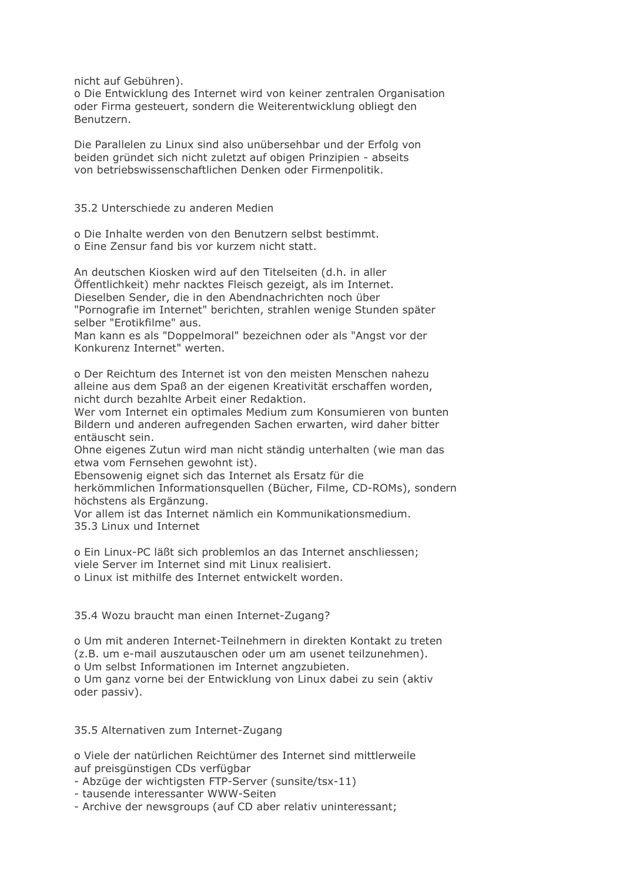nicht auf Gebühren).
o Die Entwicklung des Internet wird von keiner zentralen Organisation oder Firma gesteuert, sondern die Weiterentwicklung obliegt den Benutzern.

Die Parallelen zu Linux sind also unübersehbar und der Erfolg von beiden gründet sich nicht zuletzt auf obigen Prinzipien - abseits von betriebswissenschaftlichen Denken oder Firmenpolitik.

## 35.2 Unterschiede zu anderen Medien

o Die Inhalte werden von den Benutzern selbst bestimmt.
o Eine Zensur fand bis vor kurzem nicht statt.

An deutschen Kiosken wird auf den Titelseiten (d.h. in aller Öffentlichkeit) mehr nacktes Fleisch gezeigt, als im Internet.
Dieselben Sender, die in den Abendnachrichten noch über "Pornografie im Internet" berichten, strahlen wenige Stunden später selber "Erotikfilme" aus.
Man kann es als "Doppelmoral" bezeichnen oder als "Angst vor der Konkurenz Internet" werten.

o Der Reichtum des Internet ist von den meisten Menschen nahezu alleine aus dem Spaß an der eigenen Kreativität erschaffen worden, nicht durch bezahlte Arbeit einer Redaktion.
Wer vom Internet ein optimales Medium zum Konsumieren von bunten Bildern und anderen aufregenden Sachen erwarten, wird daher bitter entäuscht sein.
Ohne eigenes Zutun wird man nicht ständig unterhalten (wie man das etwa vom Fernsehen gewohnt ist).
Ebensowenig eignet sich das Internet als Ersatz für die herkömmlichen Informationsquellen (Bücher, Filme, CD-ROMs), sondern höchstens als Ergänzung.
Vor allem ist das Internet nämlich ein Kommunikationsmedium.

## 35.3 Linux und Internet

o Ein Linux-PC läßt sich problemlos an das Internet anschliessen; viele Server im Internet sind mit Linux realisiert.
o Linux ist mithilfe des Internet entwickelt worden.

## 35.4 Wozu braucht man einen Internet-Zugang?

o Um mit anderen Internet-Teilnehmern in direkten Kontakt zu treten (z.B. um e-mail auszutauschen oder um am usenet teilzunehmen).
o Um selbst Informationen im Internet angzubieten.
o Um ganz vorne bei der Entwicklung von Linux dabei zu sein (aktiv oder passiv).

## 35.5 Alternativen zum Internet-Zugang

o Viele der natürlichen Reichtümer des Internet sind mittlerweile auf preisgünstigen CDs verfügbar
- Abzüge der wichtigsten FTP-Server (sunsite/tsx-11)
- tausende interessanter WWW-Seiten
- Archive der newsgroups (auf CD aber relativ uninteressant;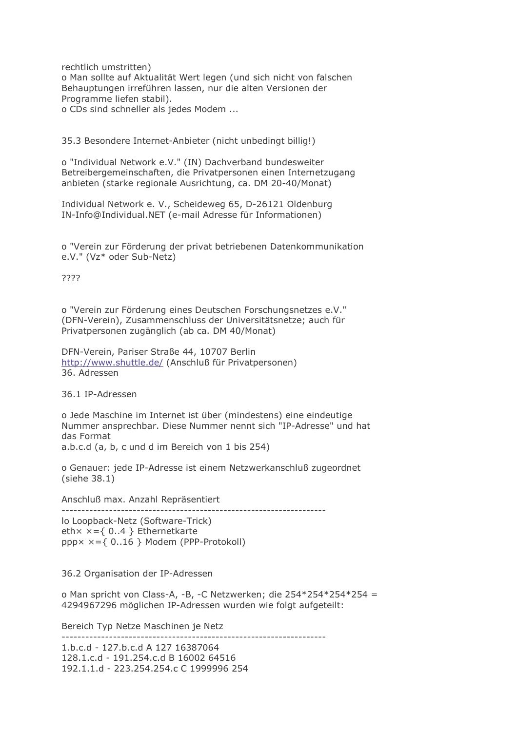rechtlich umstritten)

o Man sollte auf Aktualität Wert legen (und sich nicht von falschen Behauptungen irreführen lassen, nur die alten Versionen der Programme liefen stabil).

o CDs sind schneller als jedes Modem ...

## 35.3 Besondere Internet-Anbieter (nicht unbedingt billig!)

o "Individual Network e.V." (IN) Dachverband bundesweiter Betreibergemeinschaften, die Privatpersonen einen Internetzugang anbieten (starke regionale Ausrichtung, ca. DM 20-40/Monat)

Individual Network e. V., Scheideweg 65, D-26121 Oldenburg
IN-Info@Individual.NET (e-mail Adresse für Informationen)

o "Verein zur Förderung der privat betriebenen Datenkommunikation e.V." (Vz* oder Sub-Netz)

????

o "Verein zur Förderung eines Deutschen Forschungsnetzes e.V." (DFN-Verein), Zusammenschluss der Universitätsnetze; auch für Privatpersonen zugänglich (ab ca. DM 40/Monat)

DFN-Verein, Pariser Straße 44, 10707 Berlin
http://www.shuttle.de/ (Anschluß für Privatpersonen)

# 36. Adressen

## 36.1 IP-Adressen

o Jede Maschine im Internet ist über (mindestens) eine eindeutige Nummer ansprechbar. Diese Nummer nennt sich "IP-Adresse" und hat das Format
a.b.c.d (a, b, c und d im Bereich von 1 bis 254)

o Genauer: jede IP-Adresse ist einem Netzwerkanschluß zugeordnet (siehe 38.1)

| Anschluß | max. Anzahl | Repräsentiert |
|---|---|---|
| lo | | Loopback-Netz (Software-Trick) |
| eth× | ×={ 0..4 } | Ethernetkarte |
| ppp× | ×={ 0..16 } | Modem (PPP-Protokoll) |

## 36.2 Organisation der IP-Adressen

o Man spricht von Class-A, -B, -C Netzwerken; die 254*254*254*254 = 4294967296 möglichen IP-Adressen wurden wie folgt aufgeteilt:

| Bereich | Typ | Netze | Maschinen je Netz |
|---|---|---|---|
| 1.b.c.d - 127.b.c.d | A | 127 | 16387064 |
| 128.1.c.d - 191.254.c.d | B | 16002 | 64516 |
| 192.1.1.d - 223.254.254.c | C | 1999996 | 254 |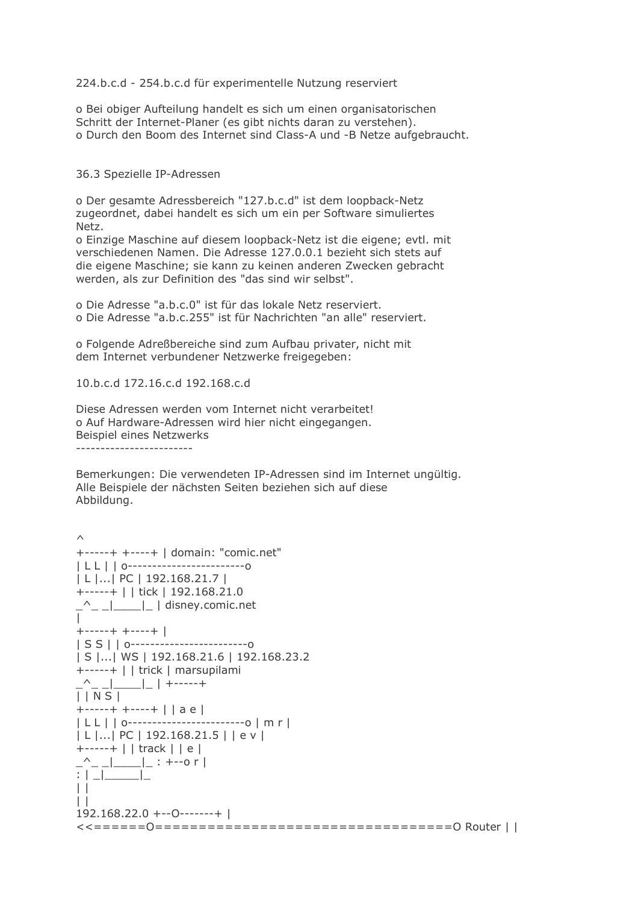224.b.c.d - 254.b.c.d für experimentelle Nutzung reserviert

o Bei obiger Aufteilung handelt es sich um einen organisatorischen Schritt der Internet-Planer (es gibt nichts daran zu verstehen).
o Durch den Boom des Internet sind Class-A und -B Netze aufgebraucht.

36.3 Spezielle IP-Adressen

o Der gesamte Adressbereich "127.b.c.d" ist dem loopback-Netz zugeordnet, dabei handelt es sich um ein per Software simuliertes Netz.
o Einzige Maschine auf diesem loopback-Netz ist die eigene; evtl. mit verschiedenen Namen. Die Adresse 127.0.0.1 bezieht sich stets auf die eigene Maschine; sie kann zu keinen anderen Zwecken gebracht werden, als zur Definition des "das sind wir selbst".

o Die Adresse "a.b.c.0" ist für das lokale Netz reserviert.
o Die Adresse "a.b.c.255" ist für Nachrichten "an alle" reserviert.

o Folgende Adreßbereiche sind zum Aufbau privater, nicht mit dem Internet verbundener Netzwerke freigegeben:

10.b.c.d 172.16.c.d 192.168.c.d

Diese Adressen werden vom Internet nicht verarbeitet!
o Auf Hardware-Adressen wird hier nicht eingegangen.
Beispiel eines Netzwerks
------------------------

Bemerkungen: Die verwendeten IP-Adressen sind im Internet ungültig. Alle Beispiele der nächsten Seiten beziehen sich auf diese Abbildung.

```
^
+-----+ +----+ | domain: "comic.net"
| L L | | o------------------------o
| L |...| PC | 192.168.21.7 |
+-----+ | | tick | 192.168.21.0
_^_ _|____|_ | disney.comic.net
|
+-----+ +----+ |
| S S | | o------------------------o
| S |...| WS | 192.168.21.6 | 192.168.23.2
+-----+ | | trick | marsupilami
_^_ _|____|_ | +-----+
| | N S |
+-----+ +----+ | | a e |
| L L | | o------------------------o | m r |
| L |...| PC | 192.168.21.5 | | e v |
+-----+ | | track | | e |
_^_ _|____|_ : +--o r |
: | _|_____|_
| |
| |
192.168.22.0 +--O-------+ |
<<======O==================================O Router | |
```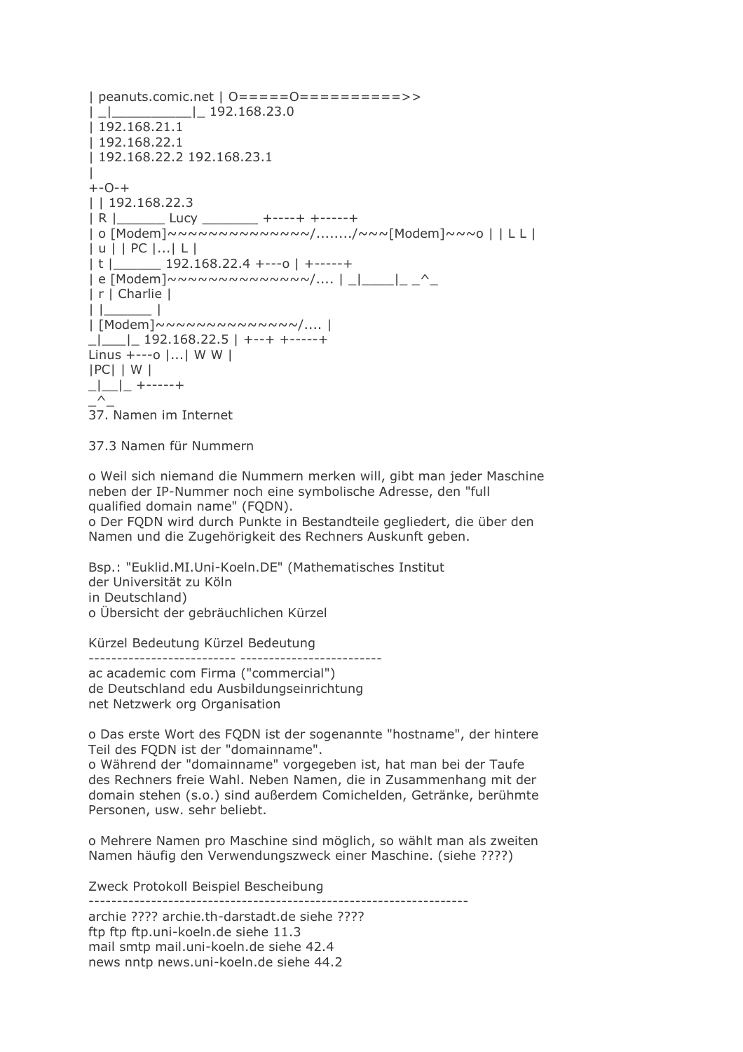```
| peanuts.comic.net | O=====O==========>>
| _|___________|_ 192.168.23.0
| 192.168.21.1
| 192.168.22.1
| 192.168.22.2 192.168.23.1
|
+-O-+
| | 192.168.22.3
| R |______ Lucy _______ +----+ +-----+
| o [Modem]~~~~~~~~~~~~~~/......../~~~[Modem]~~~o | | L L |
| u | | PC |...| L |
| t |______ 192.168.22.4 +---o | +-----+
| e [Modem]~~~~~~~~~~~~~~/.... | _|____|_ _^_
| r | Charlie |
| |______ |
| [Modem]~~~~~~~~~~~~~~/.... |
_|___|_ 192.168.22.5 | +--+ +-----+
Linus +---o |...| W W |
|PC| | W |
_|__|_ +-----+
_^_
```

37. Namen im Internet

## 37.3 Namen für Nummern

o Weil sich niemand die Nummern merken will, gibt man jeder Maschine neben der IP-Nummer noch eine symbolische Adresse, den "full qualified domain name" (FQDN).
o Der FQDN wird durch Punkte in Bestandteile gegliedert, die über den Namen und die Zugehörigkeit des Rechners Auskunft geben.

Bsp.: "Euklid.MI.Uni-Koeln.DE" (Mathematisches Institut
der Universität zu Köln
in Deutschland)
o Übersicht der gebräuchlichen Kürzel

| Kürzel | Bedeutung | Kürzel | Bedeutung |
|---|---|---|---|
| ac | academic | com | Firma ("commercial") |
| de | Deutschland | edu | Ausbildungseinrichtung |
| net | Netzwerk | org | Organisation |

o Das erste Wort des FQDN ist der sogenannte "hostname", der hintere Teil des FQDN ist der "domainname".
o Während der "domainname" vorgegeben ist, hat man bei der Taufe des Rechners freie Wahl. Neben Namen, die in Zusammenhang mit der domain stehen (s.o.) sind außerdem Comichelden, Getränke, berühmte Personen, usw. sehr beliebt.

o Mehrere Namen pro Maschine sind möglich, so wählt man als zweiten Namen häufig den Verwendungszweck einer Maschine. (siehe ????)

| Zweck | Protokoll | Beispiel | Bescheibung |
|---|---|---|---|
| archie | ???? | archie.th-darstadt.de | siehe ???? |
| ftp | ftp | ftp.uni-koeln.de | siehe 11.3 |
| mail | smtp | mail.uni-koeln.de | siehe 42.4 |
| news | nntp | news.uni-koeln.de | siehe 44.2 |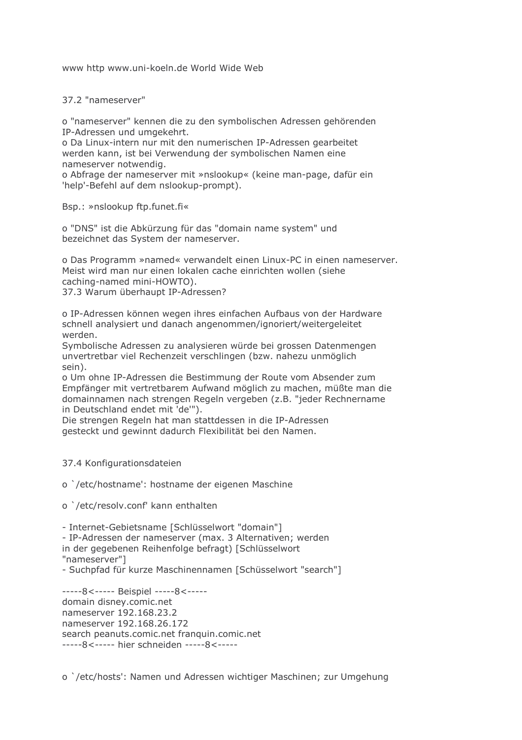www http www.uni-koeln.de World Wide Web

## 37.2 "nameserver"

o "nameserver" kennen die zu den symbolischen Adressen gehörenden IP-Adressen und umgekehrt.
o Da Linux-intern nur mit den numerischen IP-Adressen gearbeitet werden kann, ist bei Verwendung der symbolischen Namen eine nameserver notwendig.
o Abfrage der nameserver mit »nslookup« (keine man-page, dafür ein 'help'-Befehl auf dem nslookup-prompt).

Bsp.: »nslookup ftp.funet.fi«

o "DNS" ist die Abkürzung für das "domain name system" und bezeichnet das System der nameserver.

o Das Programm »named« verwandelt einen Linux-PC in einen nameserver. Meist wird man nur einen lokalen cache einrichten wollen (siehe caching-named mini-HOWTO).

## 37.3 Warum überhaupt IP-Adressen?

o IP-Adressen können wegen ihres einfachen Aufbaus von der Hardware schnell analysiert und danach angenommen/ignoriert/weitergeleitet werden.
Symbolische Adressen zu analysieren würde bei grossen Datenmengen unvertretbar viel Rechenzeit verschlingen (bzw. nahezu unmöglich sein).
o Um ohne IP-Adressen die Bestimmung der Route vom Absender zum Empfänger mit vertretbarem Aufwand möglich zu machen, müßte man die domainnamen nach strengen Regeln vergeben (z.B. "jeder Rechnername in Deutschland endet mit 'de'").
Die strengen Regeln hat man stattdessen in die IP-Adressen gesteckt und gewinnt dadurch Flexibilität bei den Namen.

## 37.4 Konfigurationsdateien

o `/etc/hostname': hostname der eigenen Maschine

o `/etc/resolv.conf' kann enthalten

- Internet-Gebietsname [Schlüsselwort "domain"]
- IP-Adressen der nameserver (max. 3 Alternativen; werden in der gegebenen Reihenfolge befragt) [Schlüsselwort "nameserver"]
- Suchpfad für kurze Maschinennamen [Schüsselwort "search"]

```
-----8<----- Beispiel -----8<-----
domain disney.comic.net
nameserver 192.168.23.2
nameserver 192.168.26.172
search peanuts.comic.net franquin.comic.net
-----8<----- hier schneiden -----8<-----
```

o `/etc/hosts': Namen und Adressen wichtiger Maschinen; zur Umgehung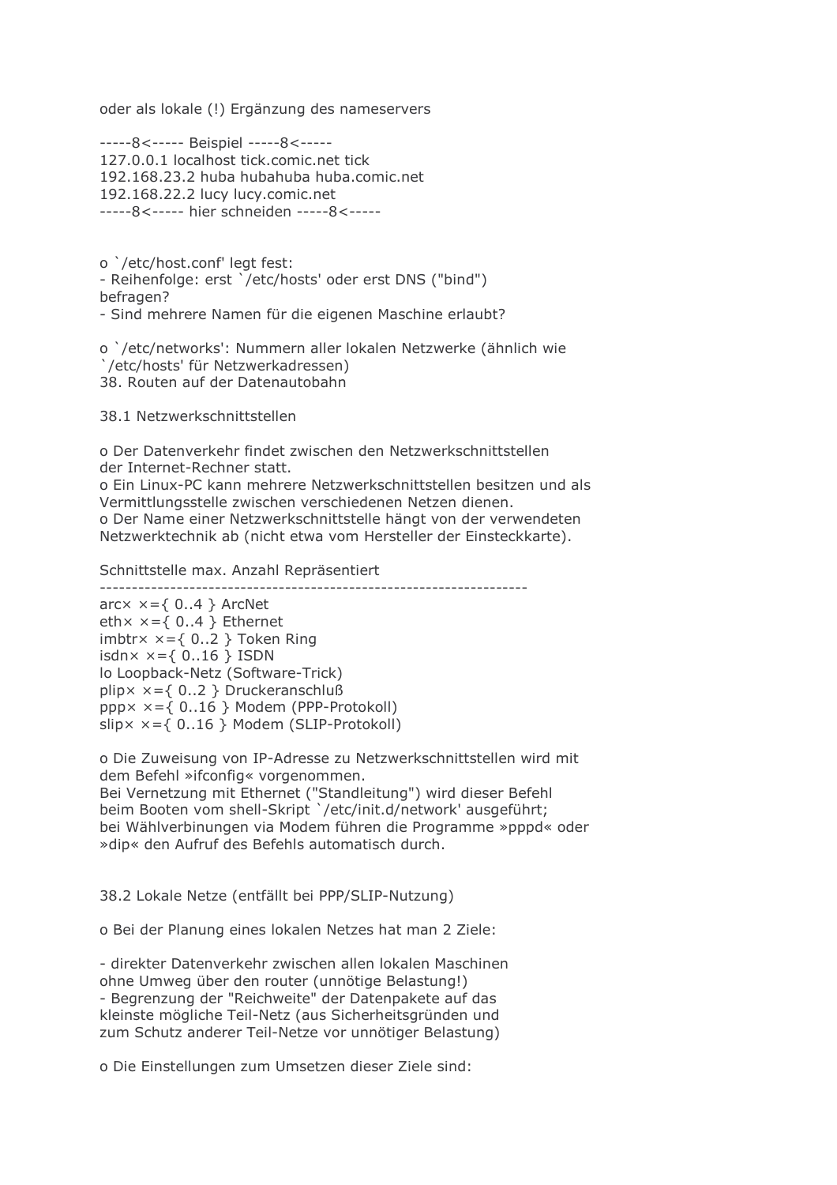oder als lokale (!) Ergänzung des nameservers

```
-----8<----- Beispiel -----8<-----
127.0.0.1 localhost tick.comic.net tick
192.168.23.2 huba hubahuba huba.comic.net
192.168.22.2 lucy lucy.comic.net
-----8<----- hier schneiden -----8<-----
```

o `/etc/host.conf' legt fest:
- Reihenfolge: erst `/etc/hosts' oder erst DNS ("bind") befragen?
- Sind mehrere Namen für die eigenen Maschine erlaubt?

o `/etc/networks': Nummern aller lokalen Netzwerke (ähnlich wie `/etc/hosts' für Netzwerkadressen)

# 38. Routen auf der Datenautobahn

## 38.1 Netzwerkschnittstellen

o Der Datenverkehr findet zwischen den Netzwerkschnittstellen der Internet-Rechner statt.
o Ein Linux-PC kann mehrere Netzwerkschnittstellen besitzen und als Vermittlungsstelle zwischen verschiedenen Netzen dienen.
o Der Name einer Netzwerkschnittstelle hängt von der verwendeten Netzwerktechnik ab (nicht etwa vom Hersteller der Einsteckkarte).

| Schnittstelle | max. Anzahl | Repräsentiert |
|---|---|---|
| arc× | ×={ 0..4 } | ArcNet |
| eth× | ×={ 0..4 } | Ethernet |
| imbtr× | ×={ 0..2 } | Token Ring |
| isdn× | ×={ 0..16 } | ISDN |
| lo | | Loopback-Netz (Software-Trick) |
| plip× | ×={ 0..2 } | Druckeranschluß |
| ppp× | ×={ 0..16 } | Modem (PPP-Protokoll) |
| slip× | ×={ 0..16 } | Modem (SLIP-Protokoll) |

o Die Zuweisung von IP-Adresse zu Netzwerkschnittstellen wird mit dem Befehl »ifconfig« vorgenommen.
Bei Vernetzung mit Ethernet ("Standleitung") wird dieser Befehl beim Booten vom shell-Skript `/etc/init.d/network' ausgeführt; bei Wählverbinungen via Modem führen die Programme »pppd« oder »dip« den Aufruf des Befehls automatisch durch.

## 38.2 Lokale Netze (entfällt bei PPP/SLIP-Nutzung)

o Bei der Planung eines lokalen Netzes hat man 2 Ziele:

- direkter Datenverkehr zwischen allen lokalen Maschinen ohne Umweg über den router (unnötige Belastung!)
- Begrenzung der "Reichweite" der Datenpakete auf das kleinste mögliche Teil-Netz (aus Sicherheitsgründen und zum Schutz anderer Teil-Netze vor unnötiger Belastung)

o Die Einstellungen zum Umsetzen dieser Ziele sind: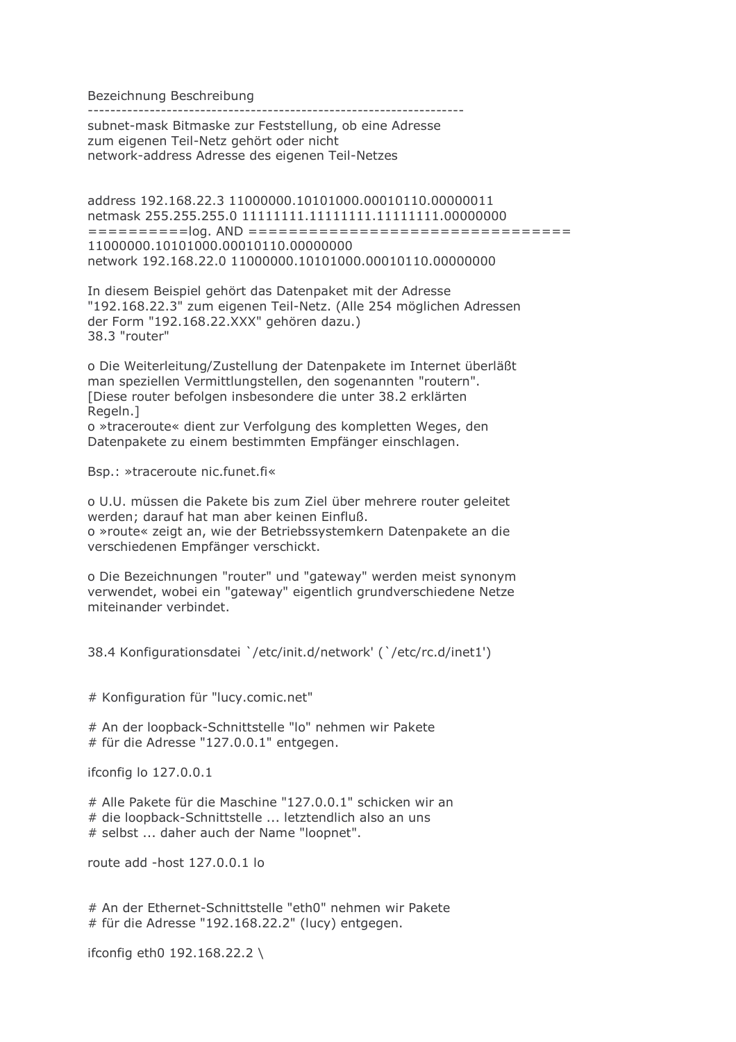Bezeichnung Beschreibung
-------------------------------------------------------------------
subnet-mask Bitmaske zur Feststellung, ob eine Adresse
zum eigenen Teil-Netz gehört oder nicht
network-address Adresse des eigenen Teil-Netzes

```
address 192.168.22.3 11000000.10101000.00010110.00000011
netmask 255.255.255.0 11111111.11111111.11111111.00000000
=========log. AND ================================
11000000.10101000.00010110.00000000
network 192.168.22.0 11000000.10101000.00010110.00000000
```

In diesem Beispiel gehört das Datenpaket mit der Adresse "192.168.22.3" zum eigenen Teil-Netz. (Alle 254 möglichen Adressen der Form "192.168.22.XXX" gehören dazu.)

## 38.3 "router"

o Die Weiterleitung/Zustellung der Datenpakete im Internet überläßt man speziellen Vermittlungstellen, den sogenannten "routern". [Diese router befolgen insbesondere die unter 38.2 erklärten Regeln.]
o »traceroute« dient zur Verfolgung des kompletten Weges, den Datenpakete zu einem bestimmten Empfänger einschlagen.

Bsp.: »traceroute nic.funet.fi«

o U.U. müssen die Pakete bis zum Ziel über mehrere router geleitet werden; darauf hat man aber keinen Einfluß.
o »route« zeigt an, wie der Betriebssystemkern Datenpakete an die verschiedenen Empfänger verschickt.

o Die Bezeichnungen "router" und "gateway" werden meist synonym verwendet, wobei ein "gateway" eigentlich grundverschiedene Netze miteinander verbindet.

## 38.4 Konfigurationsdatei `/etc/init.d/network' (`/etc/rc.d/inet1')

```
# Konfiguration für "lucy.comic.net"

# An der loopback-Schnittstelle "lo" nehmen wir Pakete
# für die Adresse "127.0.0.1" entgegen.

ifconfig lo 127.0.0.1

# Alle Pakete für die Maschine "127.0.0.1" schicken wir an
# die loopback-Schnittstelle ... letztendlich also an uns
# selbst ... daher auch der Name "loopnet".

route add -host 127.0.0.1 lo


# An der Ethernet-Schnittstelle "eth0" nehmen wir Pakete
# für die Adresse "192.168.22.2" (lucy) entgegen.

ifconfig eth0 192.168.22.2 \
```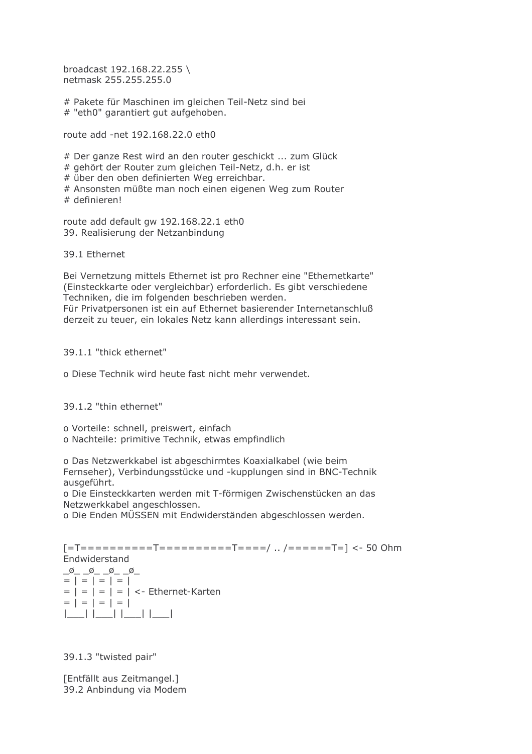```
broadcast 192.168.22.255 \
netmask 255.255.255.0

# Pakete für Maschinen im gleichen Teil-Netz sind bei
# "eth0" garantiert gut aufgehoben.

route add -net 192.168.22.0 eth0

# Der ganze Rest wird an den router geschickt ... zum Glück
# gehört der Router zum gleichen Teil-Netz, d.h. er ist
# über den oben definierten Weg erreichbar.
# Ansonsten müßte man noch einen eigenen Weg zum Router
# definieren!

route add default gw 192.168.22.1 eth0
```

# 39. Realisierung der Netzanbindung

## 39.1 Ethernet

Bei Vernetzung mittels Ethernet ist pro Rechner eine "Ethernetkarte" (Einsteckkarte oder vergleichbar) erforderlich. Es gibt verschiedene Techniken, die im folgenden beschrieben werden.
Für Privatpersonen ist ein auf Ethernet basierender Internetanschluß derzeit zu teuer, ein lokales Netz kann allerdings interessant sein.

### 39.1.1 "thick ethernet"

o Diese Technik wird heute fast nicht mehr verwendet.

### 39.1.2 "thin ethernet"

o Vorteile: schnell, preiswert, einfach
o Nachteile: primitive Technik, etwas empfindlich

o Das Netzwerkkabel ist abgeschirmtes Koaxialkabel (wie beim Fernseher), Verbindungsstücke und -kupplungen sind in BNC-Technik ausgeführt.
o Die Einsteckkarten werden mit T-förmigen Zwischenstücken an das Netzwerkkabel angeschlossen.
o Die Enden MÜSSEN mit Endwiderständen abgeschlossen werden.

```
[=T==========T==========T====/ .. /======T=] <- 50 Ohm Endwiderstand
_ø_ _ø_ _ø_ _ø_
= | = | = | = |
= | = | = | = | <- Ethernet-Karten
= | = | = | = |
|___| |___| |___| |___|
```

### 39.1.3 "twisted pair"

[Entfällt aus Zeitmangel.]

## 39.2 Anbindung via Modem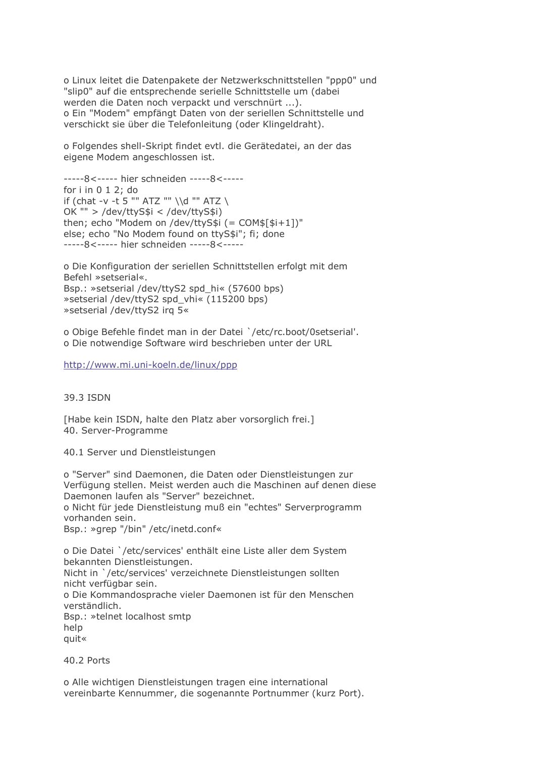o Linux leitet die Datenpakete der Netzwerkschnittstellen "ppp0" und "slip0" auf die entsprechende serielle Schnittstelle um (dabei werden die Daten noch verpackt und verschnürt ...).
o Ein "Modem" empfängt Daten von der seriellen Schnittstelle und verschickt sie über die Telefonleitung (oder Klingeldraht).

o Folgendes shell-Skript findet evtl. die Gerätedatei, an der das eigene Modem angeschlossen ist.

```
-----8<----- hier schneiden -----8<-----
for i in 0 1 2; do
if (chat -v -t 5 "" ATZ "" \\d "" ATZ \
OK "" > /dev/ttyS$i < /dev/ttyS$i)
then; echo "Modem on /dev/ttyS$i (= COM$[$i+1])"
else; echo "No Modem found on ttyS$i"; fi; done
-----8<----- hier schneiden -----8<-----
```

o Die Konfiguration der seriellen Schnittstellen erfolgt mit dem Befehl »setserial«.
Bsp.: »setserial /dev/ttyS2 spd_hi« (57600 bps)
»setserial /dev/ttyS2 spd_vhi« (115200 bps)
»setserial /dev/ttyS2 irq 5«

o Obige Befehle findet man in der Datei `/etc/rc.boot/0setserial'.
o Die notwendige Software wird beschrieben unter der URL

http://www.mi.uni-koeln.de/linux/ppp

### 39.3 ISDN

[Habe kein ISDN, halte den Platz aber vorsorglich frei.]

## 40. Server-Programme

### 40.1 Server und Dienstleistungen

o "Server" sind Daemonen, die Daten oder Dienstleistungen zur Verfügung stellen. Meist werden auch die Maschinen auf denen diese Daemonen laufen als "Server" bezeichnet.
o Nicht für jede Dienstleistung muß ein "echtes" Serverprogramm vorhanden sein.
Bsp.: »grep "/bin" /etc/inetd.conf«

o Die Datei `/etc/services' enthält eine Liste aller dem System bekannten Dienstleistungen.
Nicht in `/etc/services' verzeichnete Dienstleistungen sollten nicht verfügbar sein.
o Die Kommandosprache vieler Daemonen ist für den Menschen verständlich.
Bsp.: »telnet localhost smtp
help
quit«

### 40.2 Ports

o Alle wichtigen Dienstleistungen tragen eine international vereinbarte Kennummer, die sogenannte Portnummer (kurz Port).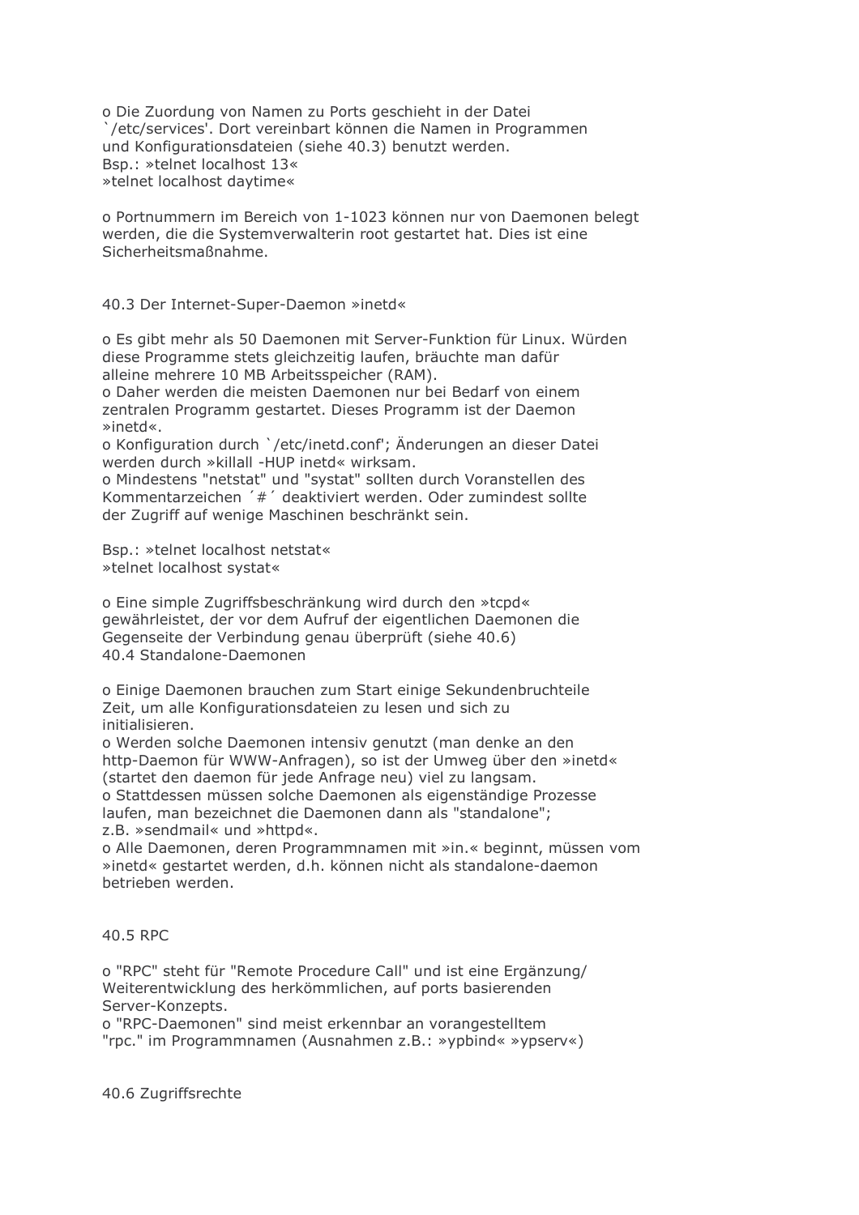o Die Zuordung von Namen zu Ports geschieht in der Datei
\`/etc/services'. Dort vereinbart können die Namen in Programmen
und Konfigurationsdateien (siehe 40.3) benutzt werden.
Bsp.: »telnet localhost 13«
»telnet localhost daytime«

o Portnummern im Bereich von 1-1023 können nur von Daemonen belegt
werden, die die Systemverwalterin root gestartet hat. Dies ist eine
Sicherheitsmaßnahme.

## 40.3 Der Internet-Super-Daemon »inetd«

o Es gibt mehr als 50 Daemonen mit Server-Funktion für Linux. Würden
diese Programme stets gleichzeitig laufen, bräuchte man dafür
alleine mehrere 10 MB Arbeitsspeicher (RAM).
o Daher werden die meisten Daemonen nur bei Bedarf von einem
zentralen Programm gestartet. Dieses Programm ist der Daemon
»inetd«.
o Konfiguration durch \`/etc/inetd.conf'; Änderungen an dieser Datei
werden durch »killall -HUP inetd« wirksam.
o Mindestens "netstat" und "systat" sollten durch Voranstellen des
Kommentarzeichen ´#´ deaktiviert werden. Oder zumindest sollte
der Zugriff auf wenige Maschinen beschränkt sein.

Bsp.: »telnet localhost netstat«
»telnet localhost systat«

o Eine simple Zugriffsbeschränkung wird durch den »tcpd«
gewährleistet, der vor dem Aufruf der eigentlichen Daemonen die
Gegenseite der Verbindung genau überprüft (siehe 40.6)

## 40.4 Standalone-Daemonen

o Einige Daemonen brauchen zum Start einige Sekundenbruchteile
Zeit, um alle Konfigurationsdateien zu lesen und sich zu
initialisieren.
o Werden solche Daemonen intensiv genutzt (man denke an den
http-Daemon für WWW-Anfragen), so ist der Umweg über den »inetd«
(startet den daemon für jede Anfrage neu) viel zu langsam.
o Stattdessen müssen solche Daemonen als eigenständige Prozesse
laufen, man bezeichnet die Daemonen dann als "standalone";
z.B. »sendmail« und »httpd«.
o Alle Daemonen, deren Programmnamen mit »in.« beginnt, müssen vom
»inetd« gestartet werden, d.h. können nicht als standalone-daemon
betrieben werden.

## 40.5 RPC

o "RPC" steht für "Remote Procedure Call" und ist eine Ergänzung/
Weiterentwicklung des herkömmlichen, auf ports basierenden
Server-Konzepts.
o "RPC-Daemonen" sind meist erkennbar an vorangestelltem
"rpc." im Programmnamen (Ausnahmen z.B.: »ypbind« »ypserv«)

## 40.6 Zugriffsrechte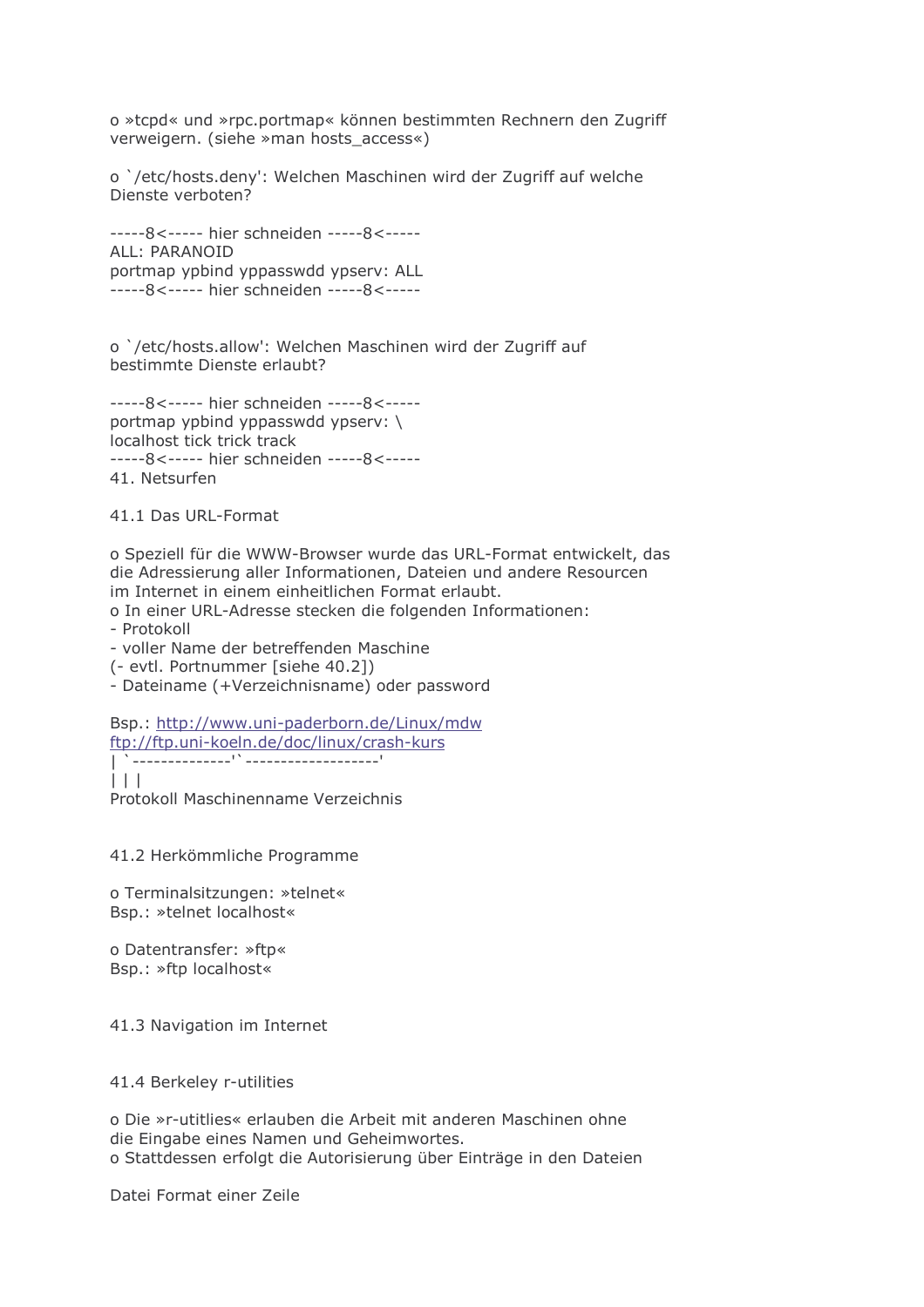o »tcpd« und »rpc.portmap« können bestimmten Rechnern den Zugriff verweigern. (siehe »man hosts_access«)

o `/etc/hosts.deny': Welchen Maschinen wird der Zugriff auf welche Dienste verboten?

```
-----8<----- hier schneiden -----8<-----
ALL: PARANOID
portmap ypbind yppasswdd ypserv: ALL
-----8<----- hier schneiden -----8<-----
```

o `/etc/hosts.allow': Welchen Maschinen wird der Zugriff auf bestimmte Dienste erlaubt?

```
-----8<----- hier schneiden -----8<-----
portmap ypbind yppasswdd ypserv: \
localhost tick trick track
-----8<----- hier schneiden -----8<-----
```

# 41. Netsurfen

## 41.1 Das URL-Format

o Speziell für die WWW-Browser wurde das URL-Format entwickelt, das die Adressierung aller Informationen, Dateien und andere Resourcen im Internet in einem einheitlichen Format erlaubt.
o In einer URL-Adresse stecken die folgenden Informationen:
- Protokoll
- voller Name der betreffenden Maschine
(- evtl. Portnummer [siehe 40.2])
- Dateiname (+Verzeichnisname) oder password

```
Bsp.: http://www.uni-paderborn.de/Linux/mdw
ftp://ftp.uni-koeln.de/doc/linux/crash-kurs
| `--------------'`-------------------'
| | |
Protokoll Maschinenname Verzeichnis
```

## 41.2 Herkömmliche Programme

o Terminalsitzungen: »telnet«
Bsp.: »telnet localhost«

o Datentransfer: »ftp«
Bsp.: »ftp localhost«

## 41.3 Navigation im Internet

## 41.4 Berkeley r-utilities

o Die »r-utitlies« erlauben die Arbeit mit anderen Maschinen ohne die Eingabe eines Namen und Geheimwortes.
o Stattdessen erfolgt die Autorisierung über Einträge in den Dateien

Datei Format einer Zeile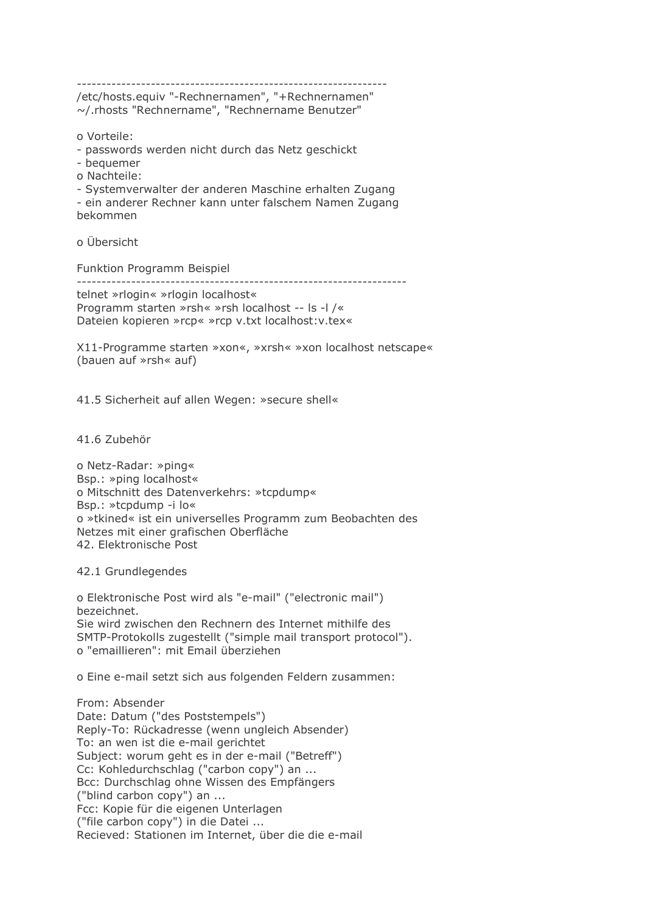---------------------------------------------------------------
/etc/hosts.equiv "-Rechnernamen", "+Rechnernamen"
~/.rhosts "Rechnername", "Rechnername Benutzer"

o Vorteile:
- passwords werden nicht durch das Netz geschickt
- bequemer

o Nachteile:
- Systemverwalter der anderen Maschine erhalten Zugang
- ein anderer Rechner kann unter falschem Namen Zugang bekommen

o Übersicht

Funktion Programm Beispiel
------------------------------------------------------------------
telnet »rlogin« »rlogin localhost«
Programm starten »rsh« »rsh localhost -- ls -l /«
Dateien kopieren »rcp« »rcp v.txt localhost:v.tex«

X11-Programme starten »xon«, »xrsh« »xon localhost netscape«
(bauen auf »rsh« auf)

## 41.5 Sicherheit auf allen Wegen: »secure shell«

## 41.6 Zubehör

o Netz-Radar: »ping«
Bsp.: »ping localhost«
o Mitschnitt des Datenverkehrs: »tcpdump«
Bsp.: »tcpdump -i lo«
o »tkined« ist ein universelles Programm zum Beobachten des Netzes mit einer grafischen Oberfläche

# 42. Elektronische Post

## 42.1 Grundlegendes

o Elektronische Post wird als "e-mail" ("electronic mail") bezeichnet.
Sie wird zwischen den Rechnern des Internet mithilfe des SMTP-Protokolls zugestellt ("simple mail transport protocol").
o "emaillieren": mit Email überziehen

o Eine e-mail setzt sich aus folgenden Feldern zusammen:

From: Absender
Date: Datum ("des Poststempels")
Reply-To: Rückadresse (wenn ungleich Absender)
To: an wen ist die e-mail gerichtet
Subject: worum geht es in der e-mail ("Betreff")
Cc: Kohledurchschlag ("carbon copy") an ...
Bcc: Durchschlag ohne Wissen des Empfängers ("blind carbon copy") an ...
Fcc: Kopie für die eigenen Unterlagen ("file carbon copy") in die Datei ...
Recieved: Stationen im Internet, über die die e-mail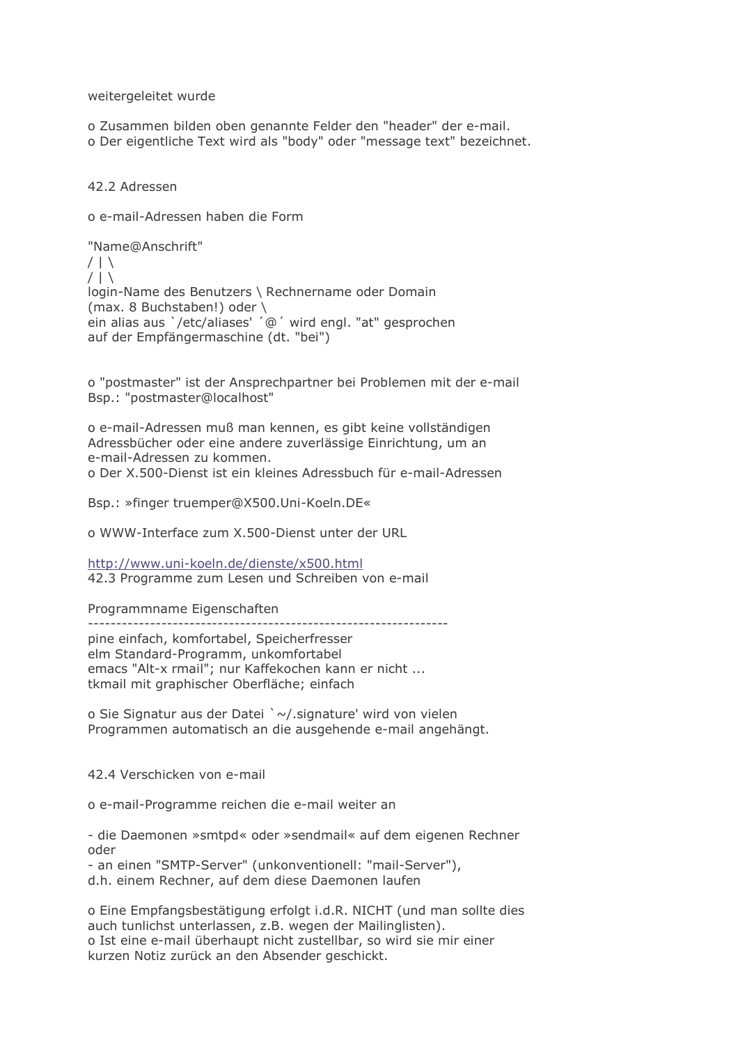weitergeleitet wurde

o Zusammen bilden oben genannte Felder den "header" der e-mail.
o Der eigentliche Text wird als "body" oder "message text" bezeichnet.

## 42.2 Adressen

o e-mail-Adressen haben die Form

```
"Name@Anschrift"
/ | \
/ | \
login-Name des Benutzers \ Rechnername oder Domain
(max. 8 Buchstaben!) oder \
ein alias aus `/etc/aliases' ´@´ wird engl. "at" gesprochen
auf der Empfängermaschine (dt. "bei")
```

o "postmaster" ist der Ansprechpartner bei Problemen mit der e-mail
Bsp.: "postmaster@localhost"

o e-mail-Adressen muß man kennen, es gibt keine vollständigen Adressbücher oder eine andere zuverlässige Einrichtung, um an e-mail-Adressen zu kommen.
o Der X.500-Dienst ist ein kleines Adressbuch für e-mail-Adressen

Bsp.: »finger truemper@X500.Uni-Koeln.DE«

o WWW-Interface zum X.500-Dienst unter der URL

http://www.uni-koeln.de/dienste/x500.html

## 42.3 Programme zum Lesen und Schreiben von e-mail

```
Programmname Eigenschaften
----------------------------------------------------------------
pine einfach, komfortabel, Speicherfresser
elm Standard-Programm, unkomfortabel
emacs "Alt-x rmail"; nur Kaffekochen kann er nicht ...
tkmail mit graphischer Oberfläche; einfach
```

o Sie Signatur aus der Datei `~/.signature' wird von vielen Programmen automatisch an die ausgehende e-mail angehängt.

## 42.4 Verschicken von e-mail

o e-mail-Programme reichen die e-mail weiter an

- die Daemonen »smtpd« oder »sendmail« auf dem eigenen Rechner oder
- an einen "SMTP-Server" (unkonventionell: "mail-Server"), d.h. einem Rechner, auf dem diese Daemonen laufen

o Eine Empfangsbestätigung erfolgt i.d.R. NICHT (und man sollte dies auch tunlichst unterlassen, z.B. wegen der Mailinglisten).
o Ist eine e-mail überhaupt nicht zustellbar, so wird sie mir einer kurzen Notiz zurück an den Absender geschickt.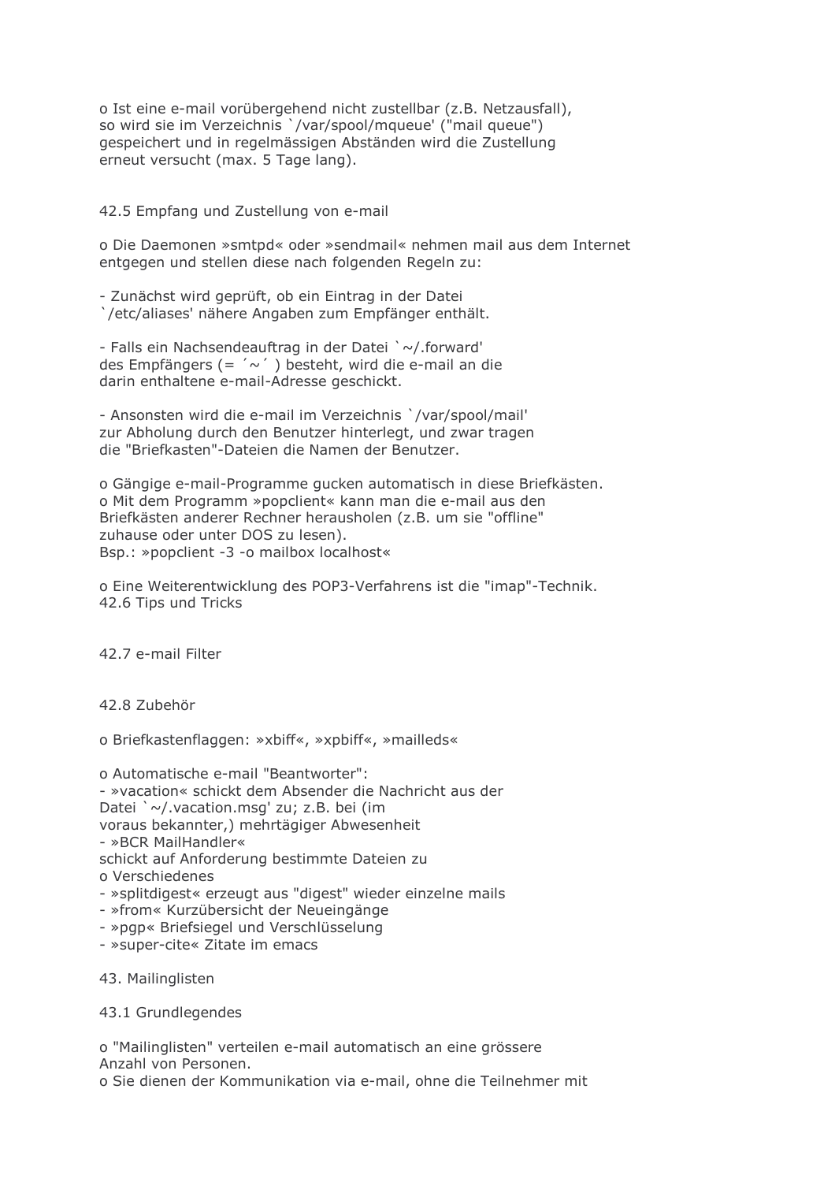o Ist eine e-mail vorübergehend nicht zustellbar (z.B. Netzausfall), so wird sie im Verzeichnis `/var/spool/mqueue' ("mail queue") gespeichert und in regelmässigen Abständen wird die Zustellung erneut versucht (max. 5 Tage lang).

## 42.5 Empfang und Zustellung von e-mail

o Die Daemonen »smtpd« oder »sendmail« nehmen mail aus dem Internet entgegen und stellen diese nach folgenden Regeln zu:

- Zunächst wird geprüft, ob ein Eintrag in der Datei `/etc/aliases' nähere Angaben zum Empfänger enthält.

- Falls ein Nachsendeauftrag in der Datei `~/.forward' des Empfängers (= ´~´ ) besteht, wird die e-mail an die darin enthaltene e-mail-Adresse geschickt.

- Ansonsten wird die e-mail im Verzeichnis `/var/spool/mail' zur Abholung durch den Benutzer hinterlegt, und zwar tragen die "Briefkasten"-Dateien die Namen der Benutzer.

o Gängige e-mail-Programme gucken automatisch in diese Briefkästen.
o Mit dem Programm »popclient« kann man die e-mail aus den Briefkästen anderer Rechner herausholen (z.B. um sie "offline" zuhause oder unter DOS zu lesen).
Bsp.: »popclient -3 -o mailbox localhost«

o Eine Weiterentwicklung des POP3-Verfahrens ist die "imap"-Technik.

## 42.6 Tips und Tricks

## 42.7 e-mail Filter

## 42.8 Zubehör

o Briefkastenflaggen: »xbiff«, »xpbiff«, »mailleds«

o Automatische e-mail "Beantworter":
- »vacation« schickt dem Absender die Nachricht aus der Datei `~/.vacation.msg' zu; z.B. bei (im voraus bekannter,) mehrtägiger Abwesenheit
- »BCR MailHandler« schickt auf Anforderung bestimmte Dateien zu

o Verschiedenes
- »splitdigest« erzeugt aus "digest" wieder einzelne mails
- »from« Kurzübersicht der Neueingänge
- »pgp« Briefsiegel und Verschlüsselung
- »super-cite« Zitate im emacs

# 43. Mailinglisten

## 43.1 Grundlegendes

o "Mailinglisten" verteilen e-mail automatisch an eine grössere Anzahl von Personen.
o Sie dienen der Kommunikation via e-mail, ohne die Teilnehmer mit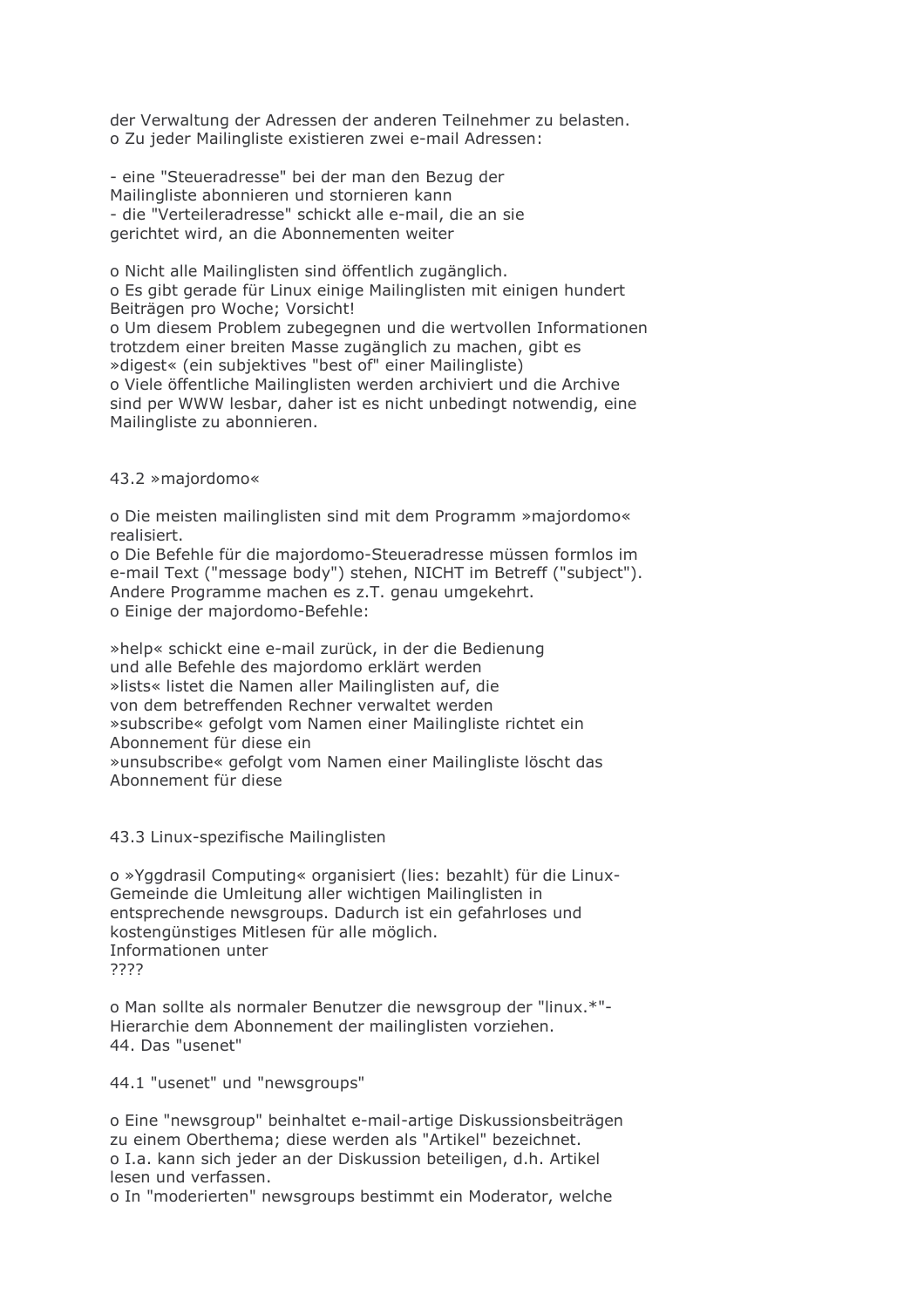der Verwaltung der Adressen der anderen Teilnehmer zu belasten.
o Zu jeder Mailingliste existieren zwei e-mail Adressen:

- eine "Steueradresse" bei der man den Bezug der
Mailingliste abonnieren und stornieren kann
- die "Verteileradresse" schickt alle e-mail, die an sie
gerichtet wird, an die Abonnementen weiter

o Nicht alle Mailinglisten sind öffentlich zugänglich.
o Es gibt gerade für Linux einige Mailinglisten mit einigen hundert Beiträgen pro Woche; Vorsicht!
o Um diesem Problem zubegegnen und die wertvollen Informationen trotzdem einer breiten Masse zugänglich zu machen, gibt es »digest« (ein subjektives "best of" einer Mailingliste)
o Viele öffentliche Mailinglisten werden archiviert und die Archive sind per WWW lesbar, daher ist es nicht unbedingt notwendig, eine Mailingliste zu abonnieren.

## 43.2 »majordomo«

o Die meisten mailinglisten sind mit dem Programm »majordomo« realisiert.
o Die Befehle für die majordomo-Steueradresse müssen formlos im e-mail Text ("message body") stehen, NICHT im Betreff ("subject"). Andere Programme machen es z.T. genau umgekehrt.
o Einige der majordomo-Befehle:

»help« schickt eine e-mail zurück, in der die Bedienung
und alle Befehle des majordomo erklärt werden
»lists« listet die Namen aller Mailinglisten auf, die
von dem betreffenden Rechner verwaltet werden
»subscribe« gefolgt vom Namen einer Mailingliste richtet ein
Abonnement für diese ein
»unsubscribe« gefolgt vom Namen einer Mailingliste löscht das
Abonnement für diese

## 43.3 Linux-spezifische Mailinglisten

o »Yggdrasil Computing« organisiert (lies: bezahlt) für die Linux-Gemeinde die Umleitung aller wichtigen Mailinglisten in entsprechende newsgroups. Dadurch ist ein gefahrloses und kostengünstiges Mitlesen für alle möglich.
Informationen unter
????

o Man sollte als normaler Benutzer die newsgroup der "linux.*"-Hierarchie dem Abonnement der mailinglisten vorziehen.

# 44. Das "usenet"

## 44.1 "usenet" und "newsgroups"

o Eine "newsgroup" beinhaltet e-mail-artige Diskussionsbeiträgen zu einem Oberthema; diese werden als "Artikel" bezeichnet.
o I.a. kann sich jeder an der Diskussion beteiligen, d.h. Artikel lesen und verfassen.
o In "moderierten" newsgroups bestimmt ein Moderator, welche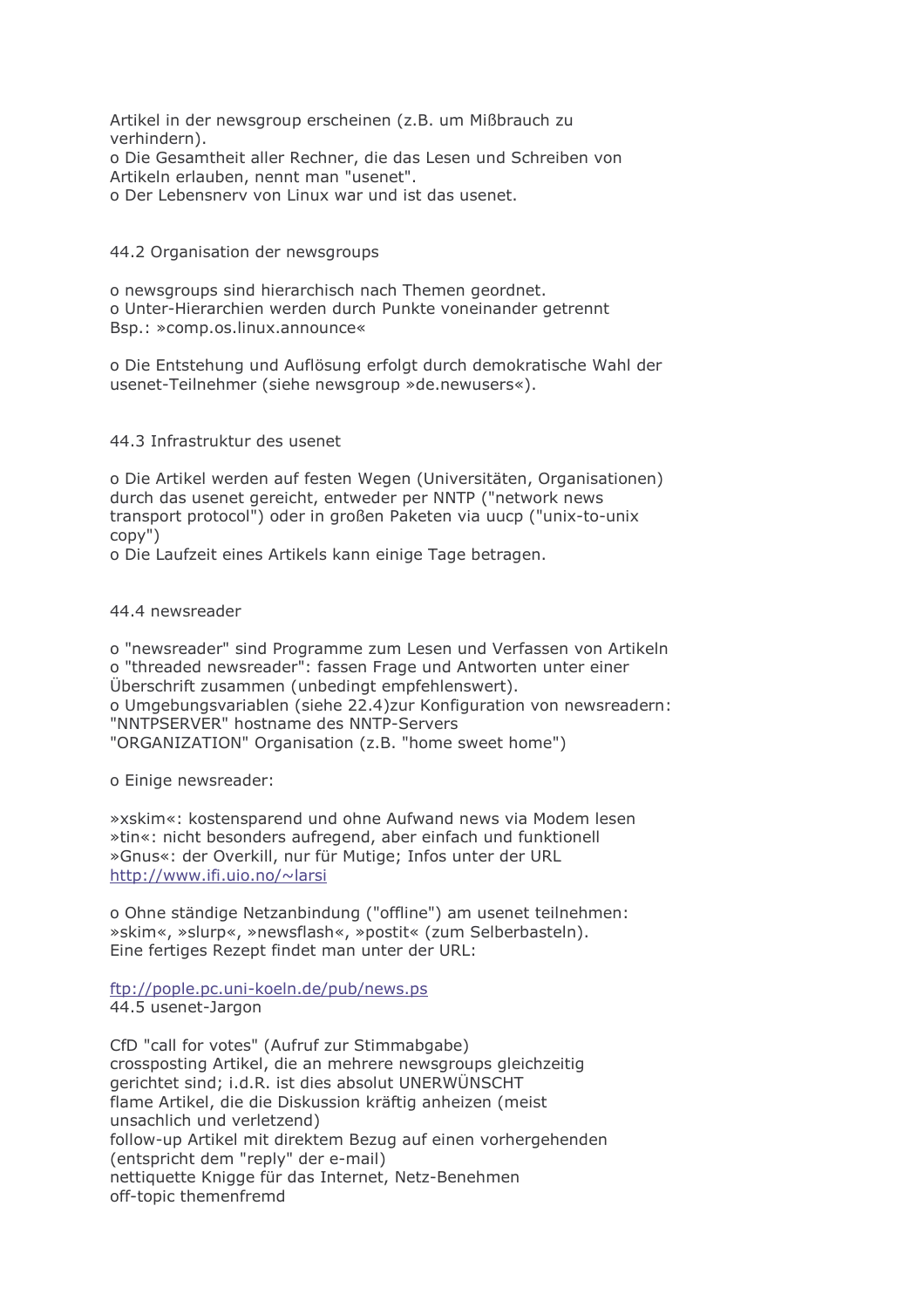Artikel in der newsgroup erscheinen (z.B. um Mißbrauch zu verhindern).
o Die Gesamtheit aller Rechner, die das Lesen und Schreiben von Artikeln erlauben, nennt man "usenet".
o Der Lebensnerv von Linux war und ist das usenet.

## 44.2 Organisation der newsgroups

o newsgroups sind hierarchisch nach Themen geordnet.
o Unter-Hierarchien werden durch Punkte voneinander getrennt
Bsp.: »comp.os.linux.announce«

o Die Entstehung und Auflösung erfolgt durch demokratische Wahl der usenet-Teilnehmer (siehe newsgroup »de.newusers«).

## 44.3 Infrastruktur des usenet

o Die Artikel werden auf festen Wegen (Universitäten, Organisationen) durch das usenet gereicht, entweder per NNTP ("network news transport protocol") oder in großen Paketen via uucp ("unix-to-unix copy")
o Die Laufzeit eines Artikels kann einige Tage betragen.

## 44.4 newsreader

o "newsreader" sind Programme zum Lesen und Verfassen von Artikeln
o "threaded newsreader": fassen Frage und Antworten unter einer Überschrift zusammen (unbedingt empfehlenswert).
o Umgebungsvariablen (siehe 22.4)zur Konfiguration von newsreadern:
"NNTPSERVER" hostname des NNTP-Servers
"ORGANIZATION" Organisation (z.B. "home sweet home")

o Einige newsreader:

»xskim«: kostensparend und ohne Aufwand news via Modem lesen
»tin«: nicht besonders aufregend, aber einfach und funktionell
»Gnus«: der Overkill, nur für Mutige; Infos unter der URL
http://www.ifi.uio.no/~larsi

o Ohne ständige Netzanbindung ("offline") am usenet teilnehmen:
»skim«, »slurp«, »newsflash«, »postit« (zum Selberbasteln).
Eine fertiges Rezept findet man unter der URL:

ftp://pople.pc.uni-koeln.de/pub/news.ps

## 44.5 usenet-Jargon

CfD "call for votes" (Aufruf zur Stimmabgabe)
crossposting Artikel, die an mehrere newsgroups gleichzeitig gerichtet sind; i.d.R. ist dies absolut UNERWÜNSCHT
flame Artikel, die die Diskussion kräftig anheizen (meist unsachlich und verletzend)
follow-up Artikel mit direktem Bezug auf einen vorhergehenden (entspricht dem "reply" der e-mail)
nettiquette Knigge für das Internet, Netz-Benehmen
off-topic themenfremd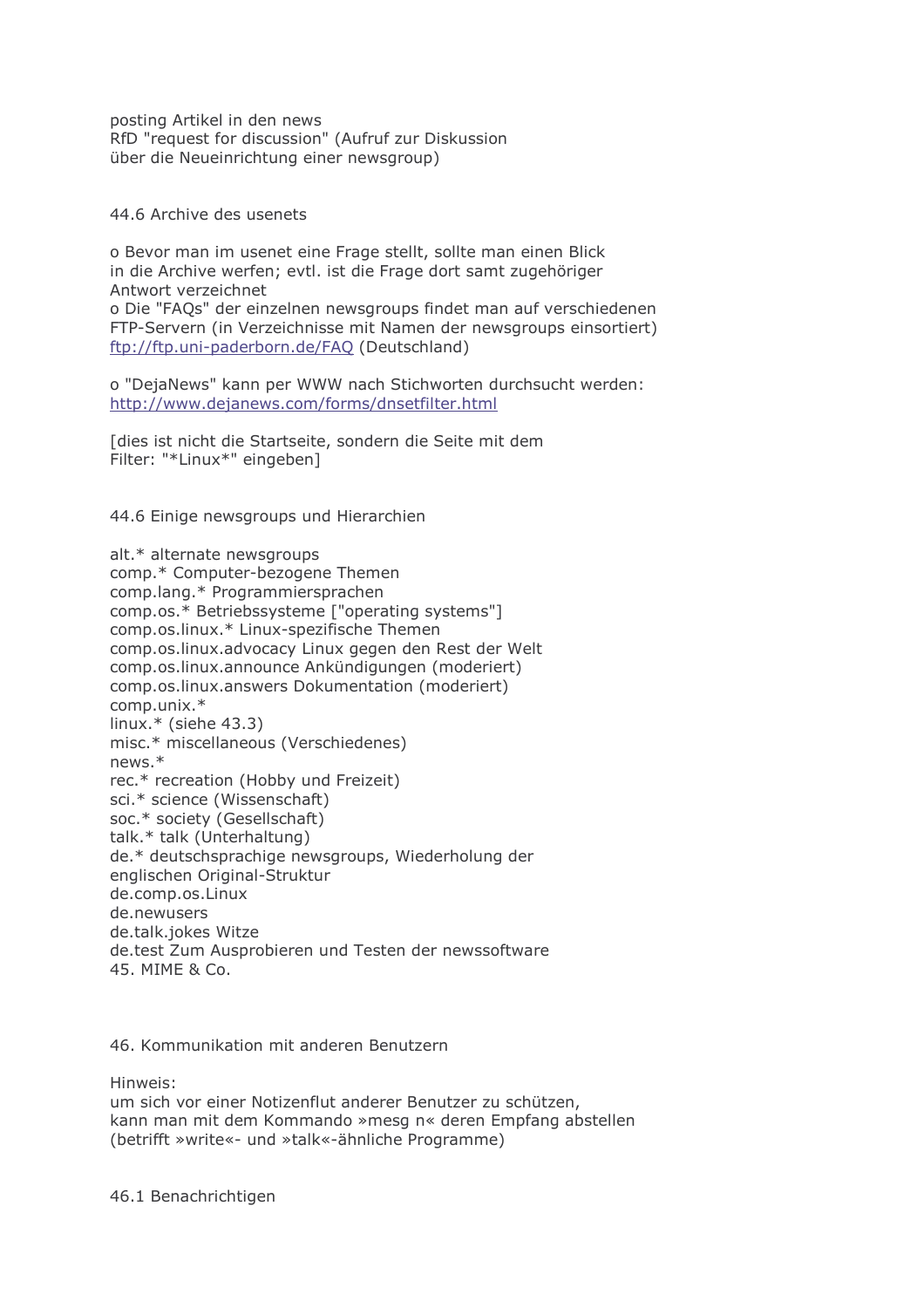posting Artikel in den news
RfD "request for discussion" (Aufruf zur Diskussion
über die Neueinrichtung einer newsgroup)

## 44.6 Archive des usenets

o Bevor man im usenet eine Frage stellt, sollte man einen Blick
in die Archive werfen; evtl. ist die Frage dort samt zugehöriger
Antwort verzeichnet
o Die "FAQs" der einzelnen newsgroups findet man auf verschiedenen
FTP-Servern (in Verzeichnisse mit Namen der newsgroups einsortiert)
[ftp://ftp.uni-paderborn.de/FAQ](ftp://ftp.uni-paderborn.de/FAQ) (Deutschland)

o "DejaNews" kann per WWW nach Stichworten durchsucht werden:
[http://www.dejanews.com/forms/dnsetfilter.html](http://www.dejanews.com/forms/dnsetfilter.html)

[dies ist nicht die Startseite, sondern die Seite mit dem
Filter: "*Linux*" eingeben]

## 44.6 Einige newsgroups und Hierarchien

alt.* alternate newsgroups
comp.* Computer-bezogene Themen
comp.lang.* Programmiersprachen
comp.os.* Betriebssysteme ["operating systems"]
comp.os.linux.* Linux-spezifische Themen
comp.os.linux.advocacy Linux gegen den Rest der Welt
comp.os.linux.announce Ankündigungen (moderiert)
comp.os.linux.answers Dokumentation (moderiert)
comp.unix.*
linux.* (siehe 43.3)
misc.* miscellaneous (Verschiedenes)
news.*
rec.* recreation (Hobby und Freizeit)
sci.* science (Wissenschaft)
soc.* society (Gesellschaft)
talk.* talk (Unterhaltung)
de.* deutschsprachige newsgroups, Wiederholung der
englischen Original-Struktur
de.comp.os.Linux
de.newusers
de.talk.jokes Witze
de.test Zum Ausprobieren und Testen der newssoftware
45. MIME & Co.

# 46. Kommunikation mit anderen Benutzern

Hinweis:
um sich vor einer Notizenflut anderer Benutzer zu schützen,
kann man mit dem Kommando »mesg n« deren Empfang abstellen
(betrifft »write«- und »talk«-ähnliche Programme)

## 46.1 Benachrichtigen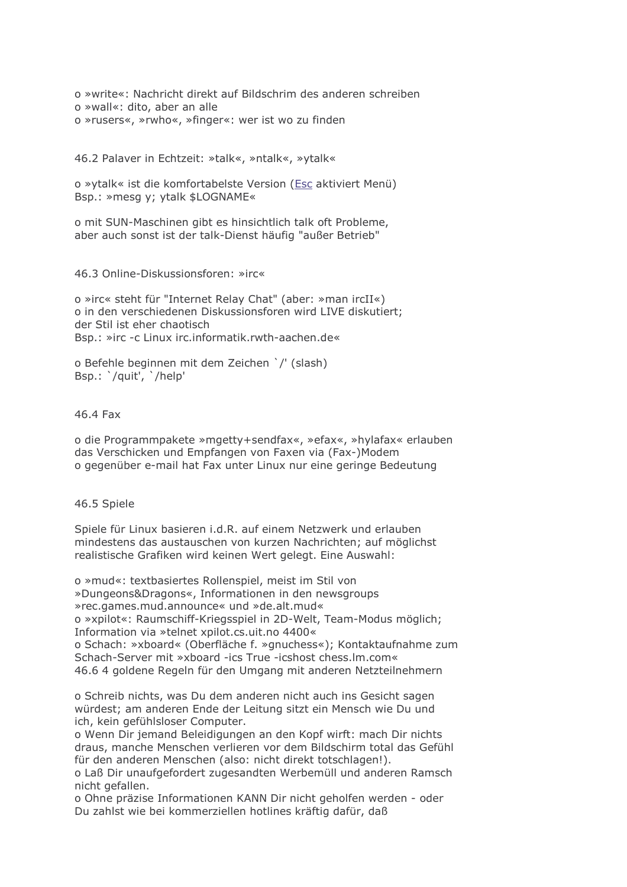o »write«: Nachricht direkt auf Bildschrim des anderen schreiben
o »wall«: dito, aber an alle
o »rusers«, »rwho«, »finger«: wer ist wo zu finden

## 46.2 Palaver in Echtzeit: »talk«, »ntalk«, »ytalk«

o »ytalk« ist die komfortabelste Version (Esc aktiviert Menü)
Bsp.: »mesg y; ytalk $LOGNAME«

o mit SUN-Maschinen gibt es hinsichtlich talk oft Probleme,
aber auch sonst ist der talk-Dienst häufig "außer Betrieb"

## 46.3 Online-Diskussionsforen: »irc«

o »irc« steht für "Internet Relay Chat" (aber: »man ircII«)
o in den verschiedenen Diskussionsforen wird LIVE diskutiert;
der Stil ist eher chaotisch
Bsp.: »irc -c Linux irc.informatik.rwth-aachen.de«

o Befehle beginnen mit dem Zeichen `/' (slash)
Bsp.: `/quit', `/help'

## 46.4 Fax

o die Programmpakete »mgetty+sendfax«, »efax«, »hylafax« erlauben
das Verschicken und Empfangen von Faxen via (Fax-)Modem
o gegenüber e-mail hat Fax unter Linux nur eine geringe Bedeutung

## 46.5 Spiele

Spiele für Linux basieren i.d.R. auf einem Netzwerk und erlauben
mindestens das austauschen von kurzen Nachrichten; auf möglichst
realistische Grafiken wird keinen Wert gelegt. Eine Auswahl:

o »mud«: textbasiertes Rollenspiel, meist im Stil von
»Dungeons&Dragons«, Informationen in den newsgroups
»rec.games.mud.announce« und »de.alt.mud«
o »xpilot«: Raumschiff-Kriegsspiel in 2D-Welt, Team-Modus möglich;
Information via »telnet xpilot.cs.uit.no 4400«
o Schach: »xboard« (Oberfläche f. »gnuchess«); Kontaktaufnahme zum
Schach-Server mit »xboard -ics True -icshost chess.lm.com«

## 46.6 4 goldene Regeln für den Umgang mit anderen Netzteilnehmern

o Schreib nichts, was Du dem anderen nicht auch ins Gesicht sagen
würdest; am anderen Ende der Leitung sitzt ein Mensch wie Du und
ich, kein gefühlsloser Computer.
o Wenn Dir jemand Beleidigungen an den Kopf wirft: mach Dir nichts
draus, manche Menschen verlieren vor dem Bildschirm total das Gefühl
für den anderen Menschen (also: nicht direkt totschlagen!).
o Laß Dir unaufgefordert zugesandten Werbemüll und anderen Ramsch
nicht gefallen.
o Ohne präzise Informationen KANN Dir nicht geholfen werden - oder
Du zahlst wie bei kommerziellen hotlines kräftig dafür, daß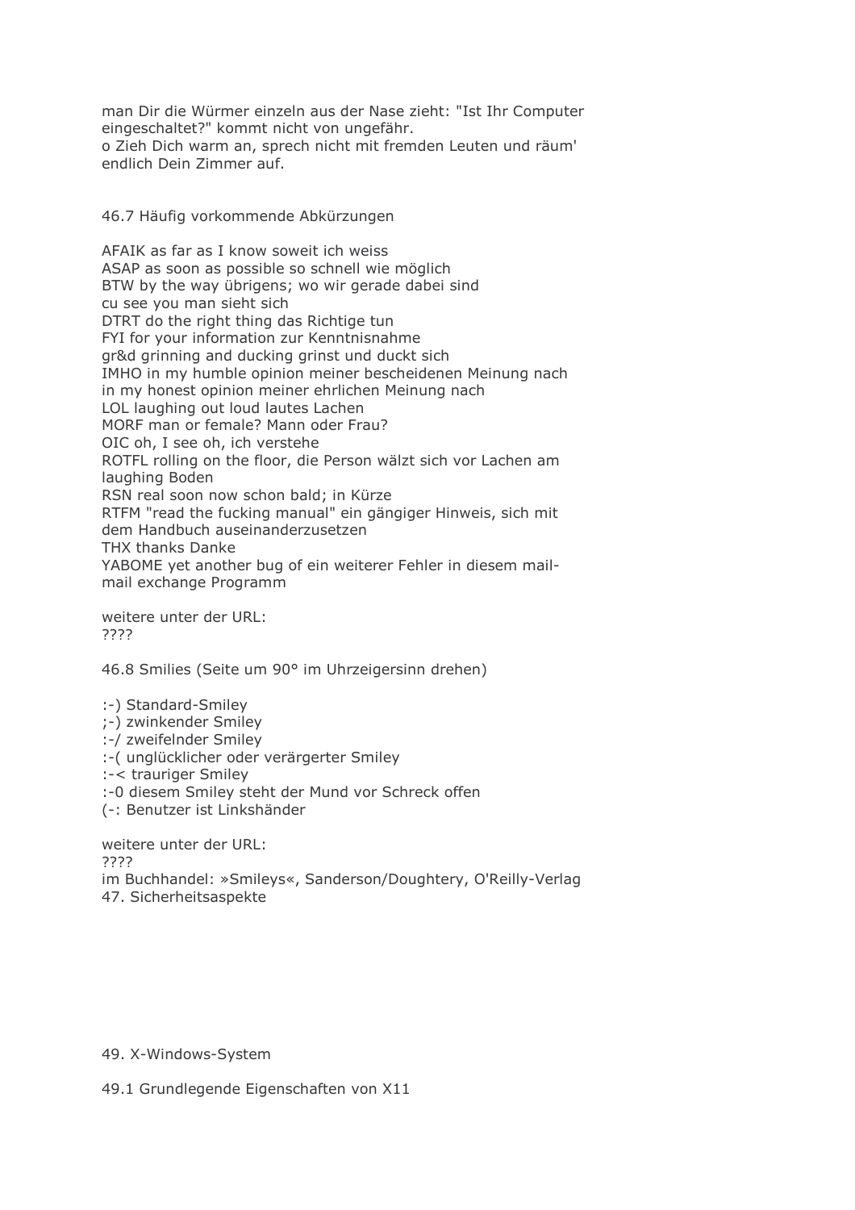man Dir die Würmer einzeln aus der Nase zieht: "Ist Ihr Computer eingeschaltet?" kommt nicht von ungefähr.
o Zieh Dich warm an, sprech nicht mit fremden Leuten und räum' endlich Dein Zimmer auf.

## 46.7 Häufig vorkommende Abkürzungen

AFAIK as far as I know soweit ich weiss
ASAP as soon as possible so schnell wie möglich
BTW by the way übrigens; wo wir gerade dabei sind
cu see you man sieht sich
DTRT do the right thing das Richtige tun
FYI for your information zur Kenntnisnahme
gr&d grinning and ducking grinst und duckt sich
IMHO in my humble opinion meiner bescheidenen Meinung nach
in my honest opinion meiner ehrlichen Meinung nach
LOL laughing out loud lautes Lachen
MORF man or female? Mann oder Frau?
OIC oh, I see oh, ich verstehe
ROTFL rolling on the floor, die Person wälzt sich vor Lachen am laughing Boden
RSN real soon now schon bald; in Kürze
RTFM "read the fucking manual" ein gängiger Hinweis, sich mit dem Handbuch auseinanderzusetzen
THX thanks Danke
YABOME yet another bug of ein weiterer Fehler in diesem mail-mail exchange Programm

weitere unter der URL:
????

## 46.8 Smilies (Seite um 90° im Uhrzeigersinn drehen)

:-) Standard-Smiley
;-) zwinkender Smiley
:-/ zweifelnder Smiley
:-( unglücklicher oder verärgerter Smiley
:-< trauriger Smiley
:-0 diesem Smiley steht der Mund vor Schreck offen
(-: Benutzer ist Linkshänder

weitere unter der URL:
????
im Buchhandel: »Smileys«, Sanderson/Doughtery, O'Reilly-Verlag

# 47. Sicherheitsaspekte

# 49. X-Windows-System

## 49.1 Grundlegende Eigenschaften von X11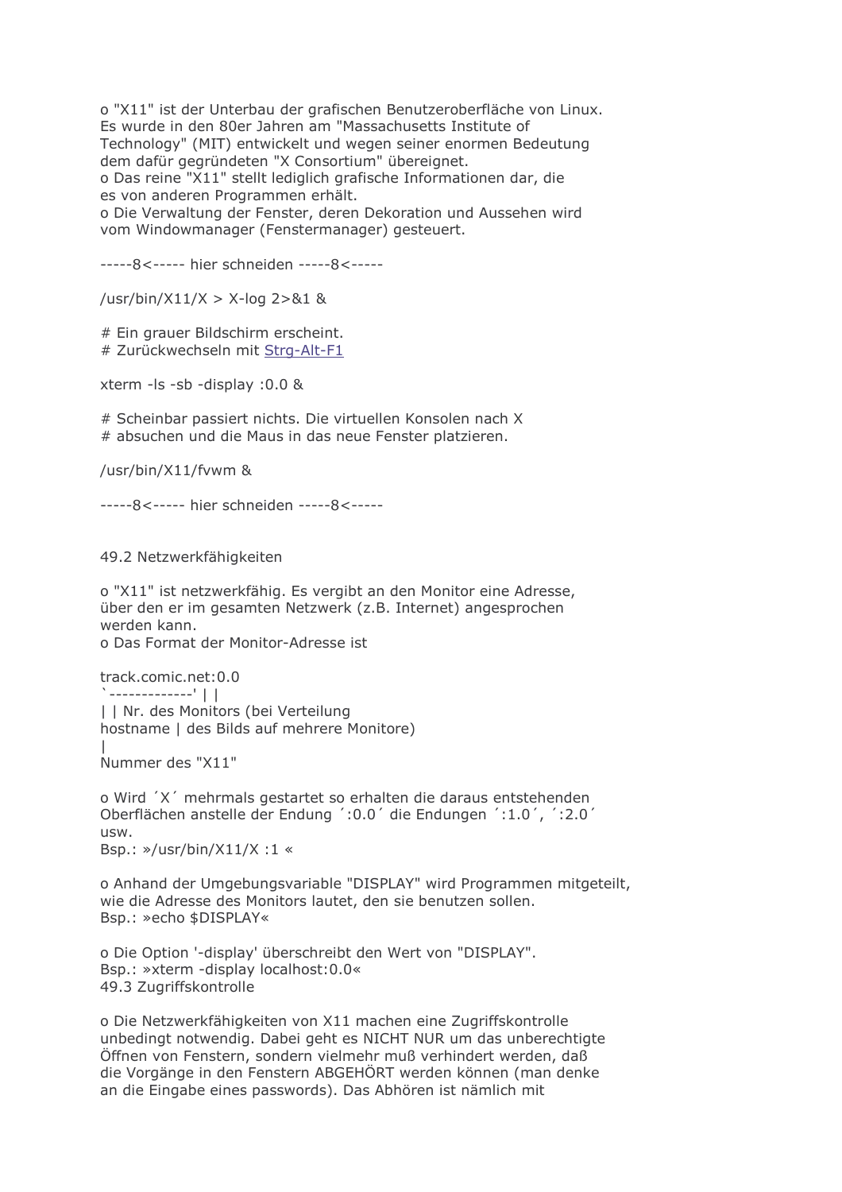o "X11" ist der Unterbau der grafischen Benutzeroberfläche von Linux. Es wurde in den 80er Jahren am "Massachusetts Institute of Technology" (MIT) entwickelt und wegen seiner enormen Bedeutung dem dafür gegründeten "X Consortium" übereignet.
o Das reine "X11" stellt lediglich grafische Informationen dar, die es von anderen Programmen erhält.
o Die Verwaltung der Fenster, deren Dekoration und Aussehen wird vom Windowmanager (Fenstermanager) gesteuert.

```
-----8<----- hier schneiden -----8<-----

/usr/bin/X11/X > X-log 2>&1 &

# Ein grauer Bildschirm erscheint.
# Zurückwechseln mit Strg-Alt-F1

xterm -ls -sb -display :0.0 &

# Scheinbar passiert nichts. Die virtuellen Konsolen nach X
# absuchen und die Maus in das neue Fenster platzieren.

/usr/bin/X11/fvwm &

-----8<----- hier schneiden -----8<-----
```

## 49.2 Netzwerkfähigkeiten

o "X11" ist netzwerkfähig. Es vergibt an den Monitor eine Adresse, über den er im gesamten Netzwerk (z.B. Internet) angesprochen werden kann.
o Das Format der Monitor-Adresse ist

```
track.comic.net:0.0
`-------------' | |
| | Nr. des Monitors (bei Verteilung
hostname | des Bilds auf mehrere Monitore)
|
Nummer des "X11"
```

o Wird ´X´ mehrmals gestartet so erhalten die daraus entstehenden Oberflächen anstelle der Endung ´:0.0´ die Endungen ´:1.0´, ´:2.0´ usw.
Bsp.: »/usr/bin/X11/X :1 «

o Anhand der Umgebungsvariable "DISPLAY" wird Programmen mitgeteilt, wie die Adresse des Monitors lautet, den sie benutzen sollen.
Bsp.: »echo $DISPLAY«

o Die Option '-display' überschreibt den Wert von "DISPLAY".
Bsp.: »xterm -display localhost:0.0«

## 49.3 Zugriffskontrolle

o Die Netzwerkfähigkeiten von X11 machen eine Zugriffskontrolle unbedingt notwendig. Dabei geht es NICHT NUR um das unberechtigte Öffnen von Fenstern, sondern vielmehr muß verhindert werden, daß die Vorgänge in den Fenstern ABGEHÖRT werden können (man denke an die Eingabe eines passwords). Das Abhören ist nämlich mit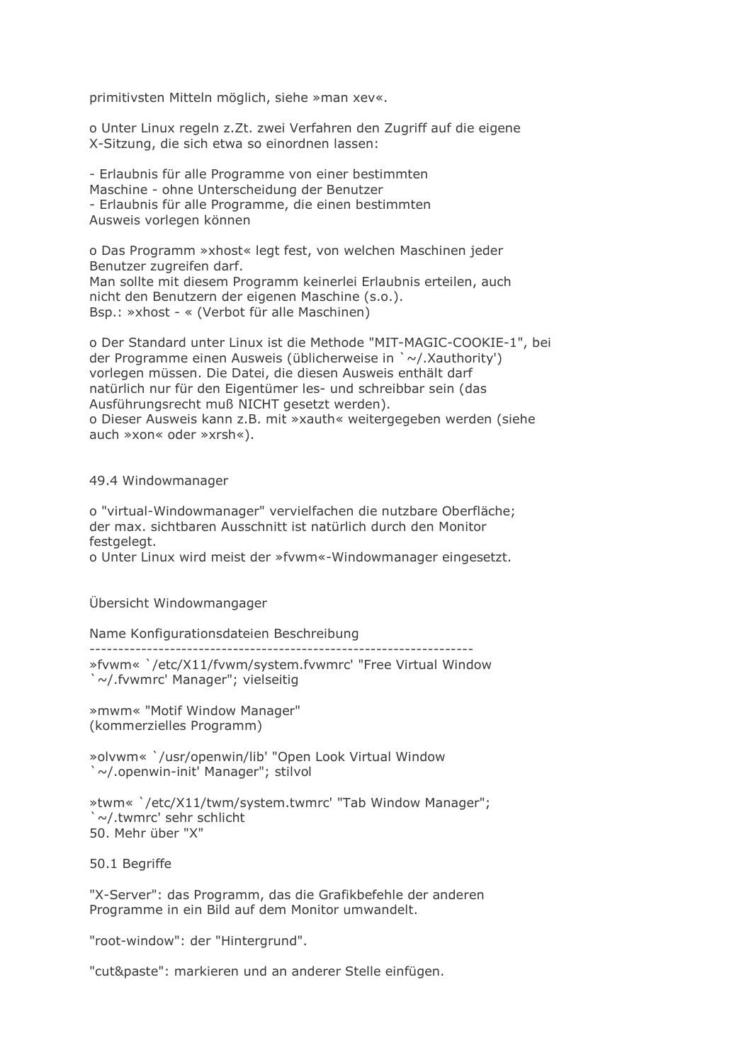primitivsten Mitteln möglich, siehe »man xev«.

o Unter Linux regeln z.Zt. zwei Verfahren den Zugriff auf die eigene X-Sitzung, die sich etwa so einordnen lassen:

- Erlaubnis für alle Programme von einer bestimmten Maschine - ohne Unterscheidung der Benutzer
- Erlaubnis für alle Programme, die einen bestimmten Ausweis vorlegen können

o Das Programm »xhost« legt fest, von welchen Maschinen jeder Benutzer zugreifen darf.
Man sollte mit diesem Programm keinerlei Erlaubnis erteilen, auch nicht den Benutzern der eigenen Maschine (s.o.).
Bsp.: »xhost - « (Verbot für alle Maschinen)

o Der Standard unter Linux ist die Methode "MIT-MAGIC-COOKIE-1", bei der Programme einen Ausweis (üblicherweise in `~/.Xauthority') vorlegen müssen. Die Datei, die diesen Ausweis enthält darf natürlich nur für den Eigentümer les- und schreibbar sein (das Ausführungsrecht muß NICHT gesetzt werden).
o Dieser Ausweis kann z.B. mit »xauth« weitergegeben werden (siehe auch »xon« oder »xrsh«).

## 49.4 Windowmanager

o "virtual-Windowmanager" vervielfachen die nutzbare Oberfläche; der max. sichtbaren Ausschnitt ist natürlich durch den Monitor festgelegt.
o Unter Linux wird meist der »fvwm«-Windowmanager eingesetzt.

Übersicht Windowmangager

| Name | Konfigurationsdateien | Beschreibung |
|---|---|---|
| »fvwm« | `/etc/X11/fvwm/system.fvwmrc' `~/.fvwmrc' | "Free Virtual Window Manager"; vielseitig |
| »mwm« | | "Motif Window Manager" (kommerzielles Programm) |
| »olvwm« | `/usr/openwin/lib' `~/.openwin-init' | "Open Look Virtual Window Manager"; stilvol |
| »twm« | `/etc/X11/twm/system.twmrc' `~/.twmrc' | "Tab Window Manager"; sehr schlicht |

# 50. Mehr über "X"

## 50.1 Begriffe

"X-Server": das Programm, das die Grafikbefehle der anderen Programme in ein Bild auf dem Monitor umwandelt.

"root-window": der "Hintergrund".

"cut&paste": markieren und an anderer Stelle einfügen.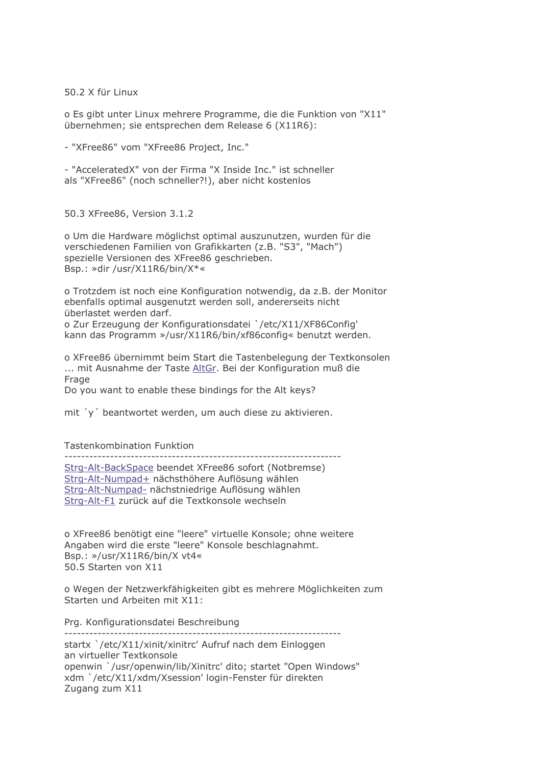## 50.2 X für Linux

o Es gibt unter Linux mehrere Programme, die die Funktion von "X11" übernehmen; sie entsprechen dem Release 6 (X11R6):

- "XFree86" vom "XFree86 Project, Inc."

- "AcceleratedX" von der Firma "X Inside Inc." ist schneller als "XFree86" (noch schneller?!), aber nicht kostenlos

## 50.3 XFree86, Version 3.1.2

o Um die Hardware möglichst optimal auszunutzen, wurden für die verschiedenen Familien von Grafikkarten (z.B. "S3", "Mach") spezielle Versionen des XFree86 geschrieben.
Bsp.: »dir /usr/X11R6/bin/X*«

o Trotzdem ist noch eine Konfiguration notwendig, da z.B. der Monitor ebenfalls optimal ausgenutzt werden soll, andererseits nicht überlastet werden darf.
o Zur Erzeugung der Konfigurationsdatei `/etc/X11/XF86Config' kann das Programm »/usr/X11R6/bin/xf86config« benutzt werden.

o XFree86 übernimmt beim Start die Tastenbelegung der Textkonsolen ... mit Ausnahme der Taste AltGr. Bei der Konfiguration muß die Frage
Do you want to enable these bindings for the Alt keys?

mit ´y´ beantwortet werden, um auch diese zu aktivieren.

| Tastenkombination | Funktion |
|---|---|
| Strg-Alt-BackSpace | beendet XFree86 sofort (Notbremse) |
| Strg-Alt-Numpad+ | nächsthöhere Auflösung wählen |
| Strg-Alt-Numpad- | nächstniedrige Auflösung wählen |
| Strg-Alt-F1 | zurück auf die Textkonsole wechseln |

o XFree86 benötigt eine "leere" virtuelle Konsole; ohne weitere Angaben wird die erste "leere" Konsole beschlagnahmt.
Bsp.: »/usr/X11R6/bin/X vt4«

## 50.5 Starten von X11

o Wegen der Netzwerkfähigkeiten gibt es mehrere Möglichkeiten zum Starten und Arbeiten mit X11:

| Prg. | Konfigurationsdatei | Beschreibung |
|---|---|---|
| startx | `/etc/X11/xinit/xinitrc' | Aufruf nach dem Einloggen an virtueller Textkonsole |
| openwin | `/usr/openwin/lib/Xinitrc' | dito; startet "Open Windows" |
| xdm | `/etc/X11/xdm/Xsession' | login-Fenster für direkten Zugang zum X11 |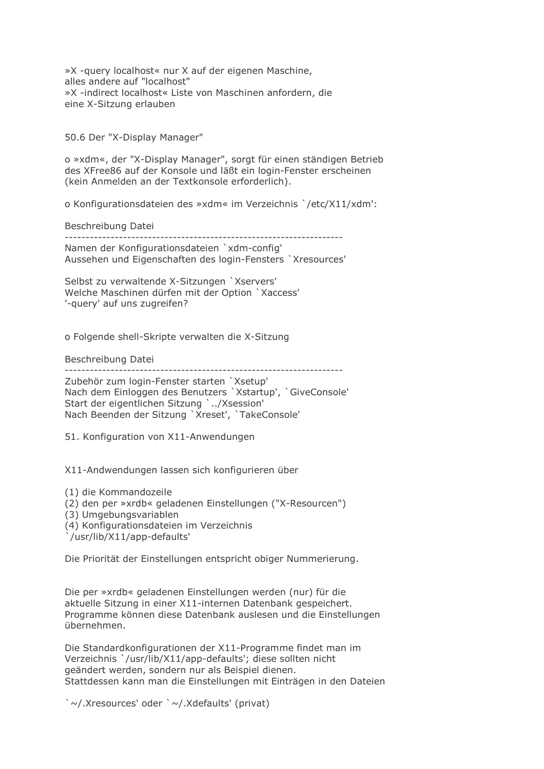»X -query localhost« nur X auf der eigenen Maschine, alles andere auf "localhost"
»X -indirect localhost« Liste von Maschinen anfordern, die eine X-Sitzung erlauben

## 50.6 Der "X-Display Manager"

o »xdm«, der "X-Display Manager", sorgt für einen ständigen Betrieb des XFree86 auf der Konsole und läßt ein login-Fenster erscheinen (kein Anmelden an der Textkonsole erforderlich).

o Konfigurationsdateien des »xdm« im Verzeichnis `/etc/X11/xdm':

| Beschreibung | Datei |
| --- | --- |
| Namen der Konfigurationsdateien | `xdm-config' |
| Aussehen und Eigenschaften des login-Fensters | `Xresources' |
| Selbst zu verwaltende X-Sitzungen | `Xservers' |
| Welche Maschinen dürfen mit der Option '-query' auf uns zugreifen? | `Xaccess' |

o Folgende shell-Skripte verwalten die X-Sitzung

| Beschreibung | Datei |
| --- | --- |
| Zubehör zum login-Fenster starten | `Xsetup' |
| Nach dem Einloggen des Benutzers | `Xstartup', `GiveConsole' |
| Start der eigentlichen Sitzung | `../Xsession' |
| Nach Beenden der Sitzung | `Xreset', `TakeConsole' |

# 51. Konfiguration von X11-Anwendungen

X11-Andwendungen lassen sich konfigurieren über

(1) die Kommandozeile
(2) den per »xrdb« geladenen Einstellungen ("X-Resourcen")
(3) Umgebungsvariablen
(4) Konfigurationsdateien im Verzeichnis `/usr/lib/X11/app-defaults'

Die Priorität der Einstellungen entspricht obiger Nummerierung.

Die per »xrdb« geladenen Einstellungen werden (nur) für die aktuelle Sitzung in einer X11-internen Datenbank gespeichert. Programme können diese Datenbank auslesen und die Einstellungen übernehmen.

Die Standardkonfigurationen der X11-Programme findet man im Verzeichnis `/usr/lib/X11/app-defaults'; diese sollten nicht geändert werden, sondern nur als Beispiel dienen.
Stattdessen kann man die Einstellungen mit Einträgen in den Dateien

`~/.Xresources' oder `~/.Xdefaults' (privat)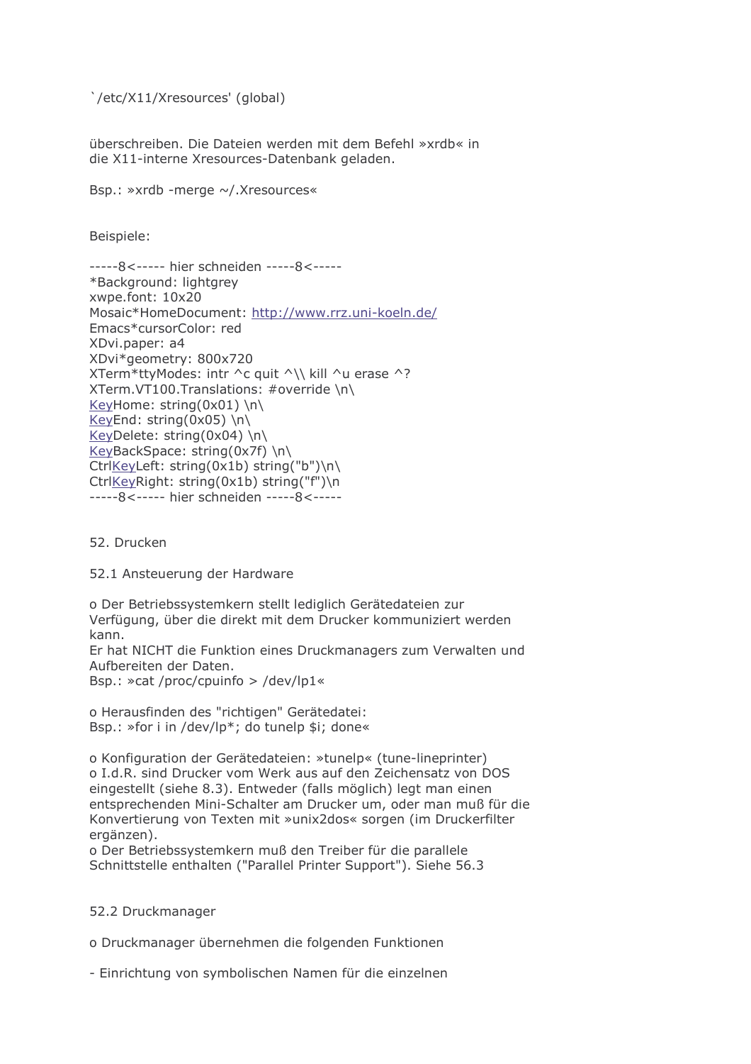`/etc/X11/Xresources' (global)

überschreiben. Die Dateien werden mit dem Befehl »xrdb« in die X11-interne Xresources-Datenbank geladen.

Bsp.: »xrdb -merge ~/.Xresources«

Beispiele:

```
-----8<----- hier schneiden -----8<-----
*Background: lightgrey
xwpe.font: 10x20
Mosaic*HomeDocument: http://www.rrz.uni-koeln.de/
Emacs*cursorColor: red
XDvi.paper: a4
XDvi*geometry: 800x720
XTerm*ttyModes: intr ^c quit ^\\ kill ^u erase ^?
XTerm.VT100.Translations: #override \n\
KeyHome: string(0x01) \n\
KeyEnd: string(0x05) \n\
KeyDelete: string(0x04) \n\
KeyBackSpace: string(0x7f) \n\
CtrlKeyLeft: string(0x1b) string("b")\n\
CtrlKeyRight: string(0x1b) string("f")\n
-----8<----- hier schneiden -----8<-----
```

## 52. Drucken

### 52.1 Ansteuerung der Hardware

o Der Betriebssystemkern stellt lediglich Gerätedateien zur Verfügung, über die direkt mit dem Drucker kommuniziert werden kann.
Er hat NICHT die Funktion eines Druckmanagers zum Verwalten und Aufbereiten der Daten.
Bsp.: »cat /proc/cpuinfo > /dev/lp1«

o Herausfinden des "richtigen" Gerätedatei:
Bsp.: »for i in /dev/lp*; do tunelp $i; done«

o Konfiguration der Gerätedateien: »tunelp« (tune-lineprinter)
o I.d.R. sind Drucker vom Werk aus auf den Zeichensatz von DOS eingestellt (siehe 8.3). Entweder (falls möglich) legt man einen entsprechenden Mini-Schalter am Drucker um, oder man muß für die Konvertierung von Texten mit »unix2dos« sorgen (im Druckerfilter ergänzen).
o Der Betriebssystemkern muß den Treiber für die parallele Schnittstelle enthalten ("Parallel Printer Support"). Siehe 56.3

### 52.2 Druckmanager

o Druckmanager übernehmen die folgenden Funktionen

- Einrichtung von symbolischen Namen für die einzelnen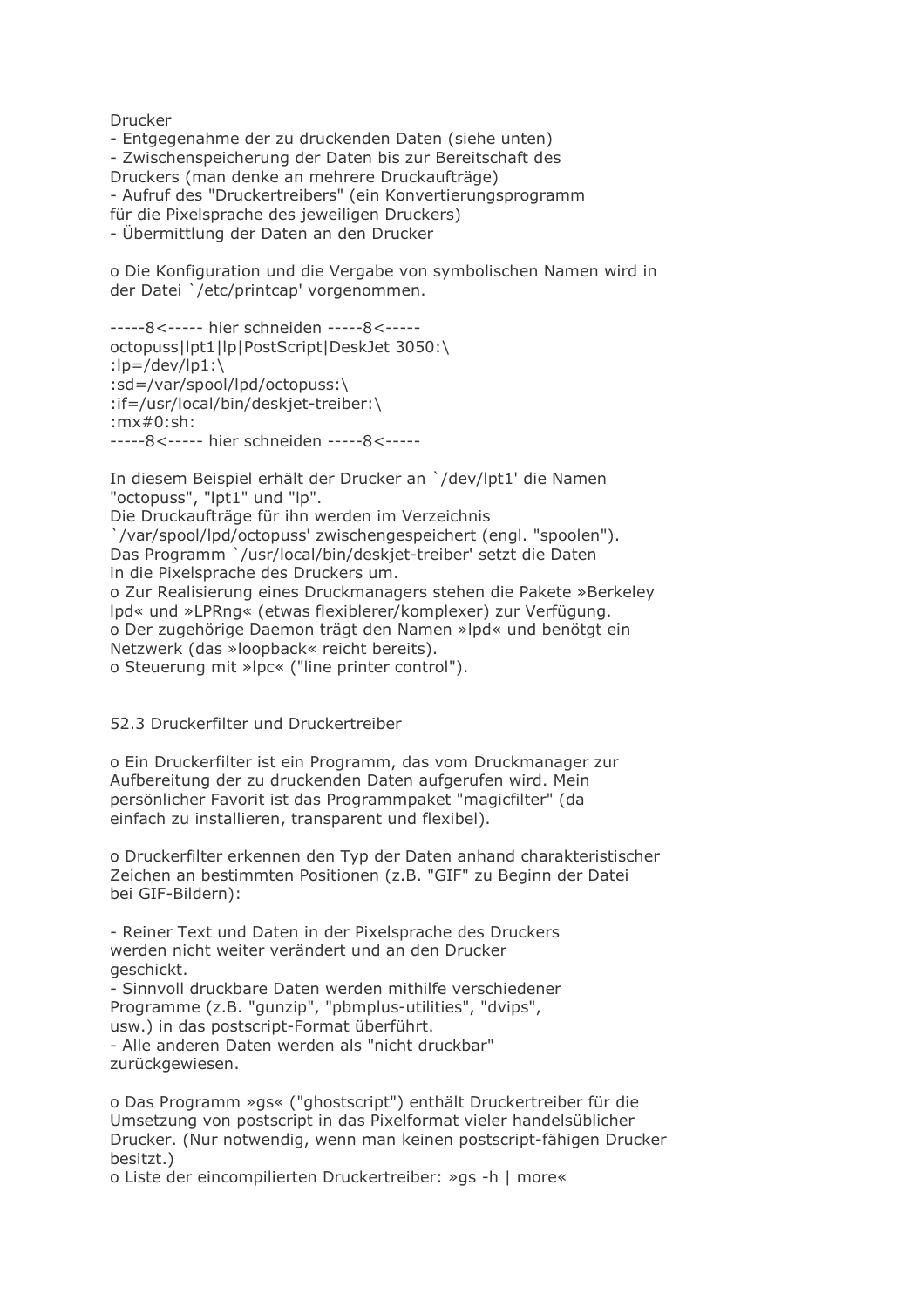Drucker
- Entgegenahme der zu druckenden Daten (siehe unten)
- Zwischenspeicherung der Daten bis zur Bereitschaft des Druckers (man denke an mehrere Druckaufträge)
- Aufruf des "Druckertreibers" (ein Konvertierungsprogramm für die Pixelsprache des jeweiligen Druckers)
- Übermittlung der Daten an den Drucker

o Die Konfiguration und die Vergabe von symbolischen Namen wird in der Datei `/etc/printcap' vorgenommen.

```
-----8<----- hier schneiden -----8<-----
octopuss|lpt1|lp|PostScript|DeskJet 3050:\
:lp=/dev/lp1:\
:sd=/var/spool/lpd/octopuss:\
:if=/usr/local/bin/deskjet-treiber:\
:mx#0:sh:
-----8<----- hier schneiden -----8<-----
```

In diesem Beispiel erhält der Drucker an `/dev/lpt1' die Namen "octopuss", "lpt1" und "lp".
Die Druckaufträge für ihn werden im Verzeichnis `/var/spool/lpd/octopuss' zwischengespeichert (engl. "spoolen").
Das Programm `/usr/local/bin/deskjet-treiber' setzt die Daten in die Pixelsprache des Druckers um.
o Zur Realisierung eines Druckmanagers stehen die Pakete »Berkeley lpd« und »LPRng« (etwas flexiblerer/komplexer) zur Verfügung.
o Der zugehörige Daemon trägt den Namen »lpd« und benötgt ein Netzwerk (das »loopback« reicht bereits).
o Steuerung mit »lpc« ("line printer control").

## 52.3 Druckerfilter und Druckertreiber

o Ein Druckerfilter ist ein Programm, das vom Druckmanager zur Aufbereitung der zu druckenden Daten aufgerufen wird. Mein persönlicher Favorit ist das Programmpaket "magicfilter" (da einfach zu installieren, transparent und flexibel).

o Druckerfilter erkennen den Typ der Daten anhand charakteristischer Zeichen an bestimmten Positionen (z.B. "GIF" zu Beginn der Datei bei GIF-Bildern):

- Reiner Text und Daten in der Pixelsprache des Druckers werden nicht weiter verändert und an den Drucker geschickt.
- Sinnvoll druckbare Daten werden mithilfe verschiedener Programme (z.B. "gunzip", "pbmplus-utilities", "dvips", usw.) in das postscript-Format überführt.
- Alle anderen Daten werden als "nicht druckbar" zurückgewiesen.

o Das Programm »gs« ("ghostscript") enthält Druckertreiber für die Umsetzung von postscript in das Pixelformat vieler handelsüblicher Drucker. (Nur notwendig, wenn man keinen postscript-fähigen Drucker besitzt.)
o Liste der eincompilierten Druckertreiber: »gs -h | more«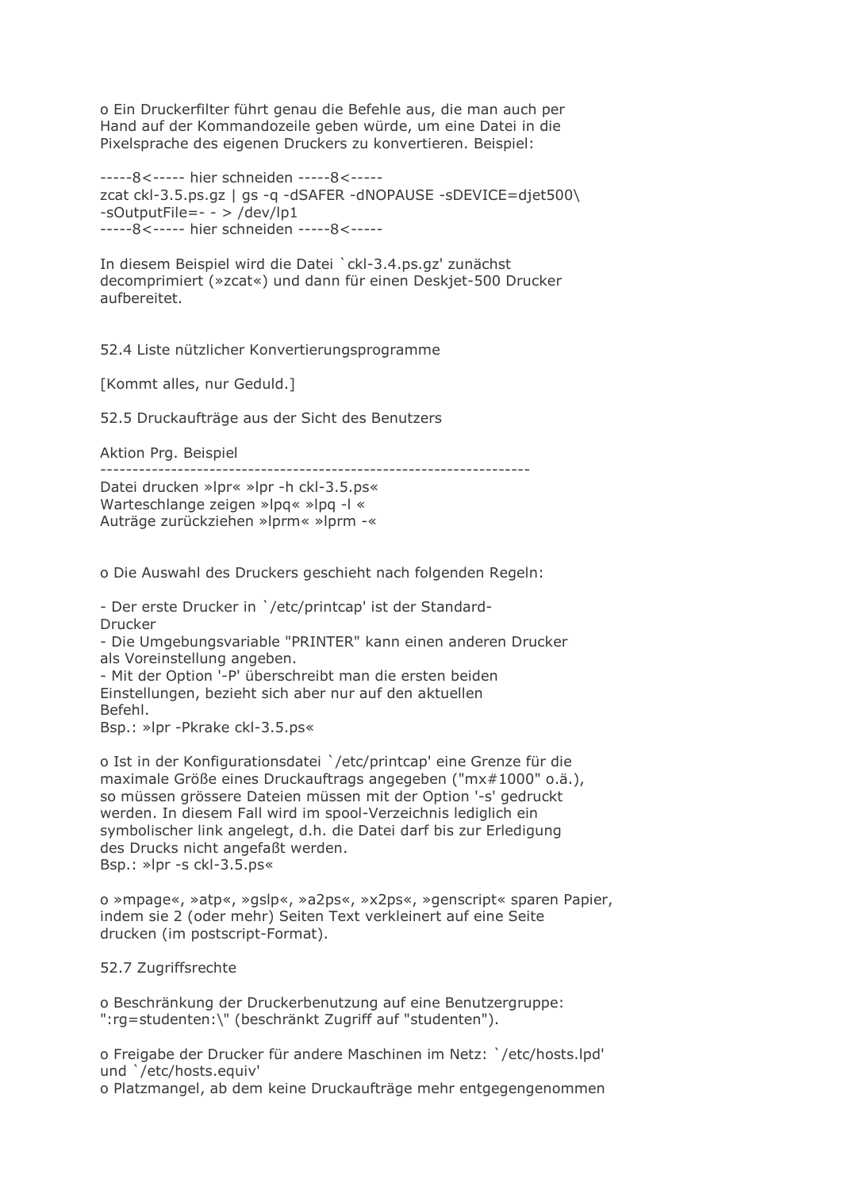o Ein Druckerfilter führt genau die Befehle aus, die man auch per Hand auf der Kommandozeile geben würde, um eine Datei in die Pixelsprache des eigenen Druckers zu konvertieren. Beispiel:

```
-----8<----- hier schneiden -----8<-----
zcat ckl-3.5.ps.gz | gs -q -dSAFER -dNOPAUSE -sDEVICE=djet500\
-sOutputFile=- - > /dev/lp1
-----8<----- hier schneiden -----8<-----
```

In diesem Beispiel wird die Datei `ckl-3.4.ps.gz' zunächst decomprimiert (»zcat«) und dann für einen Deskjet-500 Drucker aufbereitet.

## 52.4 Liste nützlicher Konvertierungsprogramme

[Kommt alles, nur Geduld.]

## 52.5 Druckaufträge aus der Sicht des Benutzers

| Aktion | Prg. | Beispiel |
|---|---|---|
| Datei drucken | »lpr« | »lpr -h ckl-3.5.ps« |
| Warteschlange zeigen | »lpq« | »lpq -l « |
| Auträge zurückziehen | »lprm« | »lprm -« |

o Die Auswahl des Druckers geschieht nach folgenden Regeln:

- Der erste Drucker in `/etc/printcap' ist der Standard-Drucker
- Die Umgebungsvariable "PRINTER" kann einen anderen Drucker als Voreinstellung angeben.
- Mit der Option '-P' überschreibt man die ersten beiden Einstellungen, bezieht sich aber nur auf den aktuellen Befehl.

Bsp.: »lpr -Pkrake ckl-3.5.ps«

o Ist in der Konfigurationsdatei `/etc/printcap' eine Grenze für die maximale Größe eines Druckauftrags angegeben ("mx#1000" o.ä.), so müssen grössere Dateien müssen mit der Option '-s' gedruckt werden. In diesem Fall wird im spool-Verzeichnis lediglich ein symbolischer link angelegt, d.h. die Datei darf bis zur Erledigung des Drucks nicht angefaßt werden.
Bsp.: »lpr -s ckl-3.5.ps«

o »mpage«, »atp«, »gslp«, »a2ps«, »x2ps«, »genscript« sparen Papier, indem sie 2 (oder mehr) Seiten Text verkleinert auf eine Seite drucken (im postscript-Format).

## 52.7 Zugriffsrechte

o Beschränkung der Druckerbenutzung auf eine Benutzergruppe: ":rg=studenten:\" (beschränkt Zugriff auf "studenten").

o Freigabe der Drucker für andere Maschinen im Netz: `/etc/hosts.lpd' und `/etc/hosts.equiv'
o Platzmangel, ab dem keine Druckaufträge mehr entgegengenommen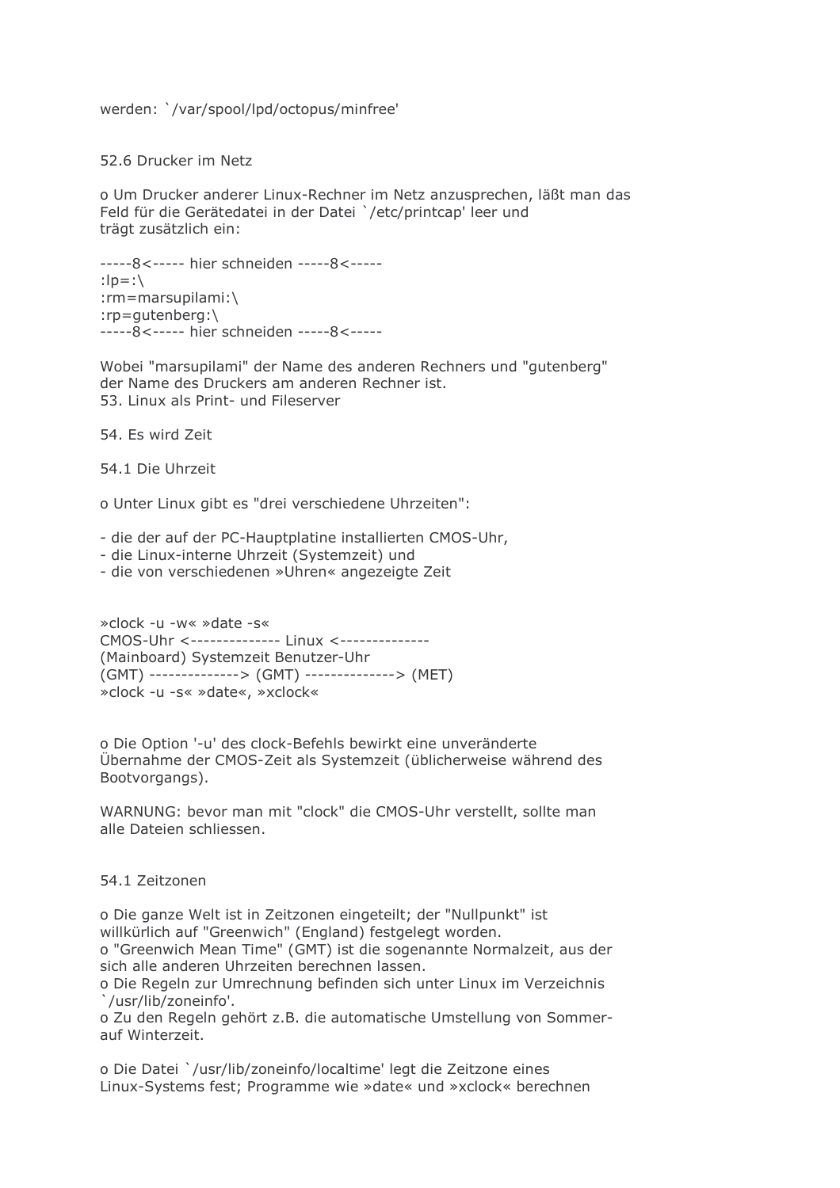werden: `/var/spool/lpd/octopus/minfree'

## 52.6 Drucker im Netz

o Um Drucker anderer Linux-Rechner im Netz anzusprechen, läßt man das Feld für die Gerätedatei in der Datei `/etc/printcap' leer und trägt zusätzlich ein:

```
-----8<----- hier schneiden -----8<-----
:lp=:\
:rm=marsupilami:\
:rp=gutenberg:\
-----8<----- hier schneiden -----8<-----
```

Wobei "marsupilami" der Name des anderen Rechners und "gutenberg" der Name des Druckers am anderen Rechner ist.

# 53. Linux als Print- und Fileserver

# 54. Es wird Zeit

## 54.1 Die Uhrzeit

o Unter Linux gibt es "drei verschiedene Uhrzeiten":

- die der auf der PC-Hauptplatine installierten CMOS-Uhr,
- die Linux-interne Uhrzeit (Systemzeit) und
- die von verschiedenen »Uhren« angezeigte Zeit

```
»clock -u -w« »date -s«
CMOS-Uhr <-------------- Linux <--------------
(Mainboard) Systemzeit Benutzer-Uhr
(GMT) --------------> (GMT) --------------> (MET)
»clock -u -s« »date«, »xclock«
```

o Die Option '-u' des clock-Befehls bewirkt eine unveränderte Übernahme der CMOS-Zeit als Systemzeit (üblicherweise während des Bootvorgangs).

WARNUNG: bevor man mit "clock" die CMOS-Uhr verstellt, sollte man alle Dateien schliessen.

## 54.1 Zeitzonen

o Die ganze Welt ist in Zeitzonen eingeteilt; der "Nullpunkt" ist willkürlich auf "Greenwich" (England) festgelegt worden.
o "Greenwich Mean Time" (GMT) ist die sogenannte Normalzeit, aus der sich alle anderen Uhrzeiten berechnen lassen.
o Die Regeln zur Umrechnung befinden sich unter Linux im Verzeichnis `/usr/lib/zoneinfo'.
o Zu den Regeln gehört z.B. die automatische Umstellung von Sommer- auf Winterzeit.

o Die Datei `/usr/lib/zoneinfo/localtime' legt die Zeitzone eines Linux-Systems fest; Programme wie »date« und »xclock« berechnen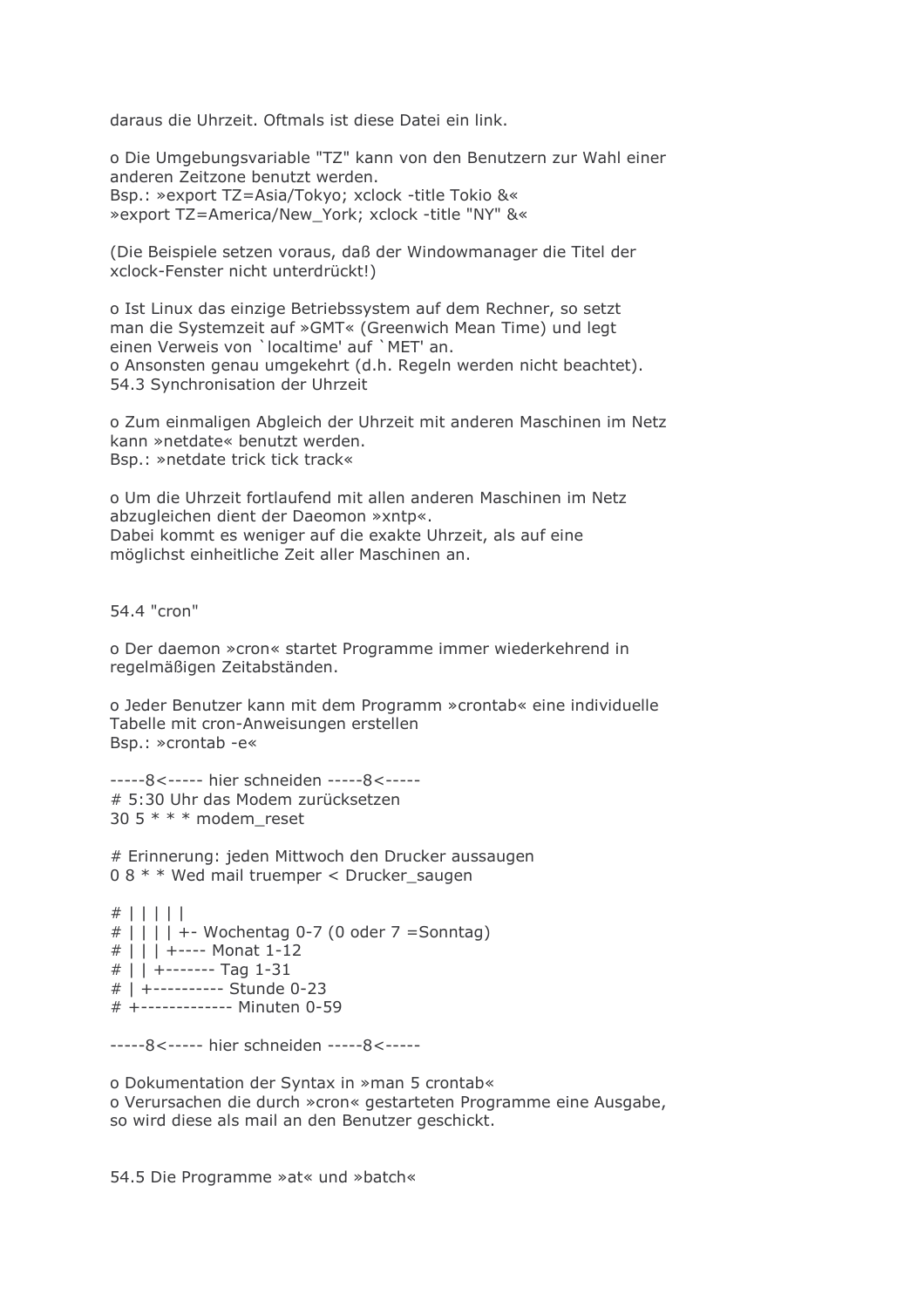daraus die Uhrzeit. Oftmals ist diese Datei ein link.

o Die Umgebungsvariable "TZ" kann von den Benutzern zur Wahl einer anderen Zeitzone benutzt werden.
Bsp.: »export TZ=Asia/Tokyo; xclock -title Tokio &«
»export TZ=America/New_York; xclock -title "NY" &«

(Die Beispiele setzen voraus, daß der Windowmanager die Titel der xclock-Fenster nicht unterdrückt!)

o Ist Linux das einzige Betriebssystem auf dem Rechner, so setzt man die Systemzeit auf »GMT« (Greenwich Mean Time) und legt einen Verweis von `localtime' auf `MET' an.
o Ansonsten genau umgekehrt (d.h. Regeln werden nicht beachtet).

## 54.3 Synchronisation der Uhrzeit

o Zum einmaligen Abgleich der Uhrzeit mit anderen Maschinen im Netz kann »netdate« benutzt werden.
Bsp.: »netdate trick tick track«

o Um die Uhrzeit fortlaufend mit allen anderen Maschinen im Netz abzugleichen dient der Daeomon »xntp«.
Dabei kommt es weniger auf die exakte Uhrzeit, als auf eine möglichst einheitliche Zeit aller Maschinen an.

## 54.4 "cron"

o Der daemon »cron« startet Programme immer wiederkehrend in regelmäßigen Zeitabständen.

o Jeder Benutzer kann mit dem Programm »crontab« eine individuelle Tabelle mit cron-Anweisungen erstellen
Bsp.: »crontab -e«

```
-----8<----- hier schneiden -----8<-----
# 5:30 Uhr das Modem zurücksetzen
30 5 * * * modem_reset

# Erinnerung: jeden Mittwoch den Drucker aussaugen
0 8 * * Wed mail truemper < Drucker_saugen

# | | | | |
# | | | | +- Wochentag 0-7 (0 oder 7 =Sonntag)
# | | | +---- Monat 1-12
# | | +------- Tag 1-31
# | +---------- Stunde 0-23
# +------------ Minuten 0-59

-----8<----- hier schneiden -----8<-----
```

o Dokumentation der Syntax in »man 5 crontab«
o Verursachen die durch »cron« gestarteten Programme eine Ausgabe, so wird diese als mail an den Benutzer geschickt.

## 54.5 Die Programme »at« und »batch«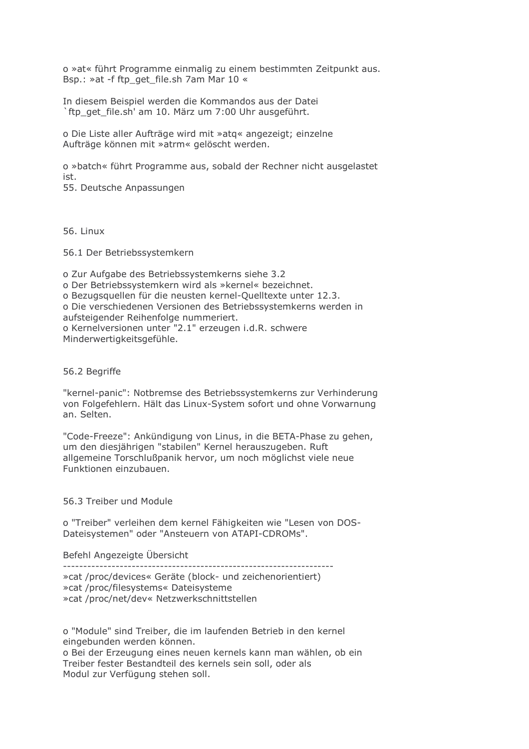o »at« führt Programme einmalig zu einem bestimmten Zeitpunkt aus.
Bsp.: »at -f ftp_get_file.sh 7am Mar 10 «

In diesem Beispiel werden die Kommandos aus der Datei
`ftp_get_file.sh' am 10. März um 7:00 Uhr ausgeführt.

o Die Liste aller Aufträge wird mit »atq« angezeigt; einzelne
Aufträge können mit »atrm« gelöscht werden.

o »batch« führt Programme aus, sobald der Rechner nicht ausgelastet
ist.

## 55. Deutsche Anpassungen

## 56. Linux

### 56.1 Der Betriebssystemkern

o Zur Aufgabe des Betriebssystemkerns siehe 3.2
o Der Betriebssystemkern wird als »kernel« bezeichnet.
o Bezugsquellen für die neusten kernel-Quelltexte unter 12.3.
o Die verschiedenen Versionen des Betriebssystemkerns werden in
aufsteigender Reihenfolge nummeriert.
o Kernelversionen unter "2.1" erzeugen i.d.R. schwere
Minderwertigkeitsgefühle.

### 56.2 Begriffe

"kernel-panic": Notbremse des Betriebssystemkerns zur Verhinderung
von Folgefehlern. Hält das Linux-System sofort und ohne Vorwarnung
an. Selten.

"Code-Freeze": Ankündigung von Linus, in die BETA-Phase zu gehen,
um den diesjährigen "stabilen" Kernel herauszugeben. Ruft
allgemeine Torschlußpanik hervor, um noch möglichst viele neue
Funktionen einzubauen.

### 56.3 Treiber und Module

o "Treiber" verleihen dem kernel Fähigkeiten wie "Lesen von DOS-
Dateisystemen" oder "Ansteuern von ATAPI-CDROMs".

| Befehl | Angezeigte Übersicht |
|---|---|
| »cat /proc/devices« | Geräte (block- und zeichenorientiert) |
| »cat /proc/filesystems« | Dateisysteme |
| »cat /proc/net/dev« | Netzwerkschnittstellen |

o "Module" sind Treiber, die im laufenden Betrieb in den kernel
eingebunden werden können.
o Bei der Erzeugung eines neuen kernels kann man wählen, ob ein
Treiber fester Bestandteil des kernels sein soll, oder als
Modul zur Verfügung stehen soll.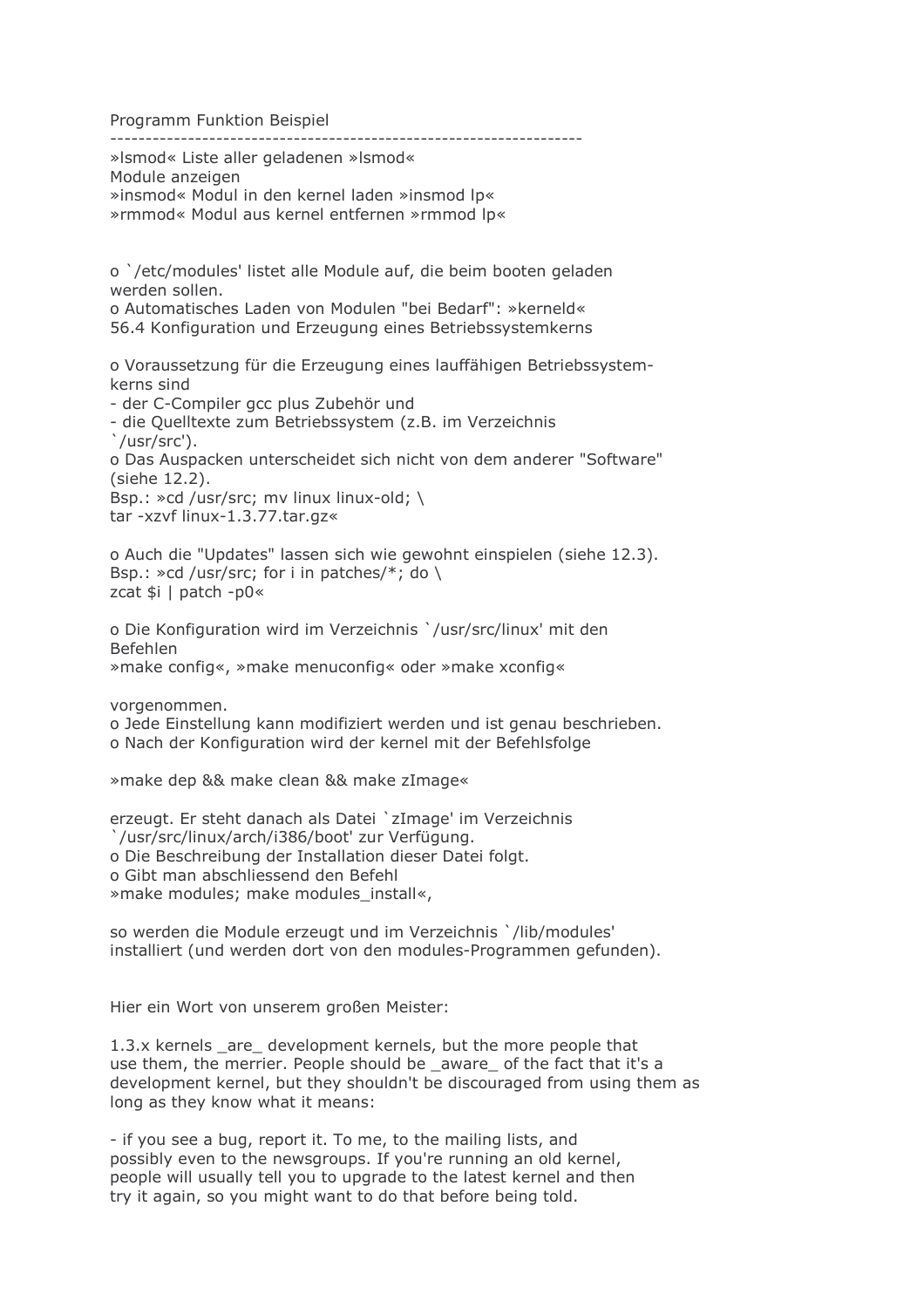| Programm | Funktion | Beispiel |
|---|---|---|
| »lsmod« | Liste aller geladenen Module anzeigen | »lsmod« |
| »insmod« | Modul in den kernel laden | »insmod lp« |
| »rmmod« | Modul aus kernel entfernen | »rmmod lp« |

o `/etc/modules' listet alle Module auf, die beim booten geladen werden sollen.
o Automatisches Laden von Modulen "bei Bedarf": »kerneld«

## 56.4 Konfiguration und Erzeugung eines Betriebssystemkerns

o Voraussetzung für die Erzeugung eines lauffähigen Betriebssystem-kerns sind
- der C-Compiler gcc plus Zubehör und
- die Quelltexte zum Betriebssystem (z.B. im Verzeichnis `/usr/src').

o Das Auspacken unterscheidet sich nicht von dem anderer "Software" (siehe 12.2).
Bsp.: »cd /usr/src; mv linux linux-old; \
tar -xzvf linux-1.3.77.tar.gz«

o Auch die "Updates" lassen sich wie gewohnt einspielen (siehe 12.3).
Bsp.: »cd /usr/src; for i in patches/*; do \
zcat $i | patch -p0«

o Die Konfiguration wird im Verzeichnis `/usr/src/linux' mit den Befehlen
»make config«, »make menuconfig« oder »make xconfig«

vorgenommen.
o Jede Einstellung kann modifiziert werden und ist genau beschrieben.
o Nach der Konfiguration wird der kernel mit der Befehlsfolge

»make dep && make clean && make zImage«

erzeugt. Er steht danach als Datei `zImage' im Verzeichnis `/usr/src/linux/arch/i386/boot' zur Verfügung.
o Die Beschreibung der Installation dieser Datei folgt.
o Gibt man abschliessend den Befehl
»make modules; make modules_install«,

so werden die Module erzeugt und im Verzeichnis `/lib/modules' installiert (und werden dort von den modules-Programmen gefunden).

Hier ein Wort von unserem großen Meister:

1.3.x kernels _are_ development kernels, but the more people that use them, the merrier. People should be _aware_ of the fact that it's a development kernel, but they shouldn't be discouraged from using them as long as they know what it means:

- if you see a bug, report it. To me, to the mailing lists, and possibly even to the newsgroups. If you're running an old kernel, people will usually tell you to upgrade to the latest kernel and then try it again, so you might want to do that before being told.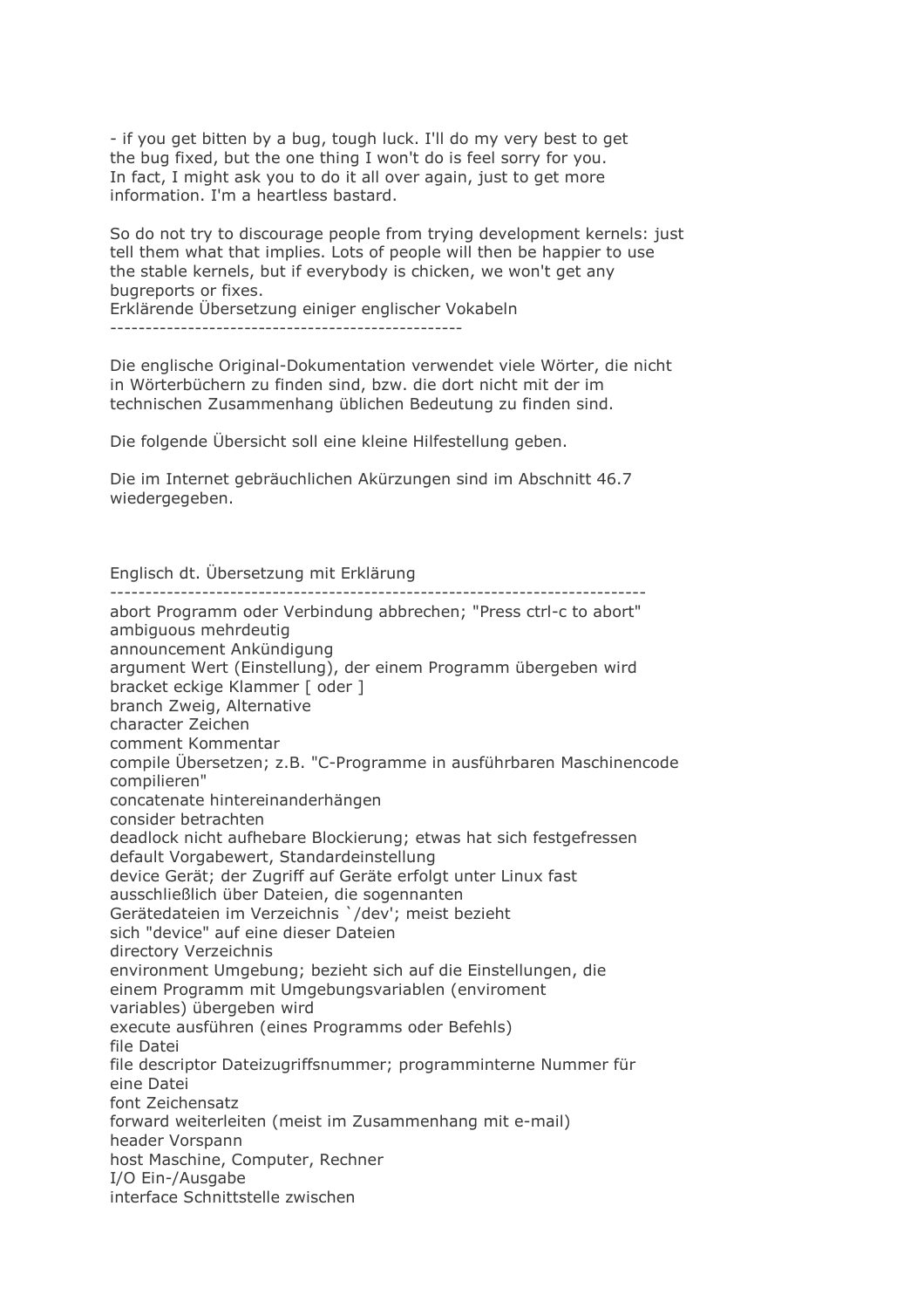- if you get bitten by a bug, tough luck. I'll do my very best to get the bug fixed, but the one thing I won't do is feel sorry for you. In fact, I might ask you to do it all over again, just to get more information. I'm a heartless bastard.

So do not try to discourage people from trying development kernels: just tell them what that implies. Lots of people will then be happier to use the stable kernels, but if everybody is chicken, we won't get any bugreports or fixes.

## Erklärende Übersetzung einiger englischer Vokabeln

Die englische Original-Dokumentation verwendet viele Wörter, die nicht in Wörterbüchern zu finden sind, bzw. die dort nicht mit der im technischen Zusammenhang üblichen Bedeutung zu finden sind.

Die folgende Übersicht soll eine kleine Hilfestellung geben.

Die im Internet gebräuchlichen Akürzungen sind im Abschnitt 46.7 wiedergegeben.

| Englisch | dt. Übersetzung mit Erklärung |
|---|---|
| abort | Programm oder Verbindung abbrechen; "Press ctrl-c to abort" |
| ambiguous | mehrdeutig |
| announcement | Ankündigung |
| argument | Wert (Einstellung), der einem Programm übergeben wird |
| bracket | eckige Klammer [ oder ] |
| branch | Zweig, Alternative |
| character | Zeichen |
| comment | Kommentar |
| compile | Übersetzen; z.B. "C-Programme in ausführbaren Maschinencode compilieren" |
| concatenate | hintereinanderhängen |
| consider | betrachten |
| deadlock | nicht aufhebare Blockierung; etwas hat sich festgefressen |
| default | Vorgabewert, Standardeinstellung |
| device | Gerät; der Zugriff auf Geräte erfolgt unter Linux fast ausschließlich über Dateien, die sogennanten Gerätedateien im Verzeichnis `/dev'; meist bezieht sich "device" auf eine dieser Dateien |
| directory | Verzeichnis |
| environment | Umgebung; bezieht sich auf die Einstellungen, die einem Programm mit Umgebungsvariablen (enviroment variables) übergeben wird |
| execute | ausführen (eines Programms oder Befehls) |
| file | Datei |
| file descriptor | Dateizugriffsnummer; programminterne Nummer für eine Datei |
| font | Zeichensatz |
| forward | weiterleiten (meist im Zusammenhang mit e-mail) |
| header | Vorspann |
| host | Maschine, Computer, Rechner |
| I/O | Ein-/Ausgabe |
| interface | Schnittstelle zwischen |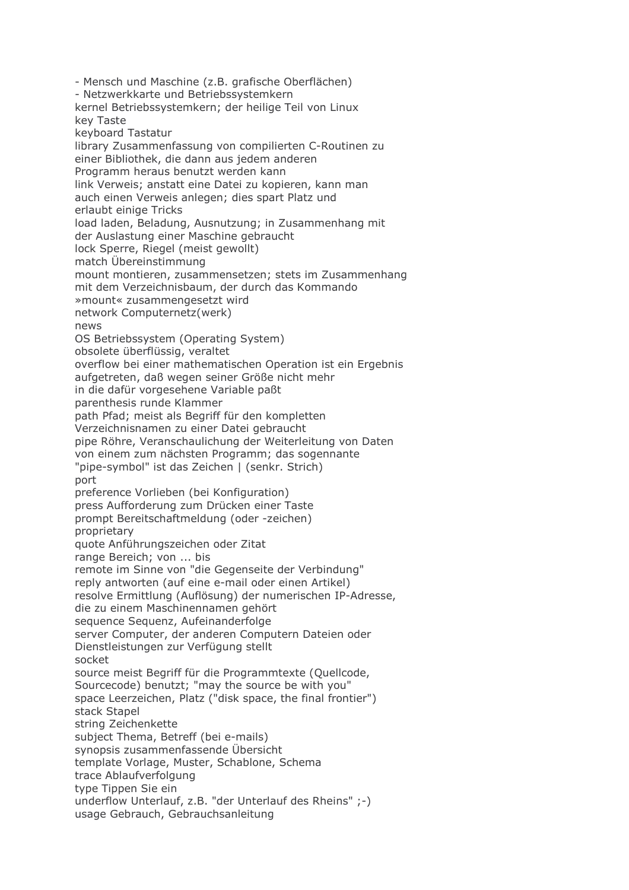- Mensch und Maschine (z.B. grafische Oberflächen)
- Netzwerkkarte und Betriebssystemkern

kernel Betriebssystemkern; der heilige Teil von Linux
key Taste
keyboard Tastatur
library Zusammenfassung von compilierten C-Routinen zu einer Bibliothek, die dann aus jedem anderen Programm heraus benutzt werden kann
link Verweis; anstatt eine Datei zu kopieren, kann man auch einen Verweis anlegen; dies spart Platz und erlaubt einige Tricks
load laden, Beladung, Ausnutzung; in Zusammenhang mit der Auslastung einer Maschine gebraucht
lock Sperre, Riegel (meist gewollt)
match Übereinstimmung
mount montieren, zusammensetzen; stets im Zusammenhang mit dem Verzeichnisbaum, der durch das Kommando »mount« zusammengesetzt wird
network Computernetz(werk)
news
OS Betriebssystem (Operating System)
obsolete überflüssig, veraltet
overflow bei einer mathematischen Operation ist ein Ergebnis aufgetreten, daß wegen seiner Größe nicht mehr in die dafür vorgesehene Variable paßt
parenthesis runde Klammer
path Pfad; meist als Begriff für den kompletten Verzeichnisnamen zu einer Datei gebraucht
pipe Röhre, Veranschaulichung der Weiterleitung von Daten von einem zum nächsten Programm; das sogenannte "pipe-symbol" ist das Zeichen | (senkr. Strich)
port
preference Vorlieben (bei Konfiguration)
press Aufforderung zum Drücken einer Taste
prompt Bereitschaftmeldung (oder -zeichen)
proprietary
quote Anführungszeichen oder Zitat
range Bereich; von ... bis
remote im Sinne von "die Gegenseite der Verbindung"
reply antworten (auf eine e-mail oder einen Artikel)
resolve Ermittlung (Auflösung) der numerischen IP-Adresse, die zu einem Maschinennamen gehört
sequence Sequenz, Aufeinanderfolge
server Computer, der anderen Computern Dateien oder Dienstleistungen zur Verfügung stellt
socket
source meist Begriff für die Programmtexte (Quellcode, Sourcecode) benutzt; "may the source be with you"
space Leerzeichen, Platz ("disk space, the final frontier")
stack Stapel
string Zeichenkette
subject Thema, Betreff (bei e-mails)
synopsis zusammenfassende Übersicht
template Vorlage, Muster, Schablone, Schema
trace Ablaufverfolgung
type Tippen Sie ein
underflow Unterlauf, z.B. "der Unterlauf des Rheins" ;-)
usage Gebrauch, Gebrauchsanleitung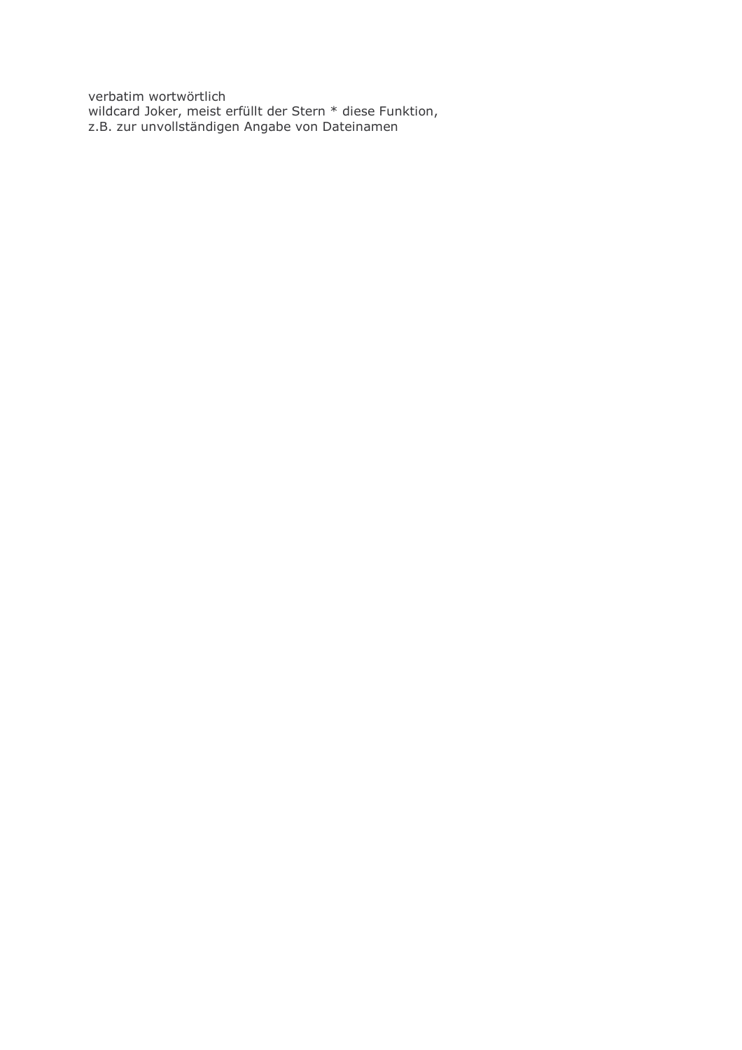verbatim wortwörtlich
wildcard Joker, meist erfüllt der Stern * diese Funktion,
z.B. zur unvollständigen Angabe von Dateinamen